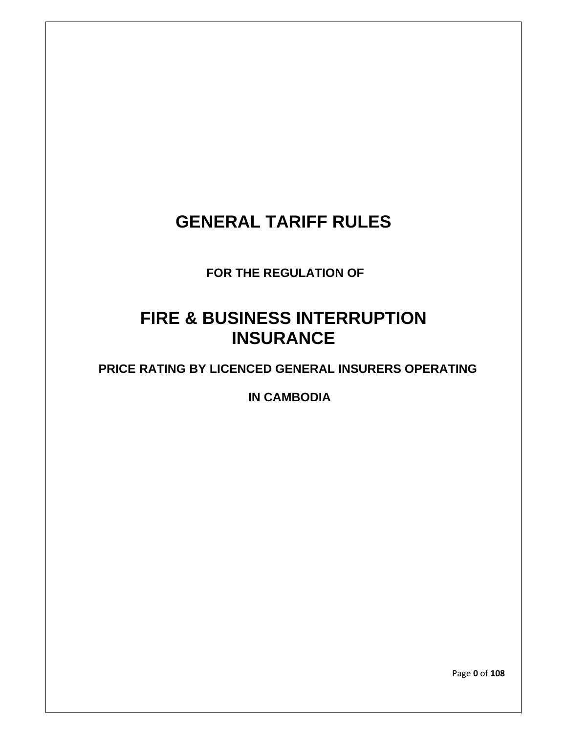# GENERAL TARIFF RULES

**FOR THE REGULATION OF**

# FIRE & BUSINESS INTERRUPTION INSURANCE

**PRICE RATING BY LICENCED GENERAL INSURERS OPERATING**

**IN CAMBODIA**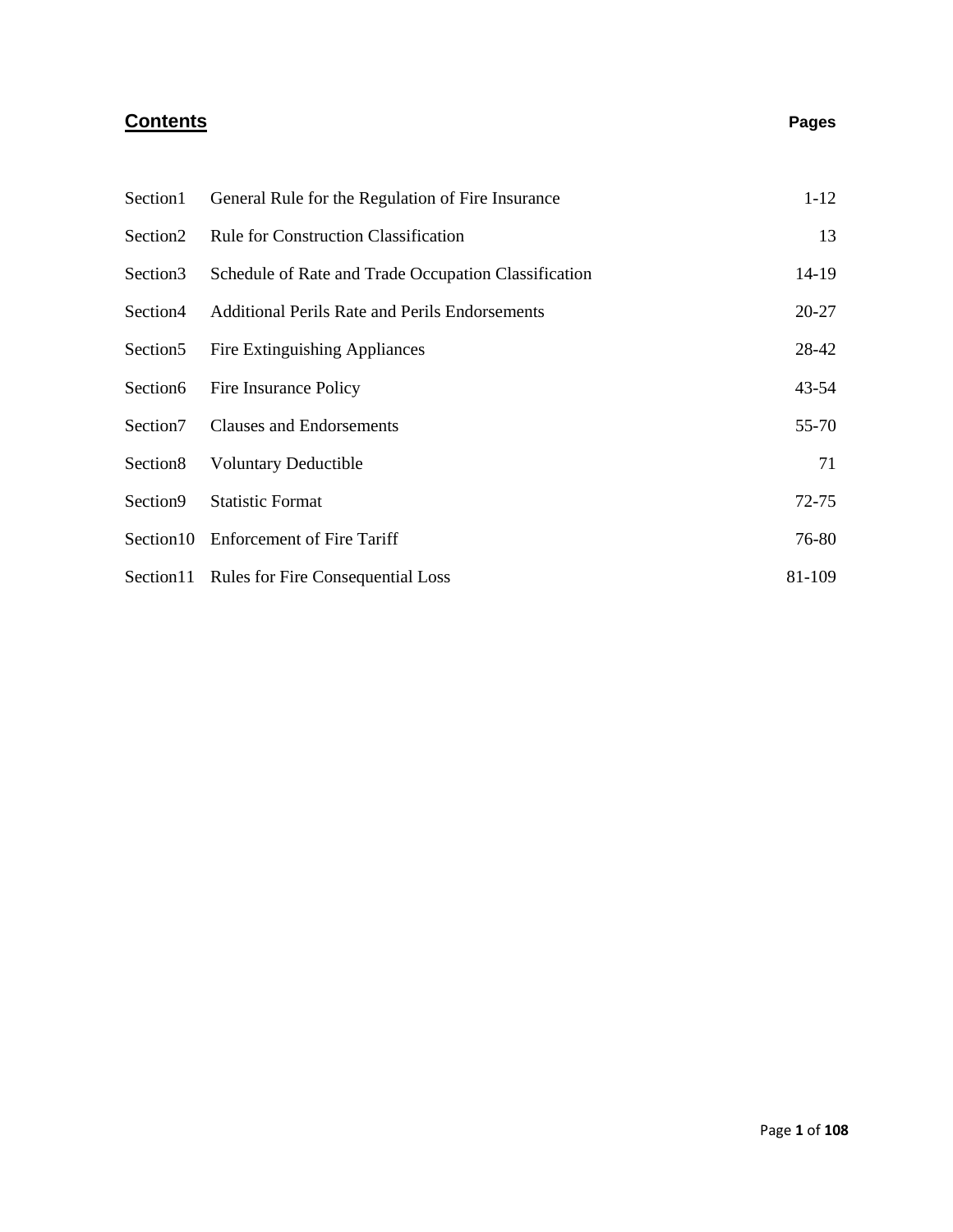## Contents

| | | Pages |
|---|---|---|
| Section1 | General Rule for the Regulation of Fire Insurance | 1-12 |
| Section2 | Rule for Construction Classification | 13 |
| Section3 | Schedule of Rate and Trade Occupation Classification | 14-19 |
| Section4 | Additional Perils Rate and Perils Endorsements | 20-27 |
| Section5 | Fire Extinguishing Appliances | 28-42 |
| Section6 | Fire Insurance Policy | 43-54 |
| Section7 | Clauses and Endorsements | 55-70 |
| Section8 | Voluntary Deductible | 71 |
| Section9 | Statistic Format | 72-75 |
| Section10 | Enforcement of Fire Tariff | 76-80 |
| Section11 | Rules for Fire Consequential Loss | 81-109 |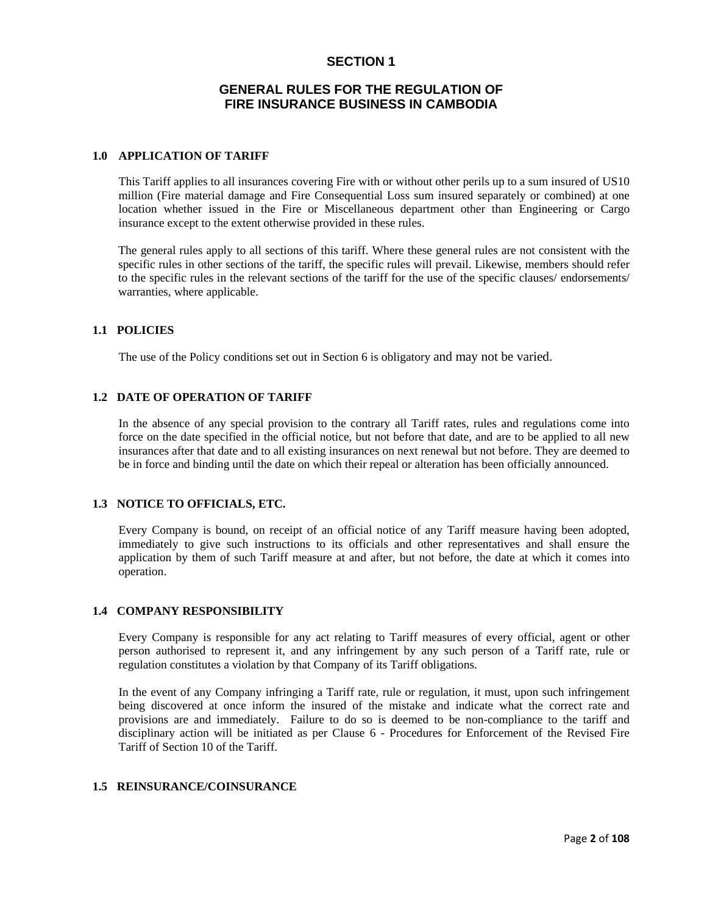# SECTION 1

## GENERAL RULES FOR THE REGULATION OF FIRE INSURANCE BUSINESS IN CAMBODIA

### 1.0 APPLICATION OF TARIFF

This Tariff applies to all insurances covering Fire with or without other perils up to a sum insured of US10 million (Fire material damage and Fire Consequential Loss sum insured separately or combined) at one location whether issued in the Fire or Miscellaneous department other than Engineering or Cargo insurance except to the extent otherwise provided in these rules.

The general rules apply to all sections of this tariff. Where these general rules are not consistent with the specific rules in other sections of the tariff, the specific rules will prevail. Likewise, members should refer to the specific rules in the relevant sections of the tariff for the use of the specific clauses/ endorsements/ warranties, where applicable.

### 1.1 POLICIES

The use of the Policy conditions set out in Section 6 is obligatory and may not be varied.

### 1.2 DATE OF OPERATION OF TARIFF

In the absence of any special provision to the contrary all Tariff rates, rules and regulations come into force on the date specified in the official notice, but not before that date, and are to be applied to all new insurances after that date and to all existing insurances on next renewal but not before. They are deemed to be in force and binding until the date on which their repeal or alteration has been officially announced.

### 1.3 NOTICE TO OFFICIALS, ETC.

Every Company is bound, on receipt of an official notice of any Tariff measure having been adopted, immediately to give such instructions to its officials and other representatives and shall ensure the application by them of such Tariff measure at and after, but not before, the date at which it comes into operation.

### 1.4 COMPANY RESPONSIBILITY

Every Company is responsible for any act relating to Tariff measures of every official, agent or other person authorised to represent it, and any infringement by any such person of a Tariff rate, rule or regulation constitutes a violation by that Company of its Tariff obligations.

In the event of any Company infringing a Tariff rate, rule or regulation, it must, upon such infringement being discovered at once inform the insured of the mistake and indicate what the correct rate and provisions are and immediately. Failure to do so is deemed to be non-compliance to the tariff and disciplinary action will be initiated as per Clause 6 - Procedures for Enforcement of the Revised Fire Tariff of Section 10 of the Tariff.

### 1.5 REINSURANCE/COINSURANCE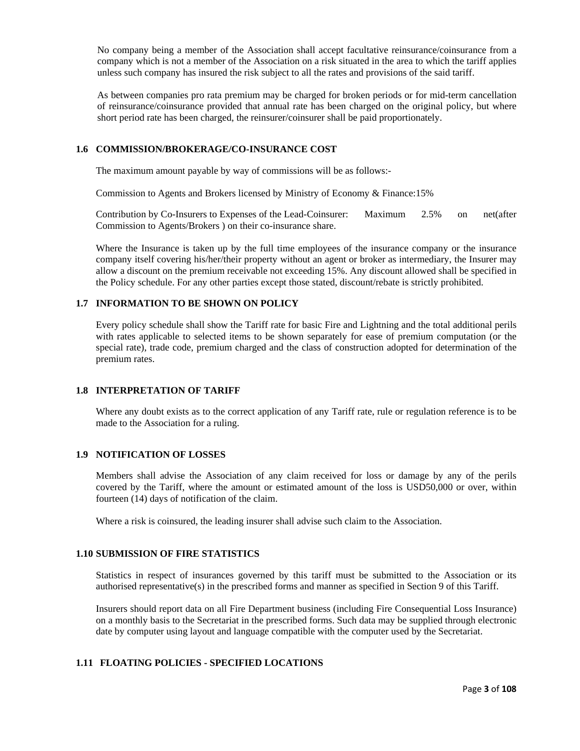No company being a member of the Association shall accept facultative reinsurance/coinsurance from a company which is not a member of the Association on a risk situated in the area to which the tariff applies unless such company has insured the risk subject to all the rates and provisions of the said tariff.

As between companies pro rata premium may be charged for broken periods or for mid-term cancellation of reinsurance/coinsurance provided that annual rate has been charged on the original policy, but where short period rate has been charged, the reinsurer/coinsurer shall be paid proportionately.

### 1.6 COMMISSION/BROKERAGE/CO-INSURANCE COST

The maximum amount payable by way of commissions will be as follows:-

Commission to Agents and Brokers licensed by Ministry of Economy & Finance:15%

Contribution by Co-Insurers to Expenses of the Lead-Coinsurer: Maximum 2.5% on net(after Commission to Agents/Brokers ) on their co-insurance share.

Where the Insurance is taken up by the full time employees of the insurance company or the insurance company itself covering his/her/their property without an agent or broker as intermediary, the Insurer may allow a discount on the premium receivable not exceeding 15%. Any discount allowed shall be specified in the Policy schedule. For any other parties except those stated, discount/rebate is strictly prohibited.

### 1.7 INFORMATION TO BE SHOWN ON POLICY

Every policy schedule shall show the Tariff rate for basic Fire and Lightning and the total additional perils with rates applicable to selected items to be shown separately for ease of premium computation (or the special rate), trade code, premium charged and the class of construction adopted for determination of the premium rates.

### 1.8 INTERPRETATION OF TARIFF

Where any doubt exists as to the correct application of any Tariff rate, rule or regulation reference is to be made to the Association for a ruling.

### 1.9 NOTIFICATION OF LOSSES

Members shall advise the Association of any claim received for loss or damage by any of the perils covered by the Tariff, where the amount or estimated amount of the loss is USD50,000 or over, within fourteen (14) days of notification of the claim.

Where a risk is coinsured, the leading insurer shall advise such claim to the Association.

### 1.10 SUBMISSION OF FIRE STATISTICS

Statistics in respect of insurances governed by this tariff must be submitted to the Association or its authorised representative(s) in the prescribed forms and manner as specified in Section 9 of this Tariff.

Insurers should report data on all Fire Department business (including Fire Consequential Loss Insurance) on a monthly basis to the Secretariat in the prescribed forms. Such data may be supplied through electronic date by computer using layout and language compatible with the computer used by the Secretariat.

### 1.11 FLOATING POLICIES - SPECIFIED LOCATIONS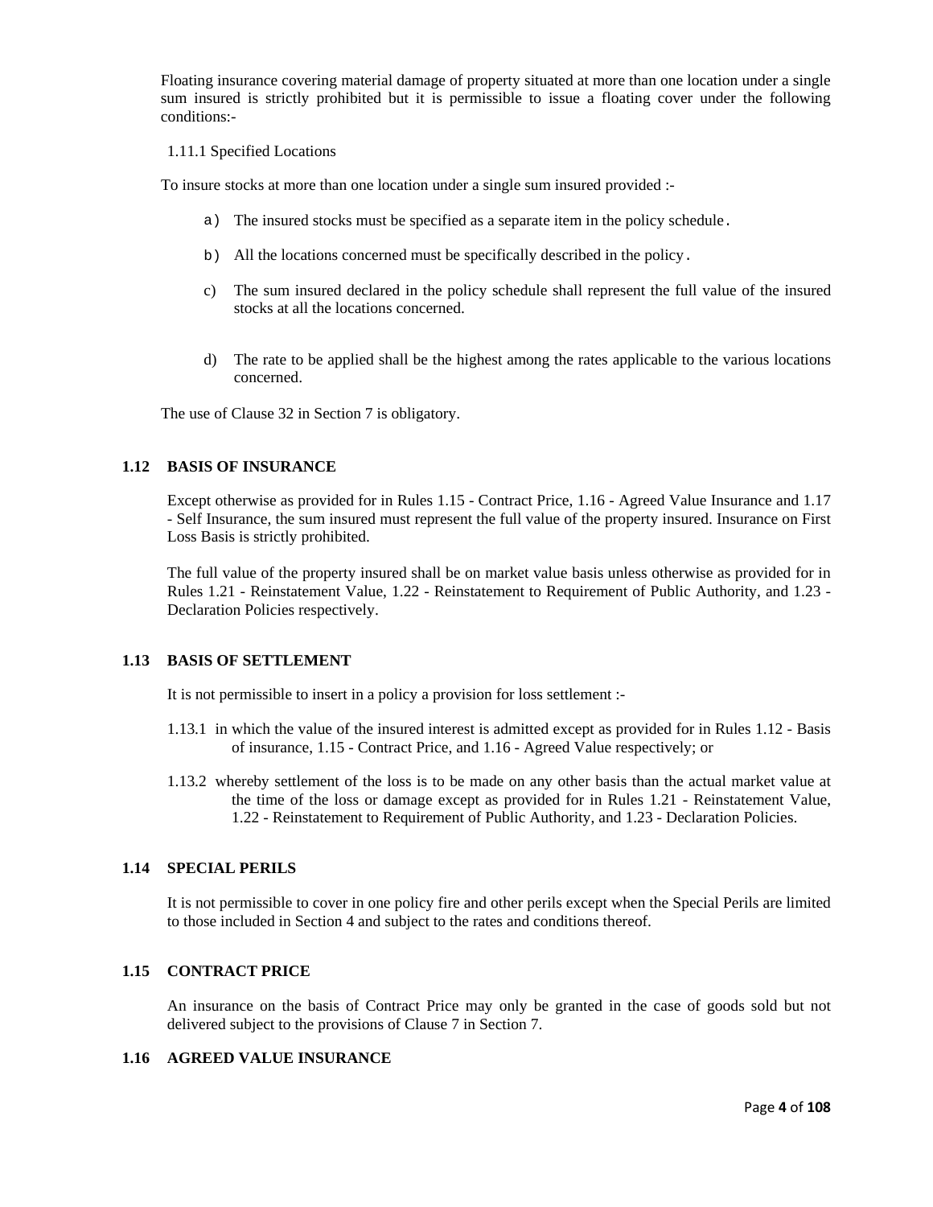Floating insurance covering material damage of property situated at more than one location under a single sum insured is strictly prohibited but it is permissible to issue a floating cover under the following conditions:-

1.11.1 Specified Locations

To insure stocks at more than one location under a single sum insured provided :-

a) The insured stocks must be specified as a separate item in the policy schedule.

b) All the locations concerned must be specifically described in the policy.

c) The sum insured declared in the policy schedule shall represent the full value of the insured stocks at all the locations concerned.

d) The rate to be applied shall be the highest among the rates applicable to the various locations concerned.

The use of Clause 32 in Section 7 is obligatory.

### 1.12 BASIS OF INSURANCE

Except otherwise as provided for in Rules 1.15 - Contract Price, 1.16 - Agreed Value Insurance and 1.17 - Self Insurance, the sum insured must represent the full value of the property insured. Insurance on First Loss Basis is strictly prohibited.

The full value of the property insured shall be on market value basis unless otherwise as provided for in Rules 1.21 - Reinstatement Value, 1.22 - Reinstatement to Requirement of Public Authority, and 1.23 - Declaration Policies respectively.

### 1.13 BASIS OF SETTLEMENT

It is not permissible to insert in a policy a provision for loss settlement :-

1.13.1 in which the value of the insured interest is admitted except as provided for in Rules 1.12 - Basis of insurance, 1.15 - Contract Price, and 1.16 - Agreed Value respectively; or

1.13.2 whereby settlement of the loss is to be made on any other basis than the actual market value at the time of the loss or damage except as provided for in Rules 1.21 - Reinstatement Value, 1.22 - Reinstatement to Requirement of Public Authority, and 1.23 - Declaration Policies.

### 1.14 SPECIAL PERILS

It is not permissible to cover in one policy fire and other perils except when the Special Perils are limited to those included in Section 4 and subject to the rates and conditions thereof.

### 1.15 CONTRACT PRICE

An insurance on the basis of Contract Price may only be granted in the case of goods sold but not delivered subject to the provisions of Clause 7 in Section 7.

### 1.16 AGREED VALUE INSURANCE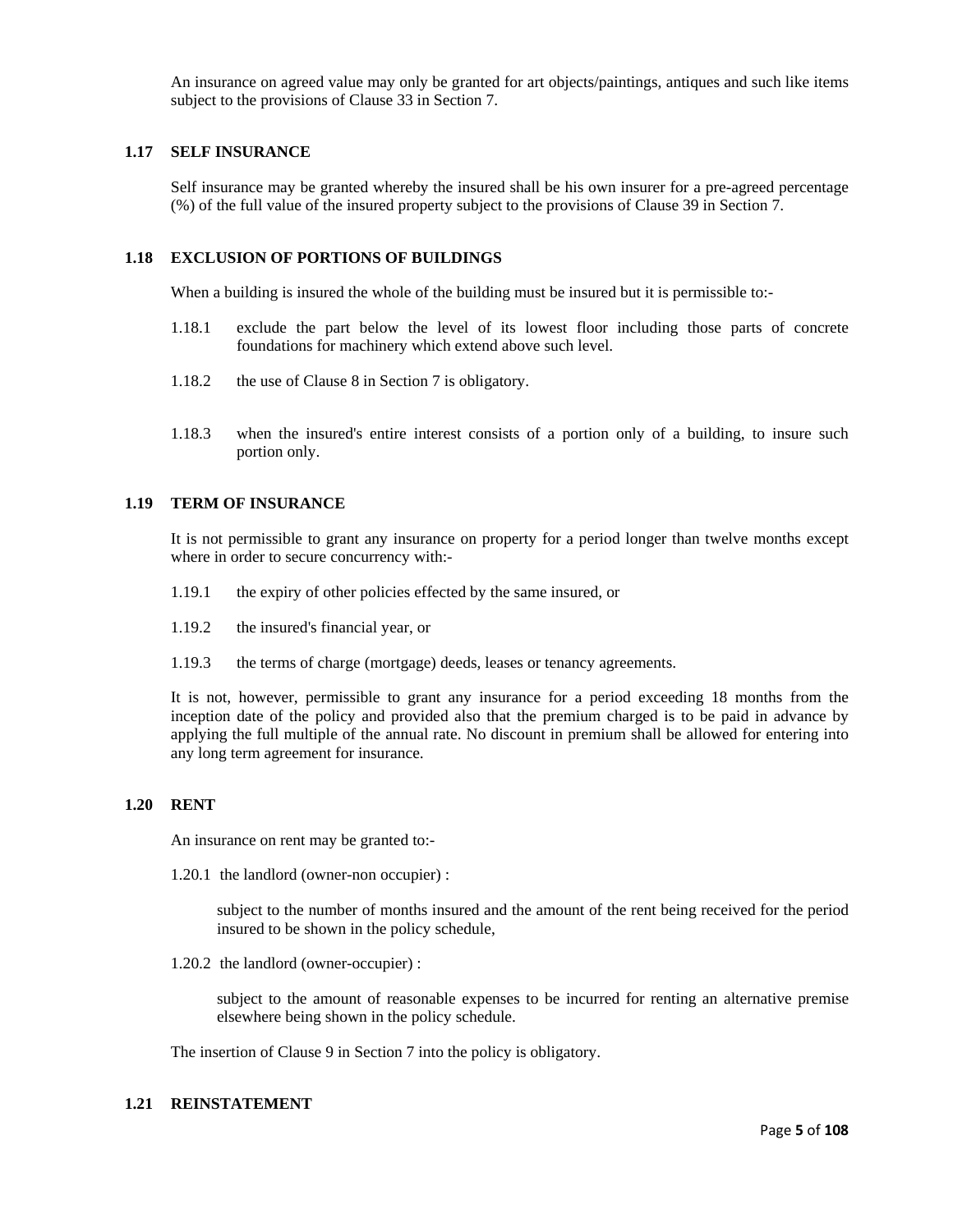An insurance on agreed value may only be granted for art objects/paintings, antiques and such like items subject to the provisions of Clause 33 in Section 7.

### 1.17 SELF INSURANCE

Self insurance may be granted whereby the insured shall be his own insurer for a pre-agreed percentage (%) of the full value of the insured property subject to the provisions of Clause 39 in Section 7.

### 1.18 EXCLUSION OF PORTIONS OF BUILDINGS

When a building is insured the whole of the building must be insured but it is permissible to:-

1.18.1 exclude the part below the level of its lowest floor including those parts of concrete foundations for machinery which extend above such level.

1.18.2 the use of Clause 8 in Section 7 is obligatory.

1.18.3 when the insured's entire interest consists of a portion only of a building, to insure such portion only.

### 1.19 TERM OF INSURANCE

It is not permissible to grant any insurance on property for a period longer than twelve months except where in order to secure concurrency with:-

1.19.1 the expiry of other policies effected by the same insured, or

1.19.2 the insured's financial year, or

1.19.3 the terms of charge (mortgage) deeds, leases or tenancy agreements.

It is not, however, permissible to grant any insurance for a period exceeding 18 months from the inception date of the policy and provided also that the premium charged is to be paid in advance by applying the full multiple of the annual rate. No discount in premium shall be allowed for entering into any long term agreement for insurance.

### 1.20 RENT

An insurance on rent may be granted to:-

1.20.1 the landlord (owner-non occupier) :

subject to the number of months insured and the amount of the rent being received for the period insured to be shown in the policy schedule,

1.20.2 the landlord (owner-occupier) :

subject to the amount of reasonable expenses to be incurred for renting an alternative premise elsewhere being shown in the policy schedule.

The insertion of Clause 9 in Section 7 into the policy is obligatory.

### 1.21 REINSTATEMENT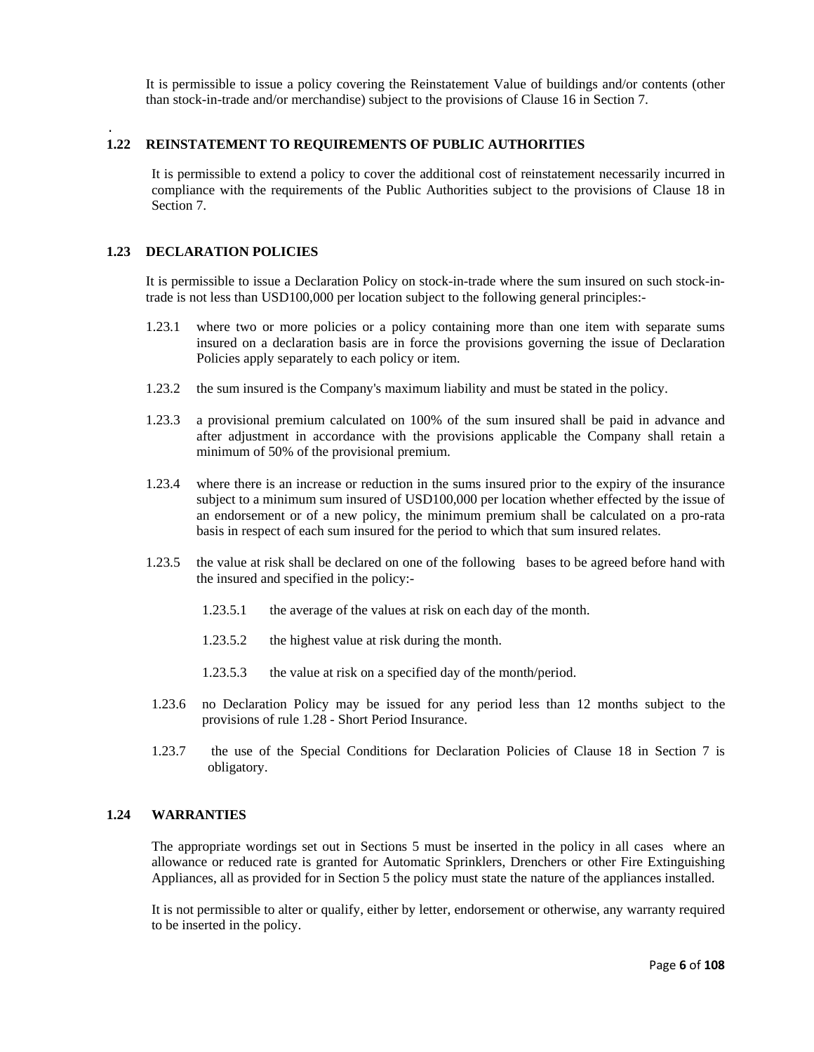It is permissible to issue a policy covering the Reinstatement Value of buildings and/or contents (other than stock-in-trade and/or merchandise) subject to the provisions of Clause 16 in Section 7.

### 1.22 REINSTATEMENT TO REQUIREMENTS OF PUBLIC AUTHORITIES

It is permissible to extend a policy to cover the additional cost of reinstatement necessarily incurred in compliance with the requirements of the Public Authorities subject to the provisions of Clause 18 in Section 7.

### 1.23 DECLARATION POLICIES

It is permissible to issue a Declaration Policy on stock-in-trade where the sum insured on such stock-in-trade is not less than USD100,000 per location subject to the following general principles:-

1.23.1 where two or more policies or a policy containing more than one item with separate sums insured on a declaration basis are in force the provisions governing the issue of Declaration Policies apply separately to each policy or item.

1.23.2 the sum insured is the Company's maximum liability and must be stated in the policy.

1.23.3 a provisional premium calculated on 100% of the sum insured shall be paid in advance and after adjustment in accordance with the provisions applicable the Company shall retain a minimum of 50% of the provisional premium.

1.23.4 where there is an increase or reduction in the sums insured prior to the expiry of the insurance subject to a minimum sum insured of USD100,000 per location whether effected by the issue of an endorsement or of a new policy, the minimum premium shall be calculated on a pro-rata basis in respect of each sum insured for the period to which that sum insured relates.

1.23.5 the value at risk shall be declared on one of the following bases to be agreed before hand with the insured and specified in the policy:-

- 1.23.5.1 the average of the values at risk on each day of the month.
- 1.23.5.2 the highest value at risk during the month.
- 1.23.5.3 the value at risk on a specified day of the month/period.

1.23.6 no Declaration Policy may be issued for any period less than 12 months subject to the provisions of rule 1.28 - Short Period Insurance.

1.23.7 the use of the Special Conditions for Declaration Policies of Clause 18 in Section 7 is obligatory.

### 1.24 WARRANTIES

The appropriate wordings set out in Sections 5 must be inserted in the policy in all cases where an allowance or reduced rate is granted for Automatic Sprinklers, Drenchers or other Fire Extinguishing Appliances, all as provided for in Section 5 the policy must state the nature of the appliances installed.

It is not permissible to alter or qualify, either by letter, endorsement or otherwise, any warranty required to be inserted in the policy.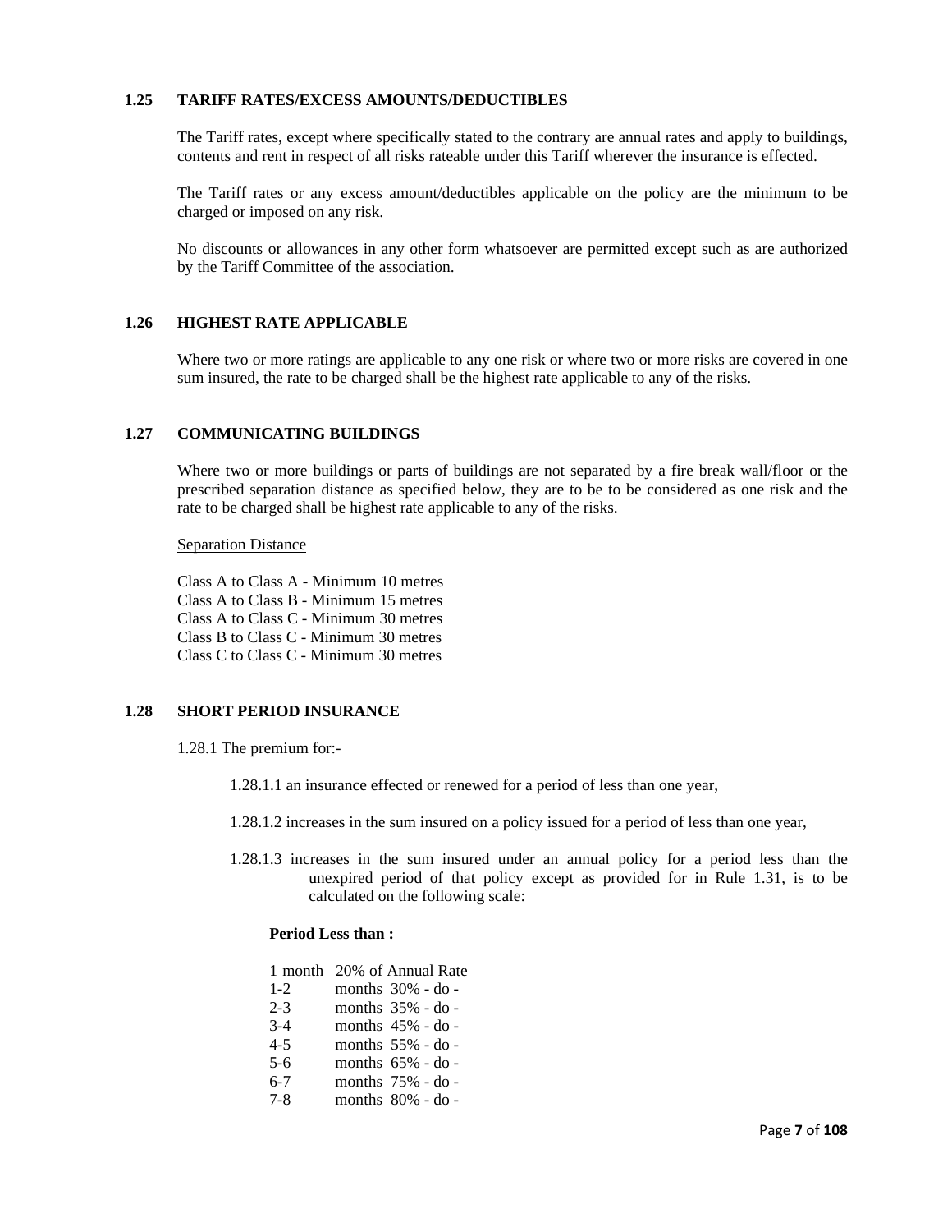### 1.25 TARIFF RATES/EXCESS AMOUNTS/DEDUCTIBLES

The Tariff rates, except where specifically stated to the contrary are annual rates and apply to buildings, contents and rent in respect of all risks rateable under this Tariff wherever the insurance is effected.

The Tariff rates or any excess amount/deductibles applicable on the policy are the minimum to be charged or imposed on any risk.

No discounts or allowances in any other form whatsoever are permitted except such as are authorized by the Tariff Committee of the association.

### 1.26 HIGHEST RATE APPLICABLE

Where two or more ratings are applicable to any one risk or where two or more risks are covered in one sum insured, the rate to be charged shall be the highest rate applicable to any of the risks.

### 1.27 COMMUNICATING BUILDINGS

Where two or more buildings or parts of buildings are not separated by a fire break wall/floor or the prescribed separation distance as specified below, they are to be to be considered as one risk and the rate to be charged shall be highest rate applicable to any of the risks.

Separation Distance

Class A to Class A - Minimum 10 metres
Class A to Class B - Minimum 15 metres
Class A to Class C - Minimum 30 metres
Class B to Class C - Minimum 30 metres
Class C to Class C - Minimum 30 metres

### 1.28 SHORT PERIOD INSURANCE

1.28.1 The premium for:-

1.28.1.1 an insurance effected or renewed for a period of less than one year,

1.28.1.2 increases in the sum insured on a policy issued for a period of less than one year,

1.28.1.3 increases in the sum insured under an annual policy for a period less than the unexpired period of that policy except as provided for in Rule 1.31, is to be calculated on the following scale:

**Period Less than :**

1 month 20% of Annual Rate
1-2 months 30% - do -
2-3 months 35% - do -
3-4 months 45% - do -
4-5 months 55% - do -
5-6 months 65% - do -
6-7 months 75% - do -
7-8 months 80% - do -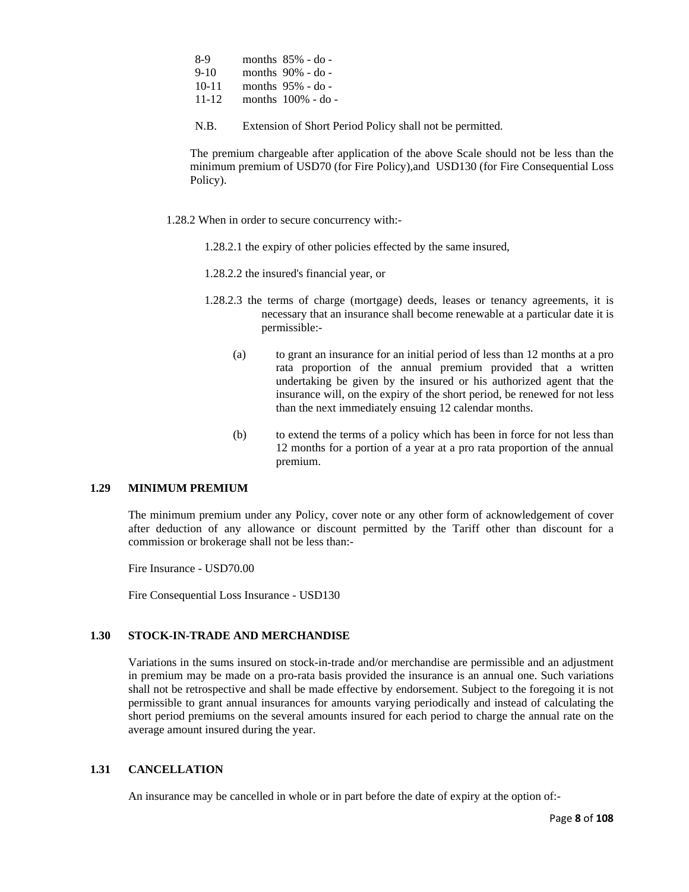| | | |
|---|---|---|
| 8-9 | months | 85% - do - |
| 9-10 | months | 90% - do - |
| 10-11 | months | 95% - do - |
| 11-12 | months | 100% - do - |

N.B. Extension of Short Period Policy shall not be permitted.

The premium chargeable after application of the above Scale should not be less than the minimum premium of USD70 (for Fire Policy),and USD130 (for Fire Consequential Loss Policy).

1.28.2 When in order to secure concurrency with:-

1.28.2.1 the expiry of other policies effected by the same insured,

1.28.2.2 the insured's financial year, or

1.28.2.3 the terms of charge (mortgage) deeds, leases or tenancy agreements, it is necessary that an insurance shall become renewable at a particular date it is permissible:-

(a) to grant an insurance for an initial period of less than 12 months at a pro rata proportion of the annual premium provided that a written undertaking be given by the insured or his authorized agent that the insurance will, on the expiry of the short period, be renewed for not less than the next immediately ensuing 12 calendar months.

(b) to extend the terms of a policy which has been in force for not less than 12 months for a portion of a year at a pro rata proportion of the annual premium.

## 1.29 MINIMUM PREMIUM

The minimum premium under any Policy, cover note or any other form of acknowledgement of cover after deduction of any allowance or discount permitted by the Tariff other than discount for a commission or brokerage shall not be less than:-

Fire Insurance - USD70.00

Fire Consequential Loss Insurance - USD130

## 1.30 STOCK-IN-TRADE AND MERCHANDISE

Variations in the sums insured on stock-in-trade and/or merchandise are permissible and an adjustment in premium may be made on a pro-rata basis provided the insurance is an annual one. Such variations shall not be retrospective and shall be made effective by endorsement. Subject to the foregoing it is not permissible to grant annual insurances for amounts varying periodically and instead of calculating the short period premiums on the several amounts insured for each period to charge the annual rate on the average amount insured during the year.

## 1.31 CANCELLATION

An insurance may be cancelled in whole or in part before the date of expiry at the option of:-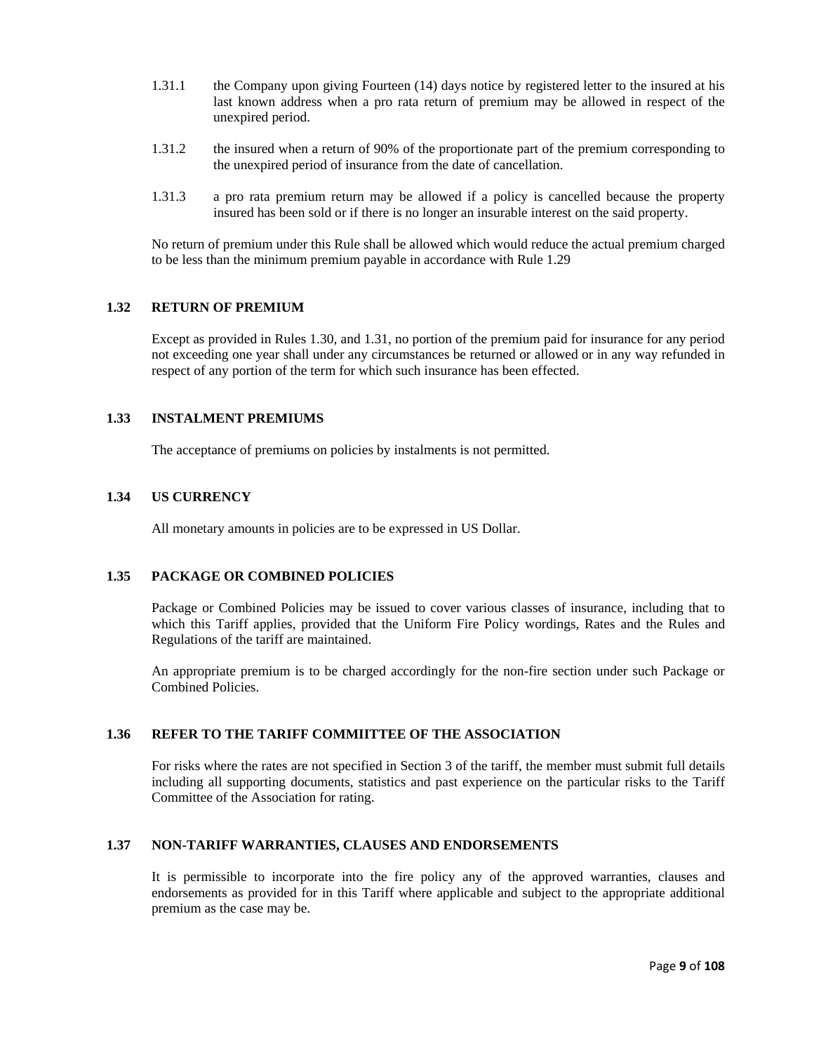1.31.1 the Company upon giving Fourteen (14) days notice by registered letter to the insured at his last known address when a pro rata return of premium may be allowed in respect of the unexpired period.

1.31.2 the insured when a return of 90% of the proportionate part of the premium corresponding to the unexpired period of insurance from the date of cancellation.

1.31.3 a pro rata premium return may be allowed if a policy is cancelled because the property insured has been sold or if there is no longer an insurable interest on the said property.

No return of premium under this Rule shall be allowed which would reduce the actual premium charged to be less than the minimum premium payable in accordance with Rule 1.29

### 1.32 RETURN OF PREMIUM

Except as provided in Rules 1.30, and 1.31, no portion of the premium paid for insurance for any period not exceeding one year shall under any circumstances be returned or allowed or in any way refunded in respect of any portion of the term for which such insurance has been effected.

### 1.33 INSTALMENT PREMIUMS

The acceptance of premiums on policies by instalments is not permitted.

### 1.34 US CURRENCY

All monetary amounts in policies are to be expressed in US Dollar.

### 1.35 PACKAGE OR COMBINED POLICIES

Package or Combined Policies may be issued to cover various classes of insurance, including that to which this Tariff applies, provided that the Uniform Fire Policy wordings, Rates and the Rules and Regulations of the tariff are maintained.

An appropriate premium is to be charged accordingly for the non-fire section under such Package or Combined Policies.

### 1.36 REFER TO THE TARIFF COMMIITTEE OF THE ASSOCIATION

For risks where the rates are not specified in Section 3 of the tariff, the member must submit full details including all supporting documents, statistics and past experience on the particular risks to the Tariff Committee of the Association for rating.

### 1.37 NON-TARIFF WARRANTIES, CLAUSES AND ENDORSEMENTS

It is permissible to incorporate into the fire policy any of the approved warranties, clauses and endorsements as provided for in this Tariff where applicable and subject to the appropriate additional premium as the case may be.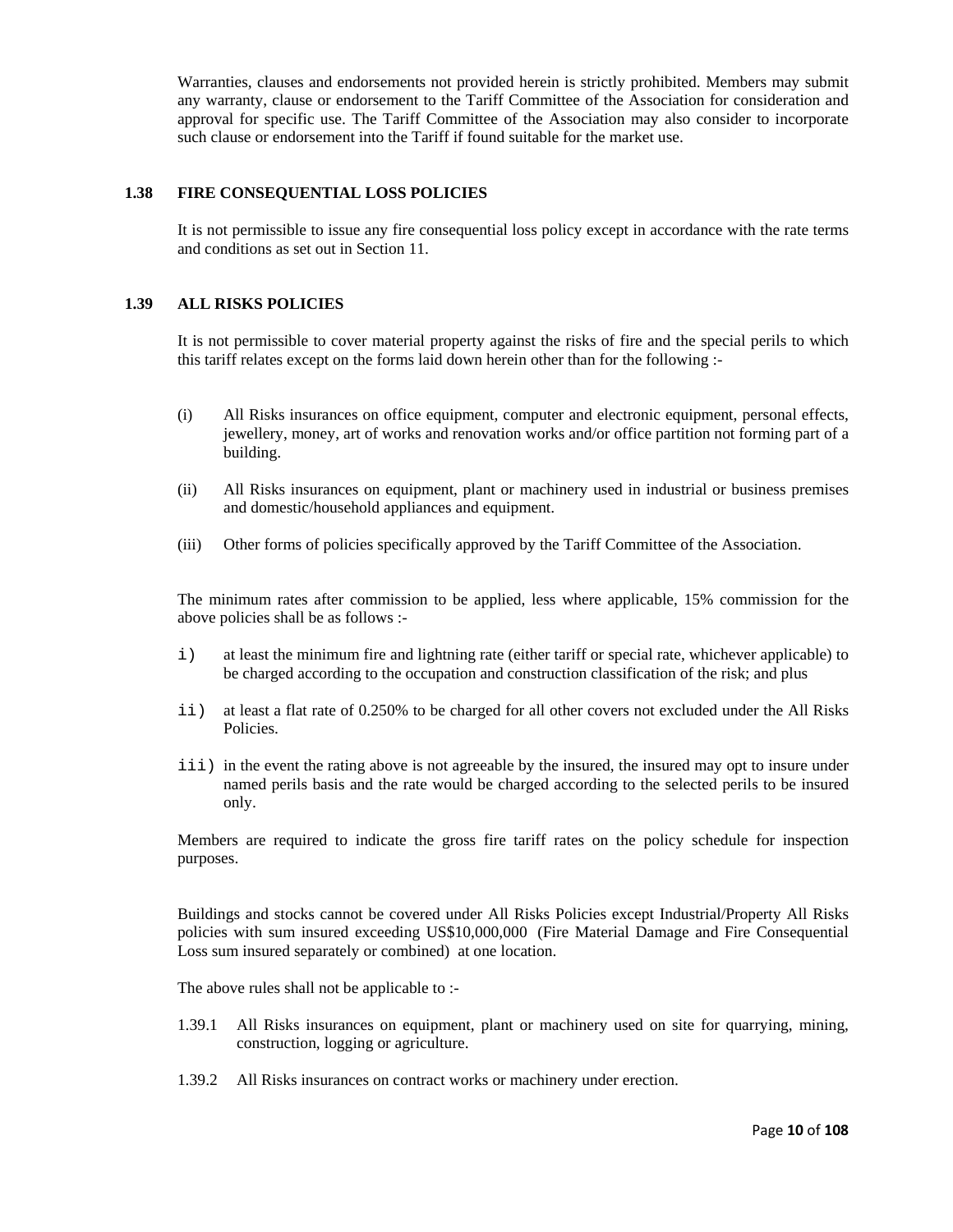Warranties, clauses and endorsements not provided herein is strictly prohibited. Members may submit any warranty, clause or endorsement to the Tariff Committee of the Association for consideration and approval for specific use. The Tariff Committee of the Association may also consider to incorporate such clause or endorsement into the Tariff if found suitable for the market use.

### 1.38 FIRE CONSEQUENTIAL LOSS POLICIES

It is not permissible to issue any fire consequential loss policy except in accordance with the rate terms and conditions as set out in Section 11.

### 1.39 ALL RISKS POLICIES

It is not permissible to cover material property against the risks of fire and the special perils to which this tariff relates except on the forms laid down herein other than for the following :-

(i) All Risks insurances on office equipment, computer and electronic equipment, personal effects, jewellery, money, art of works and renovation works and/or office partition not forming part of a building.

(ii) All Risks insurances on equipment, plant or machinery used in industrial or business premises and domestic/household appliances and equipment.

(iii) Other forms of policies specifically approved by the Tariff Committee of the Association.

The minimum rates after commission to be applied, less where applicable, 15% commission for the above policies shall be as follows :-

i) at least the minimum fire and lightning rate (either tariff or special rate, whichever applicable) to be charged according to the occupation and construction classification of the risk; and plus

ii) at least a flat rate of 0.250% to be charged for all other covers not excluded under the All Risks Policies.

iii) in the event the rating above is not agreeable by the insured, the insured may opt to insure under named perils basis and the rate would be charged according to the selected perils to be insured only.

Members are required to indicate the gross fire tariff rates on the policy schedule for inspection purposes.

Buildings and stocks cannot be covered under All Risks Policies except Industrial/Property All Risks policies with sum insured exceeding US$10,000,000 (Fire Material Damage and Fire Consequential Loss sum insured separately or combined) at one location.

The above rules shall not be applicable to :-

1.39.1 All Risks insurances on equipment, plant or machinery used on site for quarrying, mining, construction, logging or agriculture.

1.39.2 All Risks insurances on contract works or machinery under erection.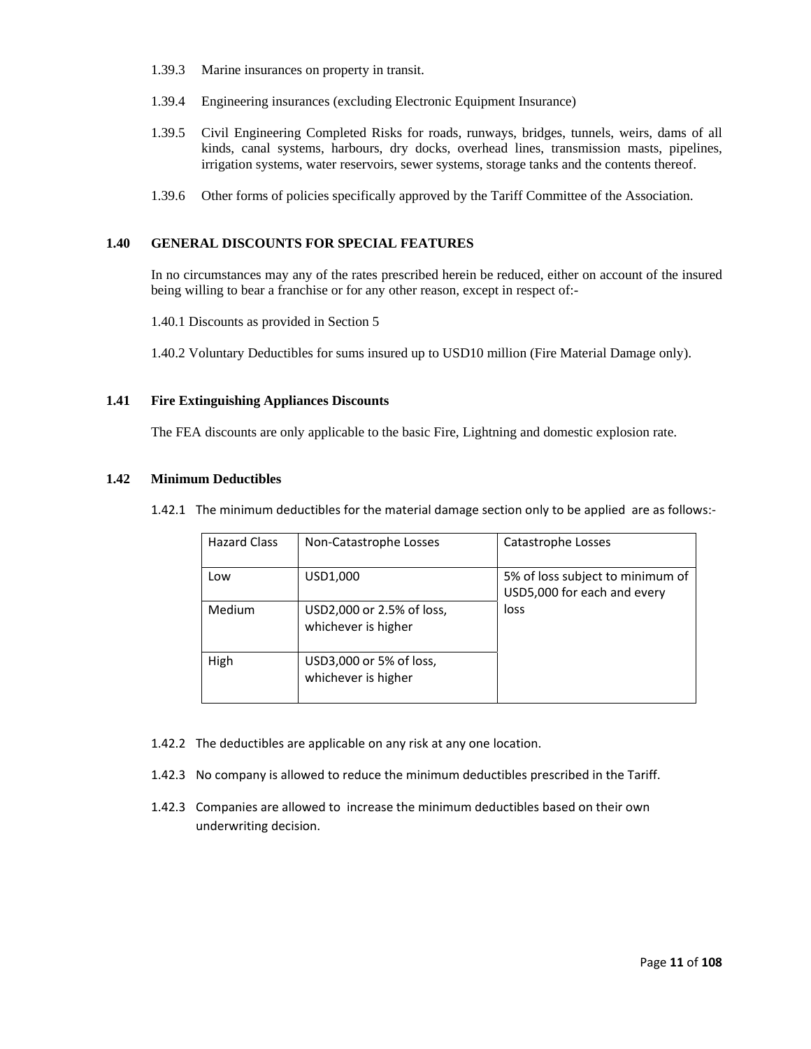1.39.3 Marine insurances on property in transit.

1.39.4 Engineering insurances (excluding Electronic Equipment Insurance)

1.39.5 Civil Engineering Completed Risks for roads, runways, bridges, tunnels, weirs, dams of all kinds, canal systems, harbours, dry docks, overhead lines, transmission masts, pipelines, irrigation systems, water reservoirs, sewer systems, storage tanks and the contents thereof.

1.39.6 Other forms of policies specifically approved by the Tariff Committee of the Association.

## 1.40 GENERAL DISCOUNTS FOR SPECIAL FEATURES

In no circumstances may any of the rates prescribed herein be reduced, either on account of the insured being willing to bear a franchise or for any other reason, except in respect of:-

1.40.1 Discounts as provided in Section 5

1.40.2 Voluntary Deductibles for sums insured up to USD10 million (Fire Material Damage only).

## 1.41 Fire Extinguishing Appliances Discounts

The FEA discounts are only applicable to the basic Fire, Lightning and domestic explosion rate.

## 1.42 Minimum Deductibles

1.42.1 The minimum deductibles for the material damage section only to be applied are as follows:-

| Hazard Class | Non-Catastrophe Losses | Catastrophe Losses |
|---|---|---|
| Low | USD1,000 | 5% of loss subject to minimum of USD5,000 for each and every loss |
| Medium | USD2,000 or 2.5% of loss, whichever is higher | |
| High | USD3,000 or 5% of loss, whichever is higher | |

1.42.2 The deductibles are applicable on any risk at any one location.

1.42.3 No company is allowed to reduce the minimum deductibles prescribed in the Tariff.

1.42.3 Companies are allowed to increase the minimum deductibles based on their own underwriting decision.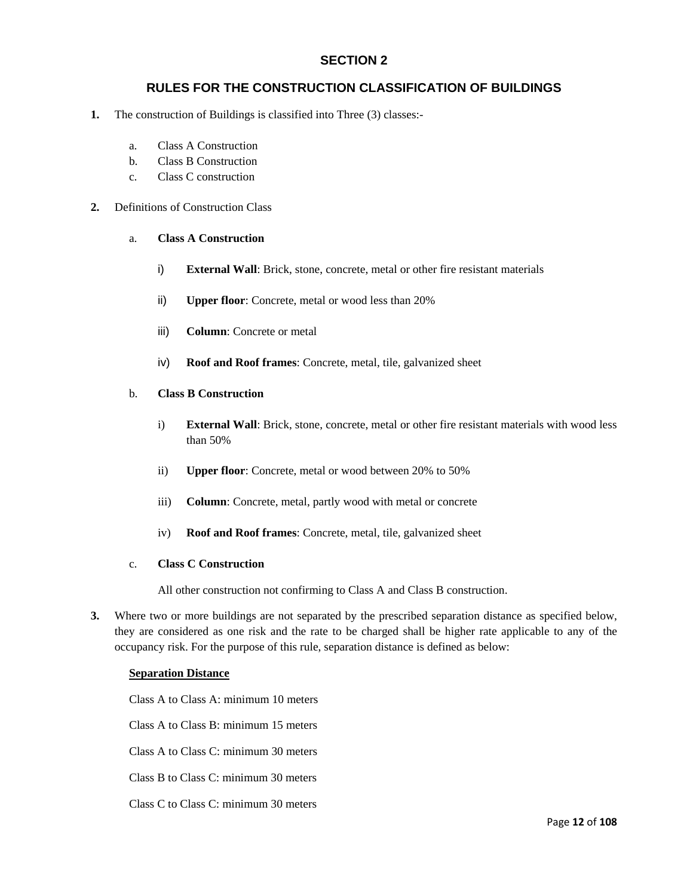## SECTION 2

## RULES FOR THE CONSTRUCTION CLASSIFICATION OF BUILDINGS

**1.** The construction of Buildings is classified into Three (3) classes:-

a. Class A Construction
b. Class B Construction
c. Class C construction

**2.** Definitions of Construction Class

a. **Class A Construction**

i) **External Wall**: Brick, stone, concrete, metal or other fire resistant materials

ii) **Upper floor**: Concrete, metal or wood less than 20%

iii) **Column**: Concrete or metal

iv) **Roof and Roof frames**: Concrete, metal, tile, galvanized sheet

b. **Class B Construction**

i) **External Wall**: Brick, stone, concrete, metal or other fire resistant materials with wood less than 50%

ii) **Upper floor**: Concrete, metal or wood between 20% to 50%

iii) **Column**: Concrete, metal, partly wood with metal or concrete

iv) **Roof and Roof frames**: Concrete, metal, tile, galvanized sheet

c. **Class C Construction**

All other construction not confirming to Class A and Class B construction.

**3.** Where two or more buildings are not separated by the prescribed separation distance as specified below, they are considered as one risk and the rate to be charged shall be higher rate applicable to any of the occupancy risk. For the purpose of this rule, separation distance is defined as below:

**Separation Distance**

Class A to Class A: minimum 10 meters

Class A to Class B: minimum 15 meters

Class A to Class C: minimum 30 meters

Class B to Class C: minimum 30 meters

Class C to Class C: minimum 30 meters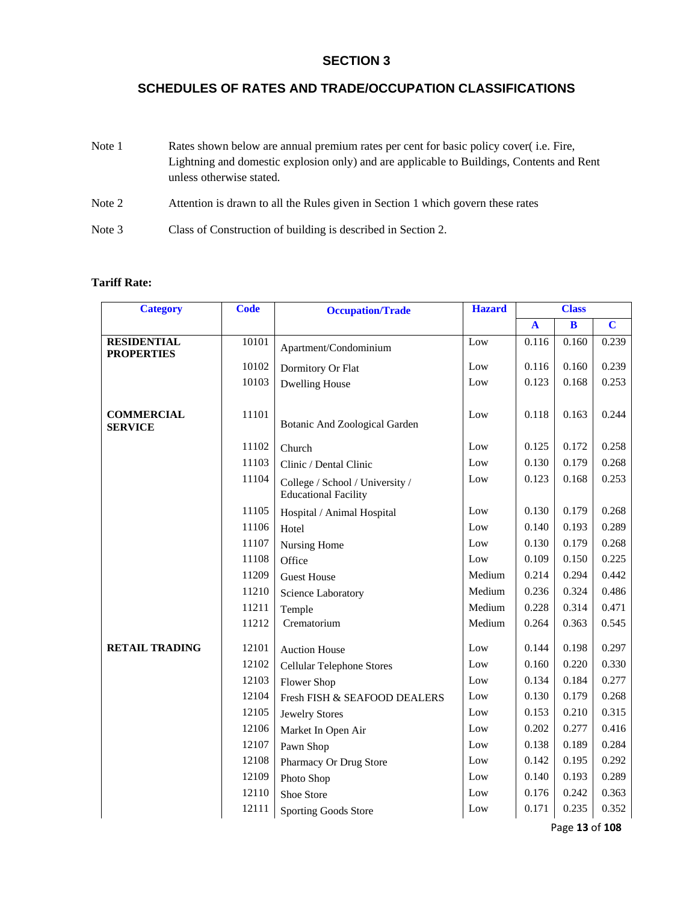## SECTION 3

## SCHEDULES OF RATES AND TRADE/OCCUPATION CLASSIFICATIONS

Note 1 Rates shown below are annual premium rates per cent for basic policy cover( i.e. Fire, Lightning and domestic explosion only) and are applicable to Buildings, Contents and Rent unless otherwise stated.

Note 2 Attention is drawn to all the Rules given in Section 1 which govern these rates

Note 3 Class of Construction of building is described in Section 2.

**Tariff Rate:**

| Category | Code | Occupation/Trade | Hazard | Class | | |
|---|---|---|---|---|---|---|
| | | | | A | B | C |
| **RESIDENTIAL PROPERTIES** | 10101 | Apartment/Condominium | Low | 0.116 | 0.160 | 0.239 |
| | 10102 | Dormitory Or Flat | Low | 0.116 | 0.160 | 0.239 |
| | 10103 | Dwelling House | Low | 0.123 | 0.168 | 0.253 |
| **COMMERCIAL SERVICE** | 11101 | Botanic And Zoological Garden | Low | 0.118 | 0.163 | 0.244 |
| | 11102 | Church | Low | 0.125 | 0.172 | 0.258 |
| | 11103 | Clinic / Dental Clinic | Low | 0.130 | 0.179 | 0.268 |
| | 11104 | College / School / University / Educational Facility | Low | 0.123 | 0.168 | 0.253 |
| | 11105 | Hospital / Animal Hospital | Low | 0.130 | 0.179 | 0.268 |
| | 11106 | Hotel | Low | 0.140 | 0.193 | 0.289 |
| | 11107 | Nursing Home | Low | 0.130 | 0.179 | 0.268 |
| | 11108 | Office | Low | 0.109 | 0.150 | 0.225 |
| | 11209 | Guest House | Medium | 0.214 | 0.294 | 0.442 |
| | 11210 | Science Laboratory | Medium | 0.236 | 0.324 | 0.486 |
| | 11211 | Temple | Medium | 0.228 | 0.314 | 0.471 |
| | 11212 | Crematorium | Medium | 0.264 | 0.363 | 0.545 |
| **RETAIL TRADING** | 12101 | Auction House | Low | 0.144 | 0.198 | 0.297 |
| | 12102 | Cellular Telephone Stores | Low | 0.160 | 0.220 | 0.330 |
| | 12103 | Flower Shop | Low | 0.134 | 0.184 | 0.277 |
| | 12104 | Fresh FISH & SEAFOOD DEALERS | Low | 0.130 | 0.179 | 0.268 |
| | 12105 | Jewelry Stores | Low | 0.153 | 0.210 | 0.315 |
| | 12106 | Market In Open Air | Low | 0.202 | 0.277 | 0.416 |
| | 12107 | Pawn Shop | Low | 0.138 | 0.189 | 0.284 |
| | 12108 | Pharmacy Or Drug Store | Low | 0.142 | 0.195 | 0.292 |
| | 12109 | Photo Shop | Low | 0.140 | 0.193 | 0.289 |
| | 12110 | Shoe Store | Low | 0.176 | 0.242 | 0.363 |
| | 12111 | Sporting Goods Store | Low | 0.171 | 0.235 | 0.352 |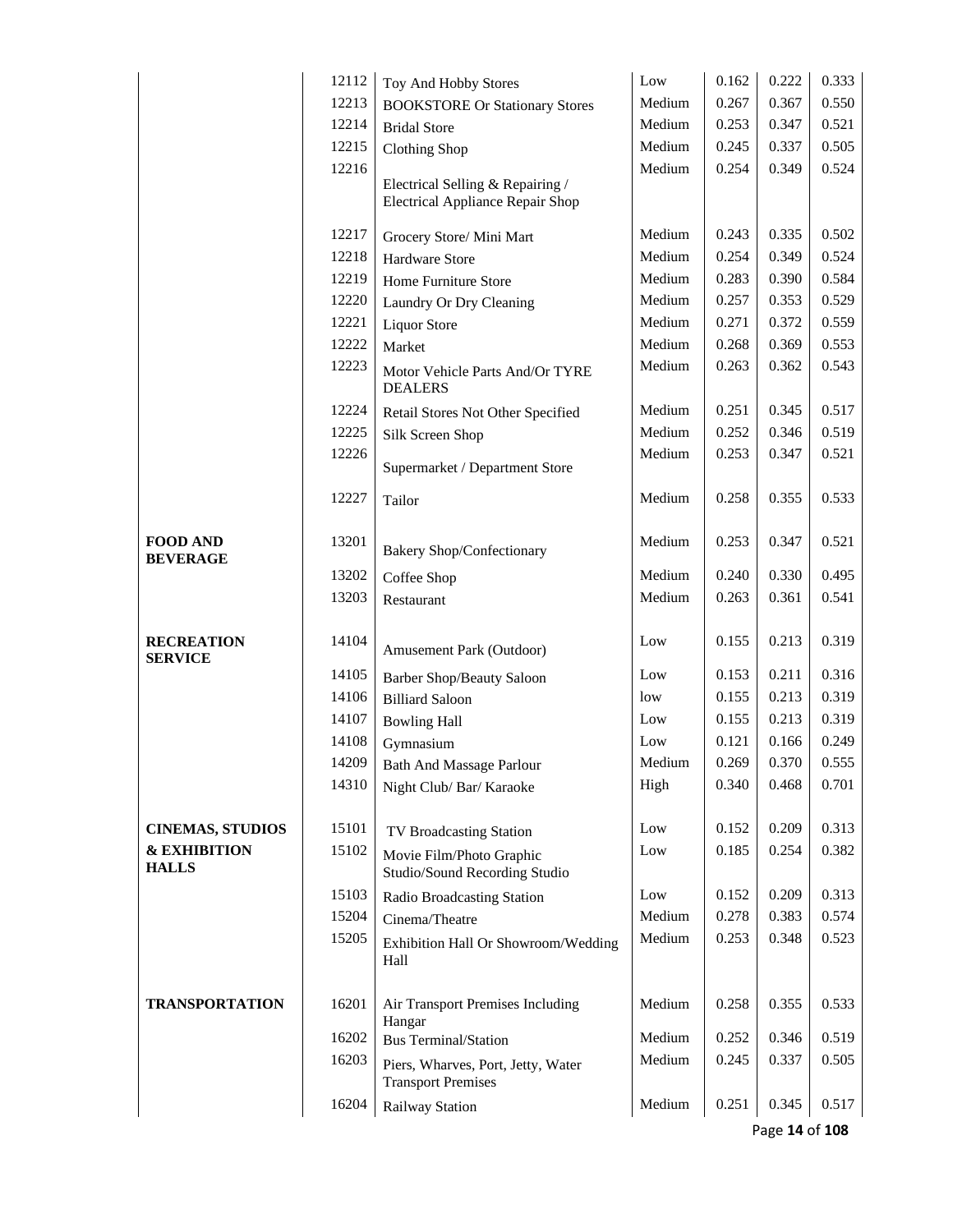|  |  |  |  |  |  |  |
|---|---|---|---|---|---|---|
|  | 12112 | Toy And Hobby Stores | Low | 0.162 | 0.222 | 0.333 |
|  | 12213 | BOOKSTORE Or Stationary Stores | Medium | 0.267 | 0.367 | 0.550 |
|  | 12214 | Bridal Store | Medium | 0.253 | 0.347 | 0.521 |
|  | 12215 | Clothing Shop | Medium | 0.245 | 0.337 | 0.505 |
|  | 12216 | Electrical Selling & Repairing / Electrical Appliance Repair Shop | Medium | 0.254 | 0.349 | 0.524 |
|  | 12217 | Grocery Store/ Mini Mart | Medium | 0.243 | 0.335 | 0.502 |
|  | 12218 | Hardware Store | Medium | 0.254 | 0.349 | 0.524 |
|  | 12219 | Home Furniture Store | Medium | 0.283 | 0.390 | 0.584 |
|  | 12220 | Laundry Or Dry Cleaning | Medium | 0.257 | 0.353 | 0.529 |
|  | 12221 | Liquor Store | Medium | 0.271 | 0.372 | 0.559 |
|  | 12222 | Market | Medium | 0.268 | 0.369 | 0.553 |
|  | 12223 | Motor Vehicle Parts And/Or TYRE DEALERS | Medium | 0.263 | 0.362 | 0.543 |
|  | 12224 | Retail Stores Not Other Specified | Medium | 0.251 | 0.345 | 0.517 |
|  | 12225 | Silk Screen Shop | Medium | 0.252 | 0.346 | 0.519 |
|  | 12226 | Supermarket / Department Store | Medium | 0.253 | 0.347 | 0.521 |
|  | 12227 | Tailor | Medium | 0.258 | 0.355 | 0.533 |
| **FOOD AND BEVERAGE** | 13201 | Bakery Shop/Confectionary | Medium | 0.253 | 0.347 | 0.521 |
|  | 13202 | Coffee Shop | Medium | 0.240 | 0.330 | 0.495 |
|  | 13203 | Restaurant | Medium | 0.263 | 0.361 | 0.541 |
| **RECREATION SERVICE** | 14104 | Amusement Park (Outdoor) | Low | 0.155 | 0.213 | 0.319 |
|  | 14105 | Barber Shop/Beauty Saloon | Low | 0.153 | 0.211 | 0.316 |
|  | 14106 | Billiard Saloon | low | 0.155 | 0.213 | 0.319 |
|  | 14107 | Bowling Hall | Low | 0.155 | 0.213 | 0.319 |
|  | 14108 | Gymnasium | Low | 0.121 | 0.166 | 0.249 |
|  | 14209 | Bath And Massage Parlour | Medium | 0.269 | 0.370 | 0.555 |
|  | 14310 | Night Club/ Bar/ Karaoke | High | 0.340 | 0.468 | 0.701 |
| **CINEMAS, STUDIOS & EXHIBITION HALLS** | 15101 | TV Broadcasting Station | Low | 0.152 | 0.209 | 0.313 |
|  | 15102 | Movie Film/Photo Graphic Studio/Sound Recording Studio | Low | 0.185 | 0.254 | 0.382 |
|  | 15103 | Radio Broadcasting Station | Low | 0.152 | 0.209 | 0.313 |
|  | 15204 | Cinema/Theatre | Medium | 0.278 | 0.383 | 0.574 |
|  | 15205 | Exhibition Hall Or Showroom/Wedding Hall | Medium | 0.253 | 0.348 | 0.523 |
| **TRANSPORTATION** | 16201 | Air Transport Premises Including Hangar | Medium | 0.258 | 0.355 | 0.533 |
|  | 16202 | Bus Terminal/Station | Medium | 0.252 | 0.346 | 0.519 |
|  | 16203 | Piers, Wharves, Port, Jetty, Water Transport Premises | Medium | 0.245 | 0.337 | 0.505 |
|  | 16204 | Railway Station | Medium | 0.251 | 0.345 | 0.517 |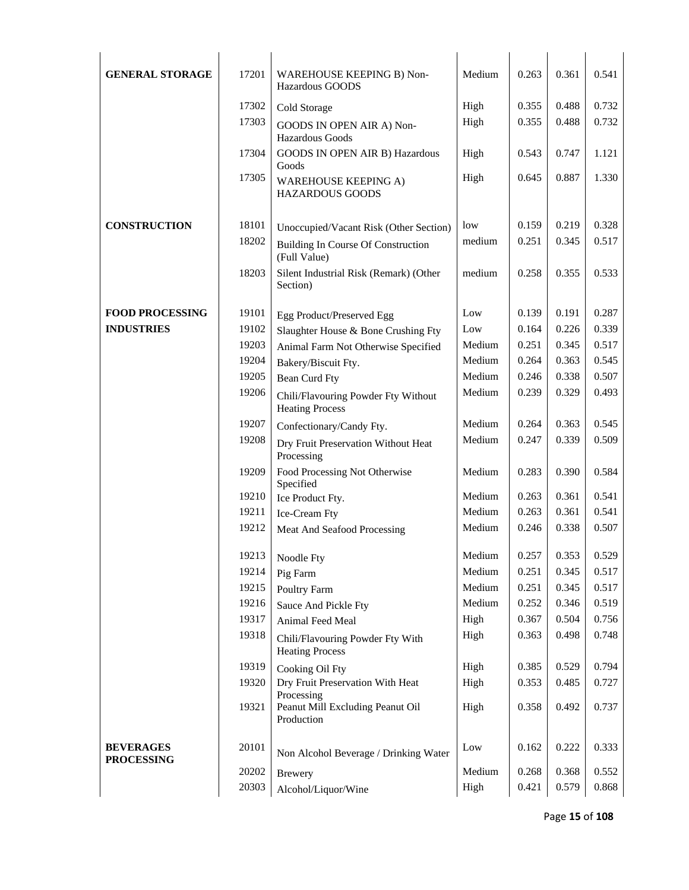| | | | | | | |
|---|---|---|---|---|---|---|
| **GENERAL STORAGE** | 17201 | WAREHOUSE KEEPING B) Non-Hazardous GOODS | Medium | 0.263 | 0.361 | 0.541 |
| | 17302 | Cold Storage | High | 0.355 | 0.488 | 0.732 |
| | 17303 | GOODS IN OPEN AIR A) Non-Hazardous Goods | High | 0.355 | 0.488 | 0.732 |
| | 17304 | GOODS IN OPEN AIR B) Hazardous Goods | High | 0.543 | 0.747 | 1.121 |
| | 17305 | WAREHOUSE KEEPING A) HAZARDOUS GOODS | High | 0.645 | 0.887 | 1.330 |
| **CONSTRUCTION** | 18101 | Unoccupied/Vacant Risk (Other Section) | low | 0.159 | 0.219 | 0.328 |
| | 18202 | Building In Course Of Construction (Full Value) | medium | 0.251 | 0.345 | 0.517 |
| | 18203 | Silent Industrial Risk (Remark) (Other Section) | medium | 0.258 | 0.355 | 0.533 |
| **FOOD PROCESSING INDUSTRIES** | 19101 | Egg Product/Preserved Egg | Low | 0.139 | 0.191 | 0.287 |
| | 19102 | Slaughter House & Bone Crushing Fty | Low | 0.164 | 0.226 | 0.339 |
| | 19203 | Animal Farm Not Otherwise Specified | Medium | 0.251 | 0.345 | 0.517 |
| | 19204 | Bakery/Biscuit Fty. | Medium | 0.264 | 0.363 | 0.545 |
| | 19205 | Bean Curd Fty | Medium | 0.246 | 0.338 | 0.507 |
| | 19206 | Chili/Flavouring Powder Fty Without Heating Process | Medium | 0.239 | 0.329 | 0.493 |
| | 19207 | Confectionary/Candy Fty. | Medium | 0.264 | 0.363 | 0.545 |
| | 19208 | Dry Fruit Preservation Without Heat Processing | Medium | 0.247 | 0.339 | 0.509 |
| | 19209 | Food Processing Not Otherwise Specified | Medium | 0.283 | 0.390 | 0.584 |
| | 19210 | Ice Product Fty. | Medium | 0.263 | 0.361 | 0.541 |
| | 19211 | Ice-Cream Fty | Medium | 0.263 | 0.361 | 0.541 |
| | 19212 | Meat And Seafood Processing | Medium | 0.246 | 0.338 | 0.507 |
| | 19213 | Noodle Fty | Medium | 0.257 | 0.353 | 0.529 |
| | 19214 | Pig Farm | Medium | 0.251 | 0.345 | 0.517 |
| | 19215 | Poultry Farm | Medium | 0.251 | 0.345 | 0.517 |
| | 19216 | Sauce And Pickle Fty | Medium | 0.252 | 0.346 | 0.519 |
| | 19317 | Animal Feed Meal | High | 0.367 | 0.504 | 0.756 |
| | 19318 | Chili/Flavouring Powder Fty With Heating Process | High | 0.363 | 0.498 | 0.748 |
| | 19319 | Cooking Oil Fty | High | 0.385 | 0.529 | 0.794 |
| | 19320 | Dry Fruit Preservation With Heat Processing | High | 0.353 | 0.485 | 0.727 |
| | 19321 | Peanut Mill Excluding Peanut Oil Production | High | 0.358 | 0.492 | 0.737 |
| **BEVERAGES PROCESSING** | 20101 | Non Alcohol Beverage / Drinking Water | Low | 0.162 | 0.222 | 0.333 |
| | 20202 | Brewery | Medium | 0.268 | 0.368 | 0.552 |
| | 20303 | Alcohol/Liquor/Wine | High | 0.421 | 0.579 | 0.868 |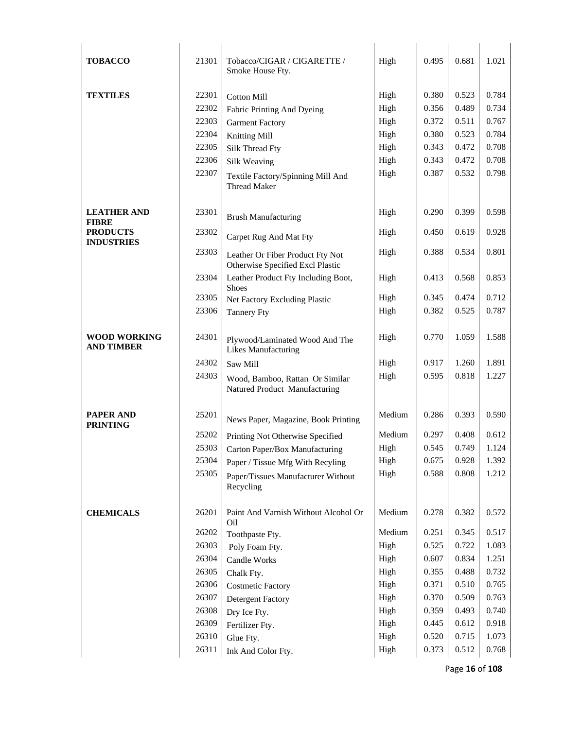| | | | | | | |
|---|---|---|---|---|---|---|
| **TOBACCO** | 21301 | Tobacco/CIGAR / CIGARETTE / Smoke House Fty. | High | 0.495 | 0.681 | 1.021 |
| **TEXTILES** | 22301 | Cotton Mill | High | 0.380 | 0.523 | 0.784 |
| | 22302 | Fabric Printing And Dyeing | High | 0.356 | 0.489 | 0.734 |
| | 22303 | Garment Factory | High | 0.372 | 0.511 | 0.767 |
| | 22304 | Knitting Mill | High | 0.380 | 0.523 | 0.784 |
| | 22305 | Silk Thread Fty | High | 0.343 | 0.472 | 0.708 |
| | 22306 | Silk Weaving | High | 0.343 | 0.472 | 0.708 |
| | 22307 | Textile Factory/Spinning Mill And Thread Maker | High | 0.387 | 0.532 | 0.798 |
| **LEATHER AND FIBRE PRODUCTS INDUSTRIES** | 23301 | Brush Manufacturing | High | 0.290 | 0.399 | 0.598 |
| | 23302 | Carpet Rug And Mat Fty | High | 0.450 | 0.619 | 0.928 |
| | 23303 | Leather Or Fiber Product Fty Not Otherwise Specified Excl Plastic | High | 0.388 | 0.534 | 0.801 |
| | 23304 | Leather Product Fty Including Boot, Shoes | High | 0.413 | 0.568 | 0.853 |
| | 23305 | Net Factory Excluding Plastic | High | 0.345 | 0.474 | 0.712 |
| | 23306 | Tannery Fty | High | 0.382 | 0.525 | 0.787 |
| **WOOD WORKING AND TIMBER** | 24301 | Plywood/Laminated Wood And The Likes Manufacturing | High | 0.770 | 1.059 | 1.588 |
| | 24302 | Saw Mill | High | 0.917 | 1.260 | 1.891 |
| | 24303 | Wood, Bamboo, Rattan Or Similar Natured Product Manufacturing | High | 0.595 | 0.818 | 1.227 |
| **PAPER AND PRINTING** | 25201 | News Paper, Magazine, Book Printing | Medium | 0.286 | 0.393 | 0.590 |
| | 25202 | Printing Not Otherwise Specified | Medium | 0.297 | 0.408 | 0.612 |
| | 25303 | Carton Paper/Box Manufacturing | High | 0.545 | 0.749 | 1.124 |
| | 25304 | Paper / Tissue Mfg With Recyling | High | 0.675 | 0.928 | 1.392 |
| | 25305 | Paper/Tissues Manufacturer Without Recycling | High | 0.588 | 0.808 | 1.212 |
| **CHEMICALS** | 26201 | Paint And Varnish Without Alcohol Or Oil | Medium | 0.278 | 0.382 | 0.572 |
| | 26202 | Toothpaste Fty. | Medium | 0.251 | 0.345 | 0.517 |
| | 26303 | Poly Foam Fty. | High | 0.525 | 0.722 | 1.083 |
| | 26304 | Candle Works | High | 0.607 | 0.834 | 1.251 |
| | 26305 | Chalk Fty. | High | 0.355 | 0.488 | 0.732 |
| | 26306 | Costmetic Factory | High | 0.371 | 0.510 | 0.765 |
| | 26307 | Detergent Factory | High | 0.370 | 0.509 | 0.763 |
| | 26308 | Dry Ice Fty. | High | 0.359 | 0.493 | 0.740 |
| | 26309 | Fertilizer Fty. | High | 0.445 | 0.612 | 0.918 |
| | 26310 | Glue Fty. | High | 0.520 | 0.715 | 1.073 |
| | 26311 | Ink And Color Fty. | High | 0.373 | 0.512 | 0.768 |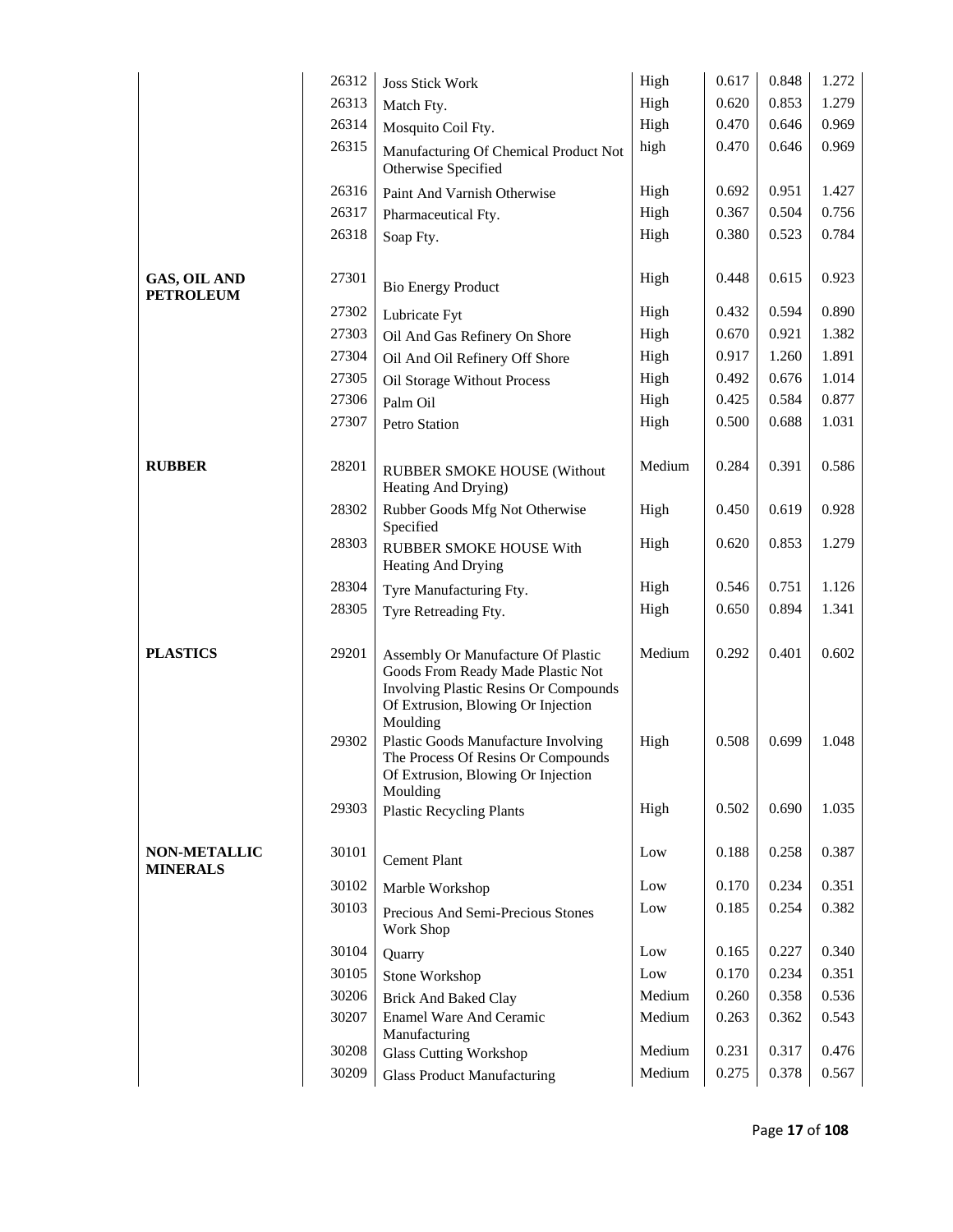| | | | | | | |
|---|---|---|---|---|---|---|
| | 26312 | Joss Stick Work | High | 0.617 | 0.848 | 1.272 |
| | 26313 | Match Fty. | High | 0.620 | 0.853 | 1.279 |
| | 26314 | Mosquito Coil Fty. | High | 0.470 | 0.646 | 0.969 |
| | 26315 | Manufacturing Of Chemical Product Not Otherwise Specified | high | 0.470 | 0.646 | 0.969 |
| | 26316 | Paint And Varnish Otherwise | High | 0.692 | 0.951 | 1.427 |
| | 26317 | Pharmaceutical Fty. | High | 0.367 | 0.504 | 0.756 |
| | 26318 | Soap Fty. | High | 0.380 | 0.523 | 0.784 |
| **GAS, OIL AND PETROLEUM** | 27301 | Bio Energy Product | High | 0.448 | 0.615 | 0.923 |
| | 27302 | Lubricate Fyt | High | 0.432 | 0.594 | 0.890 |
| | 27303 | Oil And Gas Refinery On Shore | High | 0.670 | 0.921 | 1.382 |
| | 27304 | Oil And Oil Refinery Off Shore | High | 0.917 | 1.260 | 1.891 |
| | 27305 | Oil Storage Without Process | High | 0.492 | 0.676 | 1.014 |
| | 27306 | Palm Oil | High | 0.425 | 0.584 | 0.877 |
| | 27307 | Petro Station | High | 0.500 | 0.688 | 1.031 |
| **RUBBER** | 28201 | RUBBER SMOKE HOUSE (Without Heating And Drying) | Medium | 0.284 | 0.391 | 0.586 |
| | 28302 | Rubber Goods Mfg Not Otherwise Specified | High | 0.450 | 0.619 | 0.928 |
| | 28303 | RUBBER SMOKE HOUSE With Heating And Drying | High | 0.620 | 0.853 | 1.279 |
| | 28304 | Tyre Manufacturing Fty. | High | 0.546 | 0.751 | 1.126 |
| | 28305 | Tyre Retreading Fty. | High | 0.650 | 0.894 | 1.341 |
| **PLASTICS** | 29201 | Assembly Or Manufacture Of Plastic Goods From Ready Made Plastic Not Involving Plastic Resins Or Compounds Of Extrusion, Blowing Or Injection Moulding | Medium | 0.292 | 0.401 | 0.602 |
| | 29302 | Plastic Goods Manufacture Involving The Process Of Resins Or Compounds Of Extrusion, Blowing Or Injection Moulding | High | 0.508 | 0.699 | 1.048 |
| | 29303 | Plastic Recycling Plants | High | 0.502 | 0.690 | 1.035 |
| **NON-METALLIC MINERALS** | 30101 | Cement Plant | Low | 0.188 | 0.258 | 0.387 |
| | 30102 | Marble Workshop | Low | 0.170 | 0.234 | 0.351 |
| | 30103 | Precious And Semi-Precious Stones Work Shop | Low | 0.185 | 0.254 | 0.382 |
| | 30104 | Quarry | Low | 0.165 | 0.227 | 0.340 |
| | 30105 | Stone Workshop | Low | 0.170 | 0.234 | 0.351 |
| | 30206 | Brick And Baked Clay | Medium | 0.260 | 0.358 | 0.536 |
| | 30207 | Enamel Ware And Ceramic Manufacturing | Medium | 0.263 | 0.362 | 0.543 |
| | 30208 | Glass Cutting Workshop | Medium | 0.231 | 0.317 | 0.476 |
| | 30209 | Glass Product Manufacturing | Medium | 0.275 | 0.378 | 0.567 |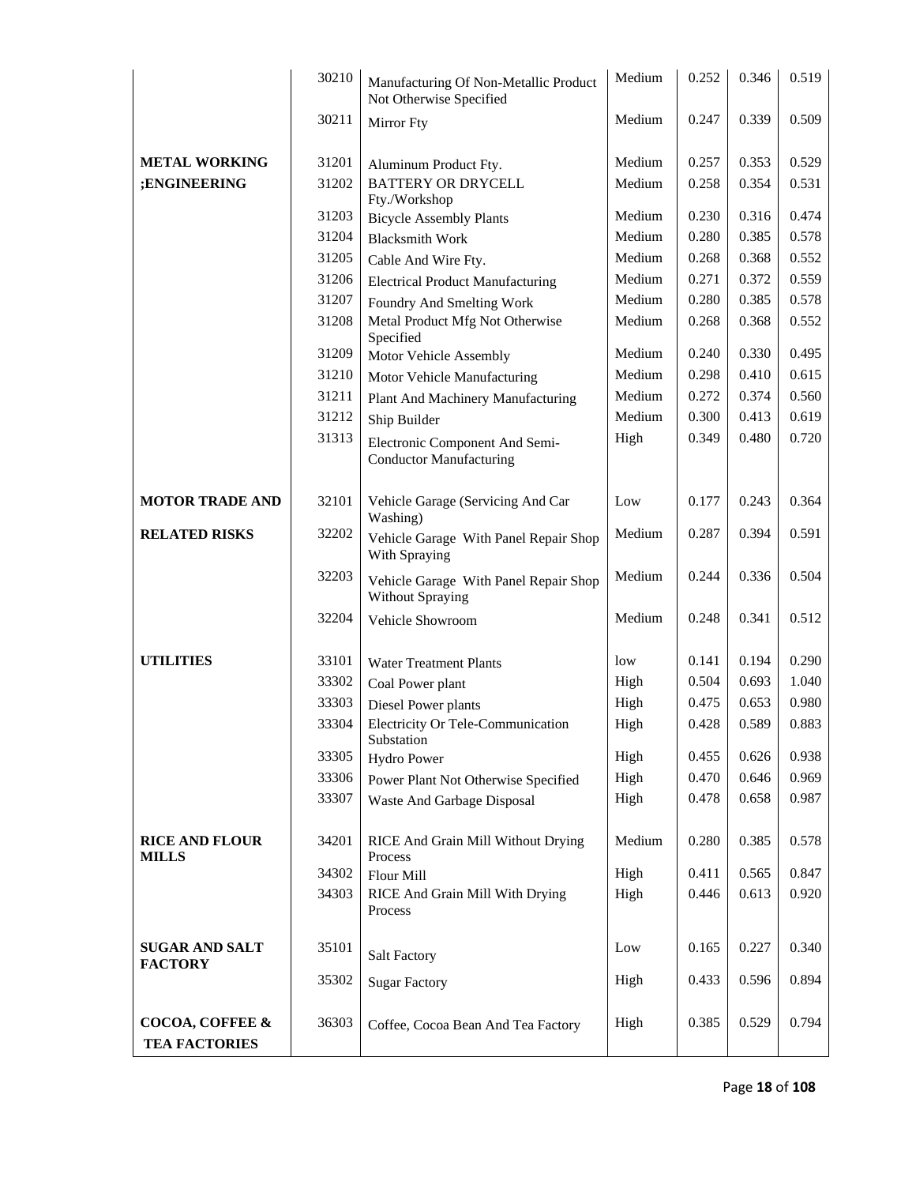| | | | | | | |
|---|---|---|---|---|---|---|
| | 30210 | Manufacturing Of Non-Metallic Product Not Otherwise Specified | Medium | 0.252 | 0.346 | 0.519 |
| | 30211 | Mirror Fty | Medium | 0.247 | 0.339 | 0.509 |
| **METAL WORKING ;ENGINEERING** | 31201 | Aluminum Product Fty. | Medium | 0.257 | 0.353 | 0.529 |
| | 31202 | BATTERY OR DRYCELL Fty./Workshop | Medium | 0.258 | 0.354 | 0.531 |
| | 31203 | Bicycle Assembly Plants | Medium | 0.230 | 0.316 | 0.474 |
| | 31204 | Blacksmith Work | Medium | 0.280 | 0.385 | 0.578 |
| | 31205 | Cable And Wire Fty. | Medium | 0.268 | 0.368 | 0.552 |
| | 31206 | Electrical Product Manufacturing | Medium | 0.271 | 0.372 | 0.559 |
| | 31207 | Foundry And Smelting Work | Medium | 0.280 | 0.385 | 0.578 |
| | 31208 | Metal Product Mfg Not Otherwise Specified | Medium | 0.268 | 0.368 | 0.552 |
| | 31209 | Motor Vehicle Assembly | Medium | 0.240 | 0.330 | 0.495 |
| | 31210 | Motor Vehicle Manufacturing | Medium | 0.298 | 0.410 | 0.615 |
| | 31211 | Plant And Machinery Manufacturing | Medium | 0.272 | 0.374 | 0.560 |
| | 31212 | Ship Builder | Medium | 0.300 | 0.413 | 0.619 |
| | 31313 | Electronic Component And Semi-Conductor Manufacturing | High | 0.349 | 0.480 | 0.720 |
| **MOTOR TRADE AND RELATED RISKS** | 32101 | Vehicle Garage (Servicing And Car Washing) | Low | 0.177 | 0.243 | 0.364 |
| | 32202 | Vehicle Garage With Panel Repair Shop With Spraying | Medium | 0.287 | 0.394 | 0.591 |
| | 32203 | Vehicle Garage With Panel Repair Shop Without Spraying | Medium | 0.244 | 0.336 | 0.504 |
| | 32204 | Vehicle Showroom | Medium | 0.248 | 0.341 | 0.512 |
| **UTILITIES** | 33101 | Water Treatment Plants | low | 0.141 | 0.194 | 0.290 |
| | 33302 | Coal Power plant | High | 0.504 | 0.693 | 1.040 |
| | 33303 | Diesel Power plants | High | 0.475 | 0.653 | 0.980 |
| | 33304 | Electricity Or Tele-Communication Substation | High | 0.428 | 0.589 | 0.883 |
| | 33305 | Hydro Power | High | 0.455 | 0.626 | 0.938 |
| | 33306 | Power Plant Not Otherwise Specified | High | 0.470 | 0.646 | 0.969 |
| | 33307 | Waste And Garbage Disposal | High | 0.478 | 0.658 | 0.987 |
| **RICE AND FLOUR MILLS** | 34201 | RICE And Grain Mill Without Drying Process | Medium | 0.280 | 0.385 | 0.578 |
| | 34302 | Flour Mill | High | 0.411 | 0.565 | 0.847 |
| | 34303 | RICE And Grain Mill With Drying Process | High | 0.446 | 0.613 | 0.920 |
| **SUGAR AND SALT FACTORY** | 35101 | Salt Factory | Low | 0.165 | 0.227 | 0.340 |
| | 35302 | Sugar Factory | High | 0.433 | 0.596 | 0.894 |
| **COCOA, COFFEE & TEA FACTORIES** | 36303 | Coffee, Cocoa Bean And Tea Factory | High | 0.385 | 0.529 | 0.794 |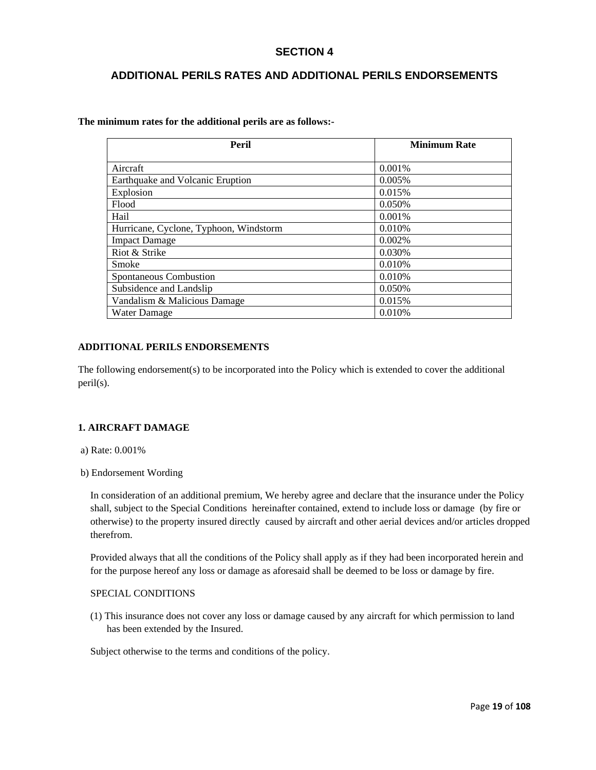# SECTION 4

## ADDITIONAL PERILS RATES AND ADDITIONAL PERILS ENDORSEMENTS

**The minimum rates for the additional perils are as follows:-**

| Peril | Minimum Rate |
|---|---|
| Aircraft | 0.001% |
| Earthquake and Volcanic Eruption | 0.005% |
| Explosion | 0.015% |
| Flood | 0.050% |
| Hail | 0.001% |
| Hurricane, Cyclone, Typhoon, Windstorm | 0.010% |
| Impact Damage | 0.002% |
| Riot & Strike | 0.030% |
| Smoke | 0.010% |
| Spontaneous Combustion | 0.010% |
| Subsidence and Landslip | 0.050% |
| Vandalism & Malicious Damage | 0.015% |
| Water Damage | 0.010% |

**ADDITIONAL PERILS ENDORSEMENTS**

The following endorsement(s) to be incorporated into the Policy which is extended to cover the additional peril(s).

**1. AIRCRAFT DAMAGE**

a) Rate: 0.001%

b) Endorsement Wording

In consideration of an additional premium, We hereby agree and declare that the insurance under the Policy shall, subject to the Special Conditions hereinafter contained, extend to include loss or damage (by fire or otherwise) to the property insured directly caused by aircraft and other aerial devices and/or articles dropped therefrom.

Provided always that all the conditions of the Policy shall apply as if they had been incorporated herein and for the purpose hereof any loss or damage as aforesaid shall be deemed to be loss or damage by fire.

SPECIAL CONDITIONS

(1) This insurance does not cover any loss or damage caused by any aircraft for which permission to land has been extended by the Insured.

Subject otherwise to the terms and conditions of the policy.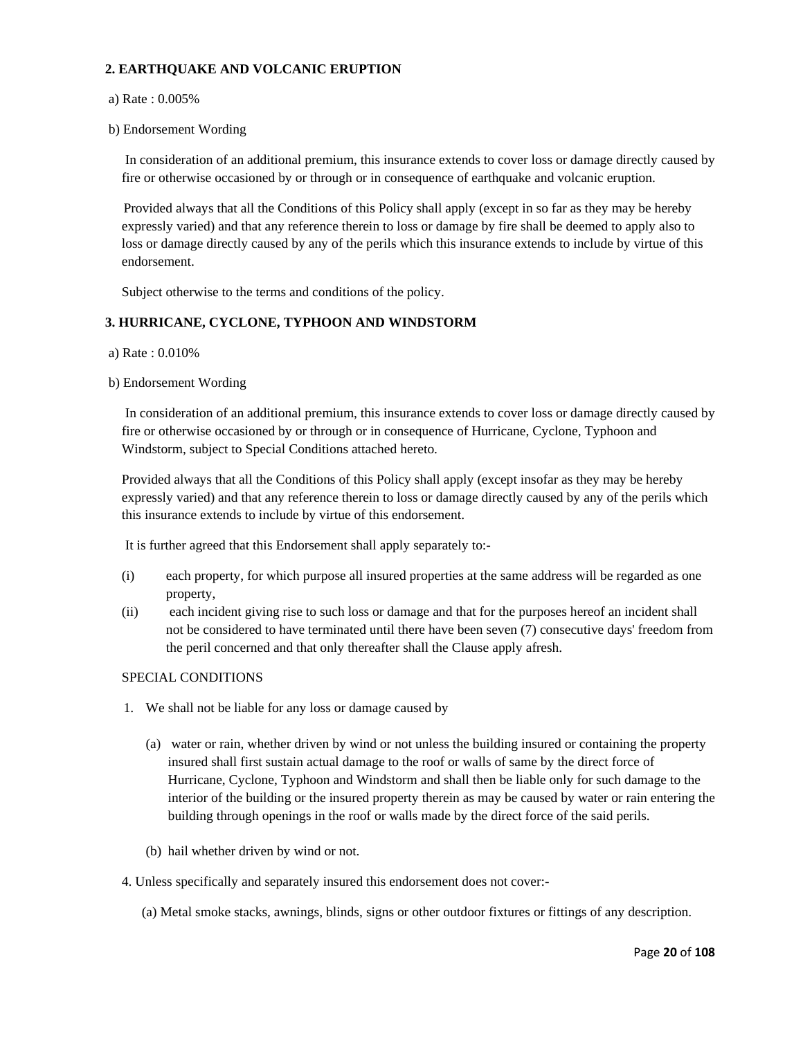### 2. EARTHQUAKE AND VOLCANIC ERUPTION

a) Rate : 0.005%

b) Endorsement Wording

In consideration of an additional premium, this insurance extends to cover loss or damage directly caused by fire or otherwise occasioned by or through or in consequence of earthquake and volcanic eruption.

Provided always that all the Conditions of this Policy shall apply (except in so far as they may be hereby expressly varied) and that any reference therein to loss or damage by fire shall be deemed to apply also to loss or damage directly caused by any of the perils which this insurance extends to include by virtue of this endorsement.

Subject otherwise to the terms and conditions of the policy.

### 3. HURRICANE, CYCLONE, TYPHOON AND WINDSTORM

a) Rate : 0.010%

b) Endorsement Wording

In consideration of an additional premium, this insurance extends to cover loss or damage directly caused by fire or otherwise occasioned by or through or in consequence of Hurricane, Cyclone, Typhoon and Windstorm, subject to Special Conditions attached hereto.

Provided always that all the Conditions of this Policy shall apply (except insofar as they may be hereby expressly varied) and that any reference therein to loss or damage directly caused by any of the perils which this insurance extends to include by virtue of this endorsement.

It is further agreed that this Endorsement shall apply separately to:-

(i) each property, for which purpose all insured properties at the same address will be regarded as one property,

(ii) each incident giving rise to such loss or damage and that for the purposes hereof an incident shall not be considered to have terminated until there have been seven (7) consecutive days' freedom from the peril concerned and that only thereafter shall the Clause apply afresh.

SPECIAL CONDITIONS

1. We shall not be liable for any loss or damage caused by

   (a) water or rain, whether driven by wind or not unless the building insured or containing the property insured shall first sustain actual damage to the roof or walls of same by the direct force of Hurricane, Cyclone, Typhoon and Windstorm and shall then be liable only for such damage to the interior of the building or the insured property therein as may be caused by water or rain entering the building through openings in the roof or walls made by the direct force of the said perils.

   (b) hail whether driven by wind or not.

4. Unless specifically and separately insured this endorsement does not cover:-

   (a) Metal smoke stacks, awnings, blinds, signs or other outdoor fixtures or fittings of any description.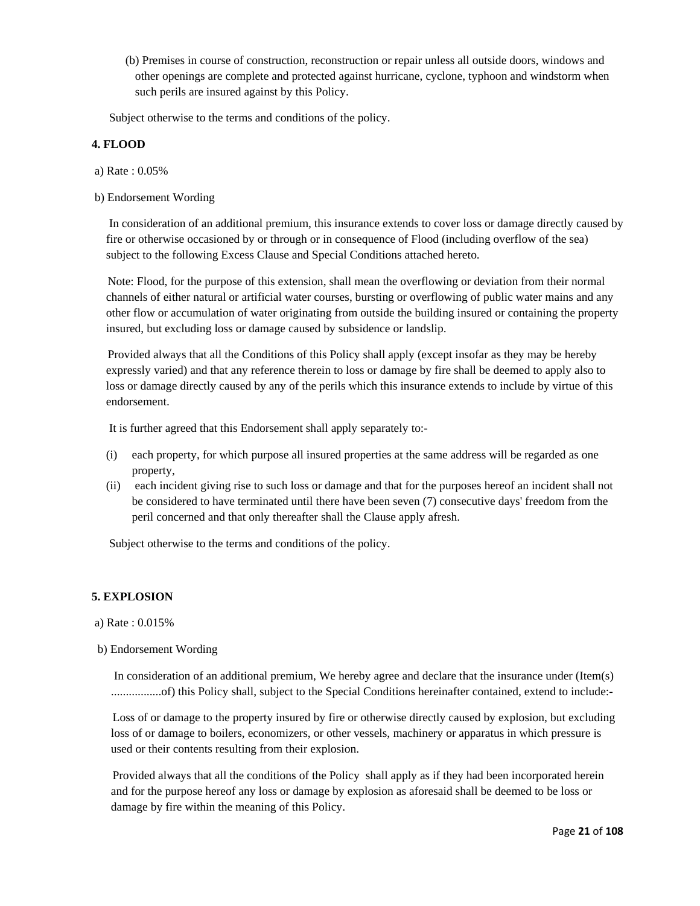(b) Premises in course of construction, reconstruction or repair unless all outside doors, windows and other openings are complete and protected against hurricane, cyclone, typhoon and windstorm when such perils are insured against by this Policy.

Subject otherwise to the terms and conditions of the policy.

**4. FLOOD**

a) Rate : 0.05%

b) Endorsement Wording

In consideration of an additional premium, this insurance extends to cover loss or damage directly caused by fire or otherwise occasioned by or through or in consequence of Flood (including overflow of the sea) subject to the following Excess Clause and Special Conditions attached hereto.

Note: Flood, for the purpose of this extension, shall mean the overflowing or deviation from their normal channels of either natural or artificial water courses, bursting or overflowing of public water mains and any other flow or accumulation of water originating from outside the building insured or containing the property insured, but excluding loss or damage caused by subsidence or landslip.

Provided always that all the Conditions of this Policy shall apply (except insofar as they may be hereby expressly varied) and that any reference therein to loss or damage by fire shall be deemed to apply also to loss or damage directly caused by any of the perils which this insurance extends to include by virtue of this endorsement.

It is further agreed that this Endorsement shall apply separately to:-

(i) each property, for which purpose all insured properties at the same address will be regarded as one property,
(ii) each incident giving rise to such loss or damage and that for the purposes hereof an incident shall not be considered to have terminated until there have been seven (7) consecutive days' freedom from the peril concerned and that only thereafter shall the Clause apply afresh.

Subject otherwise to the terms and conditions of the policy.

**5. EXPLOSION**

a) Rate : 0.015%

b) Endorsement Wording

In consideration of an additional premium, We hereby agree and declare that the insurance under (Item(s) ................of) this Policy shall, subject to the Special Conditions hereinafter contained, extend to include:-

Loss of or damage to the property insured by fire or otherwise directly caused by explosion, but excluding loss of or damage to boilers, economizers, or other vessels, machinery or apparatus in which pressure is used or their contents resulting from their explosion.

Provided always that all the conditions of the Policy shall apply as if they had been incorporated herein and for the purpose hereof any loss or damage by explosion as aforesaid shall be deemed to be loss or damage by fire within the meaning of this Policy.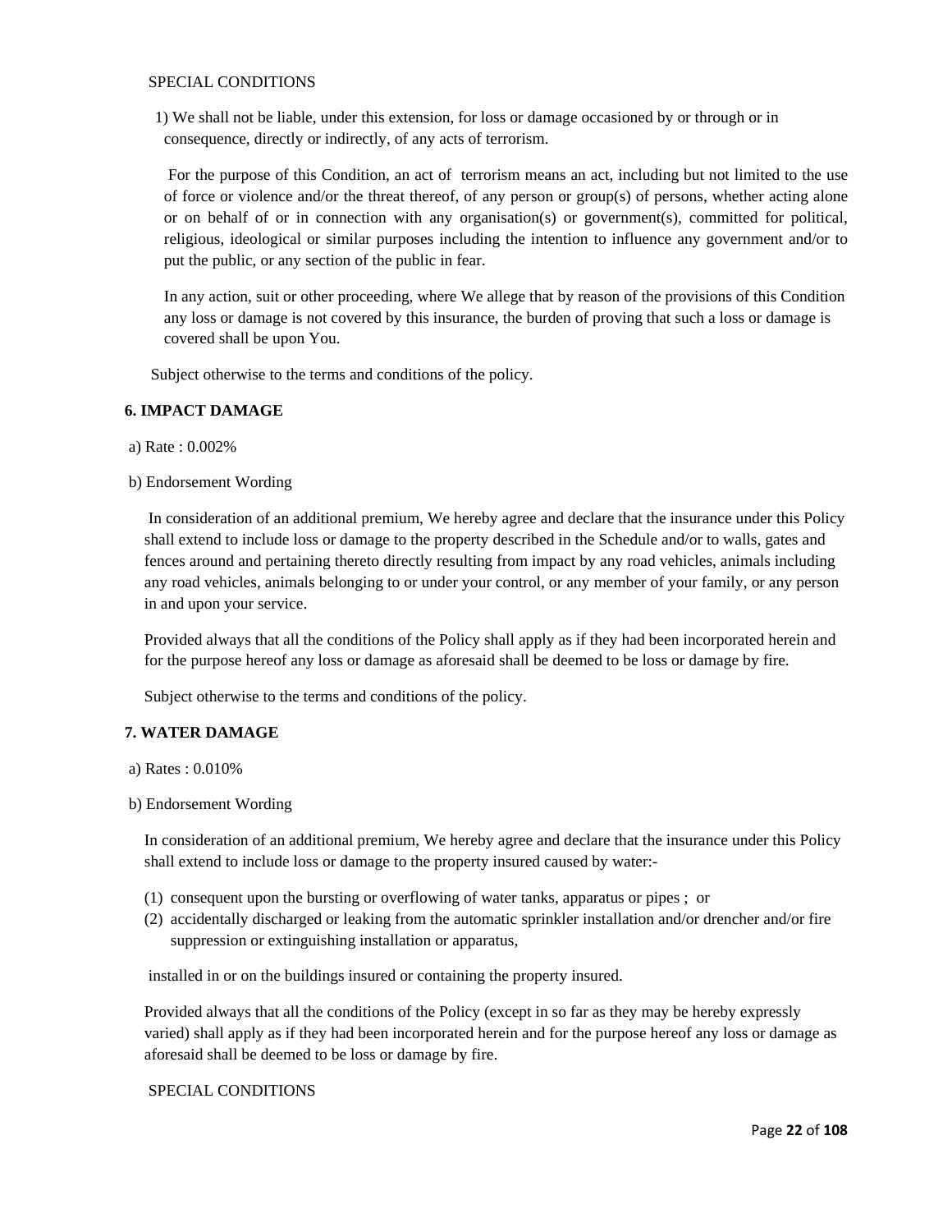SPECIAL CONDITIONS

1) We shall not be liable, under this extension, for loss or damage occasioned by or through or in consequence, directly or indirectly, of any acts of terrorism.

For the purpose of this Condition, an act of terrorism means an act, including but not limited to the use of force or violence and/or the threat thereof, of any person or group(s) of persons, whether acting alone or on behalf of or in connection with any organisation(s) or government(s), committed for political, religious, ideological or similar purposes including the intention to influence any government and/or to put the public, or any section of the public in fear.

In any action, suit or other proceeding, where We allege that by reason of the provisions of this Condition any loss or damage is not covered by this insurance, the burden of proving that such a loss or damage is covered shall be upon You.

Subject otherwise to the terms and conditions of the policy.

**6. IMPACT DAMAGE**

a) Rate : 0.002%

b) Endorsement Wording

In consideration of an additional premium, We hereby agree and declare that the insurance under this Policy shall extend to include loss or damage to the property described in the Schedule and/or to walls, gates and fences around and pertaining thereto directly resulting from impact by any road vehicles, animals including any road vehicles, animals belonging to or under your control, or any member of your family, or any person in and upon your service.

Provided always that all the conditions of the Policy shall apply as if they had been incorporated herein and for the purpose hereof any loss or damage as aforesaid shall be deemed to be loss or damage by fire.

Subject otherwise to the terms and conditions of the policy.

**7. WATER DAMAGE**

a) Rates : 0.010%

b) Endorsement Wording

In consideration of an additional premium, We hereby agree and declare that the insurance under this Policy shall extend to include loss or damage to the property insured caused by water:-

(1) consequent upon the bursting or overflowing of water tanks, apparatus or pipes ; or
(2) accidentally discharged or leaking from the automatic sprinkler installation and/or drencher and/or fire suppression or extinguishing installation or apparatus,

installed in or on the buildings insured or containing the property insured.

Provided always that all the conditions of the Policy (except in so far as they may be hereby expressly varied) shall apply as if they had been incorporated herein and for the purpose hereof any loss or damage as aforesaid shall be deemed to be loss or damage by fire.

SPECIAL CONDITIONS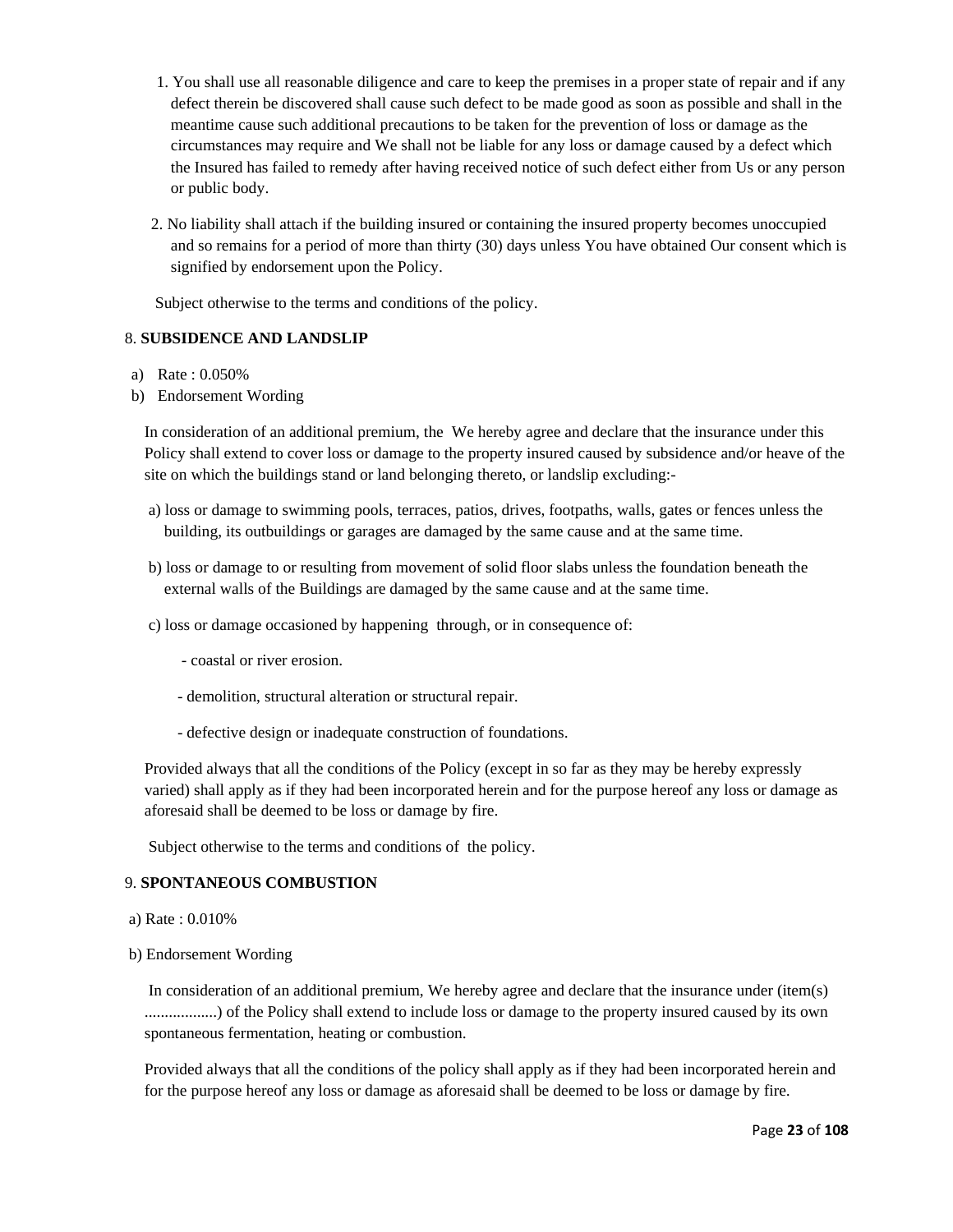1. You shall use all reasonable diligence and care to keep the premises in a proper state of repair and if any defect therein be discovered shall cause such defect to be made good as soon as possible and shall in the meantime cause such additional precautions to be taken for the prevention of loss or damage as the circumstances may require and We shall not be liable for any loss or damage caused by a defect which the Insured has failed to remedy after having received notice of such defect either from Us or any person or public body.

2. No liability shall attach if the building insured or containing the insured property becomes unoccupied and so remains for a period of more than thirty (30) days unless You have obtained Our consent which is signified by endorsement upon the Policy.

Subject otherwise to the terms and conditions of the policy.

8. **SUBSIDENCE AND LANDSLIP**

a) Rate : 0.050%
b) Endorsement Wording

In consideration of an additional premium, the We hereby agree and declare that the insurance under this Policy shall extend to cover loss or damage to the property insured caused by subsidence and/or heave of the site on which the buildings stand or land belonging thereto, or landslip excluding:-

a) loss or damage to swimming pools, terraces, patios, drives, footpaths, walls, gates or fences unless the building, its outbuildings or garages are damaged by the same cause and at the same time.

b) loss or damage to or resulting from movement of solid floor slabs unless the foundation beneath the external walls of the Buildings are damaged by the same cause and at the same time.

c) loss or damage occasioned by happening through, or in consequence of:

- coastal or river erosion.
- demolition, structural alteration or structural repair.
- defective design or inadequate construction of foundations.

Provided always that all the conditions of the Policy (except in so far as they may be hereby expressly varied) shall apply as if they had been incorporated herein and for the purpose hereof any loss or damage as aforesaid shall be deemed to be loss or damage by fire.

Subject otherwise to the terms and conditions of the policy.

9. **SPONTANEOUS COMBUSTION**

a) Rate : 0.010%

b) Endorsement Wording

In consideration of an additional premium, We hereby agree and declare that the insurance under (item(s) ..................) of the Policy shall extend to include loss or damage to the property insured caused by its own spontaneous fermentation, heating or combustion.

Provided always that all the conditions of the policy shall apply as if they had been incorporated herein and for the purpose hereof any loss or damage as aforesaid shall be deemed to be loss or damage by fire.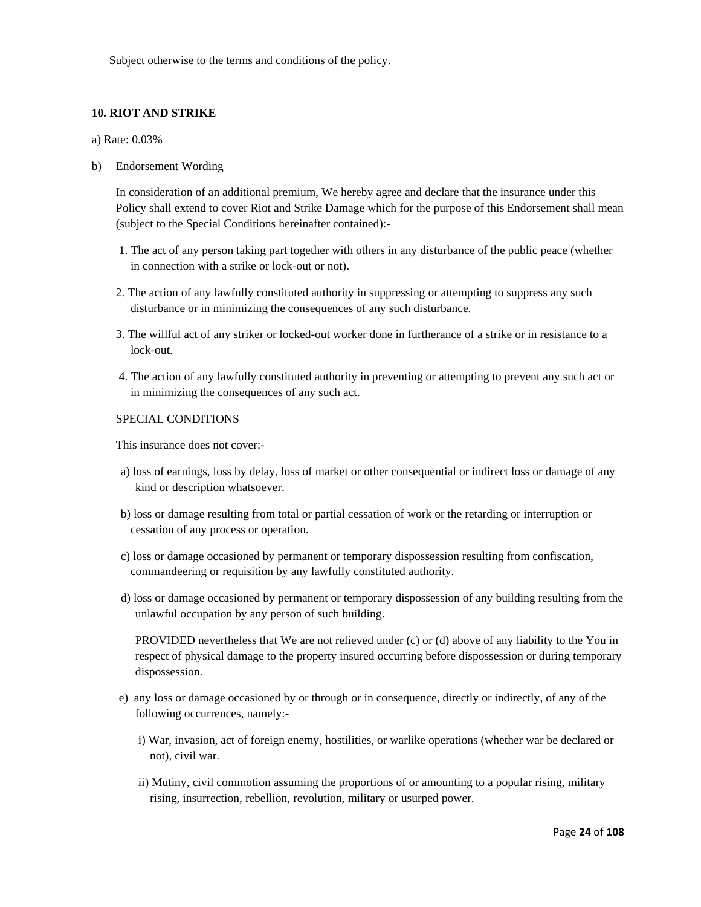Subject otherwise to the terms and conditions of the policy.

### 10. RIOT AND STRIKE

a) Rate: 0.03%

b) Endorsement Wording

In consideration of an additional premium, We hereby agree and declare that the insurance under this Policy shall extend to cover Riot and Strike Damage which for the purpose of this Endorsement shall mean (subject to the Special Conditions hereinafter contained):-

1. The act of any person taking part together with others in any disturbance of the public peace (whether in connection with a strike or lock-out or not).
2. The action of any lawfully constituted authority in suppressing or attempting to suppress any such disturbance or in minimizing the consequences of any such disturbance.
3. The willful act of any striker or locked-out worker done in furtherance of a strike or in resistance to a lock-out.
4. The action of any lawfully constituted authority in preventing or attempting to prevent any such act or in minimizing the consequences of any such act.

SPECIAL CONDITIONS

This insurance does not cover:-

a) loss of earnings, loss by delay, loss of market or other consequential or indirect loss or damage of any kind or description whatsoever.

b) loss or damage resulting from total or partial cessation of work or the retarding or interruption or cessation of any process or operation.

c) loss or damage occasioned by permanent or temporary dispossession resulting from confiscation, commandeering or requisition by any lawfully constituted authority.

d) loss or damage occasioned by permanent or temporary dispossession of any building resulting from the unlawful occupation by any person of such building.

PROVIDED nevertheless that We are not relieved under (c) or (d) above of any liability to the You in respect of physical damage to the property insured occurring before dispossession or during temporary dispossession.

e) any loss or damage occasioned by or through or in consequence, directly or indirectly, of any of the following occurrences, namely:-

i) War, invasion, act of foreign enemy, hostilities, or warlike operations (whether war be declared or not), civil war.

ii) Mutiny, civil commotion assuming the proportions of or amounting to a popular rising, military rising, insurrection, rebellion, revolution, military or usurped power.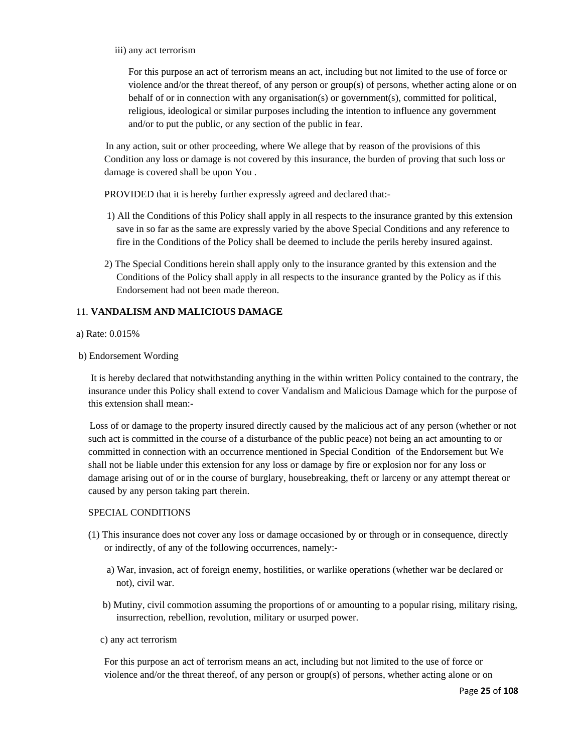iii) any act terrorism

For this purpose an act of terrorism means an act, including but not limited to the use of force or violence and/or the threat thereof, of any person or group(s) of persons, whether acting alone or on behalf of or in connection with any organisation(s) or government(s), committed for political, religious, ideological or similar purposes including the intention to influence any government and/or to put the public, or any section of the public in fear.

In any action, suit or other proceeding, where We allege that by reason of the provisions of this Condition any loss or damage is not covered by this insurance, the burden of proving that such loss or damage is covered shall be upon You .

PROVIDED that it is hereby further expressly agreed and declared that:-

1) All the Conditions of this Policy shall apply in all respects to the insurance granted by this extension save in so far as the same are expressly varied by the above Special Conditions and any reference to fire in the Conditions of the Policy shall be deemed to include the perils hereby insured against.

2) The Special Conditions herein shall apply only to the insurance granted by this extension and the Conditions of the Policy shall apply in all respects to the insurance granted by the Policy as if this Endorsement had not been made thereon.

11. **VANDALISM AND MALICIOUS DAMAGE**

a) Rate: 0.015%

b) Endorsement Wording

It is hereby declared that notwithstanding anything in the within written Policy contained to the contrary, the insurance under this Policy shall extend to cover Vandalism and Malicious Damage which for the purpose of this extension shall mean:-

Loss of or damage to the property insured directly caused by the malicious act of any person (whether or not such act is committed in the course of a disturbance of the public peace) not being an act amounting to or committed in connection with an occurrence mentioned in Special Condition of the Endorsement but We shall not be liable under this extension for any loss or damage by fire or explosion nor for any loss or damage arising out of or in the course of burglary, housebreaking, theft or larceny or any attempt thereat or caused by any person taking part therein.

SPECIAL CONDITIONS

(1) This insurance does not cover any loss or damage occasioned by or through or in consequence, directly or indirectly, of any of the following occurrences, namely:-

a) War, invasion, act of foreign enemy, hostilities, or warlike operations (whether war be declared or not), civil war.

b) Mutiny, civil commotion assuming the proportions of or amounting to a popular rising, military rising, insurrection, rebellion, revolution, military or usurped power.

c) any act terrorism

For this purpose an act of terrorism means an act, including but not limited to the use of force or violence and/or the threat thereof, of any person or group(s) of persons, whether acting alone or on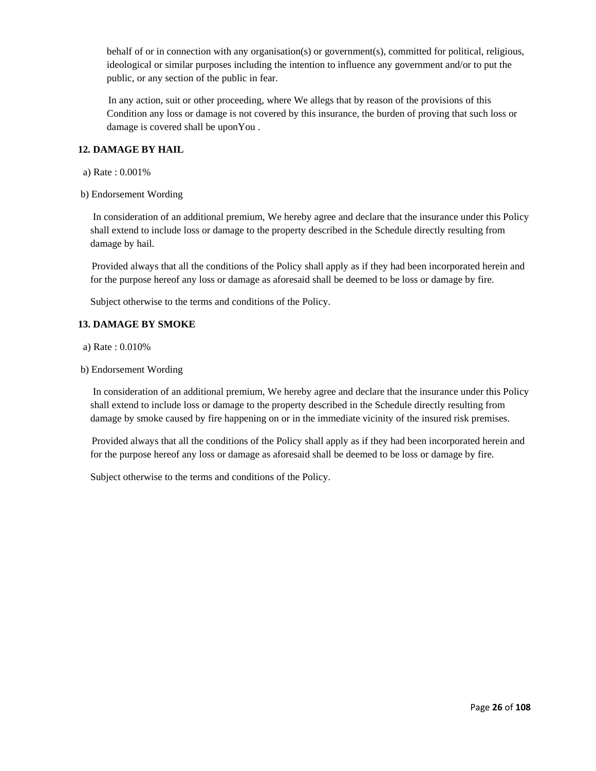behalf of or in connection with any organisation(s) or government(s), committed for political, religious, ideological or similar purposes including the intention to influence any government and/or to put the public, or any section of the public in fear.

In any action, suit or other proceeding, where We allegs that by reason of the provisions of this Condition any loss or damage is not covered by this insurance, the burden of proving that such loss or damage is covered shall be uponYou .

**12. DAMAGE BY HAIL**

a) Rate : 0.001%

b) Endorsement Wording

In consideration of an additional premium, We hereby agree and declare that the insurance under this Policy shall extend to include loss or damage to the property described in the Schedule directly resulting from damage by hail.

Provided always that all the conditions of the Policy shall apply as if they had been incorporated herein and for the purpose hereof any loss or damage as aforesaid shall be deemed to be loss or damage by fire.

Subject otherwise to the terms and conditions of the Policy.

**13. DAMAGE BY SMOKE**

a) Rate : 0.010%

b) Endorsement Wording

In consideration of an additional premium, We hereby agree and declare that the insurance under this Policy shall extend to include loss or damage to the property described in the Schedule directly resulting from damage by smoke caused by fire happening on or in the immediate vicinity of the insured risk premises.

Provided always that all the conditions of the Policy shall apply as if they had been incorporated herein and for the purpose hereof any loss or damage as aforesaid shall be deemed to be loss or damage by fire.

Subject otherwise to the terms and conditions of the Policy.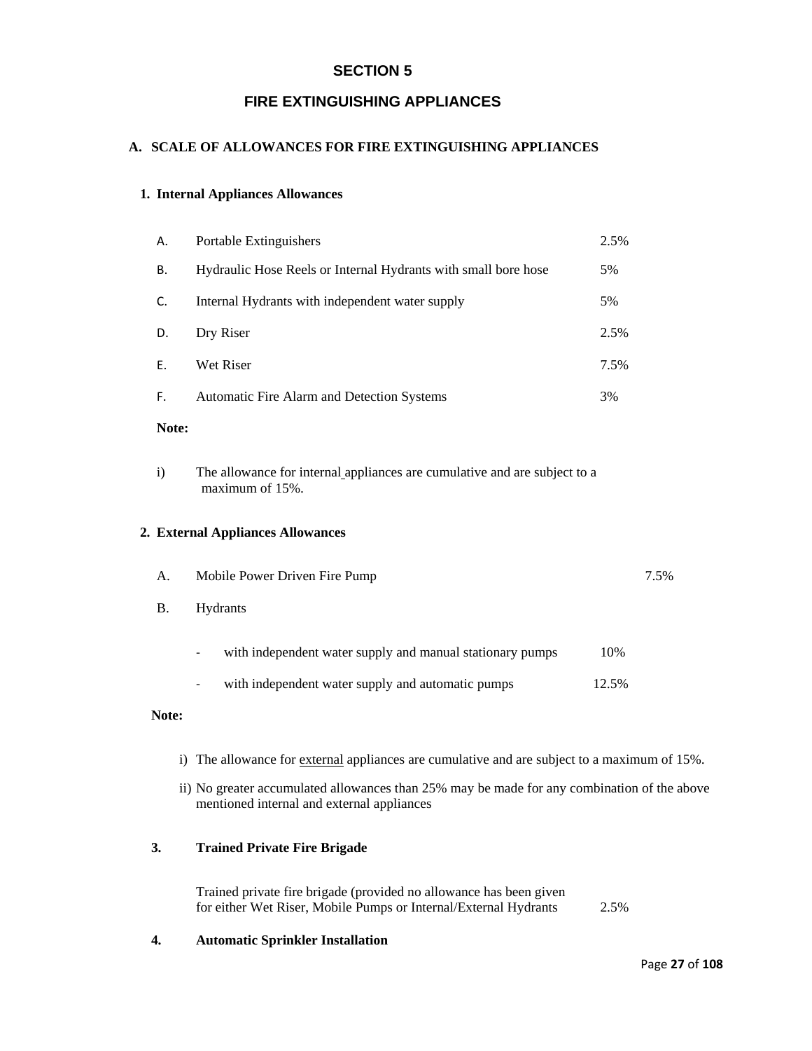# SECTION 5

## FIRE EXTINGUISHING APPLIANCES

### A. SCALE OF ALLOWANCES FOR FIRE EXTINGUISHING APPLIANCES

#### 1. Internal Appliances Allowances

| | | |
|---|---|---|
| A. | Portable Extinguishers | 2.5% |
| B. | Hydraulic Hose Reels or Internal Hydrants with small bore hose | 5% |
| C. | Internal Hydrants with independent water supply | 5% |
| D. | Dry Riser | 2.5% |
| E. | Wet Riser | 7.5% |
| F. | Automatic Fire Alarm and Detection Systems | 3% |

**Note:**

i) The allowance for internal appliances are cumulative and are subject to a maximum of 15%.

#### 2. External Appliances Allowances

| | | |
|---|---|---|
| A. | Mobile Power Driven Fire Pump | 7.5% |
| B. | Hydrants | |
| | - with independent water supply and manual stationary pumps | 10% |
| | - with independent water supply and automatic pumps | 12.5% |

**Note:**

i) The allowance for <u>external</u> appliances are cumulative and are subject to a maximum of 15%.

ii) No greater accumulated allowances than 25% may be made for any combination of the above mentioned internal and external appliances

#### 3. Trained Private Fire Brigade

Trained private fire brigade (provided no allowance has been given for either Wet Riser, Mobile Pumps or Internal/External Hydrants 2.5%

#### 4. Automatic Sprinkler Installation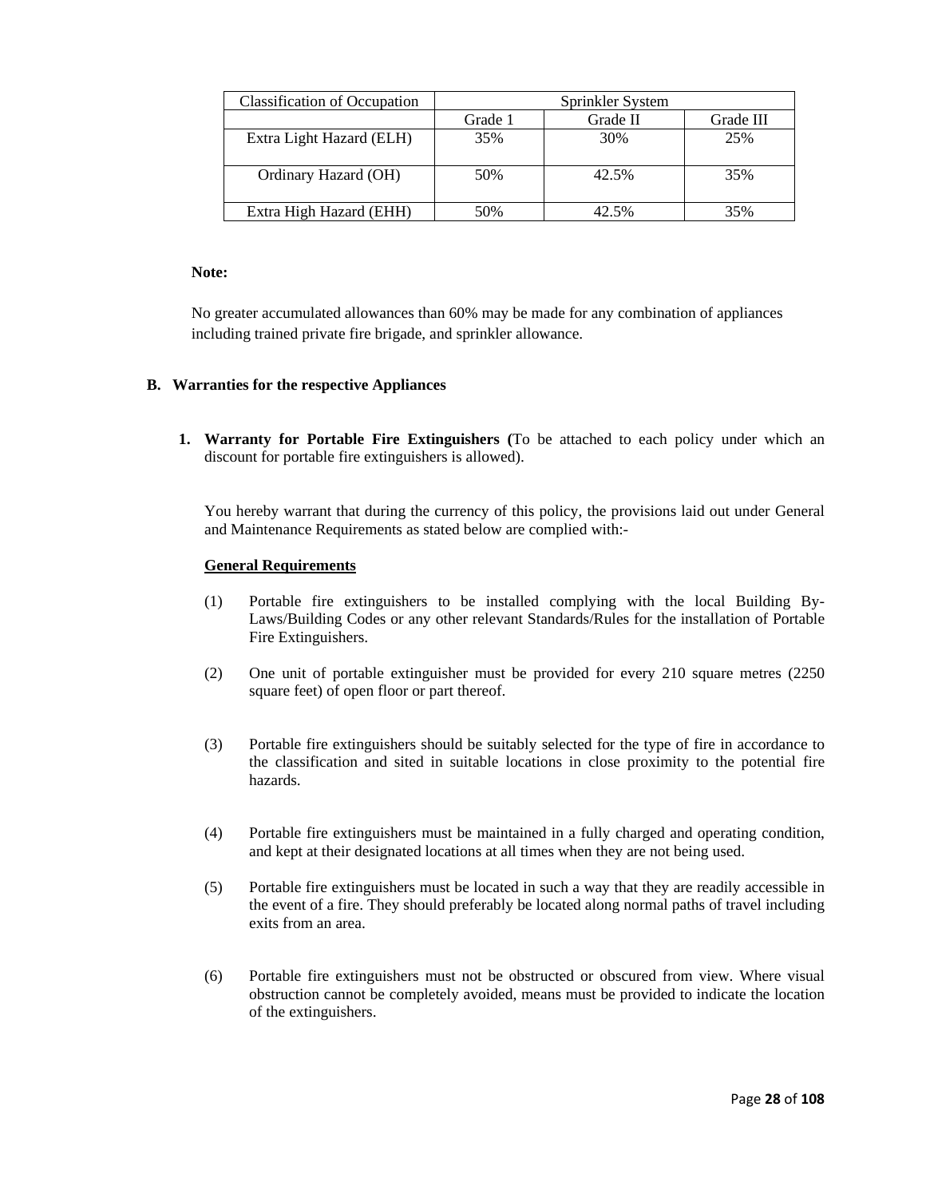| Classification of Occupation | Sprinkler System | | |
|---|---|---|---|
| | Grade 1 | Grade II | Grade III |
| Extra Light Hazard (ELH) | 35% | 30% | 25% |
| Ordinary Hazard (OH) | 50% | 42.5% | 35% |
| Extra High Hazard (EHH) | 50% | 42.5% | 35% |

**Note:**

No greater accumulated allowances than 60% may be made for any combination of appliances including trained private fire brigade, and sprinkler allowance.

**B. Warranties for the respective Appliances**

1. **Warranty for Portable Fire Extinguishers (**To be attached to each policy under which an discount for portable fire extinguishers is allowed).

   You hereby warrant that during the currency of this policy, the provisions laid out under General and Maintenance Requirements as stated below are complied with:-

   **General Requirements**

   (1) Portable fire extinguishers to be installed complying with the local Building By-Laws/Building Codes or any other relevant Standards/Rules for the installation of Portable Fire Extinguishers.

   (2) One unit of portable extinguisher must be provided for every 210 square metres (2250 square feet) of open floor or part thereof.

   (3) Portable fire extinguishers should be suitably selected for the type of fire in accordance to the classification and sited in suitable locations in close proximity to the potential fire hazards.

   (4) Portable fire extinguishers must be maintained in a fully charged and operating condition, and kept at their designated locations at all times when they are not being used.

   (5) Portable fire extinguishers must be located in such a way that they are readily accessible in the event of a fire. They should preferably be located along normal paths of travel including exits from an area.

   (6) Portable fire extinguishers must not be obstructed or obscured from view. Where visual obstruction cannot be completely avoided, means must be provided to indicate the location of the extinguishers.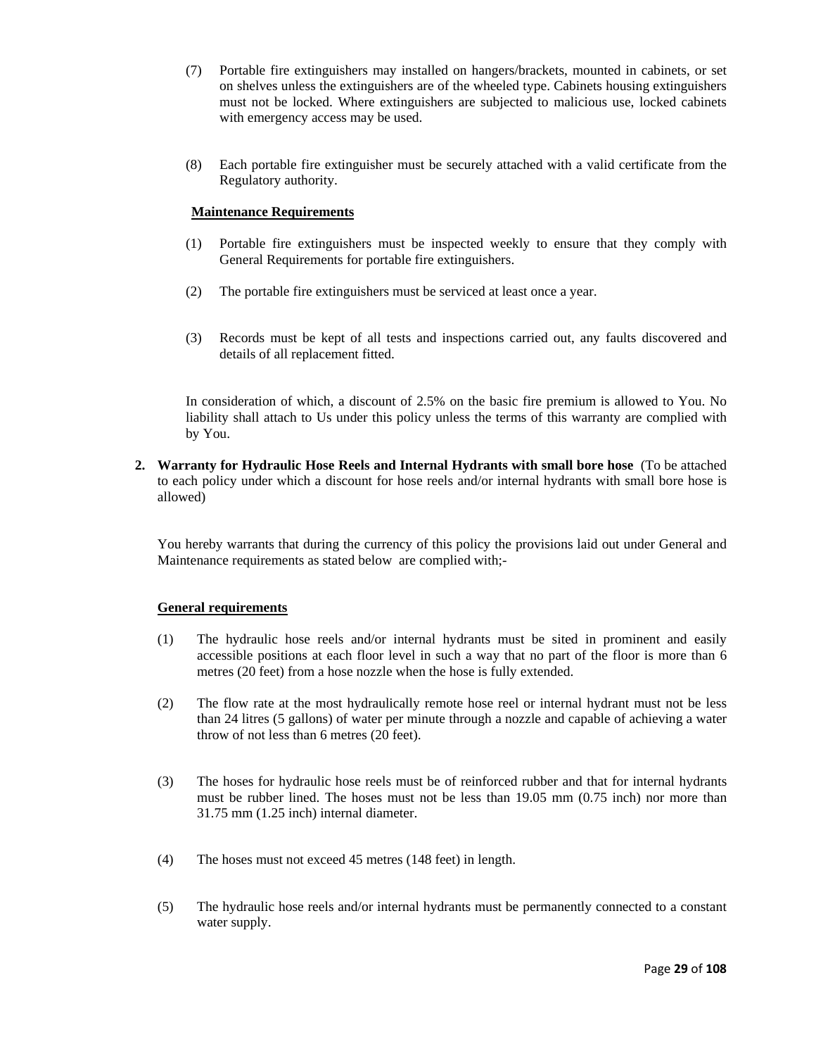(7) Portable fire extinguishers may installed on hangers/brackets, mounted in cabinets, or set on shelves unless the extinguishers are of the wheeled type. Cabinets housing extinguishers must not be locked. Where extinguishers are subjected to malicious use, locked cabinets with emergency access may be used.

(8) Each portable fire extinguisher must be securely attached with a valid certificate from the Regulatory authority.

**Maintenance Requirements**

(1) Portable fire extinguishers must be inspected weekly to ensure that they comply with General Requirements for portable fire extinguishers.

(2) The portable fire extinguishers must be serviced at least once a year.

(3) Records must be kept of all tests and inspections carried out, any faults discovered and details of all replacement fitted.

In consideration of which, a discount of 2.5% on the basic fire premium is allowed to You. No liability shall attach to Us under this policy unless the terms of this warranty are complied with by You.

**2. Warranty for Hydraulic Hose Reels and Internal Hydrants with small bore hose** (To be attached to each policy under which a discount for hose reels and/or internal hydrants with small bore hose is allowed)

You hereby warrants that during the currency of this policy the provisions laid out under General and Maintenance requirements as stated below are complied with;-

**General requirements**

(1) The hydraulic hose reels and/or internal hydrants must be sited in prominent and easily accessible positions at each floor level in such a way that no part of the floor is more than 6 metres (20 feet) from a hose nozzle when the hose is fully extended.

(2) The flow rate at the most hydraulically remote hose reel or internal hydrant must not be less than 24 litres (5 gallons) of water per minute through a nozzle and capable of achieving a water throw of not less than 6 metres (20 feet).

(3) The hoses for hydraulic hose reels must be of reinforced rubber and that for internal hydrants must be rubber lined. The hoses must not be less than 19.05 mm (0.75 inch) nor more than 31.75 mm (1.25 inch) internal diameter.

(4) The hoses must not exceed 45 metres (148 feet) in length.

(5) The hydraulic hose reels and/or internal hydrants must be permanently connected to a constant water supply.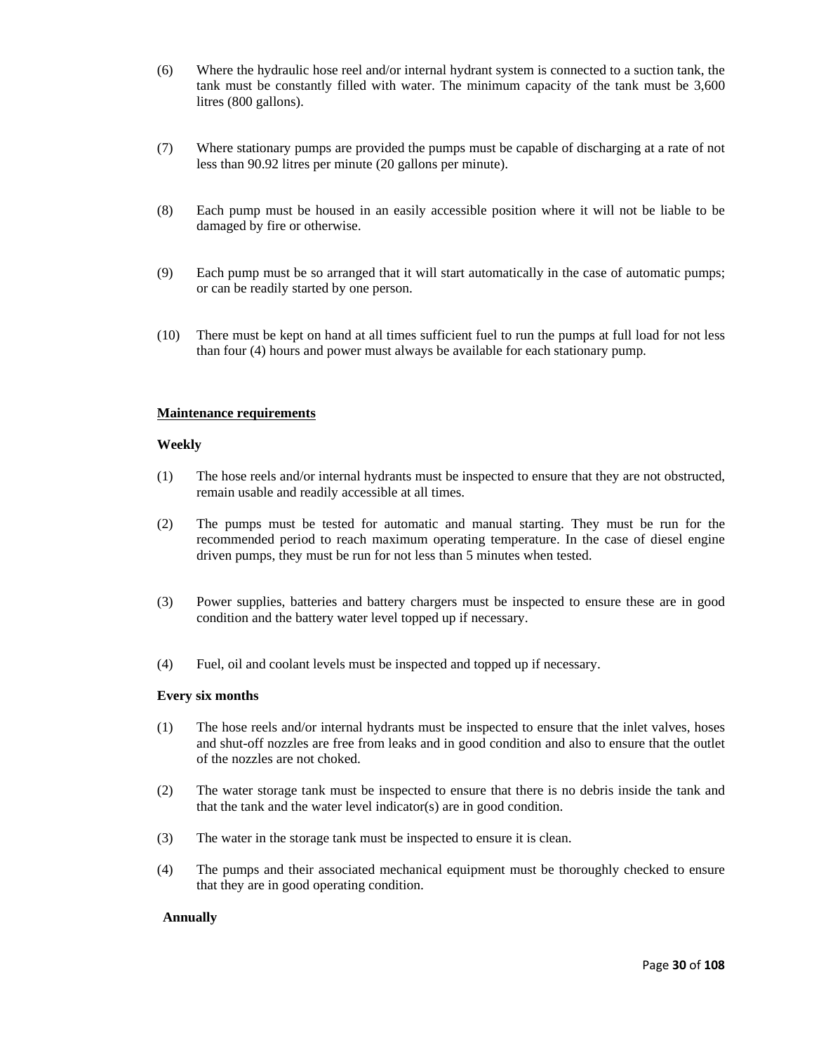(6) Where the hydraulic hose reel and/or internal hydrant system is connected to a suction tank, the tank must be constantly filled with water. The minimum capacity of the tank must be 3,600 litres (800 gallons).

(7) Where stationary pumps are provided the pumps must be capable of discharging at a rate of not less than 90.92 litres per minute (20 gallons per minute).

(8) Each pump must be housed in an easily accessible position where it will not be liable to be damaged by fire or otherwise.

(9) Each pump must be so arranged that it will start automatically in the case of automatic pumps; or can be readily started by one person.

(10) There must be kept on hand at all times sufficient fuel to run the pumps at full load for not less than four (4) hours and power must always be available for each stationary pump.

<u>**Maintenance requirements**</u>

**Weekly**

(1) The hose reels and/or internal hydrants must be inspected to ensure that they are not obstructed, remain usable and readily accessible at all times.

(2) The pumps must be tested for automatic and manual starting. They must be run for the recommended period to reach maximum operating temperature. In the case of diesel engine driven pumps, they must be run for not less than 5 minutes when tested.

(3) Power supplies, batteries and battery chargers must be inspected to ensure these are in good condition and the battery water level topped up if necessary.

(4) Fuel, oil and coolant levels must be inspected and topped up if necessary.

**Every six months**

(1) The hose reels and/or internal hydrants must be inspected to ensure that the inlet valves, hoses and shut-off nozzles are free from leaks and in good condition and also to ensure that the outlet of the nozzles are not choked.

(2) The water storage tank must be inspected to ensure that there is no debris inside the tank and that the tank and the water level indicator(s) are in good condition.

(3) The water in the storage tank must be inspected to ensure it is clean.

(4) The pumps and their associated mechanical equipment must be thoroughly checked to ensure that they are in good operating condition.

**Annually**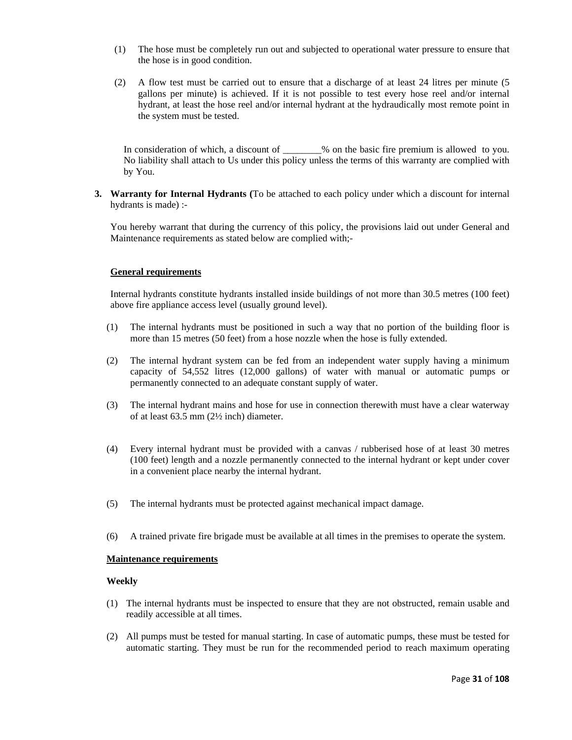(1) The hose must be completely run out and subjected to operational water pressure to ensure that the hose is in good condition.

(2) A flow test must be carried out to ensure that a discharge of at least 24 litres per minute (5 gallons per minute) is achieved. If it is not possible to test every hose reel and/or internal hydrant, at least the hose reel and/or internal hydrant at the hydraudically most remote point in the system must be tested.

In consideration of which, a discount of ________% on the basic fire premium is allowed to you. No liability shall attach to Us under this policy unless the terms of this warranty are complied with by You.

**3. Warranty for Internal Hydrants (**To be attached to each policy under which a discount for internal hydrants is made) :-

You hereby warrant that during the currency of this policy, the provisions laid out under General and Maintenance requirements as stated below are complied with;-

**General requirements**

Internal hydrants constitute hydrants installed inside buildings of not more than 30.5 metres (100 feet) above fire appliance access level (usually ground level).

(1) The internal hydrants must be positioned in such a way that no portion of the building floor is more than 15 metres (50 feet) from a hose nozzle when the hose is fully extended.

(2) The internal hydrant system can be fed from an independent water supply having a minimum capacity of 54,552 litres (12,000 gallons) of water with manual or automatic pumps or permanently connected to an adequate constant supply of water.

(3) The internal hydrant mains and hose for use in connection therewith must have a clear waterway of at least 63.5 mm (2½ inch) diameter.

(4) Every internal hydrant must be provided with a canvas / rubberised hose of at least 30 metres (100 feet) length and a nozzle permanently connected to the internal hydrant or kept under cover in a convenient place nearby the internal hydrant.

(5) The internal hydrants must be protected against mechanical impact damage.

(6) A trained private fire brigade must be available at all times in the premises to operate the system.

**Maintenance requirements**

**Weekly**

(1) The internal hydrants must be inspected to ensure that they are not obstructed, remain usable and readily accessible at all times.

(2) All pumps must be tested for manual starting. In case of automatic pumps, these must be tested for automatic starting. They must be run for the recommended period to reach maximum operating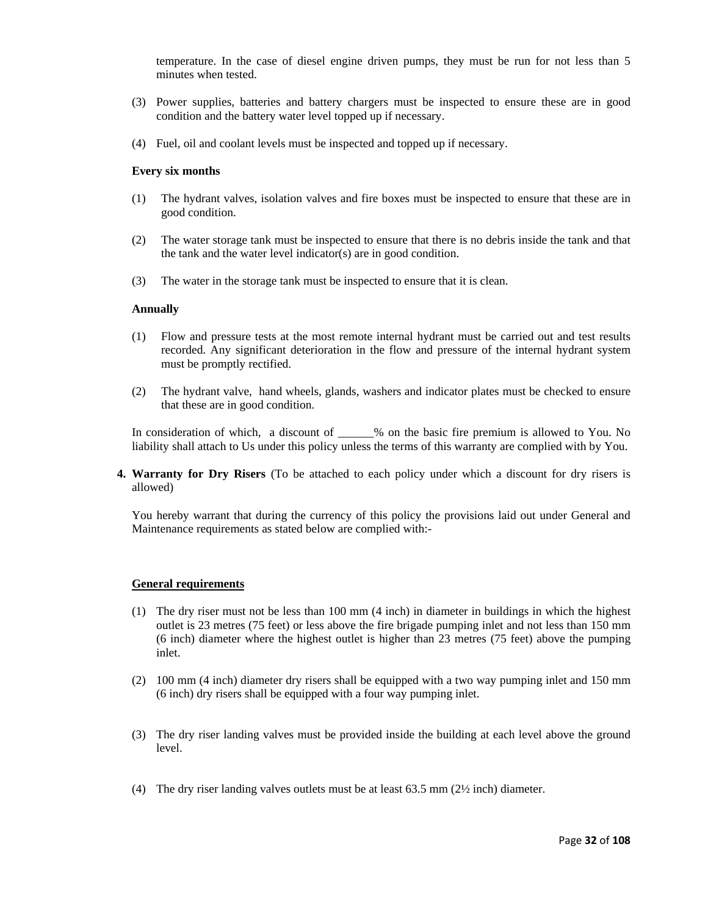temperature. In the case of diesel engine driven pumps, they must be run for not less than 5 minutes when tested.

(3) Power supplies, batteries and battery chargers must be inspected to ensure these are in good condition and the battery water level topped up if necessary.

(4) Fuel, oil and coolant levels must be inspected and topped up if necessary.

**Every six months**

(1) The hydrant valves, isolation valves and fire boxes must be inspected to ensure that these are in good condition.

(2) The water storage tank must be inspected to ensure that there is no debris inside the tank and that the tank and the water level indicator(s) are in good condition.

(3) The water in the storage tank must be inspected to ensure that it is clean.

**Annually**

(1) Flow and pressure tests at the most remote internal hydrant must be carried out and test results recorded. Any significant deterioration in the flow and pressure of the internal hydrant system must be promptly rectified.

(2) The hydrant valve, hand wheels, glands, washers and indicator plates must be checked to ensure that these are in good condition.

In consideration of which, a discount of ______% on the basic fire premium is allowed to You. No liability shall attach to Us under this policy unless the terms of this warranty are complied with by You.

4. **Warranty for Dry Risers** (To be attached to each policy under which a discount for dry risers is allowed)

You hereby warrant that during the currency of this policy the provisions laid out under General and Maintenance requirements as stated below are complied with:-

**General requirements**

(1) The dry riser must not be less than 100 mm (4 inch) in diameter in buildings in which the highest outlet is 23 metres (75 feet) or less above the fire brigade pumping inlet and not less than 150 mm (6 inch) diameter where the highest outlet is higher than 23 metres (75 feet) above the pumping inlet.

(2) 100 mm (4 inch) diameter dry risers shall be equipped with a two way pumping inlet and 150 mm (6 inch) dry risers shall be equipped with a four way pumping inlet.

(3) The dry riser landing valves must be provided inside the building at each level above the ground level.

(4) The dry riser landing valves outlets must be at least 63.5 mm (2½ inch) diameter.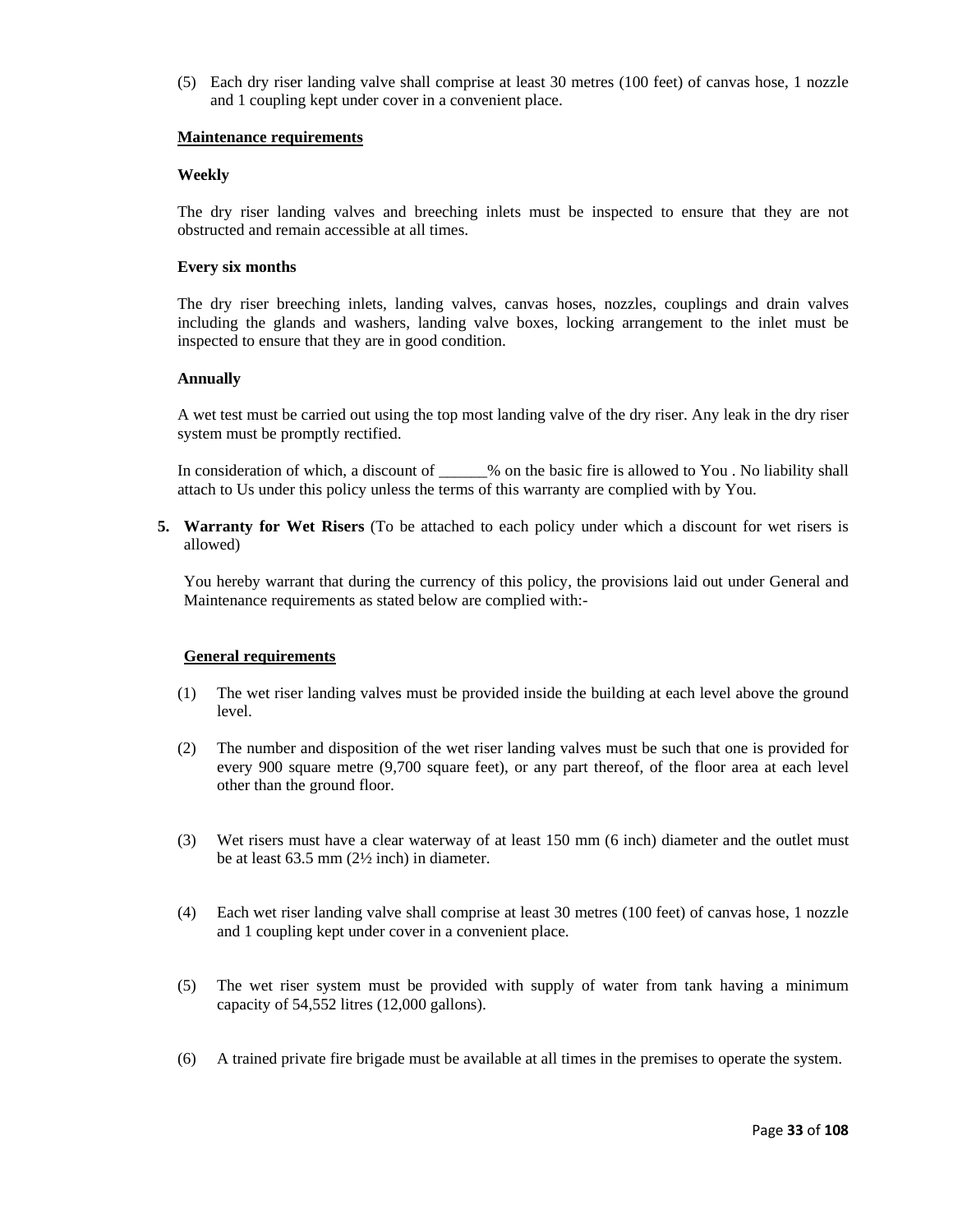(5) Each dry riser landing valve shall comprise at least 30 metres (100 feet) of canvas hose, 1 nozzle and 1 coupling kept under cover in a convenient place.

**Maintenance requirements**

**Weekly**

The dry riser landing valves and breeching inlets must be inspected to ensure that they are not obstructed and remain accessible at all times.

**Every six months**

The dry riser breeching inlets, landing valves, canvas hoses, nozzles, couplings and drain valves including the glands and washers, landing valve boxes, locking arrangement to the inlet must be inspected to ensure that they are in good condition.

**Annually**

A wet test must be carried out using the top most landing valve of the dry riser. Any leak in the dry riser system must be promptly rectified.

In consideration of which, a discount of ______% on the basic fire is allowed to You . No liability shall attach to Us under this policy unless the terms of this warranty are complied with by You.

5. **Warranty for Wet Risers** (To be attached to each policy under which a discount for wet risers is allowed)

You hereby warrant that during the currency of this policy, the provisions laid out under General and Maintenance requirements as stated below are complied with:-

**General requirements**

(1) The wet riser landing valves must be provided inside the building at each level above the ground level.

(2) The number and disposition of the wet riser landing valves must be such that one is provided for every 900 square metre (9,700 square feet), or any part thereof, of the floor area at each level other than the ground floor.

(3) Wet risers must have a clear waterway of at least 150 mm (6 inch) diameter and the outlet must be at least 63.5 mm (2½ inch) in diameter.

(4) Each wet riser landing valve shall comprise at least 30 metres (100 feet) of canvas hose, 1 nozzle and 1 coupling kept under cover in a convenient place.

(5) The wet riser system must be provided with supply of water from tank having a minimum capacity of 54,552 litres (12,000 gallons).

(6) A trained private fire brigade must be available at all times in the premises to operate the system.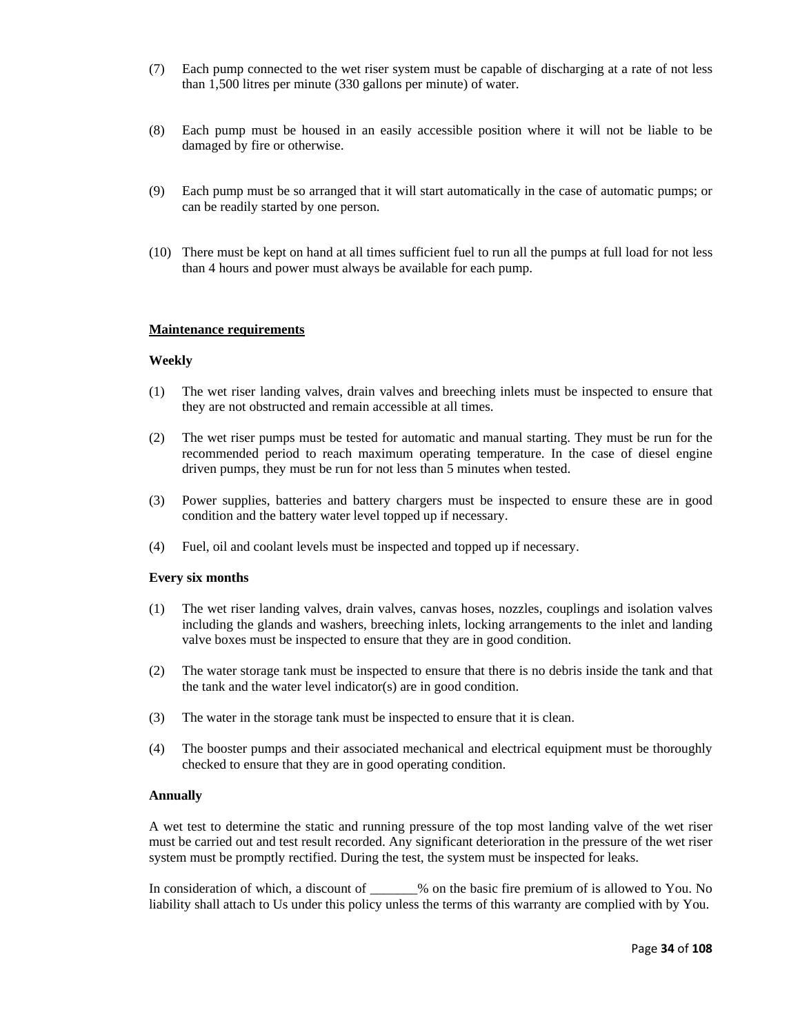(7) Each pump connected to the wet riser system must be capable of discharging at a rate of not less than 1,500 litres per minute (330 gallons per minute) of water.

(8) Each pump must be housed in an easily accessible position where it will not be liable to be damaged by fire or otherwise.

(9) Each pump must be so arranged that it will start automatically in the case of automatic pumps; or can be readily started by one person.

(10) There must be kept on hand at all times sufficient fuel to run all the pumps at full load for not less than 4 hours and power must always be available for each pump.

**Maintenance requirements**

**Weekly**

(1) The wet riser landing valves, drain valves and breeching inlets must be inspected to ensure that they are not obstructed and remain accessible at all times.

(2) The wet riser pumps must be tested for automatic and manual starting. They must be run for the recommended period to reach maximum operating temperature. In the case of diesel engine driven pumps, they must be run for not less than 5 minutes when tested.

(3) Power supplies, batteries and battery chargers must be inspected to ensure these are in good condition and the battery water level topped up if necessary.

(4) Fuel, oil and coolant levels must be inspected and topped up if necessary.

**Every six months**

(1) The wet riser landing valves, drain valves, canvas hoses, nozzles, couplings and isolation valves including the glands and washers, breeching inlets, locking arrangements to the inlet and landing valve boxes must be inspected to ensure that they are in good condition.

(2) The water storage tank must be inspected to ensure that there is no debris inside the tank and that the tank and the water level indicator(s) are in good condition.

(3) The water in the storage tank must be inspected to ensure that it is clean.

(4) The booster pumps and their associated mechanical and electrical equipment must be thoroughly checked to ensure that they are in good operating condition.

**Annually**

A wet test to determine the static and running pressure of the top most landing valve of the wet riser must be carried out and test result recorded. Any significant deterioration in the pressure of the wet riser system must be promptly rectified. During the test, the system must be inspected for leaks.

In consideration of which, a discount of _______% on the basic fire premium of is allowed to You. No liability shall attach to Us under this policy unless the terms of this warranty are complied with by You.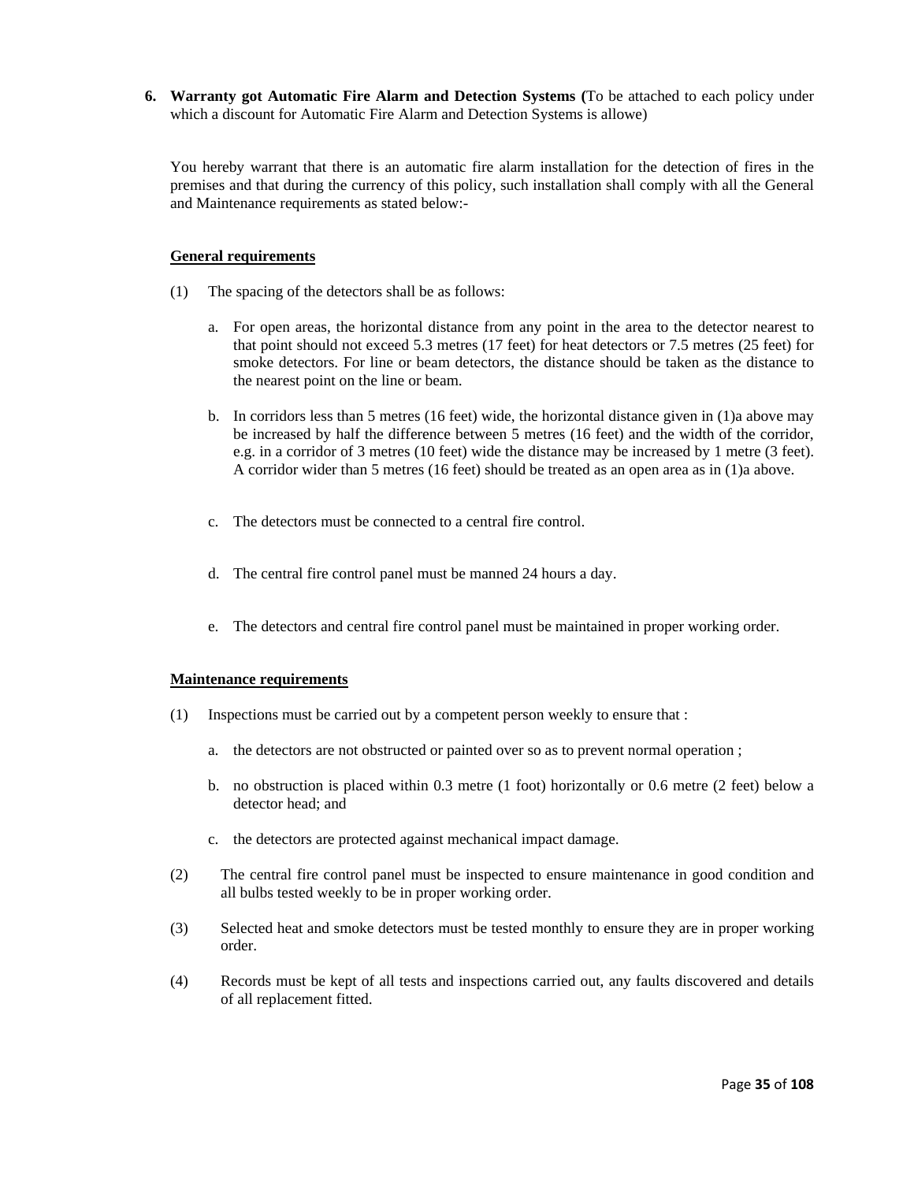**6. Warranty got Automatic Fire Alarm and Detection Systems (**To be attached to each policy under which a discount for Automatic Fire Alarm and Detection Systems is allowe)

You hereby warrant that there is an automatic fire alarm installation for the detection of fires in the premises and that during the currency of this policy, such installation shall comply with all the General and Maintenance requirements as stated below:-

<u>**General requirements**</u>

(1) The spacing of the detectors shall be as follows:

a. For open areas, the horizontal distance from any point in the area to the detector nearest to that point should not exceed 5.3 metres (17 feet) for heat detectors or 7.5 metres (25 feet) for smoke detectors. For line or beam detectors, the distance should be taken as the distance to the nearest point on the line or beam.

b. In corridors less than 5 metres (16 feet) wide, the horizontal distance given in (1)a above may be increased by half the difference between 5 metres (16 feet) and the width of the corridor, e.g. in a corridor of 3 metres (10 feet) wide the distance may be increased by 1 metre (3 feet). A corridor wider than 5 metres (16 feet) should be treated as an open area as in (1)a above.

c. The detectors must be connected to a central fire control.

d. The central fire control panel must be manned 24 hours a day.

e. The detectors and central fire control panel must be maintained in proper working order.

<u>**Maintenance requirements**</u>

(1) Inspections must be carried out by a competent person weekly to ensure that :

a. the detectors are not obstructed or painted over so as to prevent normal operation ;

b. no obstruction is placed within 0.3 metre (1 foot) horizontally or 0.6 metre (2 feet) below a detector head; and

c. the detectors are protected against mechanical impact damage.

(2) The central fire control panel must be inspected to ensure maintenance in good condition and all bulbs tested weekly to be in proper working order.

(3) Selected heat and smoke detectors must be tested monthly to ensure they are in proper working order.

(4) Records must be kept of all tests and inspections carried out, any faults discovered and details of all replacement fitted.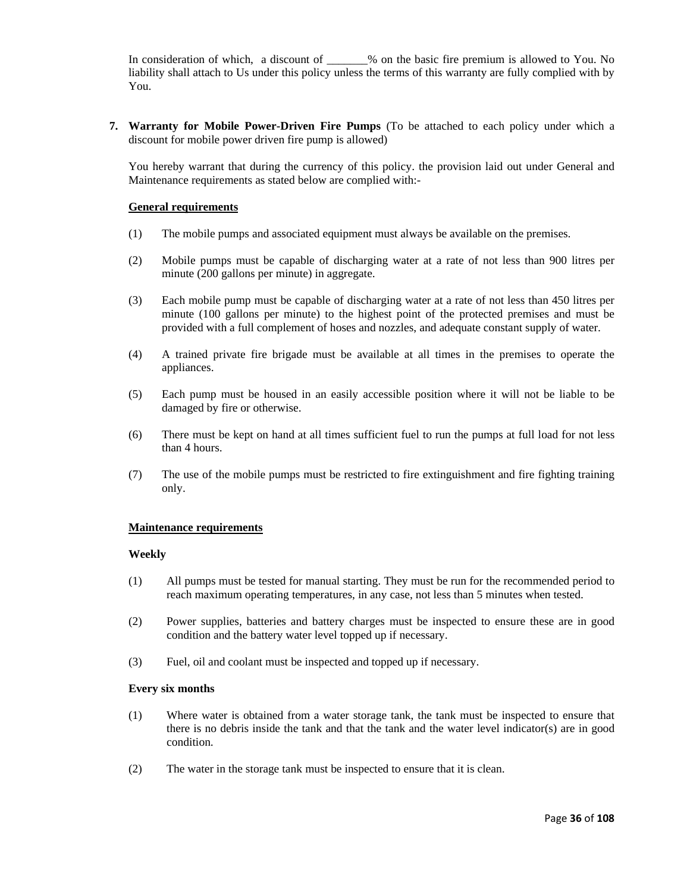In consideration of which, a discount of _______% on the basic fire premium is allowed to You. No liability shall attach to Us under this policy unless the terms of this warranty are fully complied with by You.

7. **Warranty for Mobile Power-Driven Fire Pumps** (To be attached to each policy under which a discount for mobile power driven fire pump is allowed)

   You hereby warrant that during the currency of this policy. the provision laid out under General and Maintenance requirements as stated below are complied with:-

   **General requirements**

   (1) The mobile pumps and associated equipment must always be available on the premises.

   (2) Mobile pumps must be capable of discharging water at a rate of not less than 900 litres per minute (200 gallons per minute) in aggregate.

   (3) Each mobile pump must be capable of discharging water at a rate of not less than 450 litres per minute (100 gallons per minute) to the highest point of the protected premises and must be provided with a full complement of hoses and nozzles, and adequate constant supply of water.

   (4) A trained private fire brigade must be available at all times in the premises to operate the appliances.

   (5) Each pump must be housed in an easily accessible position where it will not be liable to be damaged by fire or otherwise.

   (6) There must be kept on hand at all times sufficient fuel to run the pumps at full load for not less than 4 hours.

   (7) The use of the mobile pumps must be restricted to fire extinguishment and fire fighting training only.

   **Maintenance requirements**

   **Weekly**

   (1) All pumps must be tested for manual starting. They must be run for the recommended period to reach maximum operating temperatures, in any case, not less than 5 minutes when tested.

   (2) Power supplies, batteries and battery charges must be inspected to ensure these are in good condition and the battery water level topped up if necessary.

   (3) Fuel, oil and coolant must be inspected and topped up if necessary.

   **Every six months**

   (1) Where water is obtained from a water storage tank, the tank must be inspected to ensure that there is no debris inside the tank and that the tank and the water level indicator(s) are in good condition.

   (2) The water in the storage tank must be inspected to ensure that it is clean.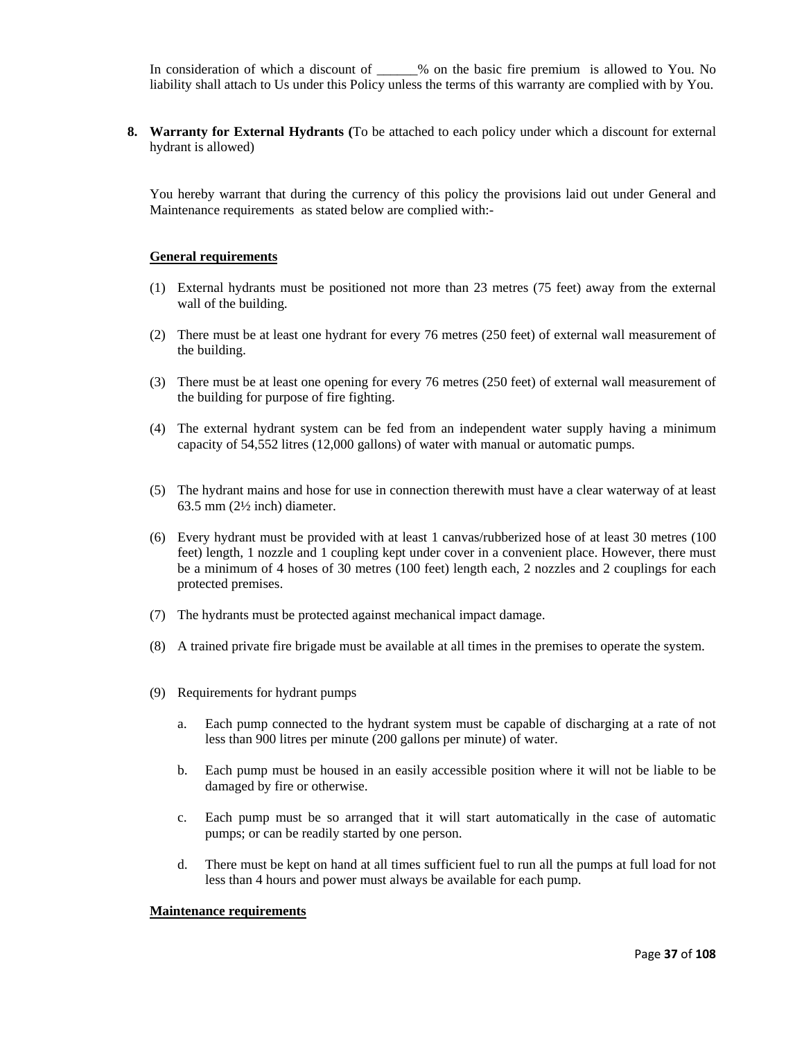In consideration of which a discount of ______% on the basic fire premium is allowed to You. No liability shall attach to Us under this Policy unless the terms of this warranty are complied with by You.

**8. Warranty for External Hydrants (**To be attached to each policy under which a discount for external hydrant is allowed)

You hereby warrant that during the currency of this policy the provisions laid out under General and Maintenance requirements as stated below are complied with:-

**General requirements**

(1) External hydrants must be positioned not more than 23 metres (75 feet) away from the external wall of the building.

(2) There must be at least one hydrant for every 76 metres (250 feet) of external wall measurement of the building.

(3) There must be at least one opening for every 76 metres (250 feet) of external wall measurement of the building for purpose of fire fighting.

(4) The external hydrant system can be fed from an independent water supply having a minimum capacity of 54,552 litres (12,000 gallons) of water with manual or automatic pumps.

(5) The hydrant mains and hose for use in connection therewith must have a clear waterway of at least 63.5 mm (2½ inch) diameter.

(6) Every hydrant must be provided with at least 1 canvas/rubberized hose of at least 30 metres (100 feet) length, 1 nozzle and 1 coupling kept under cover in a convenient place. However, there must be a minimum of 4 hoses of 30 metres (100 feet) length each, 2 nozzles and 2 couplings for each protected premises.

(7) The hydrants must be protected against mechanical impact damage.

(8) A trained private fire brigade must be available at all times in the premises to operate the system.

(9) Requirements for hydrant pumps

   a. Each pump connected to the hydrant system must be capable of discharging at a rate of not less than 900 litres per minute (200 gallons per minute) of water.

   b. Each pump must be housed in an easily accessible position where it will not be liable to be damaged by fire or otherwise.

   c. Each pump must be so arranged that it will start automatically in the case of automatic pumps; or can be readily started by one person.

   d. There must be kept on hand at all times sufficient fuel to run all the pumps at full load for not less than 4 hours and power must always be available for each pump.

**Maintenance requirements**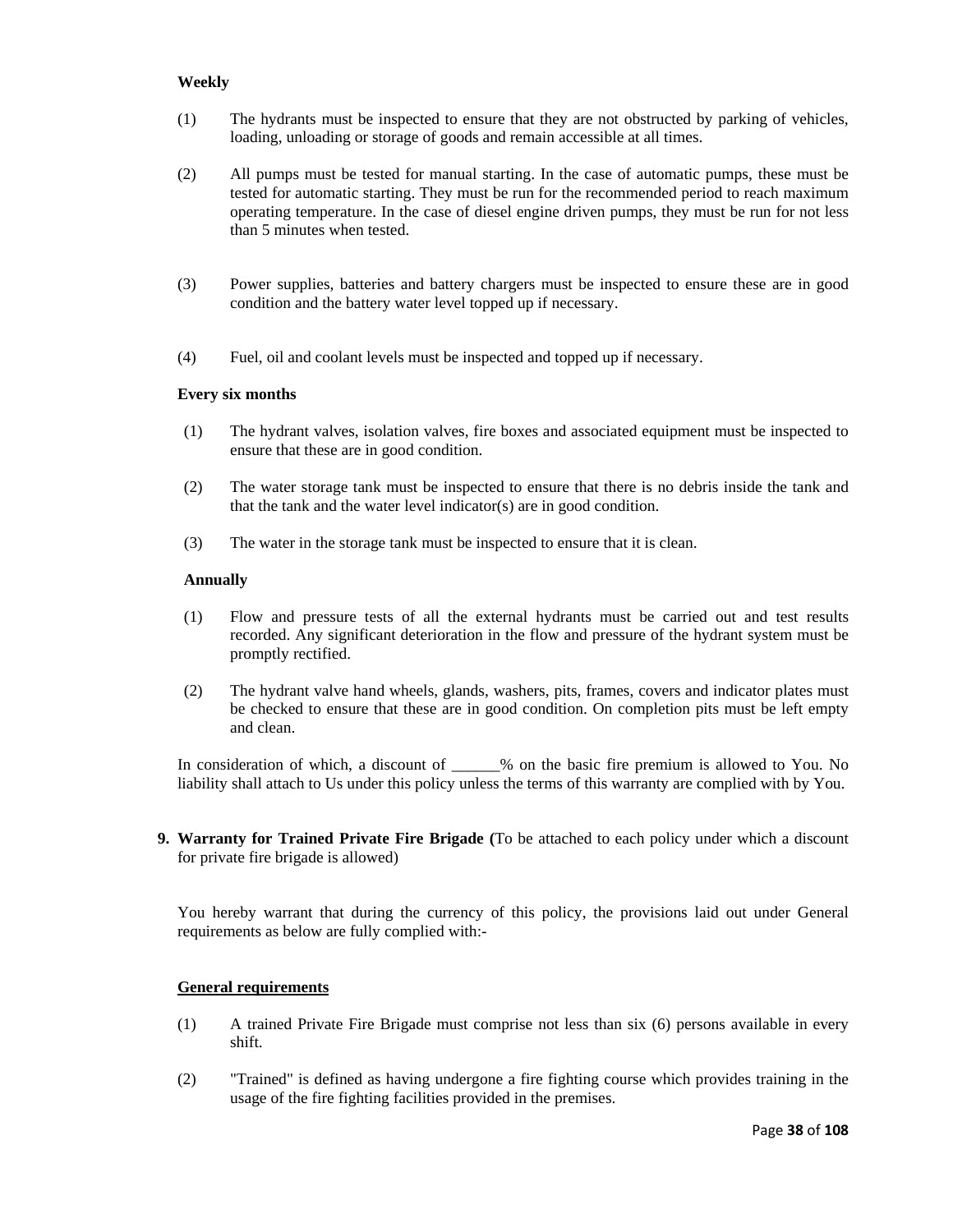**Weekly**

(1) The hydrants must be inspected to ensure that they are not obstructed by parking of vehicles, loading, unloading or storage of goods and remain accessible at all times.

(2) All pumps must be tested for manual starting. In the case of automatic pumps, these must be tested for automatic starting. They must be run for the recommended period to reach maximum operating temperature. In the case of diesel engine driven pumps, they must be run for not less than 5 minutes when tested.

(3) Power supplies, batteries and battery chargers must be inspected to ensure these are in good condition and the battery water level topped up if necessary.

(4) Fuel, oil and coolant levels must be inspected and topped up if necessary.

**Every six months**

(1) The hydrant valves, isolation valves, fire boxes and associated equipment must be inspected to ensure that these are in good condition.

(2) The water storage tank must be inspected to ensure that there is no debris inside the tank and that the tank and the water level indicator(s) are in good condition.

(3) The water in the storage tank must be inspected to ensure that it is clean.

**Annually**

(1) Flow and pressure tests of all the external hydrants must be carried out and test results recorded. Any significant deterioration in the flow and pressure of the hydrant system must be promptly rectified.

(2) The hydrant valve hand wheels, glands, washers, pits, frames, covers and indicator plates must be checked to ensure that these are in good condition. On completion pits must be left empty and clean.

In consideration of which, a discount of ______% on the basic fire premium is allowed to You. No liability shall attach to Us under this policy unless the terms of this warranty are complied with by You.

**9. Warranty for Trained Private Fire Brigade (**To be attached to each policy under which a discount for private fire brigade is allowed)

You hereby warrant that during the currency of this policy, the provisions laid out under General requirements as below are fully complied with:-

**General requirements**

(1) A trained Private Fire Brigade must comprise not less than six (6) persons available in every shift.

(2) "Trained" is defined as having undergone a fire fighting course which provides training in the usage of the fire fighting facilities provided in the premises.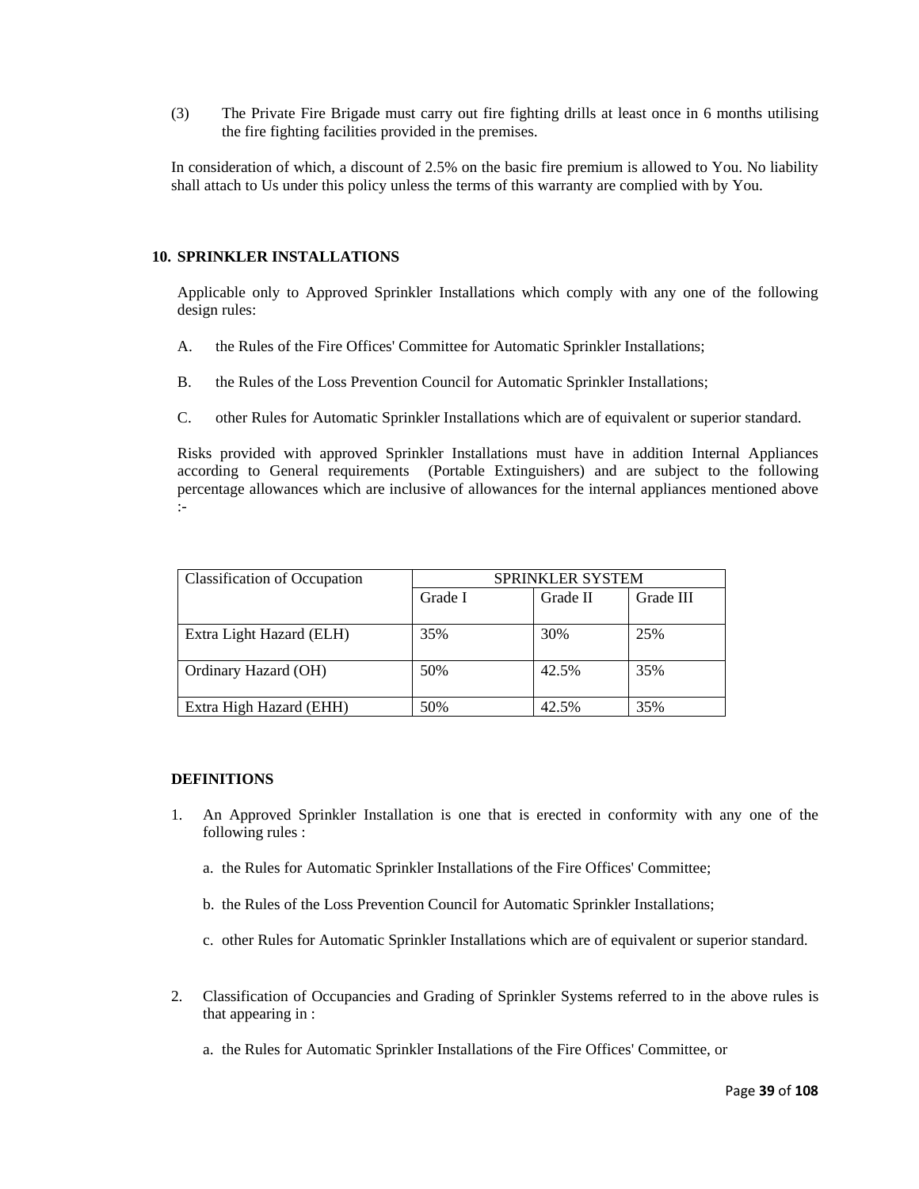(3) The Private Fire Brigade must carry out fire fighting drills at least once in 6 months utilising the fire fighting facilities provided in the premises.

In consideration of which, a discount of 2.5% on the basic fire premium is allowed to You. No liability shall attach to Us under this policy unless the terms of this warranty are complied with by You.

## 10. SPRINKLER INSTALLATIONS

Applicable only to Approved Sprinkler Installations which comply with any one of the following design rules:

A. the Rules of the Fire Offices' Committee for Automatic Sprinkler Installations;

B. the Rules of the Loss Prevention Council for Automatic Sprinkler Installations;

C. other Rules for Automatic Sprinkler Installations which are of equivalent or superior standard.

Risks provided with approved Sprinkler Installations must have in addition Internal Appliances according to General requirements (Portable Extinguishers) and are subject to the following percentage allowances which are inclusive of allowances for the internal appliances mentioned above :-

| Classification of Occupation | SPRINKLER SYSTEM | | |
|---|---|---|---|
| | Grade I | Grade II | Grade III |
| Extra Light Hazard (ELH) | 35% | 30% | 25% |
| Ordinary Hazard (OH) | 50% | 42.5% | 35% |
| Extra High Hazard (EHH) | 50% | 42.5% | 35% |

### DEFINITIONS

1. An Approved Sprinkler Installation is one that is erected in conformity with any one of the following rules :

   a. the Rules for Automatic Sprinkler Installations of the Fire Offices' Committee;

   b. the Rules of the Loss Prevention Council for Automatic Sprinkler Installations;

   c. other Rules for Automatic Sprinkler Installations which are of equivalent or superior standard.

2. Classification of Occupancies and Grading of Sprinkler Systems referred to in the above rules is that appearing in :

   a. the Rules for Automatic Sprinkler Installations of the Fire Offices' Committee, or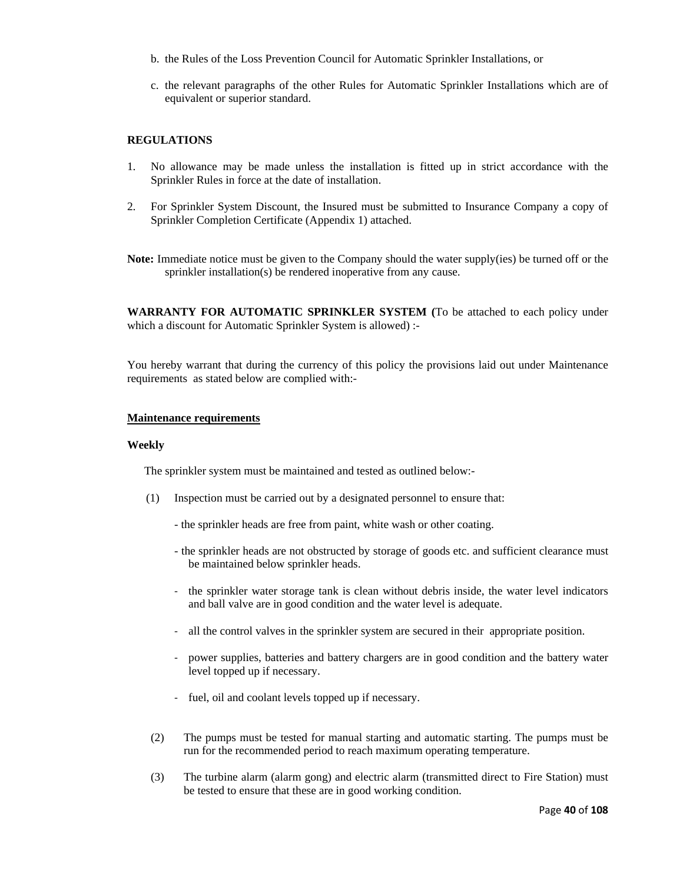b. the Rules of the Loss Prevention Council for Automatic Sprinkler Installations, or

c. the relevant paragraphs of the other Rules for Automatic Sprinkler Installations which are of equivalent or superior standard.

**REGULATIONS**

1. No allowance may be made unless the installation is fitted up in strict accordance with the Sprinkler Rules in force at the date of installation.

2. For Sprinkler System Discount, the Insured must be submitted to Insurance Company a copy of Sprinkler Completion Certificate (Appendix 1) attached.

**Note:** Immediate notice must be given to the Company should the water supply(ies) be turned off or the sprinkler installation(s) be rendered inoperative from any cause.

**WARRANTY FOR AUTOMATIC SPRINKLER SYSTEM (**To be attached to each policy under which a discount for Automatic Sprinkler System is allowed) :-

You hereby warrant that during the currency of this policy the provisions laid out under Maintenance requirements as stated below are complied with:-

**<u>Maintenance requirements</u>**

**Weekly**

The sprinkler system must be maintained and tested as outlined below:-

(1) Inspection must be carried out by a designated personnel to ensure that:

- the sprinkler heads are free from paint, white wash or other coating.
- the sprinkler heads are not obstructed by storage of goods etc. and sufficient clearance must be maintained below sprinkler heads.
- the sprinkler water storage tank is clean without debris inside, the water level indicators and ball valve are in good condition and the water level is adequate.
- all the control valves in the sprinkler system are secured in their appropriate position.
- power supplies, batteries and battery chargers are in good condition and the battery water level topped up if necessary.
- fuel, oil and coolant levels topped up if necessary.

(2) The pumps must be tested for manual starting and automatic starting. The pumps must be run for the recommended period to reach maximum operating temperature.

(3) The turbine alarm (alarm gong) and electric alarm (transmitted direct to Fire Station) must be tested to ensure that these are in good working condition.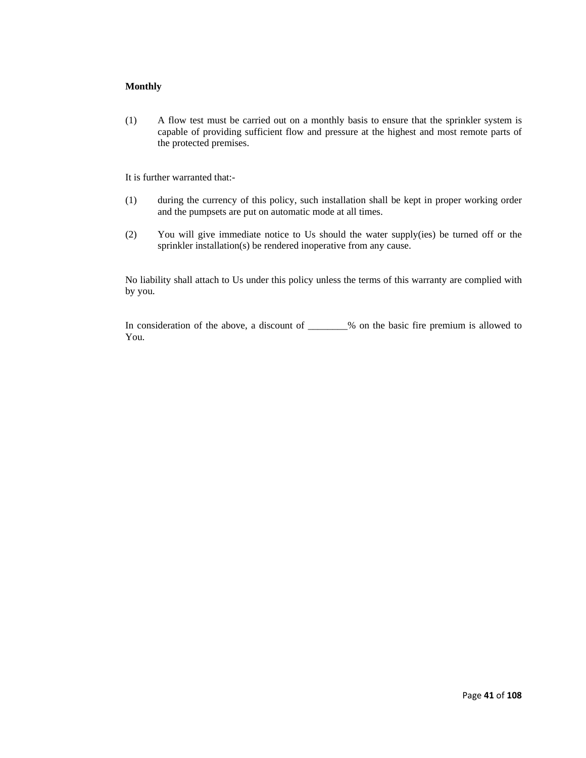**Monthly**

(1) A flow test must be carried out on a monthly basis to ensure that the sprinkler system is capable of providing sufficient flow and pressure at the highest and most remote parts of the protected premises.

It is further warranted that:-

(1) during the currency of this policy, such installation shall be kept in proper working order and the pumpsets are put on automatic mode at all times.

(2) You will give immediate notice to Us should the water supply(ies) be turned off or the sprinkler installation(s) be rendered inoperative from any cause.

No liability shall attach to Us under this policy unless the terms of this warranty are complied with by you.

In consideration of the above, a discount of ________% on the basic fire premium is allowed to You.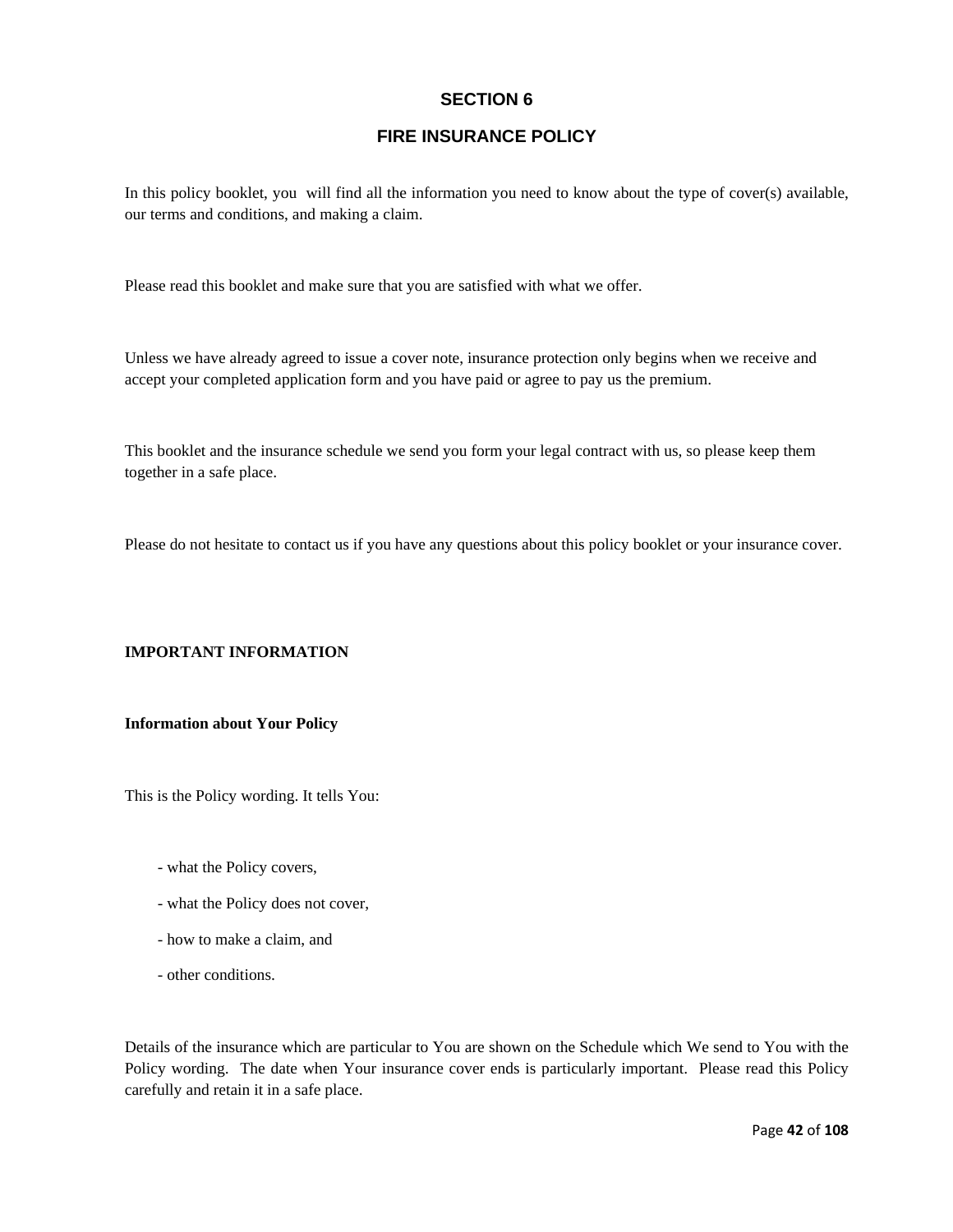# SECTION 6

## FIRE INSURANCE POLICY

In this policy booklet, you will find all the information you need to know about the type of cover(s) available, our terms and conditions, and making a claim.

Please read this booklet and make sure that you are satisfied with what we offer.

Unless we have already agreed to issue a cover note, insurance protection only begins when we receive and accept your completed application form and you have paid or agree to pay us the premium.

This booklet and the insurance schedule we send you form your legal contract with us, so please keep them together in a safe place.

Please do not hesitate to contact us if you have any questions about this policy booklet or your insurance cover.

**IMPORTANT INFORMATION**

**Information about Your Policy**

This is the Policy wording. It tells You:

- what the Policy covers,
- what the Policy does not cover,
- how to make a claim, and
- other conditions.

Details of the insurance which are particular to You are shown on the Schedule which We send to You with the Policy wording. The date when Your insurance cover ends is particularly important. Please read this Policy carefully and retain it in a safe place.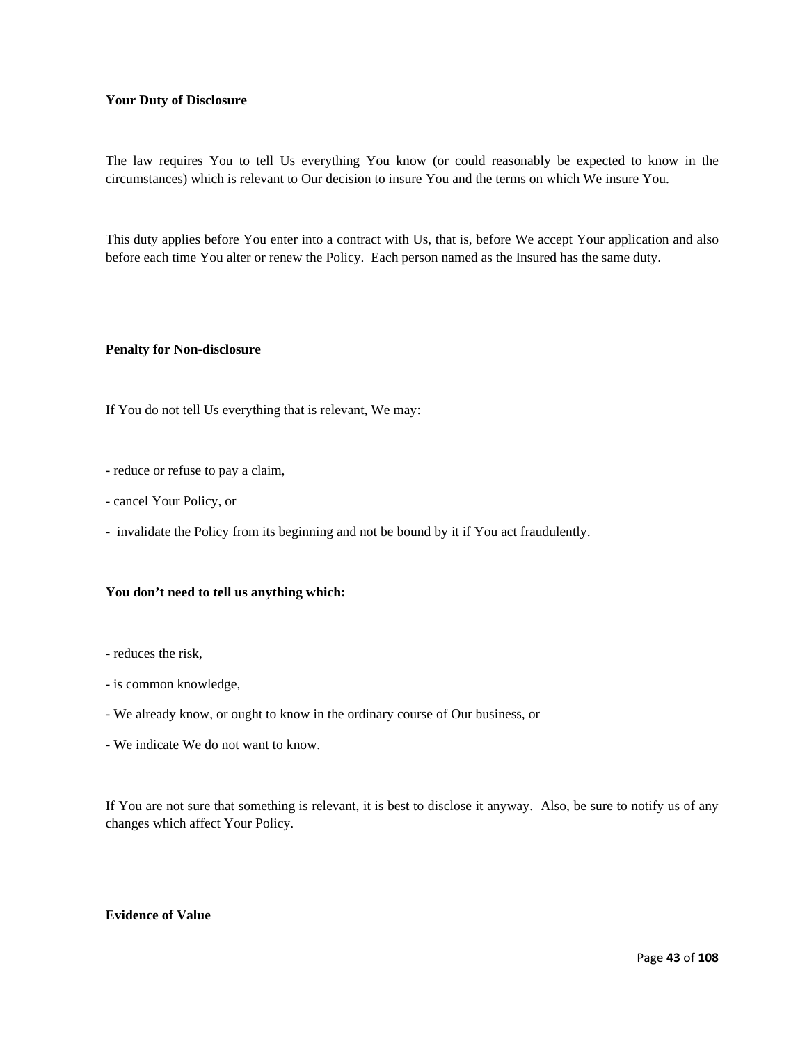**Your Duty of Disclosure**

The law requires You to tell Us everything You know (or could reasonably be expected to know in the circumstances) which is relevant to Our decision to insure You and the terms on which We insure You.

This duty applies before You enter into a contract with Us, that is, before We accept Your application and also before each time You alter or renew the Policy.  Each person named as the Insured has the same duty.

**Penalty for Non-disclosure**

If You do not tell Us everything that is relevant, We may:

- reduce or refuse to pay a claim,
- cancel Your Policy, or
- invalidate the Policy from its beginning and not be bound by it if You act fraudulently.

**You don't need to tell us anything which:**

- reduces the risk,
- is common knowledge,
- We already know, or ought to know in the ordinary course of Our business, or
- We indicate We do not want to know.

If You are not sure that something is relevant, it is best to disclose it anyway.  Also, be sure to notify us of any changes which affect Your Policy.

**Evidence of Value**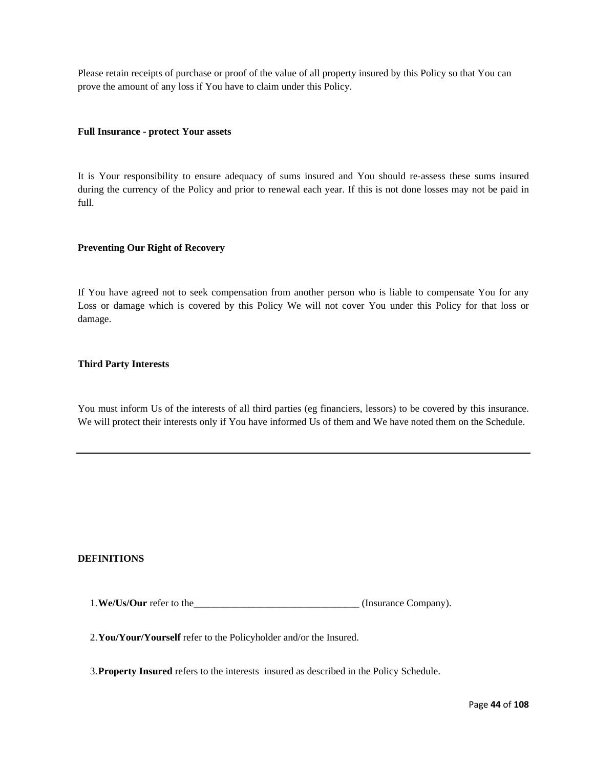Please retain receipts of purchase or proof of the value of all property insured by this Policy so that You can prove the amount of any loss if You have to claim under this Policy.

**Full Insurance - protect Your assets**

It is Your responsibility to ensure adequacy of sums insured and You should re-assess these sums insured during the currency of the Policy and prior to renewal each year. If this is not done losses may not be paid in full.

**Preventing Our Right of Recovery**

If You have agreed not to seek compensation from another person who is liable to compensate You for any Loss or damage which is covered by this Policy We will not cover You under this Policy for that loss or damage.

**Third Party Interests**

You must inform Us of the interests of all third parties (eg financiers, lessors) to be covered by this insurance. We will protect their interests only if You have informed Us of them and We have noted them on the Schedule.

---

**DEFINITIONS**

1. **We/Us/Our** refer to the_________________________________ (Insurance Company).

2. **You/Your/Yourself** refer to the Policyholder and/or the Insured.

3. **Property Insured** refers to the interests insured as described in the Policy Schedule.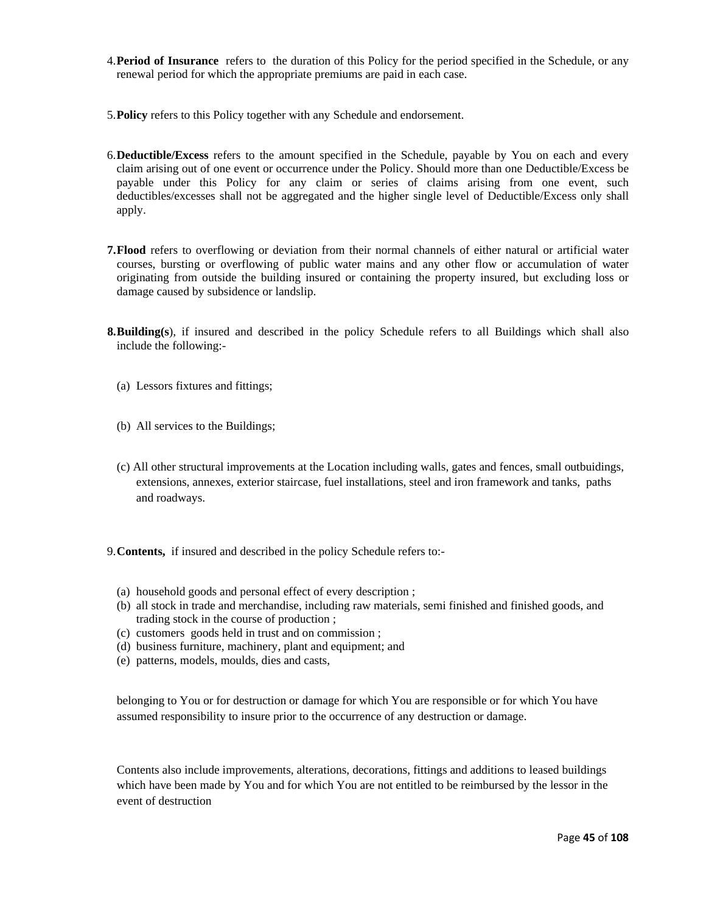4. **Period of Insurance** refers to the duration of this Policy for the period specified in the Schedule, or any renewal period for which the appropriate premiums are paid in each case.

5. **Policy** refers to this Policy together with any Schedule and endorsement.

6. **Deductible/Excess** refers to the amount specified in the Schedule, payable by You on each and every claim arising out of one event or occurrence under the Policy. Should more than one Deductible/Excess be payable under this Policy for any claim or series of claims arising from one event, such deductibles/excesses shall not be aggregated and the higher single level of Deductible/Excess only shall apply.

7. **Flood** refers to overflowing or deviation from their normal channels of either natural or artificial water courses, bursting or overflowing of public water mains and any other flow or accumulation of water originating from outside the building insured or containing the property insured, but excluding loss or damage caused by subsidence or landslip.

8. **Building(s**), if insured and described in the policy Schedule refers to all Buildings which shall also include the following:-

   (a) Lessors fixtures and fittings;

   (b) All services to the Buildings;

   (c) All other structural improvements at the Location including walls, gates and fences, small outbuildings, extensions, annexes, exterior staircase, fuel installations, steel and iron framework and tanks, paths and roadways.

9. **Contents,** if insured and described in the policy Schedule refers to:-

   (a) household goods and personal effect of every description ;
   (b) all stock in trade and merchandise, including raw materials, semi finished and finished goods, and trading stock in the course of production ;
   (c) customers goods held in trust and on commission ;
   (d) business furniture, machinery, plant and equipment; and
   (e) patterns, models, moulds, dies and casts,

   belonging to You or for destruction or damage for which You are responsible or for which You have assumed responsibility to insure prior to the occurrence of any destruction or damage.

   Contents also include improvements, alterations, decorations, fittings and additions to leased buildings which have been made by You and for which You are not entitled to be reimbursed by the lessor in the event of destruction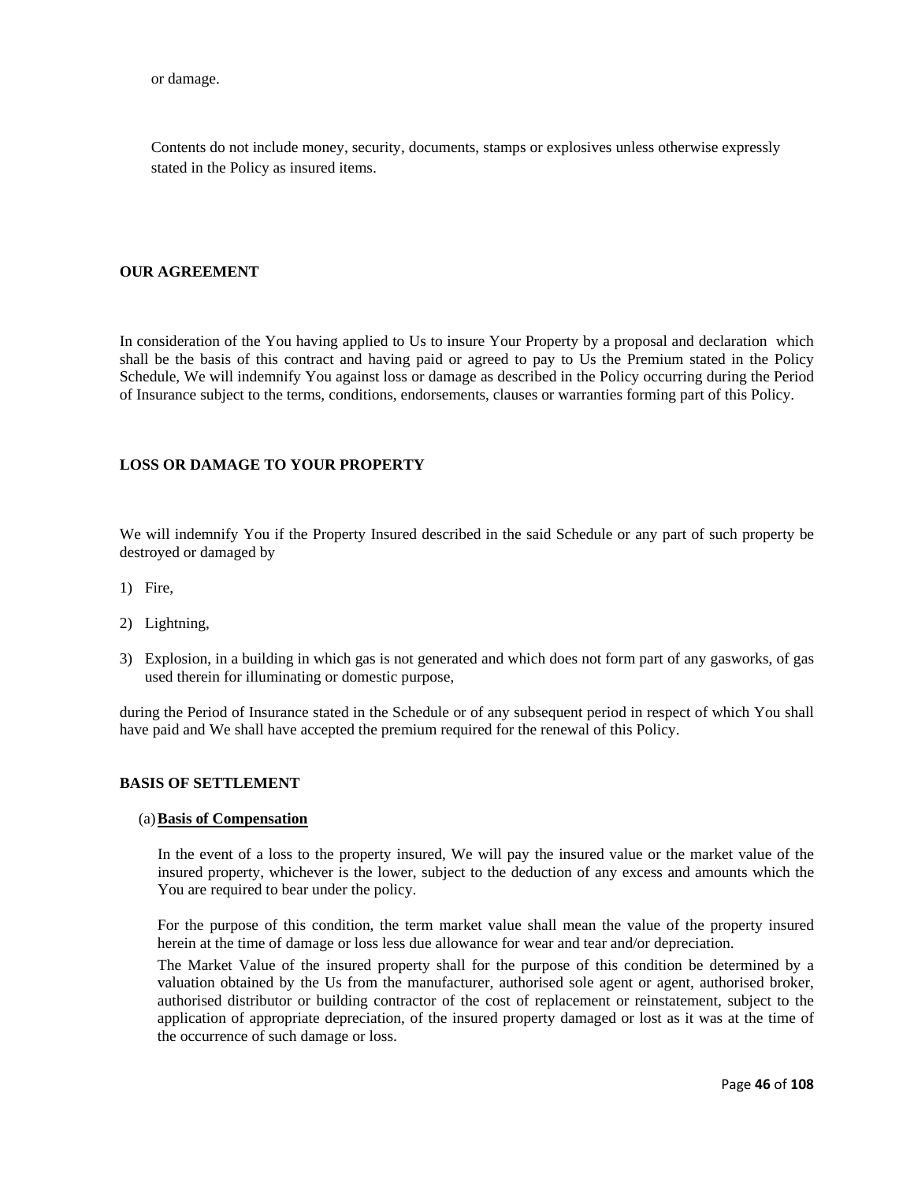or damage.

Contents do not include money, security, documents, stamps or explosives unless otherwise expressly stated in the Policy as insured items.

**OUR AGREEMENT**

In consideration of the You having applied to Us to insure Your Property by a proposal and declaration which shall be the basis of this contract and having paid or agreed to pay to Us the Premium stated in the Policy Schedule, We will indemnify You against loss or damage as described in the Policy occurring during the Period of Insurance subject to the terms, conditions, endorsements, clauses or warranties forming part of this Policy.

**LOSS OR DAMAGE TO YOUR PROPERTY**

We will indemnify You if the Property Insured described in the said Schedule or any part of such property be destroyed or damaged by

1) Fire,
2) Lightning,
3) Explosion, in a building in which gas is not generated and which does not form part of any gasworks, of gas used therein for illuminating or domestic purpose,

during the Period of Insurance stated in the Schedule or of any subsequent period in respect of which You shall have paid and We shall have accepted the premium required for the renewal of this Policy.

**BASIS OF SETTLEMENT**

(a) **Basis of Compensation**

In the event of a loss to the property insured, We will pay the insured value or the market value of the insured property, whichever is the lower, subject to the deduction of any excess and amounts which the You are required to bear under the policy.

For the purpose of this condition, the term market value shall mean the value of the property insured herein at the time of damage or loss less due allowance for wear and tear and/or depreciation.

The Market Value of the insured property shall for the purpose of this condition be determined by a valuation obtained by the Us from the manufacturer, authorised sole agent or agent, authorised broker, authorised distributor or building contractor of the cost of replacement or reinstatement, subject to the application of appropriate depreciation, of the insured property damaged or lost as it was at the time of the occurrence of such damage or loss.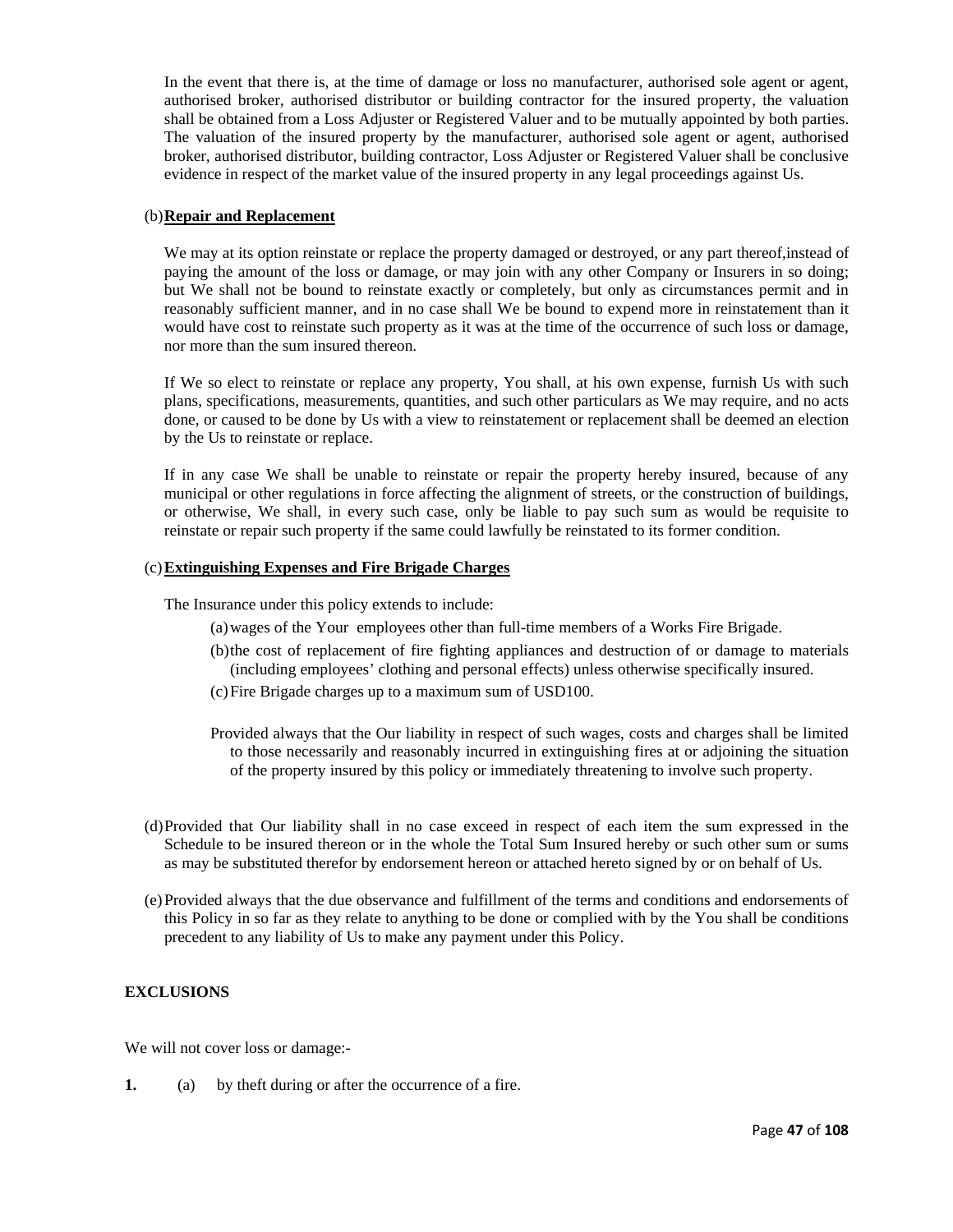In the event that there is, at the time of damage or loss no manufacturer, authorised sole agent or agent, authorised broker, authorised distributor or building contractor for the insured property, the valuation shall be obtained from a Loss Adjuster or Registered Valuer and to be mutually appointed by both parties. The valuation of the insured property by the manufacturer, authorised sole agent or agent, authorised broker, authorised distributor, building contractor, Loss Adjuster or Registered Valuer shall be conclusive evidence in respect of the market value of the insured property in any legal proceedings against Us.

(b) **Repair and Replacement**

We may at its option reinstate or replace the property damaged or destroyed, or any part thereof,instead of paying the amount of the loss or damage, or may join with any other Company or Insurers in so doing; but We shall not be bound to reinstate exactly or completely, but only as circumstances permit and in reasonably sufficient manner, and in no case shall We be bound to expend more in reinstatement than it would have cost to reinstate such property as it was at the time of the occurrence of such loss or damage, nor more than the sum insured thereon.

If We so elect to reinstate or replace any property, You shall, at his own expense, furnish Us with such plans, specifications, measurements, quantities, and such other particulars as We may require, and no acts done, or caused to be done by Us with a view to reinstatement or replacement shall be deemed an election by the Us to reinstate or replace.

If in any case We shall be unable to reinstate or repair the property hereby insured, because of any municipal or other regulations in force affecting the alignment of streets, or the construction of buildings, or otherwise, We shall, in every such case, only be liable to pay such sum as would be requisite to reinstate or repair such property if the same could lawfully be reinstated to its former condition.

(c) **Extinguishing Expenses and Fire Brigade Charges**

The Insurance under this policy extends to include:

(a) wages of the Your employees other than full-time members of a Works Fire Brigade.

(b) the cost of replacement of fire fighting appliances and destruction of or damage to materials (including employees' clothing and personal effects) unless otherwise specifically insured.

(c) Fire Brigade charges up to a maximum sum of USD100.

Provided always that the Our liability in respect of such wages, costs and charges shall be limited to those necessarily and reasonably incurred in extinguishing fires at or adjoining the situation of the property insured by this policy or immediately threatening to involve such property.

(d) Provided that Our liability shall in no case exceed in respect of each item the sum expressed in the Schedule to be insured thereon or in the whole the Total Sum Insured hereby or such other sum or sums as may be substituted therefor by endorsement hereon or attached hereto signed by or on behalf of Us.

(e) Provided always that the due observance and fulfillment of the terms and conditions and endorsements of this Policy in so far as they relate to anything to be done or complied with by the You shall be conditions precedent to any liability of Us to make any payment under this Policy.

**EXCLUSIONS**

We will not cover loss or damage:-

**1.** (a) by theft during or after the occurrence of a fire.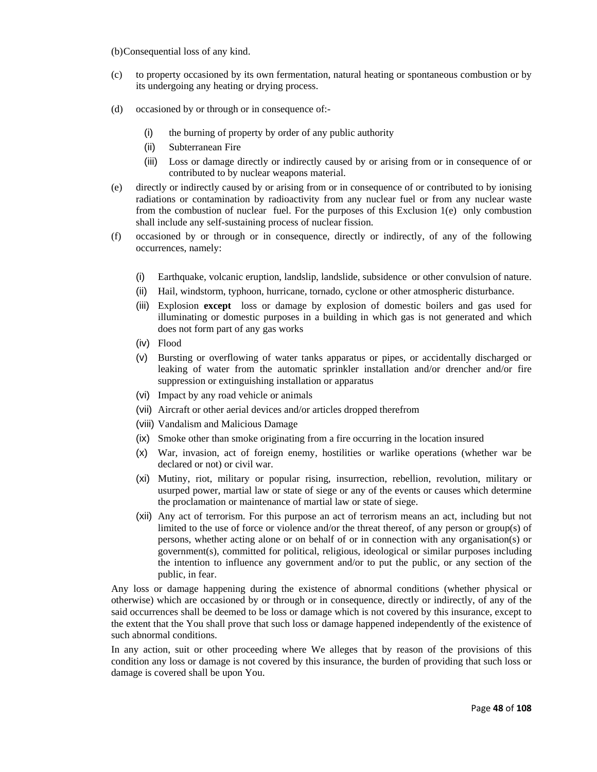(b) Consequential loss of any kind.

(c) to property occasioned by its own fermentation, natural heating or spontaneous combustion or by its undergoing any heating or drying process.

(d) occasioned by or through or in consequence of:-

   (i) the burning of property by order of any public authority
   (ii) Subterranean Fire
   (iii) Loss or damage directly or indirectly caused by or arising from or in consequence of or contributed to by nuclear weapons material.

(e) directly or indirectly caused by or arising from or in consequence of or contributed to by ionising radiations or contamination by radioactivity from any nuclear fuel or from any nuclear waste from the combustion of nuclear fuel. For the purposes of this Exclusion 1(e) only combustion shall include any self-sustaining process of nuclear fission.

(f) occasioned by or through or in consequence, directly or indirectly, of any of the following occurrences, namely:

   (i) Earthquake, volcanic eruption, landslip, landslide, subsidence or other convulsion of nature.
   (ii) Hail, windstorm, typhoon, hurricane, tornado, cyclone or other atmospheric disturbance.
   (iii) Explosion **except** loss or damage by explosion of domestic boilers and gas used for illuminating or domestic purposes in a building in which gas is not generated and which does not form part of any gas works
   (iv) Flood
   (v) Bursting or overflowing of water tanks apparatus or pipes, or accidentally discharged or leaking of water from the automatic sprinkler installation and/or drencher and/or fire suppression or extinguishing installation or apparatus
   (vi) Impact by any road vehicle or animals
   (vii) Aircraft or other aerial devices and/or articles dropped therefrom
   (viii) Vandalism and Malicious Damage
   (ix) Smoke other than smoke originating from a fire occurring in the location insured
   (x) War, invasion, act of foreign enemy, hostilities or warlike operations (whether war be declared or not) or civil war.
   (xi) Mutiny, riot, military or popular rising, insurrection, rebellion, revolution, military or usurped power, martial law or state of siege or any of the events or causes which determine the proclamation or maintenance of martial law or state of siege.
   (xii) Any act of terrorism. For this purpose an act of terrorism means an act, including but not limited to the use of force or violence and/or the threat thereof, of any person or group(s) of persons, whether acting alone or on behalf of or in connection with any organisation(s) or government(s), committed for political, religious, ideological or similar purposes including the intention to influence any government and/or to put the public, or any section of the public, in fear.

Any loss or damage happening during the existence of abnormal conditions (whether physical or otherwise) which are occasioned by or through or in consequence, directly or indirectly, of any of the said occurrences shall be deemed to be loss or damage which is not covered by this insurance, except to the extent that the You shall prove that such loss or damage happened independently of the existence of such abnormal conditions.

In any action, suit or other proceeding where We alleges that by reason of the provisions of this condition any loss or damage is not covered by this insurance, the burden of providing that such loss or damage is covered shall be upon You.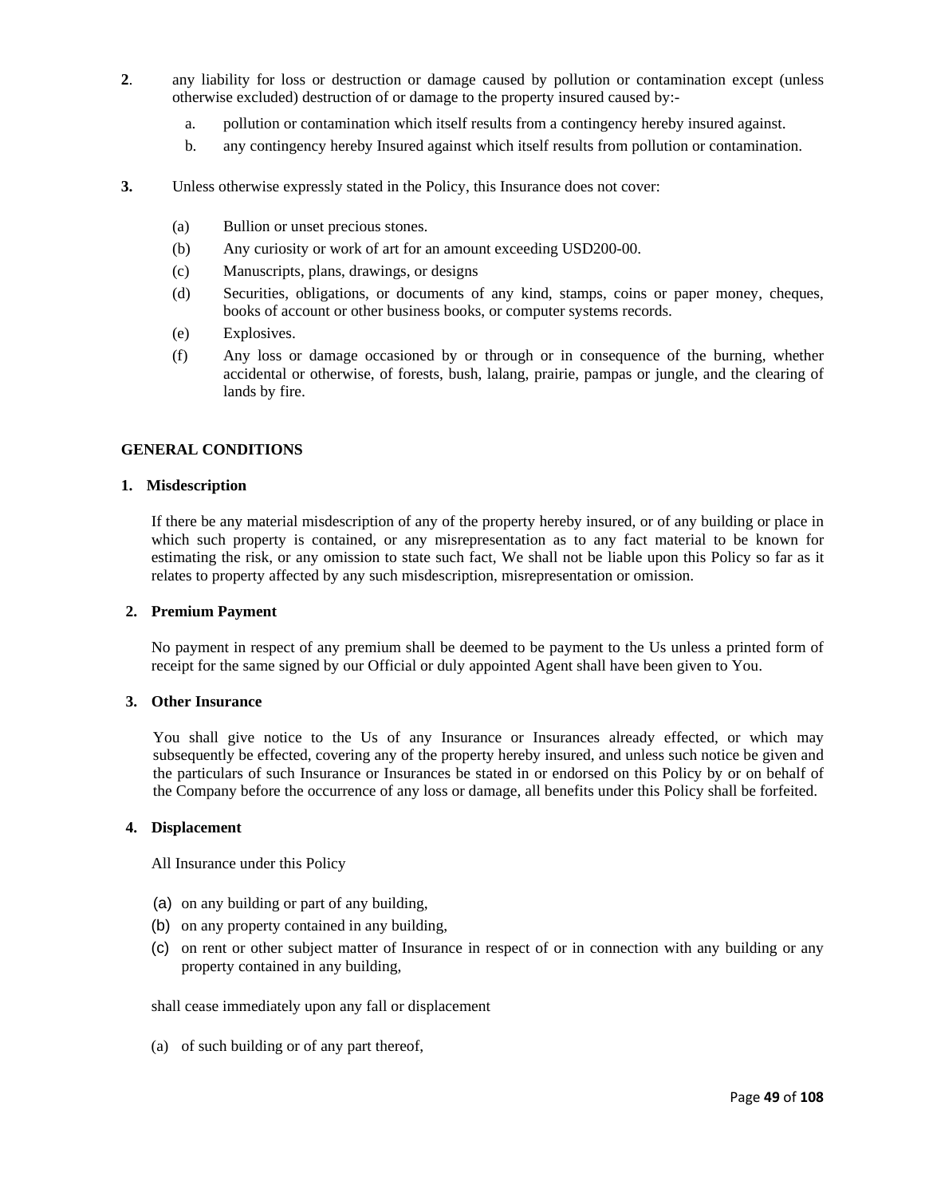2. any liability for loss or destruction or damage caused by pollution or contamination except (unless otherwise excluded) destruction of or damage to the property insured caused by:-

   a. pollution or contamination which itself results from a contingency hereby insured against.
   b. any contingency hereby Insured against which itself results from pollution or contamination.

3. Unless otherwise expressly stated in the Policy, this Insurance does not cover:

   (a) Bullion or unset precious stones.
   (b) Any curiosity or work of art for an amount exceeding USD200-00.
   (c) Manuscripts, plans, drawings, or designs
   (d) Securities, obligations, or documents of any kind, stamps, coins or paper money, cheques, books of account or other business books, or computer systems records.
   (e) Explosives.
   (f) Any loss or damage occasioned by or through or in consequence of the burning, whether accidental or otherwise, of forests, bush, lalang, prairie, pampas or jungle, and the clearing of lands by fire.

## GENERAL CONDITIONS

### 1. Misdescription

If there be any material misdescription of any of the property hereby insured, or of any building or place in which such property is contained, or any misrepresentation as to any fact material to be known for estimating the risk, or any omission to state such fact, We shall not be liable upon this Policy so far as it relates to property affected by any such misdescription, misrepresentation or omission.

### 2. Premium Payment

No payment in respect of any premium shall be deemed to be payment to the Us unless a printed form of receipt for the same signed by our Official or duly appointed Agent shall have been given to You.

### 3. Other Insurance

You shall give notice to the Us of any Insurance or Insurances already effected, or which may subsequently be effected, covering any of the property hereby insured, and unless such notice be given and the particulars of such Insurance or Insurances be stated in or endorsed on this Policy by or on behalf of the Company before the occurrence of any loss or damage, all benefits under this Policy shall be forfeited.

### 4. Displacement

All Insurance under this Policy

(a) on any building or part of any building,
(b) on any property contained in any building,
(c) on rent or other subject matter of Insurance in respect of or in connection with any building or any property contained in any building,

shall cease immediately upon any fall or displacement

(a) of such building or of any part thereof,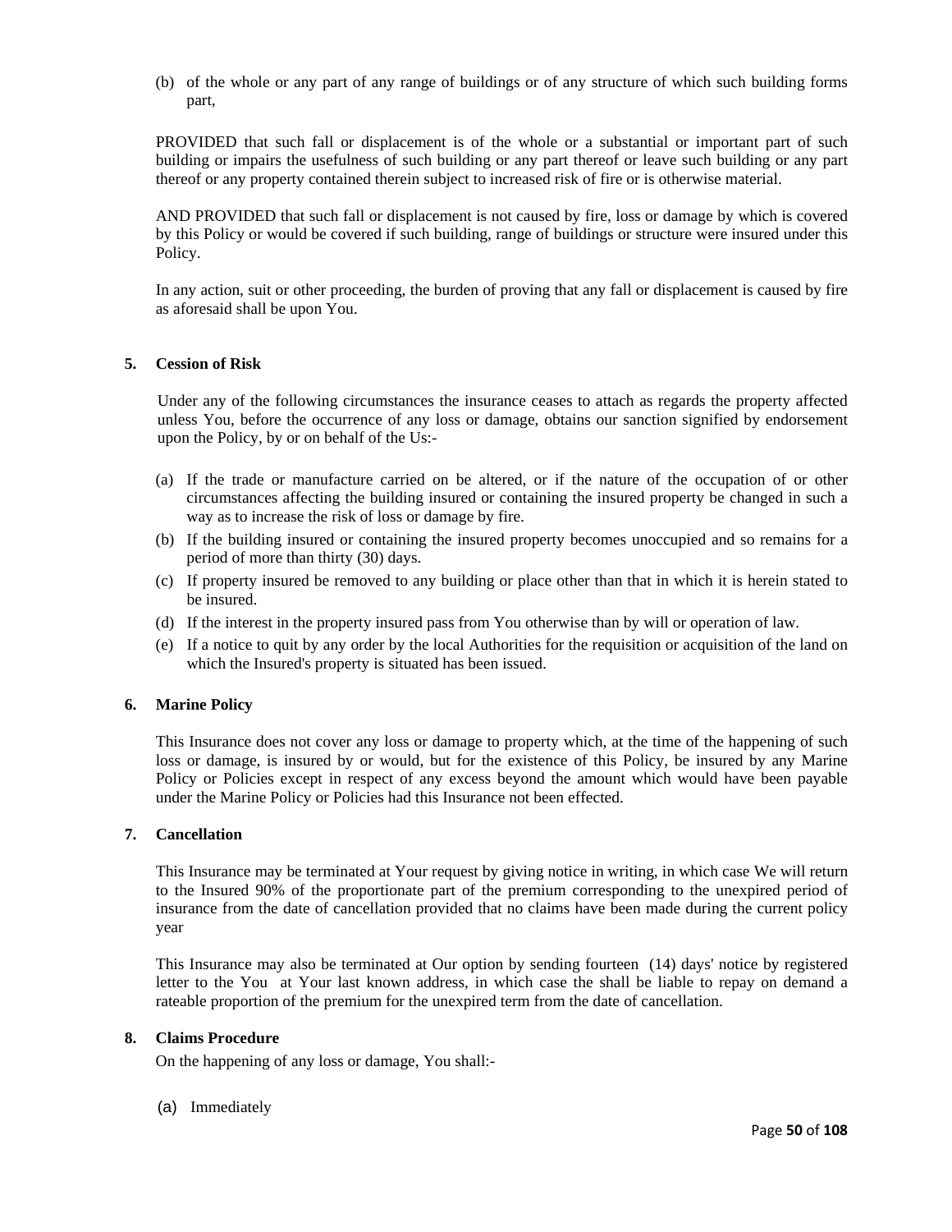(b) of the whole or any part of any range of buildings or of any structure of which such building forms part,

PROVIDED that such fall or displacement is of the whole or a substantial or important part of such building or impairs the usefulness of such building or any part thereof or leave such building or any part thereof or any property contained therein subject to increased risk of fire or is otherwise material.

AND PROVIDED that such fall or displacement is not caused by fire, loss or damage by which is covered by this Policy or would be covered if such building, range of buildings or structure were insured under this Policy.

In any action, suit or other proceeding, the burden of proving that any fall or displacement is caused by fire as aforesaid shall be upon You.

**5. Cession of Risk**

Under any of the following circumstances the insurance ceases to attach as regards the property affected unless You, before the occurrence of any loss or damage, obtains our sanction signified by endorsement upon the Policy, by or on behalf of the Us:-

(a) If the trade or manufacture carried on be altered, or if the nature of the occupation of or other circumstances affecting the building insured or containing the insured property be changed in such a way as to increase the risk of loss or damage by fire.
(b) If the building insured or containing the insured property becomes unoccupied and so remains for a period of more than thirty (30) days.
(c) If property insured be removed to any building or place other than that in which it is herein stated to be insured.
(d) If the interest in the property insured pass from You otherwise than by will or operation of law.
(e) If a notice to quit by any order by the local Authorities for the requisition or acquisition of the land on which the Insured's property is situated has been issued.

**6. Marine Policy**

This Insurance does not cover any loss or damage to property which, at the time of the happening of such loss or damage, is insured by or would, but for the existence of this Policy, be insured by any Marine Policy or Policies except in respect of any excess beyond the amount which would have been payable under the Marine Policy or Policies had this Insurance not been effected.

**7. Cancellation**

This Insurance may be terminated at Your request by giving notice in writing, in which case We will return to the Insured 90% of the proportionate part of the premium corresponding to the unexpired period of insurance from the date of cancellation provided that no claims have been made during the current policy year

This Insurance may also be terminated at Our option by sending fourteen (14) days' notice by registered letter to the You at Your last known address, in which case the shall be liable to repay on demand a rateable proportion of the premium for the unexpired term from the date of cancellation.

**8. Claims Procedure**

On the happening of any loss or damage, You shall:-

(a) Immediately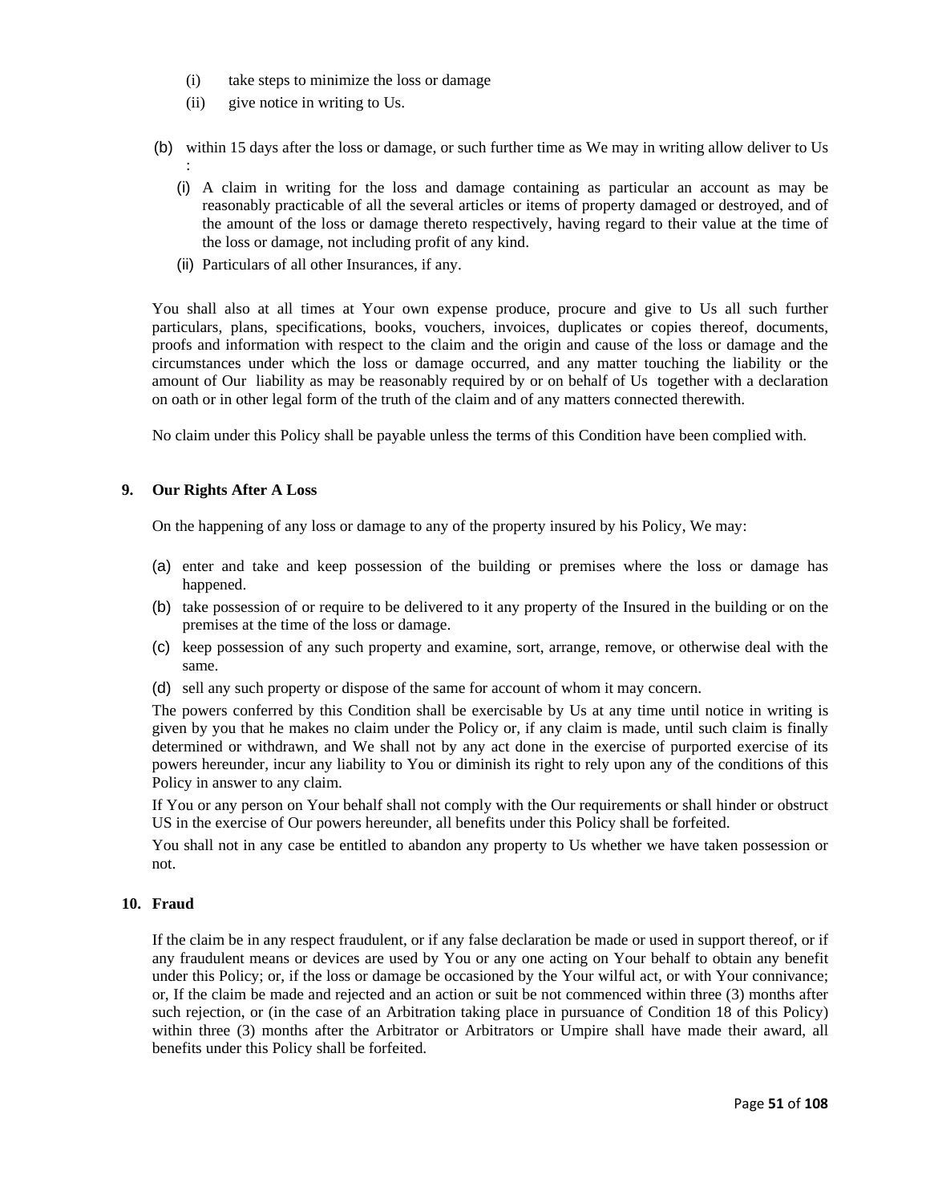(i) take steps to minimize the loss or damage

(ii) give notice in writing to Us.

(b) within 15 days after the loss or damage, or such further time as We may in writing allow deliver to Us :

(i) A claim in writing for the loss and damage containing as particular an account as may be reasonably practicable of all the several articles or items of property damaged or destroyed, and of the amount of the loss or damage thereto respectively, having regard to their value at the time of the loss or damage, not including profit of any kind.

(ii) Particulars of all other Insurances, if any.

You shall also at all times at Your own expense produce, procure and give to Us all such further particulars, plans, specifications, books, vouchers, invoices, duplicates or copies thereof, documents, proofs and information with respect to the claim and the origin and cause of the loss or damage and the circumstances under which the loss or damage occurred, and any matter touching the liability or the amount of Our liability as may be reasonably required by or on behalf of Us together with a declaration on oath or in other legal form of the truth of the claim and of any matters connected therewith.

No claim under this Policy shall be payable unless the terms of this Condition have been complied with.

**9. Our Rights After A Loss**

On the happening of any loss or damage to any of the property insured by his Policy, We may:

(a) enter and take and keep possession of the building or premises where the loss or damage has happened.

(b) take possession of or require to be delivered to it any property of the Insured in the building or on the premises at the time of the loss or damage.

(c) keep possession of any such property and examine, sort, arrange, remove, or otherwise deal with the same.

(d) sell any such property or dispose of the same for account of whom it may concern.

The powers conferred by this Condition shall be exercisable by Us at any time until notice in writing is given by you that he makes no claim under the Policy or, if any claim is made, until such claim is finally determined or withdrawn, and We shall not by any act done in the exercise of purported exercise of its powers hereunder, incur any liability to You or diminish its right to rely upon any of the conditions of this Policy in answer to any claim.

If You or any person on Your behalf shall not comply with the Our requirements or shall hinder or obstruct US in the exercise of Our powers hereunder, all benefits under this Policy shall be forfeited.

You shall not in any case be entitled to abandon any property to Us whether we have taken possession or not.

**10. Fraud**

If the claim be in any respect fraudulent, or if any false declaration be made or used in support thereof, or if any fraudulent means or devices are used by You or any one acting on Your behalf to obtain any benefit under this Policy; or, if the loss or damage be occasioned by the Your wilful act, or with Your connivance; or, If the claim be made and rejected and an action or suit be not commenced within three (3) months after such rejection, or (in the case of an Arbitration taking place in pursuance of Condition 18 of this Policy) within three (3) months after the Arbitrator or Arbitrators or Umpire shall have made their award, all benefits under this Policy shall be forfeited.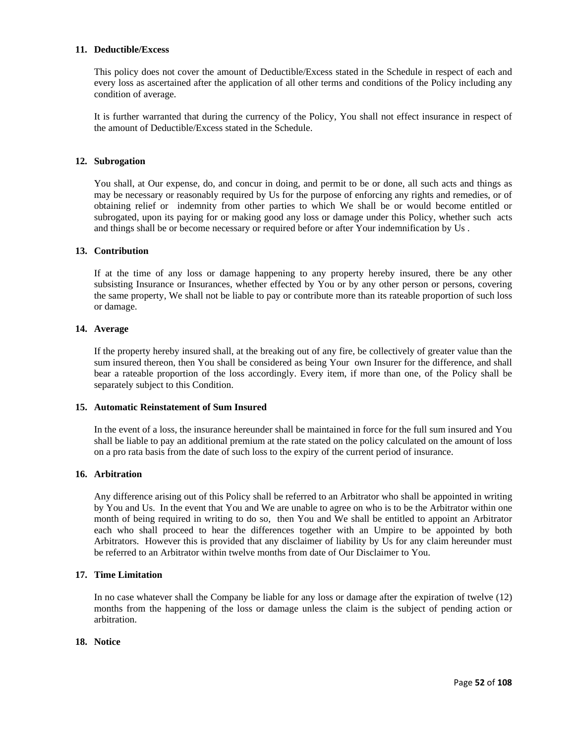**11. Deductible/Excess**

This policy does not cover the amount of Deductible/Excess stated in the Schedule in respect of each and every loss as ascertained after the application of all other terms and conditions of the Policy including any condition of average.

It is further warranted that during the currency of the Policy, You shall not effect insurance in respect of the amount of Deductible/Excess stated in the Schedule.

**12. Subrogation**

You shall, at Our expense, do, and concur in doing, and permit to be or done, all such acts and things as may be necessary or reasonably required by Us for the purpose of enforcing any rights and remedies, or of obtaining relief or indemnity from other parties to which We shall be or would become entitled or subrogated, upon its paying for or making good any loss or damage under this Policy, whether such acts and things shall be or become necessary or required before or after Your indemnification by Us .

**13. Contribution**

If at the time of any loss or damage happening to any property hereby insured, there be any other subsisting Insurance or Insurances, whether effected by You or by any other person or persons, covering the same property, We shall not be liable to pay or contribute more than its rateable proportion of such loss or damage.

**14. Average**

If the property hereby insured shall, at the breaking out of any fire, be collectively of greater value than the sum insured thereon, then You shall be considered as being Your own Insurer for the difference, and shall bear a rateable proportion of the loss accordingly. Every item, if more than one, of the Policy shall be separately subject to this Condition.

**15. Automatic Reinstatement of Sum Insured**

In the event of a loss, the insurance hereunder shall be maintained in force for the full sum insured and You shall be liable to pay an additional premium at the rate stated on the policy calculated on the amount of loss on a pro rata basis from the date of such loss to the expiry of the current period of insurance.

**16. Arbitration**

Any difference arising out of this Policy shall be referred to an Arbitrator who shall be appointed in writing by You and Us. In the event that You and We are unable to agree on who is to be the Arbitrator within one month of being required in writing to do so, then You and We shall be entitled to appoint an Arbitrator each who shall proceed to hear the differences together with an Umpire to be appointed by both Arbitrators. However this is provided that any disclaimer of liability by Us for any claim hereunder must be referred to an Arbitrator within twelve months from date of Our Disclaimer to You.

**17. Time Limitation**

In no case whatever shall the Company be liable for any loss or damage after the expiration of twelve (12) months from the happening of the loss or damage unless the claim is the subject of pending action or arbitration.

**18. Notice**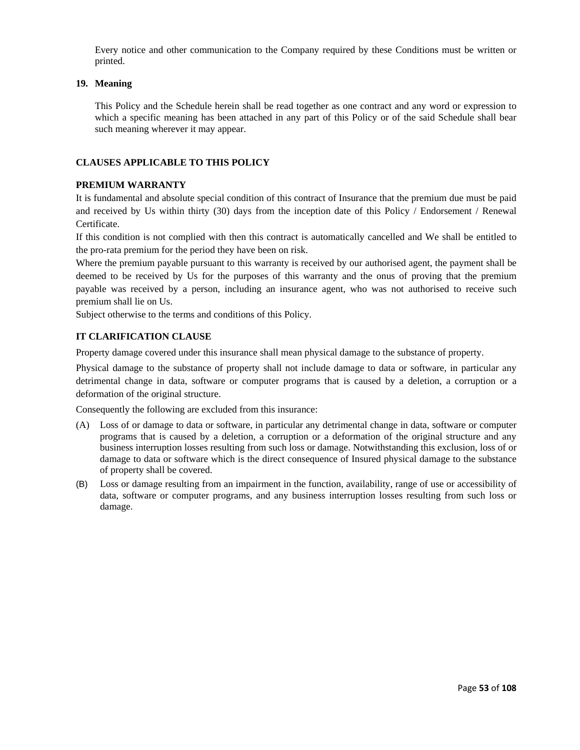Every notice and other communication to the Company required by these Conditions must be written or printed.

**19. Meaning**

This Policy and the Schedule herein shall be read together as one contract and any word or expression to which a specific meaning has been attached in any part of this Policy or of the said Schedule shall bear such meaning wherever it may appear.

## CLAUSES APPLICABLE TO THIS POLICY

### PREMIUM WARRANTY

It is fundamental and absolute special condition of this contract of Insurance that the premium due must be paid and received by Us within thirty (30) days from the inception date of this Policy / Endorsement / Renewal Certificate.

If this condition is not complied with then this contract is automatically cancelled and We shall be entitled to the pro-rata premium for the period they have been on risk.

Where the premium payable pursuant to this warranty is received by our authorised agent, the payment shall be deemed to be received by Us for the purposes of this warranty and the onus of proving that the premium payable was received by a person, including an insurance agent, who was not authorised to receive such premium shall lie on Us.

Subject otherwise to the terms and conditions of this Policy.

### IT CLARIFICATION CLAUSE

Property damage covered under this insurance shall mean physical damage to the substance of property.

Physical damage to the substance of property shall not include damage to data or software, in particular any detrimental change in data, software or computer programs that is caused by a deletion, a corruption or a deformation of the original structure.

Consequently the following are excluded from this insurance:

(A) Loss of or damage to data or software, in particular any detrimental change in data, software or computer programs that is caused by a deletion, a corruption or a deformation of the original structure and any business interruption losses resulting from such loss or damage. Notwithstanding this exclusion, loss of or damage to data or software which is the direct consequence of Insured physical damage to the substance of property shall be covered.

(B) Loss or damage resulting from an impairment in the function, availability, range of use or accessibility of data, software or computer programs, and any business interruption losses resulting from such loss or damage.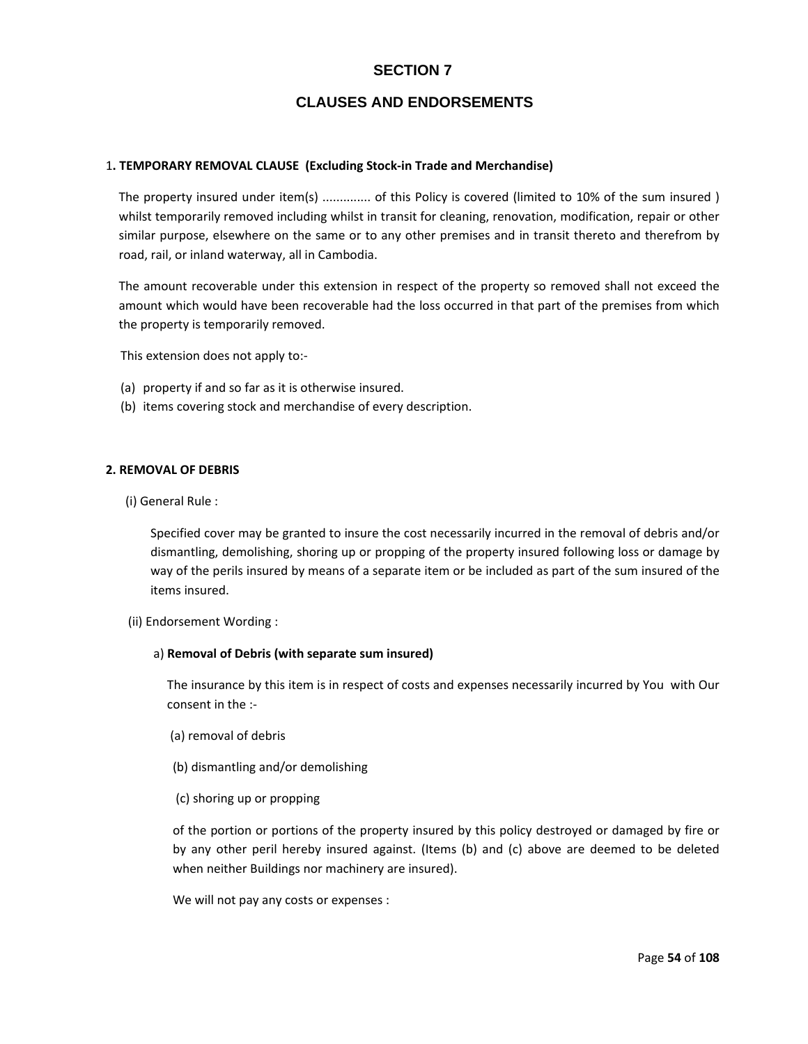# SECTION 7

## CLAUSES AND ENDORSEMENTS

1. **TEMPORARY REMOVAL CLAUSE (Excluding Stock-in Trade and Merchandise)**

The property insured under item(s) ............. of this Policy is covered (limited to 10% of the sum insured ) whilst temporarily removed including whilst in transit for cleaning, renovation, modification, repair or other similar purpose, elsewhere on the same or to any other premises and in transit thereto and therefrom by road, rail, or inland waterway, all in Cambodia.

The amount recoverable under this extension in respect of the property so removed shall not exceed the amount which would have been recoverable had the loss occurred in that part of the premises from which the property is temporarily removed.

This extension does not apply to:-

(a) property if and so far as it is otherwise insured.
(b) items covering stock and merchandise of every description.

**2. REMOVAL OF DEBRIS**

(i) General Rule :

Specified cover may be granted to insure the cost necessarily incurred in the removal of debris and/or dismantling, demolishing, shoring up or propping of the property insured following loss or damage by way of the perils insured by means of a separate item or be included as part of the sum insured of the items insured.

(ii) Endorsement Wording :

a) **Removal of Debris (with separate sum insured)**

The insurance by this item is in respect of costs and expenses necessarily incurred by You with Our consent in the :-

(a) removal of debris

(b) dismantling and/or demolishing

(c) shoring up or propping

of the portion or portions of the property insured by this policy destroyed or damaged by fire or by any other peril hereby insured against. (Items (b) and (c) above are deemed to be deleted when neither Buildings nor machinery are insured).

We will not pay any costs or expenses :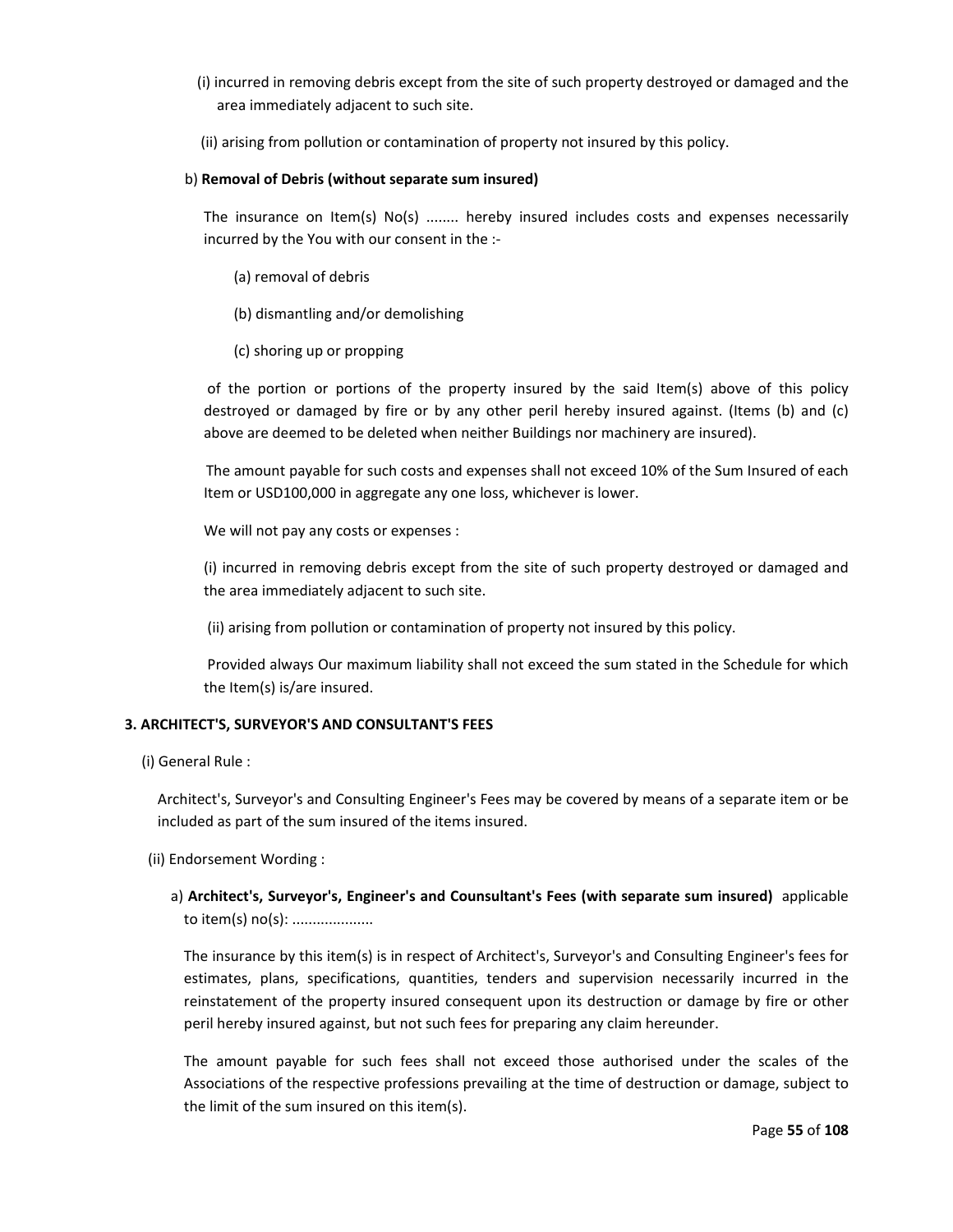(i) incurred in removing debris except from the site of such property destroyed or damaged and the area immediately adjacent to such site.

(ii) arising from pollution or contamination of property not insured by this policy.

b) **Removal of Debris (without separate sum insured)**

The insurance on Item(s) No(s) ........ hereby insured includes costs and expenses necessarily incurred by the You with our consent in the :-

(a) removal of debris

(b) dismantling and/or demolishing

(c) shoring up or propping

of the portion or portions of the property insured by the said Item(s) above of this policy destroyed or damaged by fire or by any other peril hereby insured against. (Items (b) and (c) above are deemed to be deleted when neither Buildings nor machinery are insured).

The amount payable for such costs and expenses shall not exceed 10% of the Sum Insured of each Item or USD100,000 in aggregate any one loss, whichever is lower.

We will not pay any costs or expenses :

(i) incurred in removing debris except from the site of such property destroyed or damaged and the area immediately adjacent to such site.

(ii) arising from pollution or contamination of property not insured by this policy.

Provided always Our maximum liability shall not exceed the sum stated in the Schedule for which the Item(s) is/are insured.

**3. ARCHITECT'S, SURVEYOR'S AND CONSULTANT'S FEES**

(i) General Rule :

Architect's, Surveyor's and Consulting Engineer's Fees may be covered by means of a separate item or be included as part of the sum insured of the items insured.

(ii) Endorsement Wording :

a) **Architect's, Surveyor's, Engineer's and Counsultant's Fees (with separate sum insured)** applicable to item(s) no(s): ...................

The insurance by this item(s) is in respect of Architect's, Surveyor's and Consulting Engineer's fees for estimates, plans, specifications, quantities, tenders and supervision necessarily incurred in the reinstatement of the property insured consequent upon its destruction or damage by fire or other peril hereby insured against, but not such fees for preparing any claim hereunder.

The amount payable for such fees shall not exceed those authorised under the scales of the Associations of the respective professions prevailing at the time of destruction or damage, subject to the limit of the sum insured on this item(s).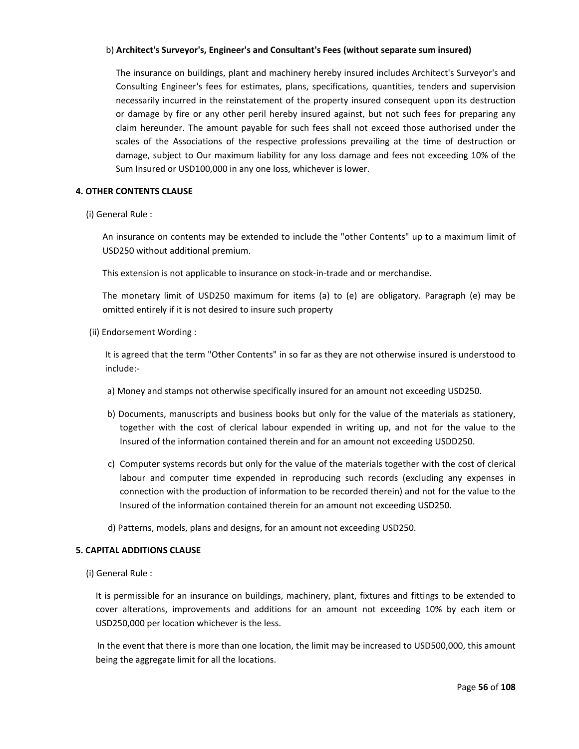b) **Architect's Surveyor's, Engineer's and Consultant's Fees (without separate sum insured)**

The insurance on buildings, plant and machinery hereby insured includes Architect's Surveyor's and Consulting Engineer's fees for estimates, plans, specifications, quantities, tenders and supervision necessarily incurred in the reinstatement of the property insured consequent upon its destruction or damage by fire or any other peril hereby insured against, but not such fees for preparing any claim hereunder. The amount payable for such fees shall not exceed those authorised under the scales of the Associations of the respective professions prevailing at the time of destruction or damage, subject to Our maximum liability for any loss damage and fees not exceeding 10% of the Sum Insured or USD100,000 in any one loss, whichever is lower.

**4. OTHER CONTENTS CLAUSE**

(i) General Rule :

An insurance on contents may be extended to include the "other Contents" up to a maximum limit of USD250 without additional premium.

This extension is not applicable to insurance on stock-in-trade and or merchandise.

The monetary limit of USD250 maximum for items (a) to (e) are obligatory. Paragraph (e) may be omitted entirely if it is not desired to insure such property

(ii) Endorsement Wording :

It is agreed that the term "Other Contents" in so far as they are not otherwise insured is understood to include:-

a) Money and stamps not otherwise specifically insured for an amount not exceeding USD250.

b) Documents, manuscripts and business books but only for the value of the materials as stationery, together with the cost of clerical labour expended in writing up, and not for the value to the Insured of the information contained therein and for an amount not exceeding USDD250.

c) Computer systems records but only for the value of the materials together with the cost of clerical labour and computer time expended in reproducing such records (excluding any expenses in connection with the production of information to be recorded therein) and not for the value to the Insured of the information contained therein for an amount not exceeding USD250.

d) Patterns, models, plans and designs, for an amount not exceeding USD250.

**5. CAPITAL ADDITIONS CLAUSE**

(i) General Rule :

It is permissible for an insurance on buildings, machinery, plant, fixtures and fittings to be extended to cover alterations, improvements and additions for an amount not exceeding 10% by each item or USD250,000 per location whichever is the less.

In the event that there is more than one location, the limit may be increased to USD500,000, this amount being the aggregate limit for all the locations.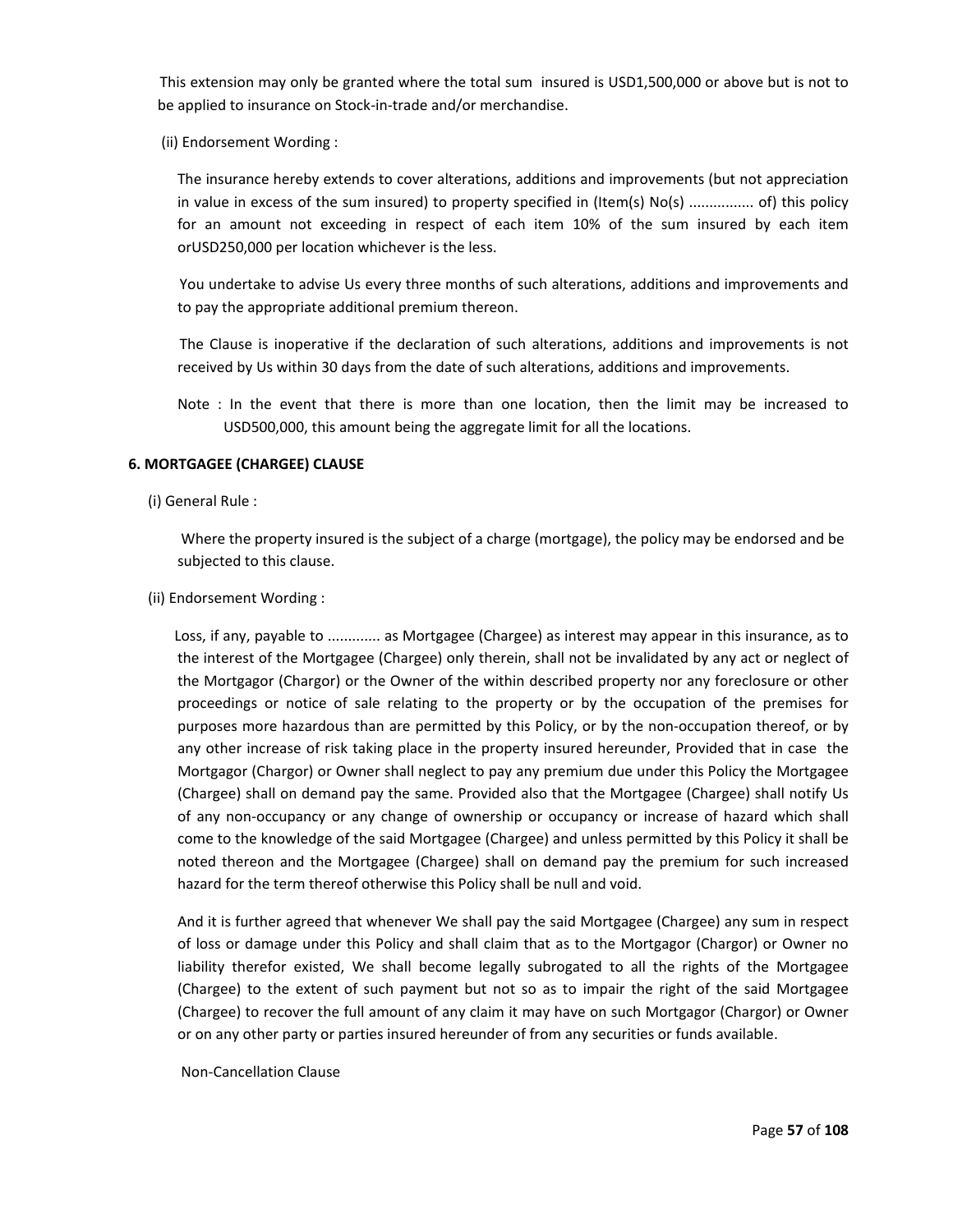This extension may only be granted where the total sum insured is USD1,500,000 or above but is not to be applied to insurance on Stock-in-trade and/or merchandise.

(ii) Endorsement Wording :

The insurance hereby extends to cover alterations, additions and improvements (but not appreciation in value in excess of the sum insured) to property specified in (Item(s) No(s) ................ of) this policy for an amount not exceeding in respect of each item 10% of the sum insured by each item orUSD250,000 per location whichever is the less.

You undertake to advise Us every three months of such alterations, additions and improvements and to pay the appropriate additional premium thereon.

The Clause is inoperative if the declaration of such alterations, additions and improvements is not received by Us within 30 days from the date of such alterations, additions and improvements.

Note : In the event that there is more than one location, then the limit may be increased to USD500,000, this amount being the aggregate limit for all the locations.

**6. MORTGAGEE (CHARGEE) CLAUSE**

(i) General Rule :

Where the property insured is the subject of a charge (mortgage), the policy may be endorsed and be subjected to this clause.

(ii) Endorsement Wording :

Loss, if any, payable to ............. as Mortgagee (Chargee) as interest may appear in this insurance, as to the interest of the Mortgagee (Chargee) only therein, shall not be invalidated by any act or neglect of the Mortgagor (Chargor) or the Owner of the within described property nor any foreclosure or other proceedings or notice of sale relating to the property or by the occupation of the premises for purposes more hazardous than are permitted by this Policy, or by the non-occupation thereof, or by any other increase of risk taking place in the property insured hereunder, Provided that in case the Mortgagor (Chargor) or Owner shall neglect to pay any premium due under this Policy the Mortgagee (Chargee) shall on demand pay the same. Provided also that the Mortgagee (Chargee) shall notify Us of any non-occupancy or any change of ownership or occupancy or increase of hazard which shall come to the knowledge of the said Mortgagee (Chargee) and unless permitted by this Policy it shall be noted thereon and the Mortgagee (Chargee) shall on demand pay the premium for such increased hazard for the term thereof otherwise this Policy shall be null and void.

And it is further agreed that whenever We shall pay the said Mortgagee (Chargee) any sum in respect of loss or damage under this Policy and shall claim that as to the Mortgagor (Chargor) or Owner no liability therefor existed, We shall become legally subrogated to all the rights of the Mortgagee (Chargee) to the extent of such payment but not so as to impair the right of the said Mortgagee (Chargee) to recover the full amount of any claim it may have on such Mortgagor (Chargor) or Owner or on any other party or parties insured hereunder of from any securities or funds available.

Non-Cancellation Clause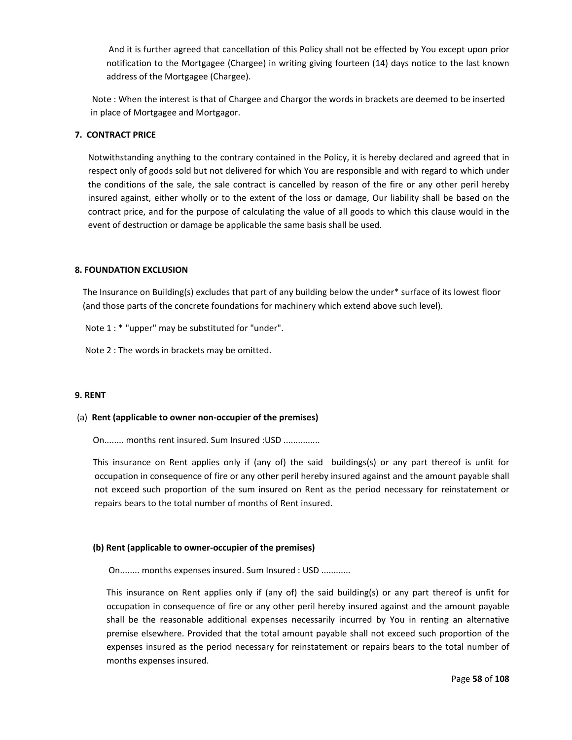And it is further agreed that cancellation of this Policy shall not be effected by You except upon prior notification to the Mortgagee (Chargee) in writing giving fourteen (14) days notice to the last known address of the Mortgagee (Chargee).

Note : When the interest is that of Chargee and Chargor the words in brackets are deemed to be inserted in place of Mortgagee and Mortgagor.

**7. CONTRACT PRICE**

Notwithstanding anything to the contrary contained in the Policy, it is hereby declared and agreed that in respect only of goods sold but not delivered for which You are responsible and with regard to which under the conditions of the sale, the sale contract is cancelled by reason of the fire or any other peril hereby insured against, either wholly or to the extent of the loss or damage, Our liability shall be based on the contract price, and for the purpose of calculating the value of all goods to which this clause would in the event of destruction or damage be applicable the same basis shall be used.

**8. FOUNDATION EXCLUSION**

The Insurance on Building(s) excludes that part of any building below the under* surface of its lowest floor (and those parts of the concrete foundations for machinery which extend above such level).

Note 1 : * "upper" may be substituted for "under".

Note 2 : The words in brackets may be omitted.

**9. RENT**

(a) **Rent (applicable to owner non-occupier of the premises)**

On........ months rent insured. Sum Insured :USD ..............

This insurance on Rent applies only if (any of) the said buildings(s) or any part thereof is unfit for occupation in consequence of fire or any other peril hereby insured against and the amount payable shall not exceed such proportion of the sum insured on Rent as the period necessary for reinstatement or repairs bears to the total number of months of Rent insured.

**(b) Rent (applicable to owner-occupier of the premises)**

On........ months expenses insured. Sum Insured : USD ...........

This insurance on Rent applies only if (any of) the said building(s) or any part thereof is unfit for occupation in consequence of fire or any other peril hereby insured against and the amount payable shall be the reasonable additional expenses necessarily incurred by You in renting an alternative premise elsewhere. Provided that the total amount payable shall not exceed such proportion of the expenses insured as the period necessary for reinstatement or repairs bears to the total number of months expenses insured.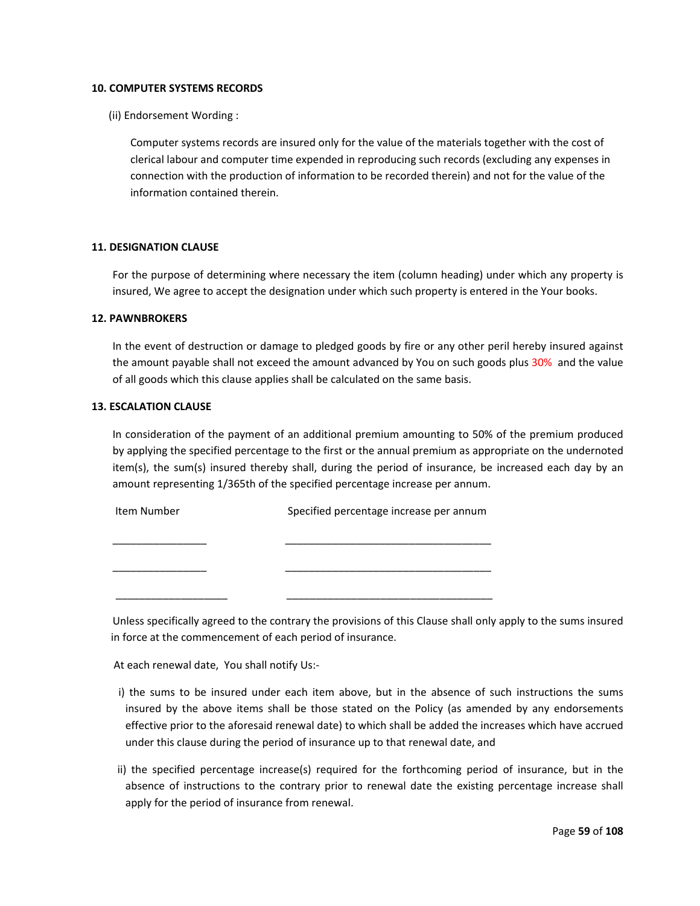### 10. COMPUTER SYSTEMS RECORDS

(ii) Endorsement Wording :

Computer systems records are insured only for the value of the materials together with the cost of clerical labour and computer time expended in reproducing such records (excluding any expenses in connection with the production of information to be recorded therein) and not for the value of the information contained therein.

### 11. DESIGNATION CLAUSE

For the purpose of determining where necessary the item (column heading) under which any property is insured, We agree to accept the designation under which such property is entered in the Your books.

### 12. PAWNBROKERS

In the event of destruction or damage to pledged goods by fire or any other peril hereby insured against the amount payable shall not exceed the amount advanced by You on such goods plus 30% and the value of all goods which this clause applies shall be calculated on the same basis.

### 13. ESCALATION CLAUSE

In consideration of the payment of an additional premium amounting to 50% of the premium produced by applying the specified percentage to the first or the annual premium as appropriate on the undernoted item(s), the sum(s) insured thereby shall, during the period of insurance, be increased each day by an amount representing 1/365th of the specified percentage increase per annum.

| Item Number | Specified percentage increase per annum |
|---|---|
| ________________ | ___________________________________ |
| ________________ | ___________________________________ |
| ___________________ | ___________________________________ |

Unless specifically agreed to the contrary the provisions of this Clause shall only apply to the sums insured in force at the commencement of each period of insurance.

At each renewal date, You shall notify Us:-

i) the sums to be insured under each item above, but in the absence of such instructions the sums insured by the above items shall be those stated on the Policy (as amended by any endorsements effective prior to the aforesaid renewal date) to which shall be added the increases which have accrued under this clause during the period of insurance up to that renewal date, and

ii) the specified percentage increase(s) required for the forthcoming period of insurance, but in the absence of instructions to the contrary prior to renewal date the existing percentage increase shall apply for the period of insurance from renewal.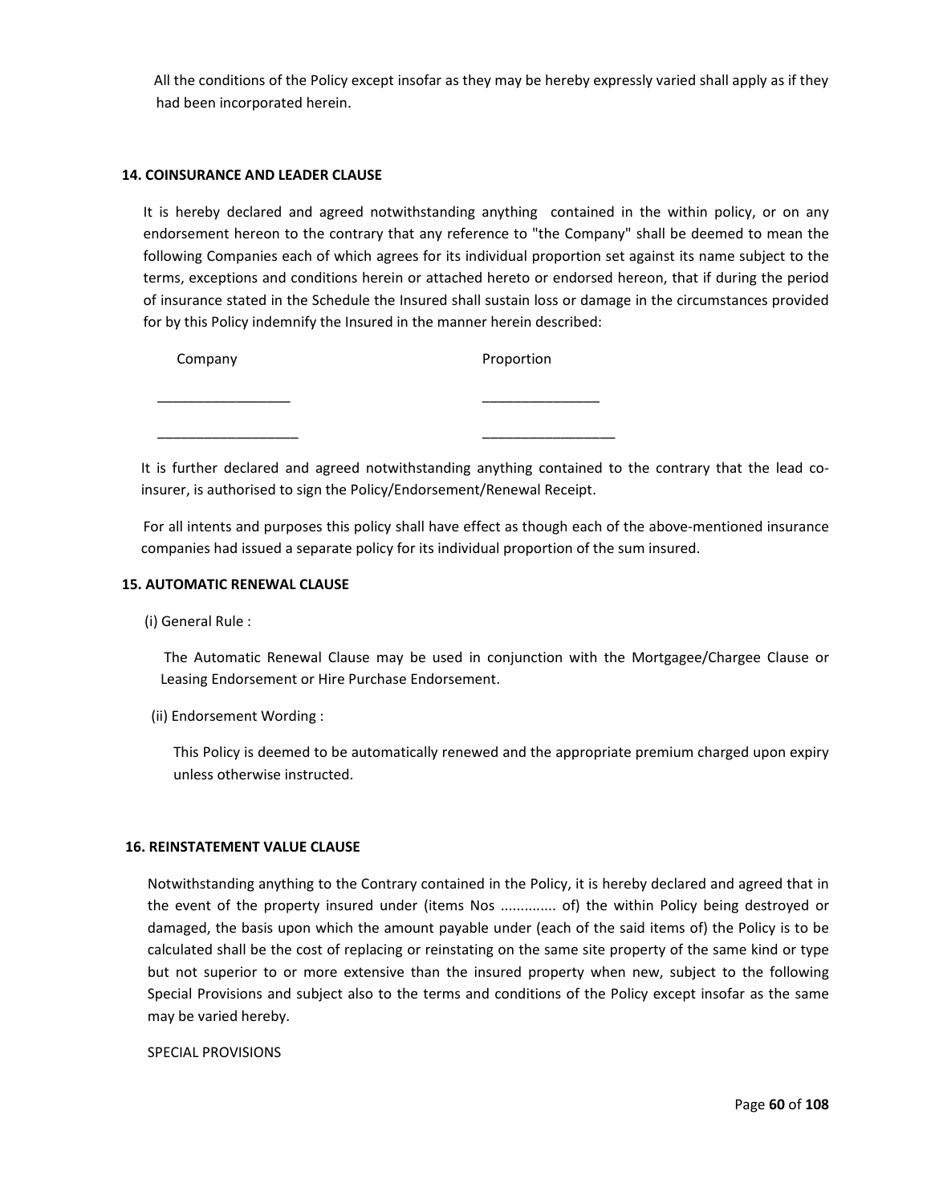All the conditions of the Policy except insofar as they may be hereby expressly varied shall apply as if they had been incorporated herein.

**14. COINSURANCE AND LEADER CLAUSE**

It is hereby declared and agreed notwithstanding anything contained in the within policy, or on any endorsement hereon to the contrary that any reference to "the Company" shall be deemed to mean the following Companies each of which agrees for its individual proportion set against its name subject to the terms, exceptions and conditions herein or attached hereto or endorsed hereon, that if during the period of insurance stated in the Schedule the Insured shall sustain loss or damage in the circumstances provided for by this Policy indemnify the Insured in the manner herein described:

| Company | Proportion |
| --- | --- |
| _________________ | _______________ |
| __________________ | _________________ |

It is further declared and agreed notwithstanding anything contained to the contrary that the lead co-insurer, is authorised to sign the Policy/Endorsement/Renewal Receipt.

For all intents and purposes this policy shall have effect as though each of the above-mentioned insurance companies had issued a separate policy for its individual proportion of the sum insured.

**15. AUTOMATIC RENEWAL CLAUSE**

(i) General Rule :

The Automatic Renewal Clause may be used in conjunction with the Mortgagee/Chargee Clause or Leasing Endorsement or Hire Purchase Endorsement.

(ii) Endorsement Wording :

This Policy is deemed to be automatically renewed and the appropriate premium charged upon expiry unless otherwise instructed.

**16. REINSTATEMENT VALUE CLAUSE**

Notwithstanding anything to the Contrary contained in the Policy, it is hereby declared and agreed that in the event of the property insured under (items Nos .............. of) the within Policy being destroyed or damaged, the basis upon which the amount payable under (each of the said items of) the Policy is to be calculated shall be the cost of replacing or reinstating on the same site property of the same kind or type but not superior to or more extensive than the insured property when new, subject to the following Special Provisions and subject also to the terms and conditions of the Policy except insofar as the same may be varied hereby.

SPECIAL PROVISIONS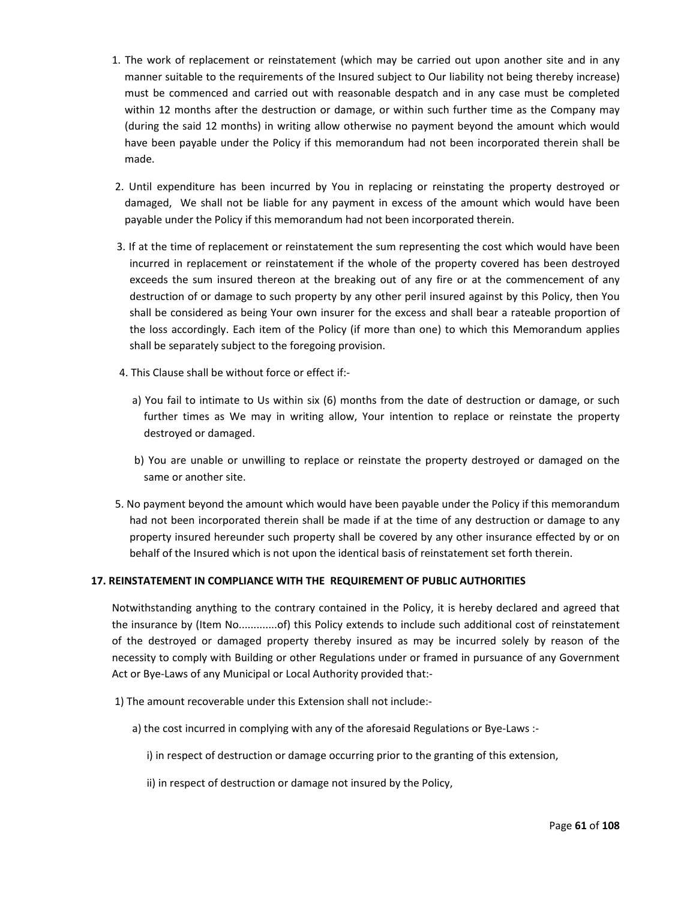1. The work of replacement or reinstatement (which may be carried out upon another site and in any manner suitable to the requirements of the Insured subject to Our liability not being thereby increase) must be commenced and carried out with reasonable despatch and in any case must be completed within 12 months after the destruction or damage, or within such further time as the Company may (during the said 12 months) in writing allow otherwise no payment beyond the amount which would have been payable under the Policy if this memorandum had not been incorporated therein shall be made.

2. Until expenditure has been incurred by You in replacing or reinstating the property destroyed or damaged, We shall not be liable for any payment in excess of the amount which would have been payable under the Policy if this memorandum had not been incorporated therein.

3. If at the time of replacement or reinstatement the sum representing the cost which would have been incurred in replacement or reinstatement if the whole of the property covered has been destroyed exceeds the sum insured thereon at the breaking out of any fire or at the commencement of any destruction of or damage to such property by any other peril insured against by this Policy, then You shall be considered as being Your own insurer for the excess and shall bear a rateable proportion of the loss accordingly. Each item of the Policy (if more than one) to which this Memorandum applies shall be separately subject to the foregoing provision.

4. This Clause shall be without force or effect if:-

   a) You fail to intimate to Us within six (6) months from the date of destruction or damage, or such further times as We may in writing allow, Your intention to replace or reinstate the property destroyed or damaged.

   b) You are unable or unwilling to replace or reinstate the property destroyed or damaged on the same or another site.

5. No payment beyond the amount which would have been payable under the Policy if this memorandum had not been incorporated therein shall be made if at the time of any destruction or damage to any property insured hereunder such property shall be covered by any other insurance effected by or on behalf of the Insured which is not upon the identical basis of reinstatement set forth therein.

**17. REINSTATEMENT IN COMPLIANCE WITH THE REQUIREMENT OF PUBLIC AUTHORITIES**

Notwithstanding anything to the contrary contained in the Policy, it is hereby declared and agreed that the insurance by (Item No.............of) this Policy extends to include such additional cost of reinstatement of the destroyed or damaged property thereby insured as may be incurred solely by reason of the necessity to comply with Building or other Regulations under or framed in pursuance of any Government Act or Bye-Laws of any Municipal or Local Authority provided that:-

1) The amount recoverable under this Extension shall not include:-

   a) the cost incurred in complying with any of the aforesaid Regulations or Bye-Laws :-

      i) in respect of destruction or damage occurring prior to the granting of this extension,

      ii) in respect of destruction or damage not insured by the Policy,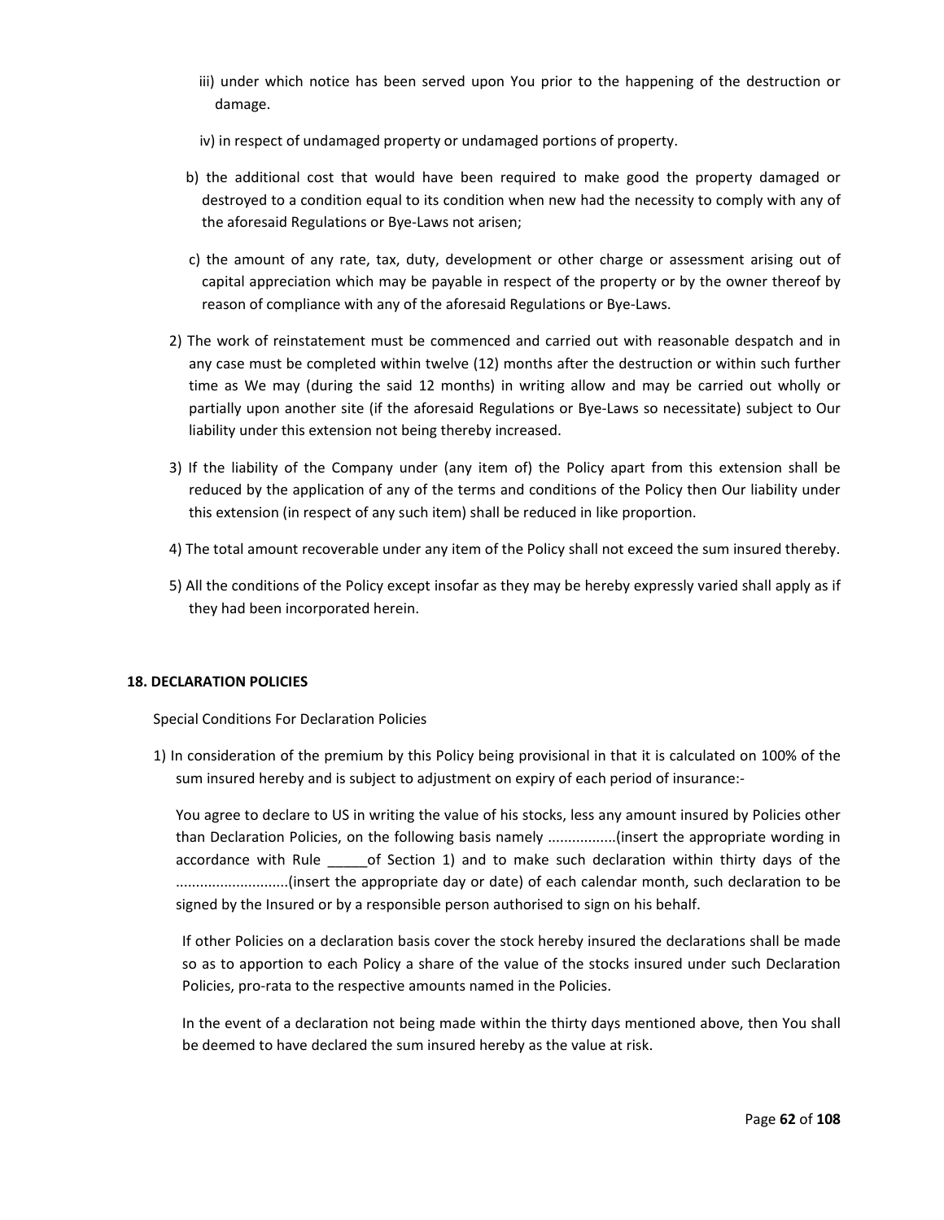iii) under which notice has been served upon You prior to the happening of the destruction or damage.

iv) in respect of undamaged property or undamaged portions of property.

b) the additional cost that would have been required to make good the property damaged or destroyed to a condition equal to its condition when new had the necessity to comply with any of the aforesaid Regulations or Bye-Laws not arisen;

c) the amount of any rate, tax, duty, development or other charge or assessment arising out of capital appreciation which may be payable in respect of the property or by the owner thereof by reason of compliance with any of the aforesaid Regulations or Bye-Laws.

2) The work of reinstatement must be commenced and carried out with reasonable despatch and in any case must be completed within twelve (12) months after the destruction or within such further time as We may (during the said 12 months) in writing allow and may be carried out wholly or partially upon another site (if the aforesaid Regulations or Bye-Laws so necessitate) subject to Our liability under this extension not being thereby increased.

3) If the liability of the Company under (any item of) the Policy apart from this extension shall be reduced by the application of any of the terms and conditions of the Policy then Our liability under this extension (in respect of any such item) shall be reduced in like proportion.

4) The total amount recoverable under any item of the Policy shall not exceed the sum insured thereby.

5) All the conditions of the Policy except insofar as they may be hereby expressly varied shall apply as if they had been incorporated herein.

**18. DECLARATION POLICIES**

Special Conditions For Declaration Policies

1) In consideration of the premium by this Policy being provisional in that it is calculated on 100% of the sum insured hereby and is subject to adjustment on expiry of each period of insurance:-

You agree to declare to US in writing the value of his stocks, less any amount insured by Policies other than Declaration Policies, on the following basis namely .................(insert the appropriate wording in accordance with Rule _____of Section 1) and to make such declaration within thirty days of the ............................(insert the appropriate day or date) of each calendar month, such declaration to be signed by the Insured or by a responsible person authorised to sign on his behalf.

If other Policies on a declaration basis cover the stock hereby insured the declarations shall be made so as to apportion to each Policy a share of the value of the stocks insured under such Declaration Policies, pro-rata to the respective amounts named in the Policies.

In the event of a declaration not being made within the thirty days mentioned above, then You shall be deemed to have declared the sum insured hereby as the value at risk.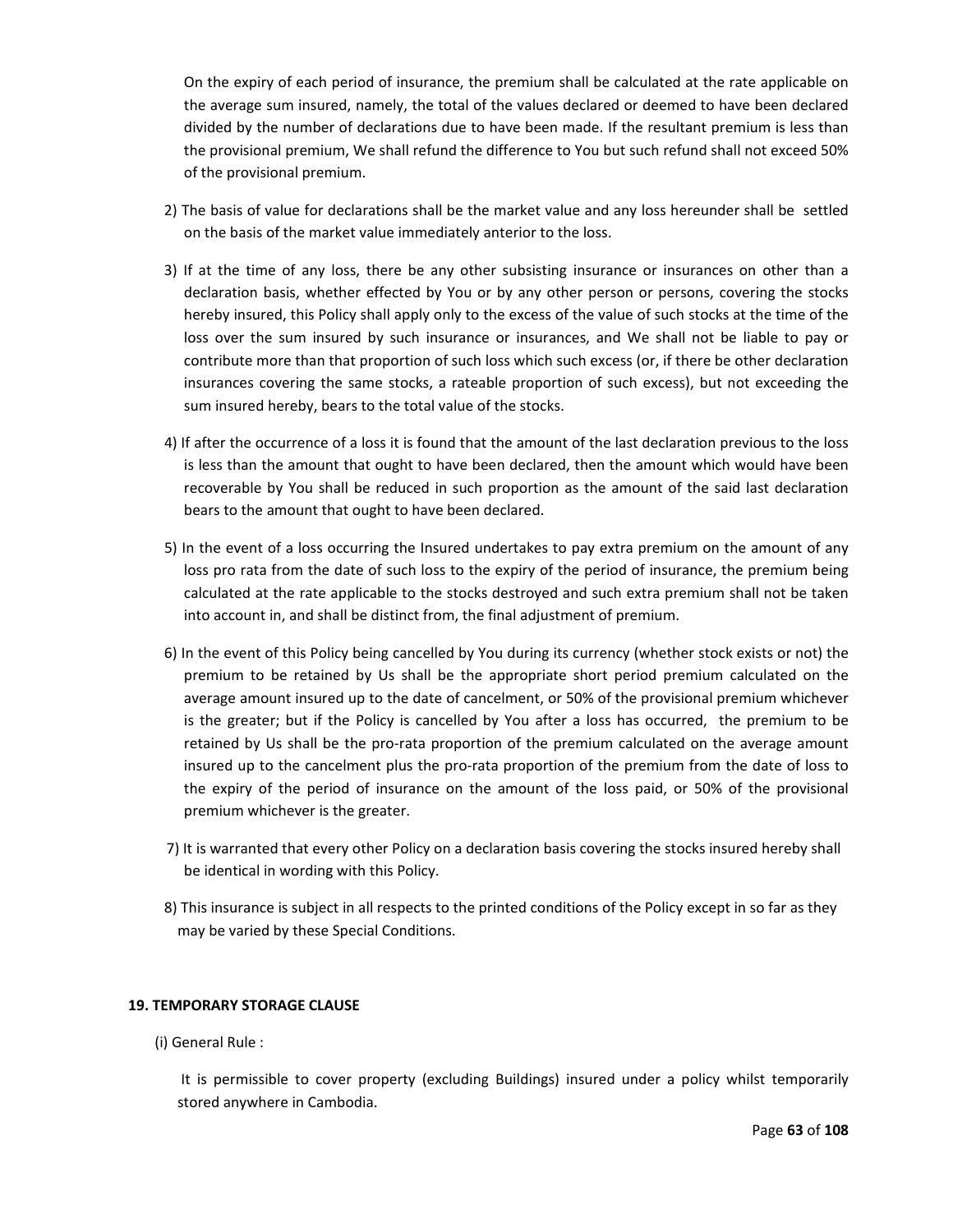On the expiry of each period of insurance, the premium shall be calculated at the rate applicable on the average sum insured, namely, the total of the values declared or deemed to have been declared divided by the number of declarations due to have been made. If the resultant premium is less than the provisional premium, We shall refund the difference to You but such refund shall not exceed 50% of the provisional premium.

2) The basis of value for declarations shall be the market value and any loss hereunder shall be settled on the basis of the market value immediately anterior to the loss.

3) If at the time of any loss, there be any other subsisting insurance or insurances on other than a declaration basis, whether effected by You or by any other person or persons, covering the stocks hereby insured, this Policy shall apply only to the excess of the value of such stocks at the time of the loss over the sum insured by such insurance or insurances, and We shall not be liable to pay or contribute more than that proportion of such loss which such excess (or, if there be other declaration insurances covering the same stocks, a rateable proportion of such excess), but not exceeding the sum insured hereby, bears to the total value of the stocks.

4) If after the occurrence of a loss it is found that the amount of the last declaration previous to the loss is less than the amount that ought to have been declared, then the amount which would have been recoverable by You shall be reduced in such proportion as the amount of the said last declaration bears to the amount that ought to have been declared.

5) In the event of a loss occurring the Insured undertakes to pay extra premium on the amount of any loss pro rata from the date of such loss to the expiry of the period of insurance, the premium being calculated at the rate applicable to the stocks destroyed and such extra premium shall not be taken into account in, and shall be distinct from, the final adjustment of premium.

6) In the event of this Policy being cancelled by You during its currency (whether stock exists or not) the premium to be retained by Us shall be the appropriate short period premium calculated on the average amount insured up to the date of cancelment, or 50% of the provisional premium whichever is the greater; but if the Policy is cancelled by You after a loss has occurred, the premium to be retained by Us shall be the pro-rata proportion of the premium calculated on the average amount insured up to the cancelment plus the pro-rata proportion of the premium from the date of loss to the expiry of the period of insurance on the amount of the loss paid, or 50% of the provisional premium whichever is the greater.

7) It is warranted that every other Policy on a declaration basis covering the stocks insured hereby shall be identical in wording with this Policy.

8) This insurance is subject in all respects to the printed conditions of the Policy except in so far as they may be varied by these Special Conditions.

## 19. TEMPORARY STORAGE CLAUSE

(i) General Rule :

It is permissible to cover property (excluding Buildings) insured under a policy whilst temporarily stored anywhere in Cambodia.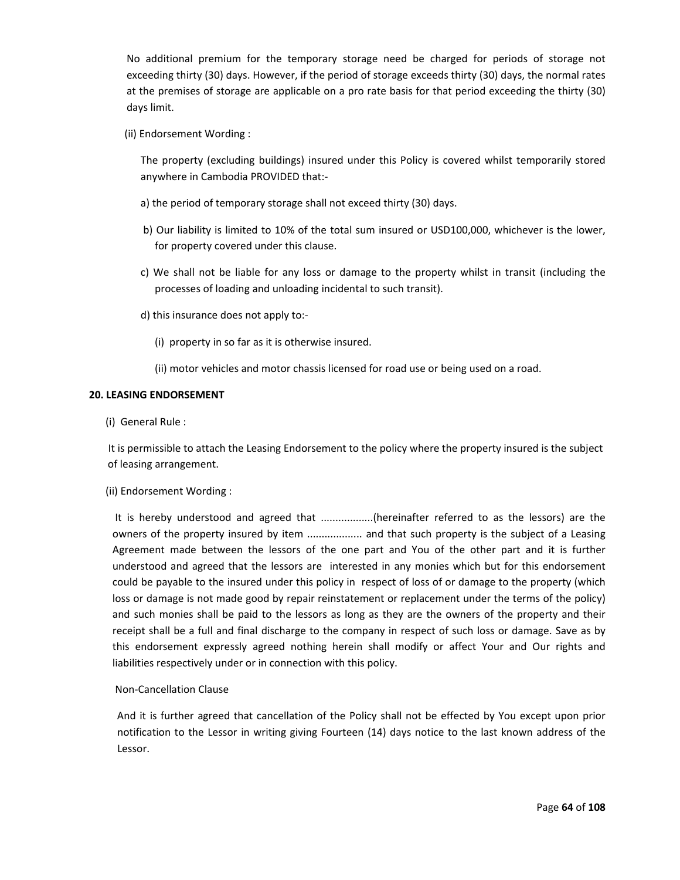No additional premium for the temporary storage need be charged for periods of storage not exceeding thirty (30) days. However, if the period of storage exceeds thirty (30) days, the normal rates at the premises of storage are applicable on a pro rate basis for that period exceeding the thirty (30) days limit.

(ii) Endorsement Wording :

The property (excluding buildings) insured under this Policy is covered whilst temporarily stored anywhere in Cambodia PROVIDED that:-

a) the period of temporary storage shall not exceed thirty (30) days.

b) Our liability is limited to 10% of the total sum insured or USD100,000, whichever is the lower, for property covered under this clause.

c) We shall not be liable for any loss or damage to the property whilst in transit (including the processes of loading and unloading incidental to such transit).

d) this insurance does not apply to:-

(i) property in so far as it is otherwise insured.

(ii) motor vehicles and motor chassis licensed for road use or being used on a road.

**20. LEASING ENDORSEMENT**

(i) General Rule :

It is permissible to attach the Leasing Endorsement to the policy where the property insured is the subject of leasing arrangement.

(ii) Endorsement Wording :

It is hereby understood and agreed that ..................(hereinafter referred to as the lessors) are the owners of the property insured by item .................. and that such property is the subject of a Leasing Agreement made between the lessors of the one part and You of the other part and it is further understood and agreed that the lessors are interested in any monies which but for this endorsement could be payable to the insured under this policy in respect of loss of or damage to the property (which loss or damage is not made good by repair reinstatement or replacement under the terms of the policy) and such monies shall be paid to the lessors as long as they are the owners of the property and their receipt shall be a full and final discharge to the company in respect of such loss or damage. Save as by this endorsement expressly agreed nothing herein shall modify or affect Your and Our rights and liabilities respectively under or in connection with this policy.

Non-Cancellation Clause

And it is further agreed that cancellation of the Policy shall not be effected by You except upon prior notification to the Lessor in writing giving Fourteen (14) days notice to the last known address of the Lessor.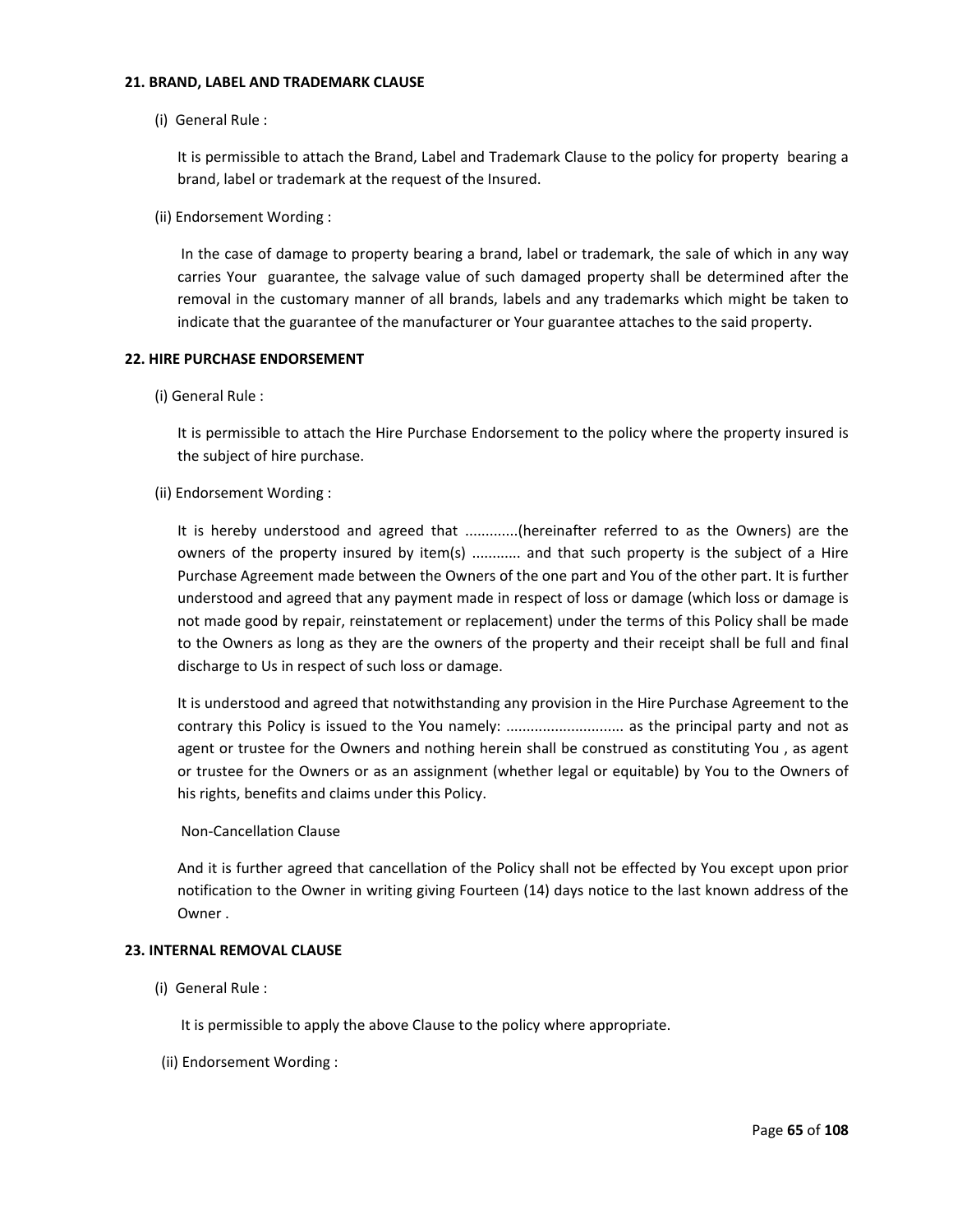### 21. BRAND, LABEL AND TRADEMARK CLAUSE

(i) General Rule :

It is permissible to attach the Brand, Label and Trademark Clause to the policy for property bearing a brand, label or trademark at the request of the Insured.

(ii) Endorsement Wording :

In the case of damage to property bearing a brand, label or trademark, the sale of which in any way carries Your guarantee, the salvage value of such damaged property shall be determined after the removal in the customary manner of all brands, labels and any trademarks which might be taken to indicate that the guarantee of the manufacturer or Your guarantee attaches to the said property.

### 22. HIRE PURCHASE ENDORSEMENT

(i) General Rule :

It is permissible to attach the Hire Purchase Endorsement to the policy where the property insured is the subject of hire purchase.

(ii) Endorsement Wording :

It is hereby understood and agreed that .............(hereinafter referred to as the Owners) are the owners of the property insured by item(s) ........... and that such property is the subject of a Hire Purchase Agreement made between the Owners of the one part and You of the other part. It is further understood and agreed that any payment made in respect of loss or damage (which loss or damage is not made good by repair, reinstatement or replacement) under the terms of this Policy shall be made to the Owners as long as they are the owners of the property and their receipt shall be full and final discharge to Us in respect of such loss or damage.

It is understood and agreed that notwithstanding any provision in the Hire Purchase Agreement to the contrary this Policy is issued to the You namely: ............................ as the principal party and not as agent or trustee for the Owners and nothing herein shall be construed as constituting You , as agent or trustee for the Owners or as an assignment (whether legal or equitable) by You to the Owners of his rights, benefits and claims under this Policy.

Non-Cancellation Clause

And it is further agreed that cancellation of the Policy shall not be effected by You except upon prior notification to the Owner in writing giving Fourteen (14) days notice to the last known address of the Owner .

### 23. INTERNAL REMOVAL CLAUSE

(i) General Rule :

It is permissible to apply the above Clause to the policy where appropriate.

(ii) Endorsement Wording :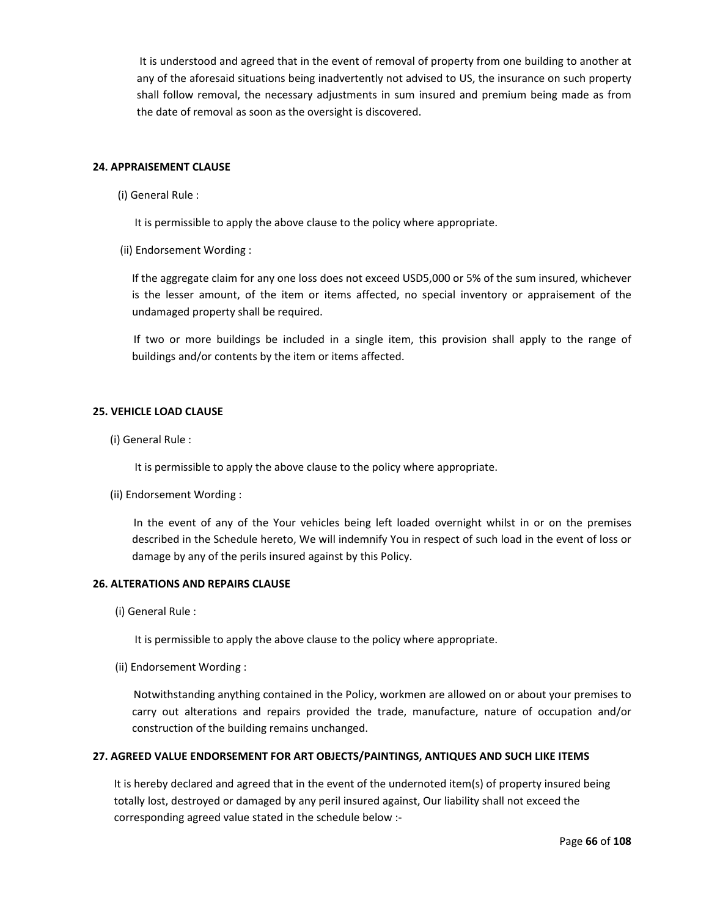It is understood and agreed that in the event of removal of property from one building to another at any of the aforesaid situations being inadvertently not advised to US, the insurance on such property shall follow removal, the necessary adjustments in sum insured and premium being made as from the date of removal as soon as the oversight is discovered.

**24. APPRAISEMENT CLAUSE**

(i) General Rule :

It is permissible to apply the above clause to the policy where appropriate.

(ii) Endorsement Wording :

If the aggregate claim for any one loss does not exceed USD5,000 or 5% of the sum insured, whichever is the lesser amount, of the item or items affected, no special inventory or appraisement of the undamaged property shall be required.

If two or more buildings be included in a single item, this provision shall apply to the range of buildings and/or contents by the item or items affected.

**25. VEHICLE LOAD CLAUSE**

(i) General Rule :

It is permissible to apply the above clause to the policy where appropriate.

(ii) Endorsement Wording :

In the event of any of the Your vehicles being left loaded overnight whilst in or on the premises described in the Schedule hereto, We will indemnify You in respect of such load in the event of loss or damage by any of the perils insured against by this Policy.

**26. ALTERATIONS AND REPAIRS CLAUSE**

(i) General Rule :

It is permissible to apply the above clause to the policy where appropriate.

(ii) Endorsement Wording :

Notwithstanding anything contained in the Policy, workmen are allowed on or about your premises to carry out alterations and repairs provided the trade, manufacture, nature of occupation and/or construction of the building remains unchanged.

**27. AGREED VALUE ENDORSEMENT FOR ART OBJECTS/PAINTINGS, ANTIQUES AND SUCH LIKE ITEMS**

It is hereby declared and agreed that in the event of the undernoted item(s) of property insured being totally lost, destroyed or damaged by any peril insured against, Our liability shall not exceed the corresponding agreed value stated in the schedule below :-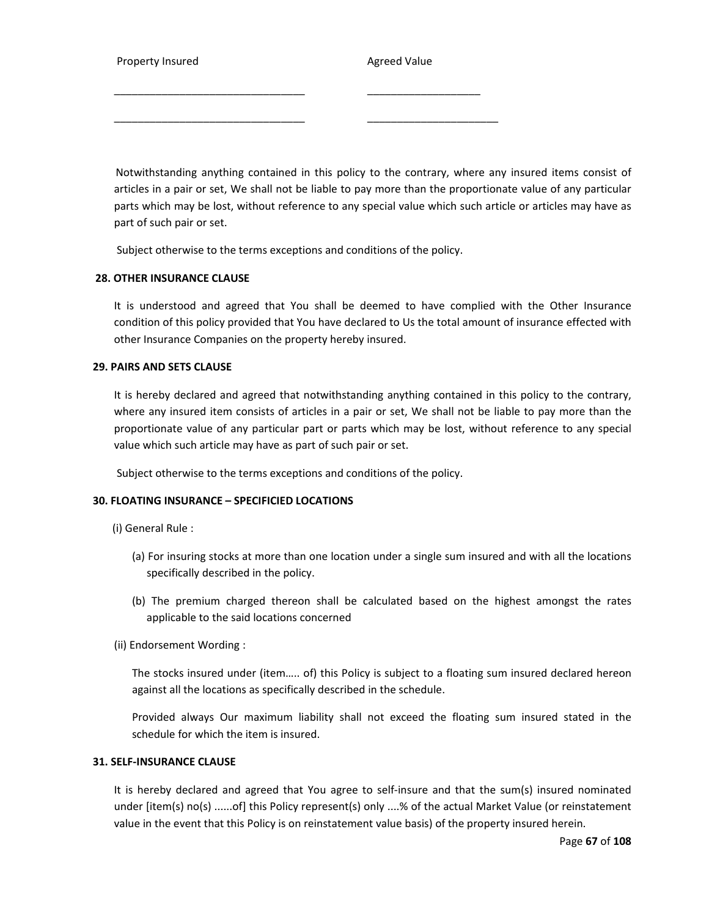| Property Insured | Agreed Value |
|---|---|
| ________________________________ | ___________________ |
| ________________________________ | _______________________ |

Notwithstanding anything contained in this policy to the contrary, where any insured items consist of articles in a pair or set, We shall not be liable to pay more than the proportionate value of any particular parts which may be lost, without reference to any special value which such article or articles may have as part of such pair or set.

Subject otherwise to the terms exceptions and conditions of the policy.

**28. OTHER INSURANCE CLAUSE**

It is understood and agreed that You shall be deemed to have complied with the Other Insurance condition of this policy provided that You have declared to Us the total amount of insurance effected with other Insurance Companies on the property hereby insured.

**29. PAIRS AND SETS CLAUSE**

It is hereby declared and agreed that notwithstanding anything contained in this policy to the contrary, where any insured item consists of articles in a pair or set, We shall not be liable to pay more than the proportionate value of any particular part or parts which may be lost, without reference to any special value which such article may have as part of such pair or set.

Subject otherwise to the terms exceptions and conditions of the policy.

**30. FLOATING INSURANCE – SPECIFICIED LOCATIONS**

(i) General Rule :

(a) For insuring stocks at more than one location under a single sum insured and with all the locations specifically described in the policy.

(b) The premium charged thereon shall be calculated based on the highest amongst the rates applicable to the said locations concerned

(ii) Endorsement Wording :

The stocks insured under (item….. of) this Policy is subject to a floating sum insured declared hereon against all the locations as specifically described in the schedule.

Provided always Our maximum liability shall not exceed the floating sum insured stated in the schedule for which the item is insured.

**31. SELF-INSURANCE CLAUSE**

It is hereby declared and agreed that You agree to self-insure and that the sum(s) insured nominated under [item(s) no(s) ......of] this Policy represent(s) only ....% of the actual Market Value (or reinstatement value in the event that this Policy is on reinstatement value basis) of the property insured herein.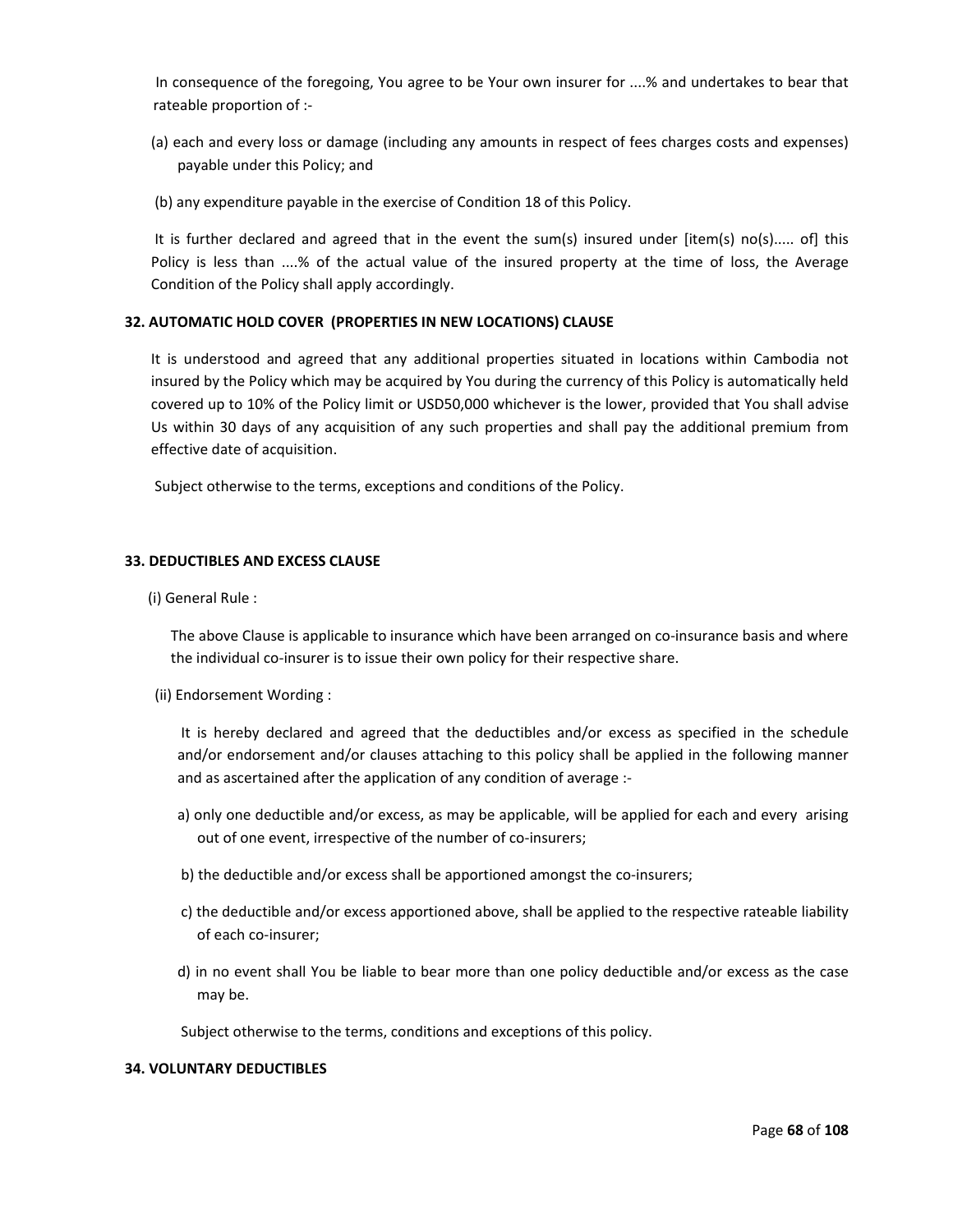In consequence of the foregoing, You agree to be Your own insurer for ....% and undertakes to bear that rateable proportion of :-

(a) each and every loss or damage (including any amounts in respect of fees charges costs and expenses) payable under this Policy; and

(b) any expenditure payable in the exercise of Condition 18 of this Policy.

It is further declared and agreed that in the event the sum(s) insured under [item(s) no(s)..... of] this Policy is less than ....% of the actual value of the insured property at the time of loss, the Average Condition of the Policy shall apply accordingly.

#### 32. AUTOMATIC HOLD COVER (PROPERTIES IN NEW LOCATIONS) CLAUSE

It is understood and agreed that any additional properties situated in locations within Cambodia not insured by the Policy which may be acquired by You during the currency of this Policy is automatically held covered up to 10% of the Policy limit or USD50,000 whichever is the lower, provided that You shall advise Us within 30 days of any acquisition of any such properties and shall pay the additional premium from effective date of acquisition.

Subject otherwise to the terms, exceptions and conditions of the Policy.

#### 33. DEDUCTIBLES AND EXCESS CLAUSE

(i) General Rule :

The above Clause is applicable to insurance which have been arranged on co-insurance basis and where the individual co-insurer is to issue their own policy for their respective share.

(ii) Endorsement Wording :

It is hereby declared and agreed that the deductibles and/or excess as specified in the schedule and/or endorsement and/or clauses attaching to this policy shall be applied in the following manner and as ascertained after the application of any condition of average :-

a) only one deductible and/or excess, as may be applicable, will be applied for each and every arising out of one event, irrespective of the number of co-insurers;

b) the deductible and/or excess shall be apportioned amongst the co-insurers;

c) the deductible and/or excess apportioned above, shall be applied to the respective rateable liability of each co-insurer;

d) in no event shall You be liable to bear more than one policy deductible and/or excess as the case may be.

Subject otherwise to the terms, conditions and exceptions of this policy.

#### 34. VOLUNTARY DEDUCTIBLES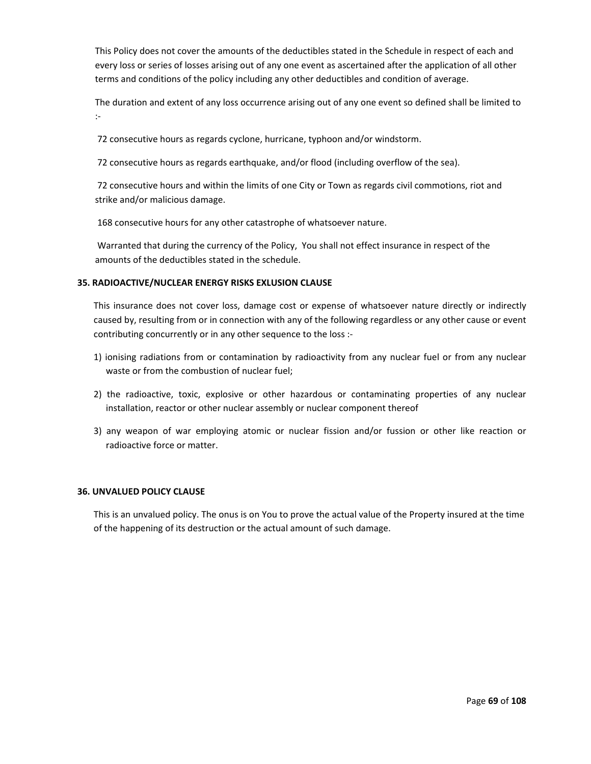This Policy does not cover the amounts of the deductibles stated in the Schedule in respect of each and every loss or series of losses arising out of any one event as ascertained after the application of all other terms and conditions of the policy including any other deductibles and condition of average.

The duration and extent of any loss occurrence arising out of any one event so defined shall be limited to :-

72 consecutive hours as regards cyclone, hurricane, typhoon and/or windstorm.

72 consecutive hours as regards earthquake, and/or flood (including overflow of the sea).

72 consecutive hours and within the limits of one City or Town as regards civil commotions, riot and strike and/or malicious damage.

168 consecutive hours for any other catastrophe of whatsoever nature.

Warranted that during the currency of the Policy, You shall not effect insurance in respect of the amounts of the deductibles stated in the schedule.

**35. RADIOACTIVE/NUCLEAR ENERGY RISKS EXLUSION CLAUSE**

This insurance does not cover loss, damage cost or expense of whatsoever nature directly or indirectly caused by, resulting from or in connection with any of the following regardless or any other cause or event contributing concurrently or in any other sequence to the loss :-

1) ionising radiations from or contamination by radioactivity from any nuclear fuel or from any nuclear waste or from the combustion of nuclear fuel;
2) the radioactive, toxic, explosive or other hazardous or contaminating properties of any nuclear installation, reactor or other nuclear assembly or nuclear component thereof
3) any weapon of war employing atomic or nuclear fission and/or fussion or other like reaction or radioactive force or matter.

**36. UNVALUED POLICY CLAUSE**

This is an unvalued policy. The onus is on You to prove the actual value of the Property insured at the time of the happening of its destruction or the actual amount of such damage.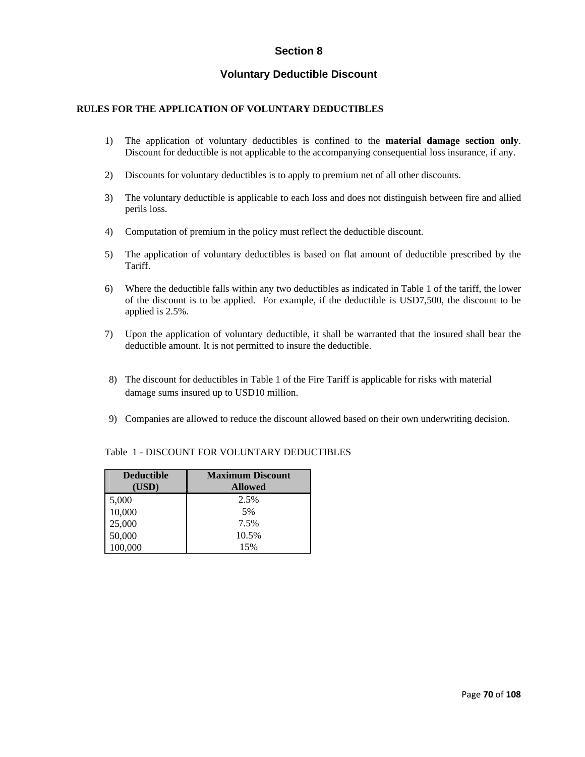# Section 8

## Voluntary Deductible Discount

**RULES FOR THE APPLICATION OF VOLUNTARY DEDUCTIBLES**

1) The application of voluntary deductibles is confined to the **material damage section only**. Discount for deductible is not applicable to the accompanying consequential loss insurance, if any.

2) Discounts for voluntary deductibles is to apply to premium net of all other discounts.

3) The voluntary deductible is applicable to each loss and does not distinguish between fire and allied perils loss.

4) Computation of premium in the policy must reflect the deductible discount.

5) The application of voluntary deductibles is based on flat amount of deductible prescribed by the Tariff.

6) Where the deductible falls within any two deductibles as indicated in Table 1 of the tariff, the lower of the discount is to be applied. For example, if the deductible is USD7,500, the discount to be applied is 2.5%.

7) Upon the application of voluntary deductible, it shall be warranted that the insured shall bear the deductible amount. It is not permitted to insure the deductible.

8) The discount for deductibles in Table 1 of the Fire Tariff is applicable for risks with material damage sums insured up to USD10 million.

9) Companies are allowed to reduce the discount allowed based on their own underwriting decision.

Table 1 - DISCOUNT FOR VOLUNTARY DEDUCTIBLES

| Deductible (USD) | Maximum Discount Allowed |
|---|---|
| 5,000 | 2.5% |
| 10,000 | 5% |
| 25,000 | 7.5% |
| 50,000 | 10.5% |
| 100,000 | 15% |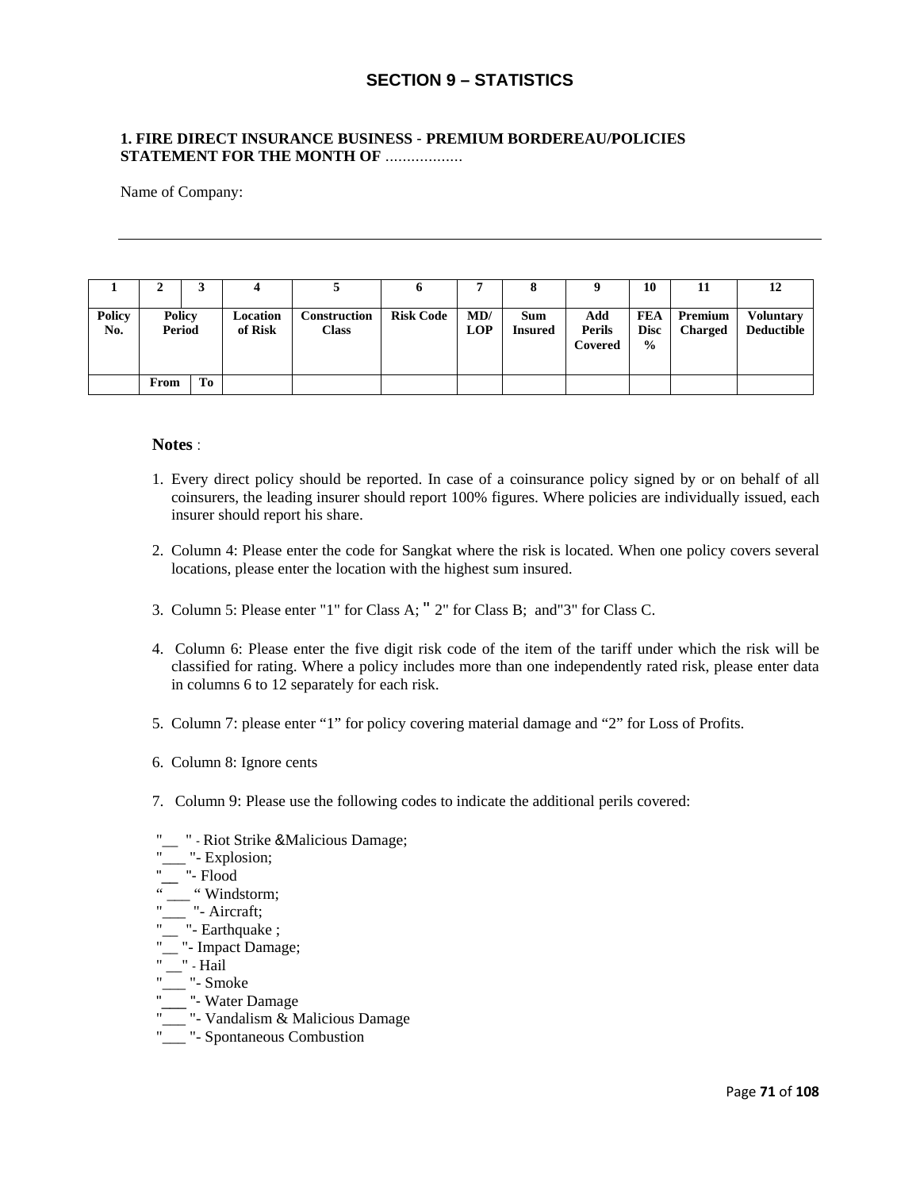## SECTION 9 – STATISTICS

**1. FIRE DIRECT INSURANCE BUSINESS - PREMIUM BORDEREAU/POLICIES STATEMENT FOR THE MONTH OF** ..................

Name of Company:

---

| 1 | 2 | 3 | 4 | 5 | 6 | 7 | 8 | 9 | 10 | 11 | 12 |
|---|---|---|---|---|---|---|---|---|---|---|---|
| **Policy No.** | **Policy Period** | | **Location of Risk** | **Construction Class** | **Risk Code** | **MD/ LOP** | **Sum Insured** | **Add Perils Covered** | **FEA Disc %** | **Premium Charged** | **Voluntary Deductible** |
| | **From** | **To** | | | | | | | | | |

**Notes** :

1. Every direct policy should be reported. In case of a coinsurance policy signed by or on behalf of all coinsurers, the leading insurer should report 100% figures. Where policies are individually issued, each insurer should report his share.

2. Column 4: Please enter the code for Sangkat where the risk is located. When one policy covers several locations, please enter the location with the highest sum insured.

3. Column 5: Please enter "1" for Class A; " 2" for Class B; and"3" for Class C.

4. Column 6: Please enter the five digit risk code of the item of the tariff under which the risk will be classified for rating. Where a policy includes more than one independently rated risk, please enter data in columns 6 to 12 separately for each risk.

5. Column 7: please enter "1" for policy covering material damage and "2" for Loss of Profits.

6. Column 8: Ignore cents

7. Column 9: Please use the following codes to indicate the additional perils covered:

"__ " - Riot Strike &Malicious Damage;
"___ "- Explosion;
"__ "- Flood
" ___ " Windstorm;
"___ "- Aircraft;
"__ "- Earthquake ;
"__ "- Impact Damage;
" __" - Hail
"___ "- Smoke
"___ "- Water Damage
"___ "- Vandalism & Malicious Damage
"___ "- Spontaneous Combustion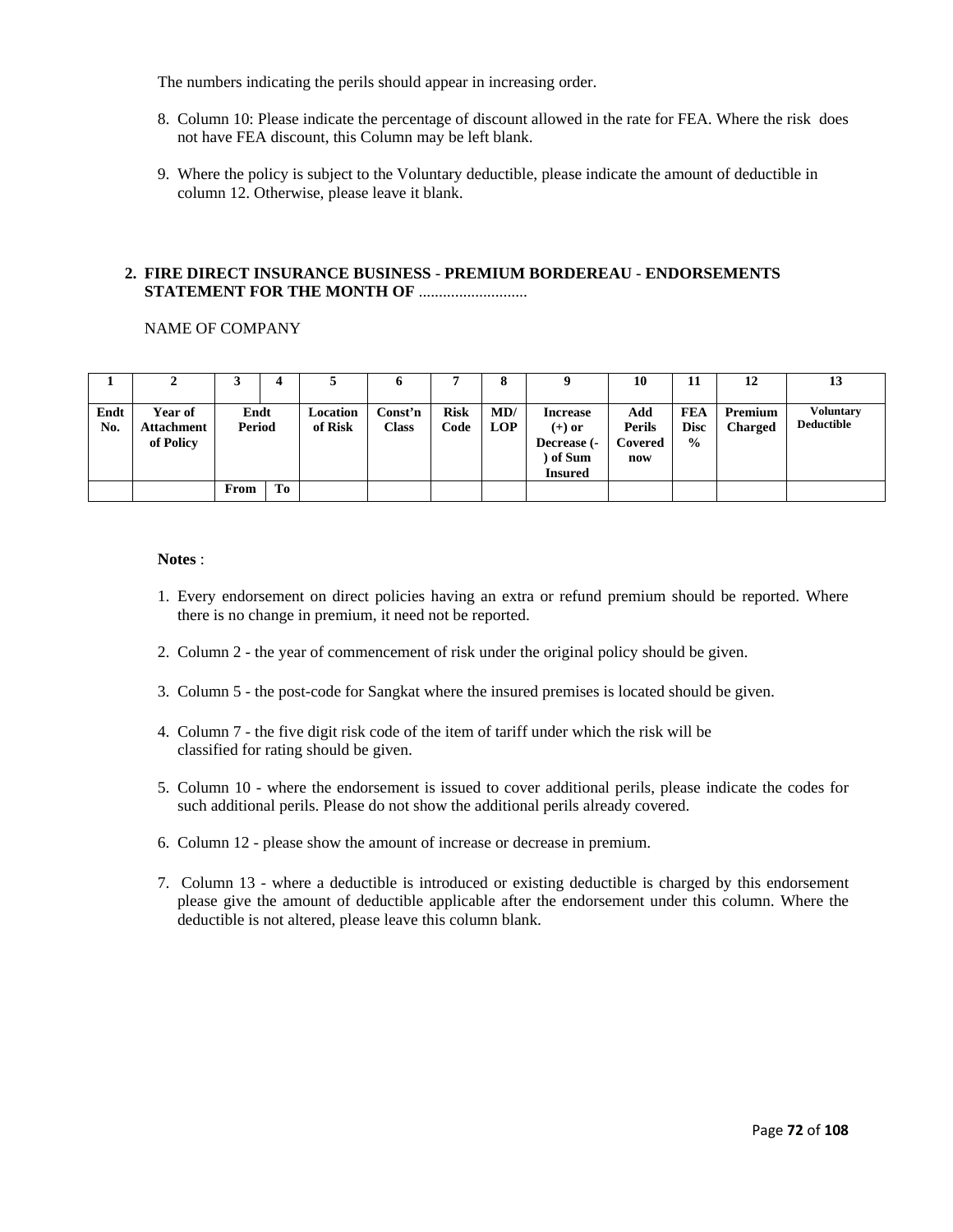The numbers indicating the perils should appear in increasing order.

8. Column 10: Please indicate the percentage of discount allowed in the rate for FEA. Where the risk does not have FEA discount, this Column may be left blank.

9. Where the policy is subject to the Voluntary deductible, please indicate the amount of deductible in column 12. Otherwise, please leave it blank.

## 2. FIRE DIRECT INSURANCE BUSINESS - PREMIUM BORDEREAU - ENDORSEMENTS STATEMENT FOR THE MONTH OF ...........................

NAME OF COMPANY

| 1 | 2 | 3 | 4 | 5 | 6 | 7 | 8 | 9 | 10 | 11 | 12 | 13 |
|---|---|---|---|---|---|---|---|---|---|---|---|---|
| **Endt No.** | **Year of Attachment of Policy** | **Endt Period** | | **Location of Risk** | **Const'n Class** | **Risk Code** | **MD/ LOP** | **Increase (+) or Decrease (-) of Sum Insured** | **Add Perils Covered now** | **FEA Disc %** | **Premium Charged** | **Voluntary Deductible** |
| | | **From** | **To** | | | | | | | | | |

**Notes** :

1. Every endorsement on direct policies having an extra or refund premium should be reported. Where there is no change in premium, it need not be reported.

2. Column 2 - the year of commencement of risk under the original policy should be given.

3. Column 5 - the post-code for Sangkat where the insured premises is located should be given.

4. Column 7 - the five digit risk code of the item of tariff under which the risk will be classified for rating should be given.

5. Column 10 - where the endorsement is issued to cover additional perils, please indicate the codes for such additional perils. Please do not show the additional perils already covered.

6. Column 12 - please show the amount of increase or decrease in premium.

7. Column 13 - where a deductible is introduced or existing deductible is charged by this endorsement please give the amount of deductible applicable after the endorsement under this column. Where the deductible is not altered, please leave this column blank.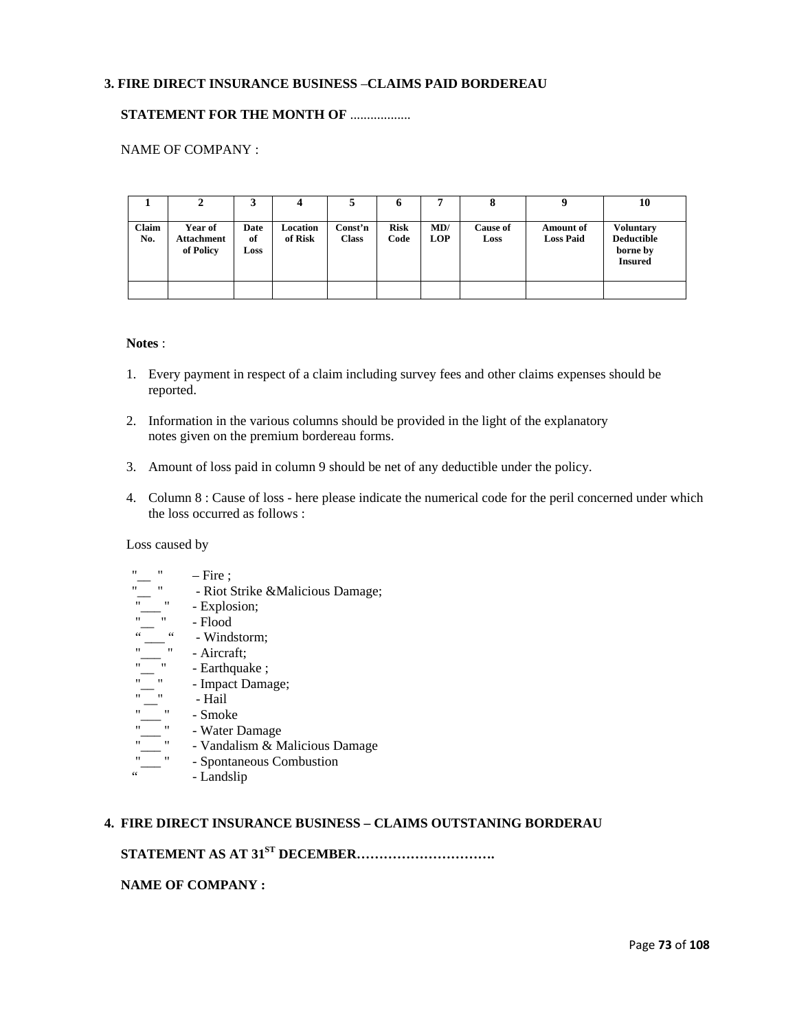### 3. FIRE DIRECT INSURANCE BUSINESS –CLAIMS PAID BORDEREAU

**STATEMENT FOR THE MONTH OF** ..................

NAME OF COMPANY :

| 1 | 2 | 3 | 4 | 5 | 6 | 7 | 8 | 9 | 10 |
|---|---|---|---|---|---|---|---|---|---|
| **Claim No.** | **Year of Attachment of Policy** | **Date of Loss** | **Location of Risk** | **Const'n Class** | **Risk Code** | **MD/ LOP** | **Cause of Loss** | **Amount of Loss Paid** | **Voluntary Deductible borne by Insured** |
| | | | | | | | | | |

**Notes** :

1. Every payment in respect of a claim including survey fees and other claims expenses should be reported.
2. Information in the various columns should be provided in the light of the explanatory notes given on the premium bordereau forms.
3. Amount of loss paid in column 9 should be net of any deductible under the policy.
4. Column 8 : Cause of loss - here please indicate the numerical code for the peril concerned under which the loss occurred as follows :

Loss caused by

"__ " – Fire ;
"__ " - Riot Strike &Malicious Damage;
"___ " - Explosion;
"__ " - Flood
" ___ " - Windstorm;
"___ " - Aircraft;
"__ " - Earthquake ;
"__ " - Impact Damage;
"__" - Hail
"___ " - Smoke
"___ " - Water Damage
"___ " - Vandalism & Malicious Damage
"___ " - Spontaneous Combustion
" - Landslip

### 4. FIRE DIRECT INSURANCE BUSINESS – CLAIMS OUTSTANING BORDERAU

**STATEMENT AS AT 31ST DECEMBER…………………………**

**NAME OF COMPANY :**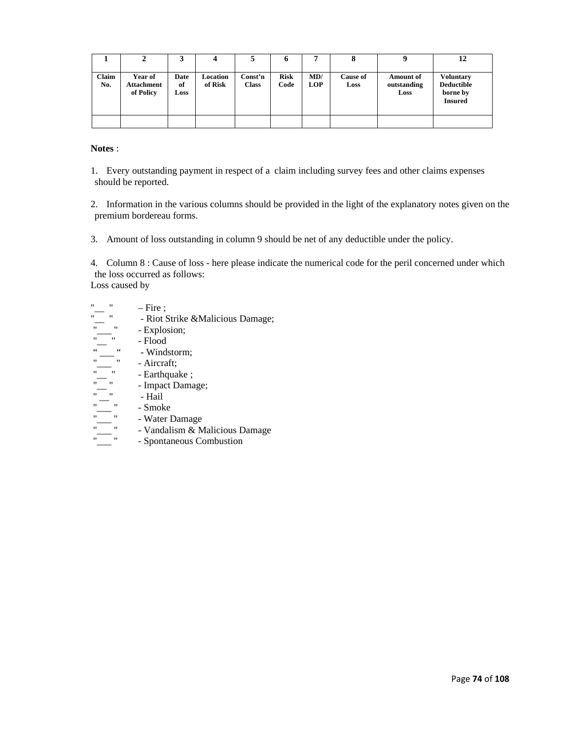| 1 | 2 | 3 | 4 | 5 | 6 | 7 | 8 | 9 | 12 |
|---|---|---|---|---|---|---|---|---|---|
| **Claim No.** | **Year of Attachment of Policy** | **Date of Loss** | **Location of Risk** | **Const'n Class** | **Risk Code** | **MD/ LOP** | **Cause of Loss** | **Amount of outstanding Loss** | **Voluntary Deductible borne by Insured** |
| | | | | | | | | | |

**Notes** :

1. Every outstanding payment in respect of a claim including survey fees and other claims expenses should be reported.

2. Information in the various columns should be provided in the light of the explanatory notes given on the premium bordereau forms.

3. Amount of loss outstanding in column 9 should be net of any deductible under the policy.

4. Column 8 : Cause of loss - here please indicate the numerical code for the peril concerned under which the loss occurred as follows:

Loss caused by

"__ " – Fire ;
"__ " - Riot Strike &Malicious Damage;
"___" - Explosion;
"__ " - Flood
"___" - Windstorm;
"___ " - Aircraft;
"__ " - Earthquake ;
"__ " - Impact Damage;
"__" - Hail
"___ " - Smoke
"___ " - Water Damage
"___ " - Vandalism & Malicious Damage
"___ " - Spontaneous Combustion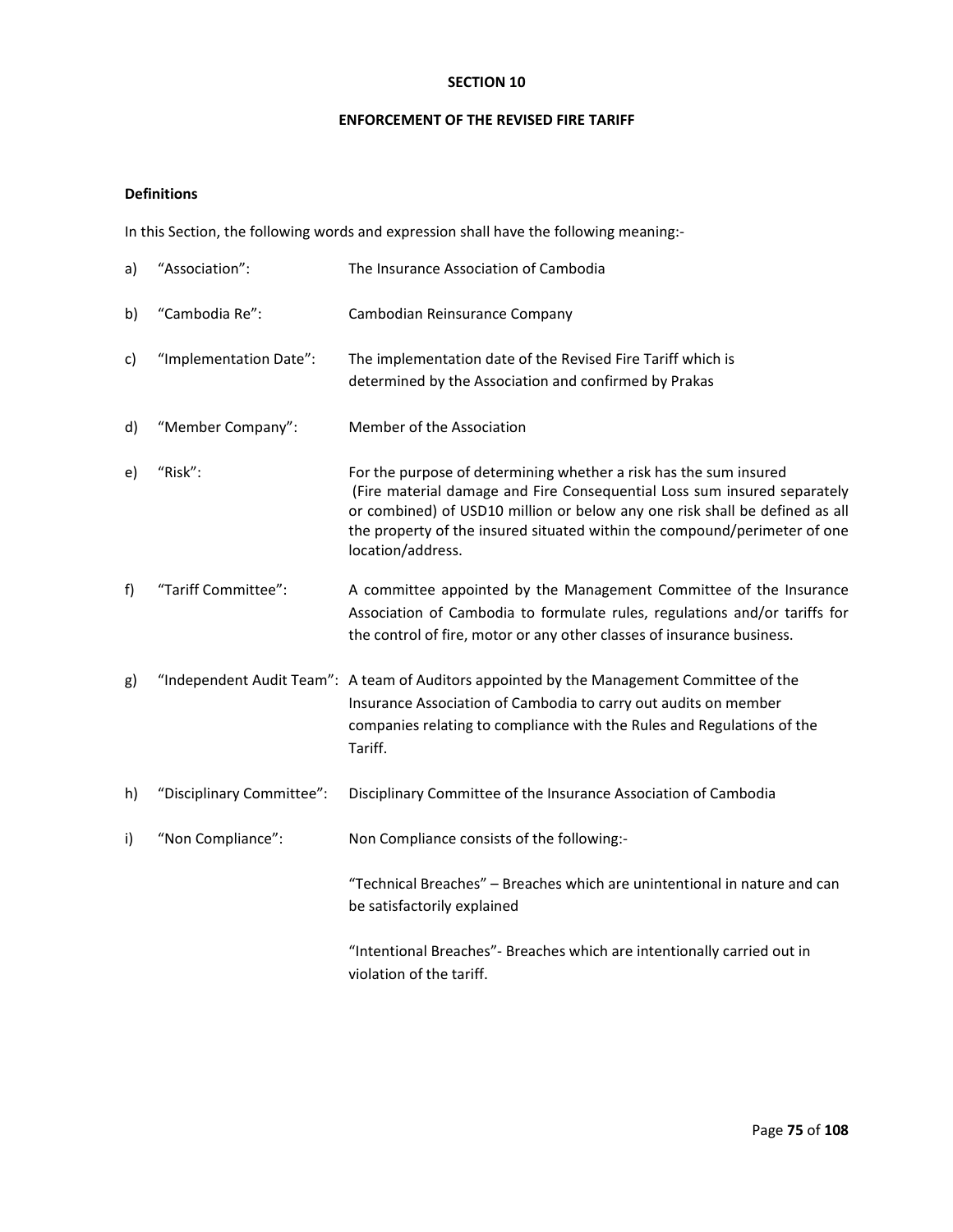## SECTION 10

## ENFORCEMENT OF THE REVISED FIRE TARIFF

**Definitions**

In this Section, the following words and expression shall have the following meaning:-

a) "Association": The Insurance Association of Cambodia

b) "Cambodia Re": Cambodian Reinsurance Company

c) "Implementation Date": The implementation date of the Revised Fire Tariff which is determined by the Association and confirmed by Prakas

d) "Member Company": Member of the Association

e) "Risk": For the purpose of determining whether a risk has the sum insured (Fire material damage and Fire Consequential Loss sum insured separately or combined) of USD10 million or below any one risk shall be defined as all the property of the insured situated within the compound/perimeter of one location/address.

f) "Tariff Committee": A committee appointed by the Management Committee of the Insurance Association of Cambodia to formulate rules, regulations and/or tariffs for the control of fire, motor or any other classes of insurance business.

g) "Independent Audit Team": A team of Auditors appointed by the Management Committee of the Insurance Association of Cambodia to carry out audits on member companies relating to compliance with the Rules and Regulations of the Tariff.

h) "Disciplinary Committee": Disciplinary Committee of the Insurance Association of Cambodia

i) "Non Compliance": Non Compliance consists of the following:-

"Technical Breaches" – Breaches which are unintentional in nature and can be satisfactorily explained

"Intentional Breaches"- Breaches which are intentionally carried out in violation of the tariff.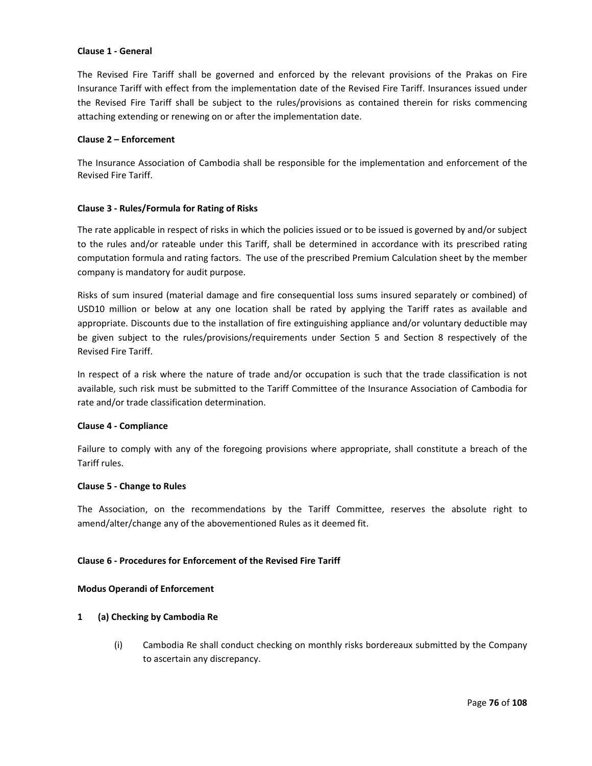**Clause 1 - General**

The Revised Fire Tariff shall be governed and enforced by the relevant provisions of the Prakas on Fire Insurance Tariff with effect from the implementation date of the Revised Fire Tariff. Insurances issued under the Revised Fire Tariff shall be subject to the rules/provisions as contained therein for risks commencing attaching extending or renewing on or after the implementation date.

**Clause 2 – Enforcement**

The Insurance Association of Cambodia shall be responsible for the implementation and enforcement of the Revised Fire Tariff.

**Clause 3 - Rules/Formula for Rating of Risks**

The rate applicable in respect of risks in which the policies issued or to be issued is governed by and/or subject to the rules and/or rateable under this Tariff, shall be determined in accordance with its prescribed rating computation formula and rating factors. The use of the prescribed Premium Calculation sheet by the member company is mandatory for audit purpose.

Risks of sum insured (material damage and fire consequential loss sums insured separately or combined) of USD10 million or below at any one location shall be rated by applying the Tariff rates as available and appropriate. Discounts due to the installation of fire extinguishing appliance and/or voluntary deductible may be given subject to the rules/provisions/requirements under Section 5 and Section 8 respectively of the Revised Fire Tariff.

In respect of a risk where the nature of trade and/or occupation is such that the trade classification is not available, such risk must be submitted to the Tariff Committee of the Insurance Association of Cambodia for rate and/or trade classification determination.

**Clause 4 - Compliance**

Failure to comply with any of the foregoing provisions where appropriate, shall constitute a breach of the Tariff rules.

**Clause 5 - Change to Rules**

The Association, on the recommendations by the Tariff Committee, reserves the absolute right to amend/alter/change any of the abovementioned Rules as it deemed fit.

**Clause 6 - Procedures for Enforcement of the Revised Fire Tariff**

**Modus Operandi of Enforcement**

**1 (a) Checking by Cambodia Re**

(i) Cambodia Re shall conduct checking on monthly risks bordereaux submitted by the Company to ascertain any discrepancy.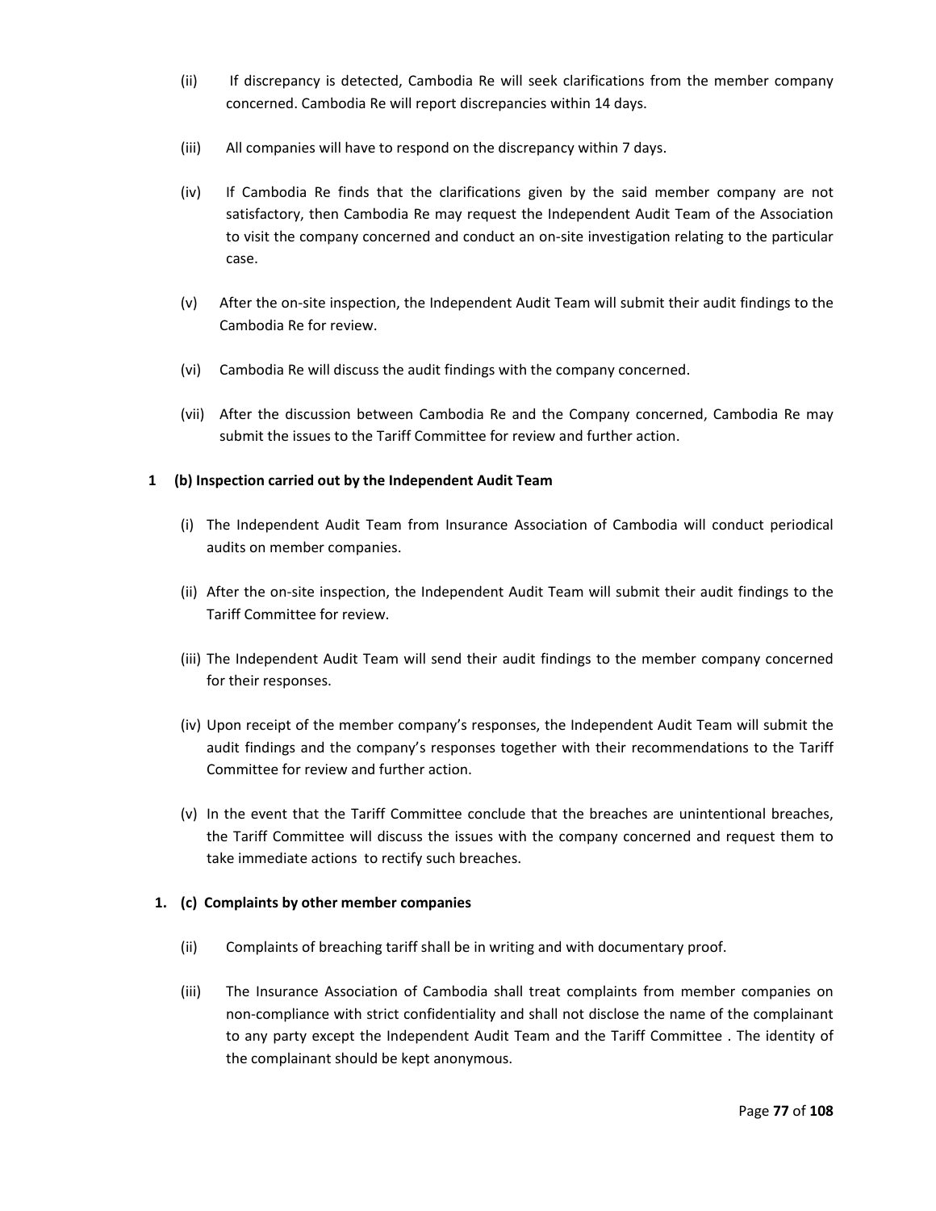(ii) If discrepancy is detected, Cambodia Re will seek clarifications from the member company concerned. Cambodia Re will report discrepancies within 14 days.

(iii) All companies will have to respond on the discrepancy within 7 days.

(iv) If Cambodia Re finds that the clarifications given by the said member company are not satisfactory, then Cambodia Re may request the Independent Audit Team of the Association to visit the company concerned and conduct an on-site investigation relating to the particular case.

(v) After the on-site inspection, the Independent Audit Team will submit their audit findings to the Cambodia Re for review.

(vi) Cambodia Re will discuss the audit findings with the company concerned.

(vii) After the discussion between Cambodia Re and the Company concerned, Cambodia Re may submit the issues to the Tariff Committee for review and further action.

**1 (b) Inspection carried out by the Independent Audit Team**

(i) The Independent Audit Team from Insurance Association of Cambodia will conduct periodical audits on member companies.

(ii) After the on-site inspection, the Independent Audit Team will submit their audit findings to the Tariff Committee for review.

(iii) The Independent Audit Team will send their audit findings to the member company concerned for their responses.

(iv) Upon receipt of the member company's responses, the Independent Audit Team will submit the audit findings and the company's responses together with their recommendations to the Tariff Committee for review and further action.

(v) In the event that the Tariff Committee conclude that the breaches are unintentional breaches, the Tariff Committee will discuss the issues with the company concerned and request them to take immediate actions to rectify such breaches.

**1. (c) Complaints by other member companies**

(ii) Complaints of breaching tariff shall be in writing and with documentary proof.

(iii) The Insurance Association of Cambodia shall treat complaints from member companies on non-compliance with strict confidentiality and shall not disclose the name of the complainant to any party except the Independent Audit Team and the Tariff Committee . The identity of the complainant should be kept anonymous.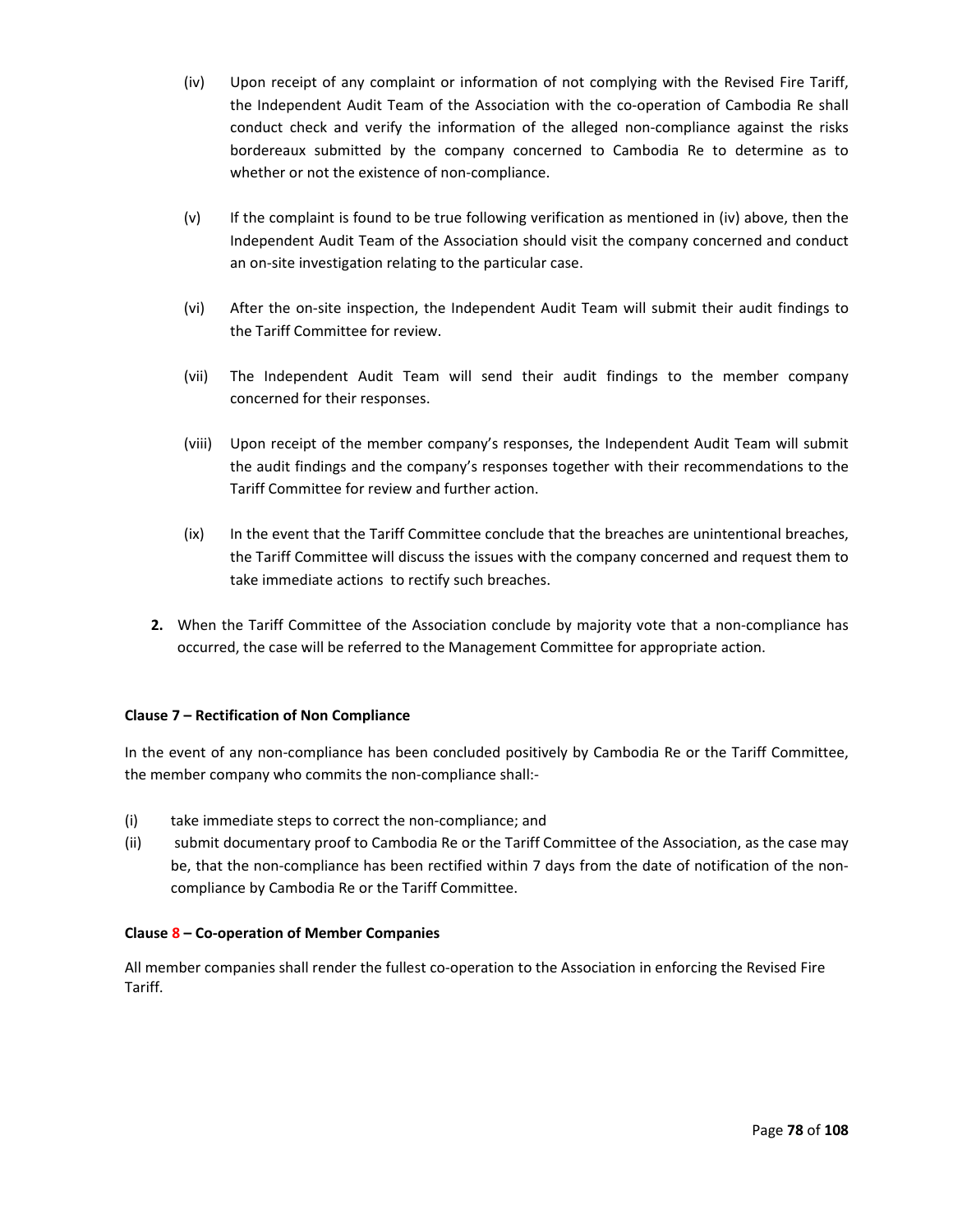(iv) Upon receipt of any complaint or information of not complying with the Revised Fire Tariff, the Independent Audit Team of the Association with the co-operation of Cambodia Re shall conduct check and verify the information of the alleged non-compliance against the risks bordereaux submitted by the company concerned to Cambodia Re to determine as to whether or not the existence of non-compliance.

(v) If the complaint is found to be true following verification as mentioned in (iv) above, then the Independent Audit Team of the Association should visit the company concerned and conduct an on-site investigation relating to the particular case.

(vi) After the on-site inspection, the Independent Audit Team will submit their audit findings to the Tariff Committee for review.

(vii) The Independent Audit Team will send their audit findings to the member company concerned for their responses.

(viii) Upon receipt of the member company's responses, the Independent Audit Team will submit the audit findings and the company's responses together with their recommendations to the Tariff Committee for review and further action.

(ix) In the event that the Tariff Committee conclude that the breaches are unintentional breaches, the Tariff Committee will discuss the issues with the company concerned and request them to take immediate actions to rectify such breaches.

**2.** When the Tariff Committee of the Association conclude by majority vote that a non-compliance has occurred, the case will be referred to the Management Committee for appropriate action.

**Clause 7 – Rectification of Non Compliance**

In the event of any non-compliance has been concluded positively by Cambodia Re or the Tariff Committee, the member company who commits the non-compliance shall:-

(i) take immediate steps to correct the non-compliance; and
(ii) submit documentary proof to Cambodia Re or the Tariff Committee of the Association, as the case may be, that the non-compliance has been rectified within 7 days from the date of notification of the non-compliance by Cambodia Re or the Tariff Committee.

**Clause 8 – Co-operation of Member Companies**

All member companies shall render the fullest co-operation to the Association in enforcing the Revised Fire Tariff.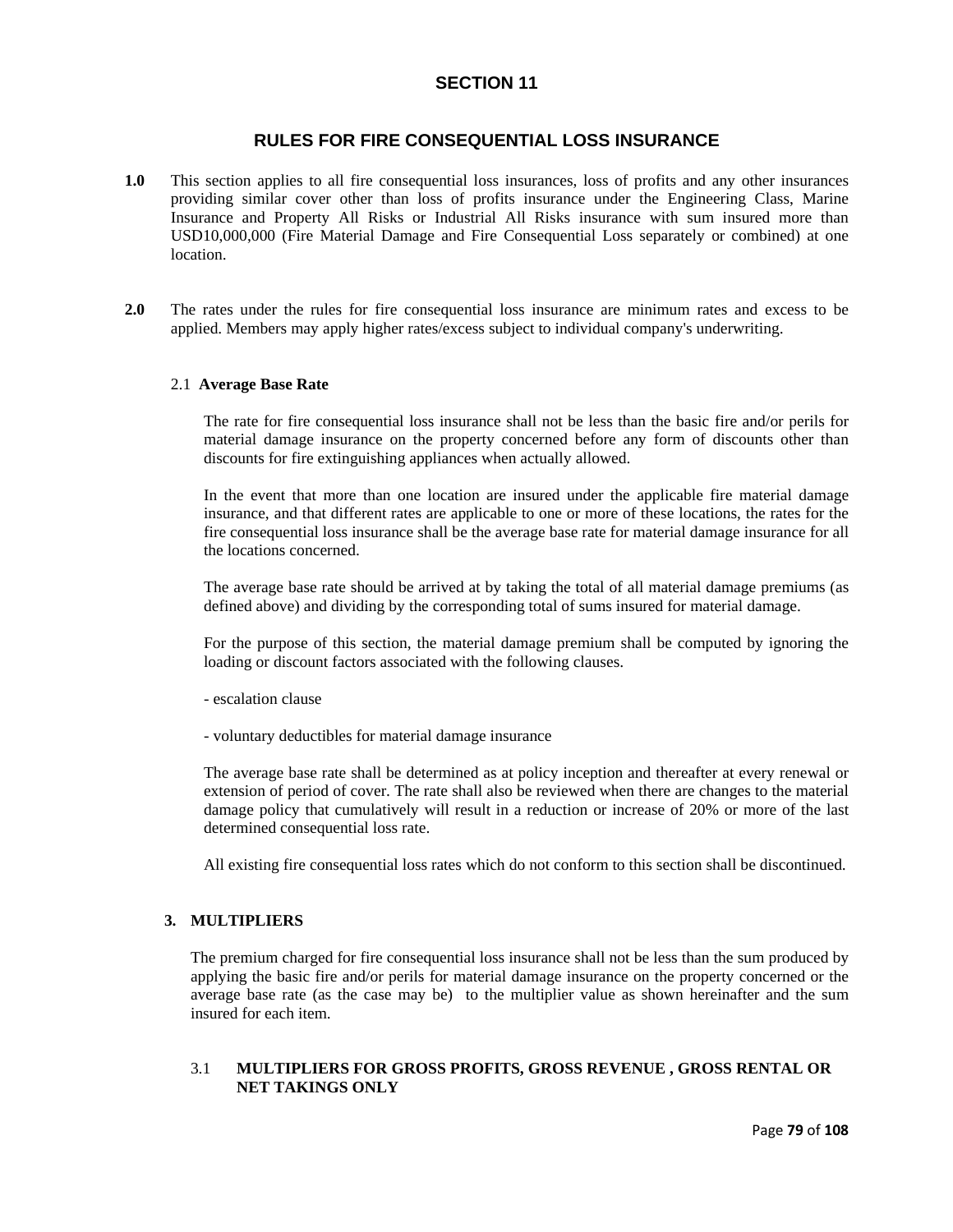# SECTION 11

## RULES FOR FIRE CONSEQUENTIAL LOSS INSURANCE

**1.0** This section applies to all fire consequential loss insurances, loss of profits and any other insurances providing similar cover other than loss of profits insurance under the Engineering Class, Marine Insurance and Property All Risks or Industrial All Risks insurance with sum insured more than USD10,000,000 (Fire Material Damage and Fire Consequential Loss separately or combined) at one location.

**2.0** The rates under the rules for fire consequential loss insurance are minimum rates and excess to be applied. Members may apply higher rates/excess subject to individual company's underwriting.

### 2.1 Average Base Rate

The rate for fire consequential loss insurance shall not be less than the basic fire and/or perils for material damage insurance on the property concerned before any form of discounts other than discounts for fire extinguishing appliances when actually allowed.

In the event that more than one location are insured under the applicable fire material damage insurance, and that different rates are applicable to one or more of these locations, the rates for the fire consequential loss insurance shall be the average base rate for material damage insurance for all the locations concerned.

The average base rate should be arrived at by taking the total of all material damage premiums (as defined above) and dividing by the corresponding total of sums insured for material damage.

For the purpose of this section, the material damage premium shall be computed by ignoring the loading or discount factors associated with the following clauses.

- escalation clause

- voluntary deductibles for material damage insurance

The average base rate shall be determined as at policy inception and thereafter at every renewal or extension of period of cover. The rate shall also be reviewed when there are changes to the material damage policy that cumulatively will result in a reduction or increase of 20% or more of the last determined consequential loss rate.

All existing fire consequential loss rates which do not conform to this section shall be discontinued.

## 3. MULTIPLIERS

The premium charged for fire consequential loss insurance shall not be less than the sum produced by applying the basic fire and/or perils for material damage insurance on the property concerned or the average base rate (as the case may be) to the multiplier value as shown hereinafter and the sum insured for each item.

### 3.1 MULTIPLIERS FOR GROSS PROFITS, GROSS REVENUE , GROSS RENTAL OR NET TAKINGS ONLY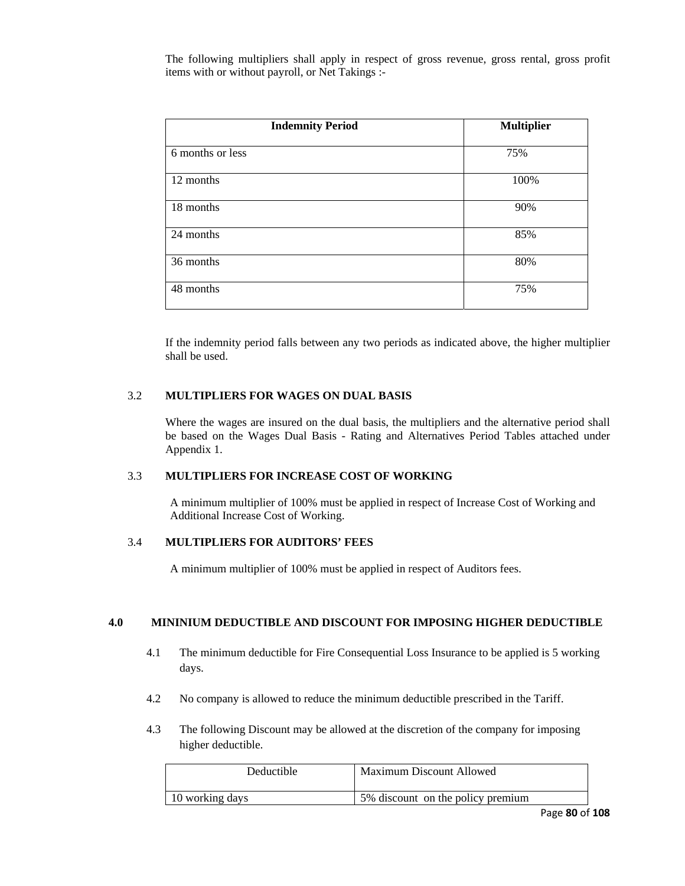The following multipliers shall apply in respect of gross revenue, gross rental, gross profit items with or without payroll, or Net Takings :-

| Indemnity Period | Multiplier |
| --- | --- |
| 6 months or less | 75% |
| 12 months | 100% |
| 18 months | 90% |
| 24 months | 85% |
| 36 months | 80% |
| 48 months | 75% |

If the indemnity period falls between any two periods as indicated above, the higher multiplier shall be used.

### 3.2 MULTIPLIERS FOR WAGES ON DUAL BASIS

Where the wages are insured on the dual basis, the multipliers and the alternative period shall be based on the Wages Dual Basis - Rating and Alternatives Period Tables attached under Appendix 1.

### 3.3 MULTIPLIERS FOR INCREASE COST OF WORKING

A minimum multiplier of 100% must be applied in respect of Increase Cost of Working and Additional Increase Cost of Working.

### 3.4 MULTIPLIERS FOR AUDITORS' FEES

A minimum multiplier of 100% must be applied in respect of Auditors fees.

## 4.0 MININIUM DEDUCTIBLE AND DISCOUNT FOR IMPOSING HIGHER DEDUCTIBLE

4.1 The minimum deductible for Fire Consequential Loss Insurance to be applied is 5 working days.

4.2 No company is allowed to reduce the minimum deductible prescribed in the Tariff.

4.3 The following Discount may be allowed at the discretion of the company for imposing higher deductible.

| Deductible | Maximum Discount Allowed |
| --- | --- |
| 10 working days | 5% discount on the policy premium |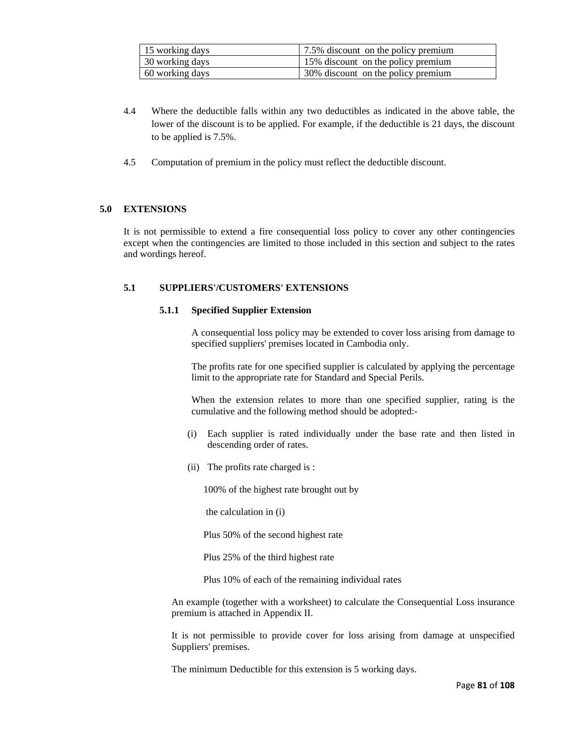| 15 working days | 7.5% discount on the policy premium |
|---|---|
| 30 working days | 15% discount on the policy premium |
| 60 working days | 30% discount on the policy premium |

4.4 Where the deductible falls within any two deductibles as indicated in the above table, the lower of the discount is to be applied. For example, if the deductible is 21 days, the discount to be applied is 7.5%.

4.5 Computation of premium in the policy must reflect the deductible discount.

## 5.0 EXTENSIONS

It is not permissible to extend a fire consequential loss policy to cover any other contingencies except when the contingencies are limited to those included in this section and subject to the rates and wordings hereof.

### 5.1 SUPPLIERS'/CUSTOMERS' EXTENSIONS

#### 5.1.1 Specified Supplier Extension

A consequential loss policy may be extended to cover loss arising from damage to specified suppliers' premises located in Cambodia only.

The profits rate for one specified supplier is calculated by applying the percentage limit to the appropriate rate for Standard and Special Perils.

When the extension relates to more than one specified supplier, rating is the cumulative and the following method should be adopted:-

(i) Each supplier is rated individually under the base rate and then listed in descending order of rates.

(ii) The profits rate charged is :

100% of the highest rate brought out by

the calculation in (i)

Plus 50% of the second highest rate

Plus 25% of the third highest rate

Plus 10% of each of the remaining individual rates

An example (together with a worksheet) to calculate the Consequential Loss insurance premium is attached in Appendix II.

It is not permissible to provide cover for loss arising from damage at unspecified Suppliers' premises.

The minimum Deductible for this extension is 5 working days.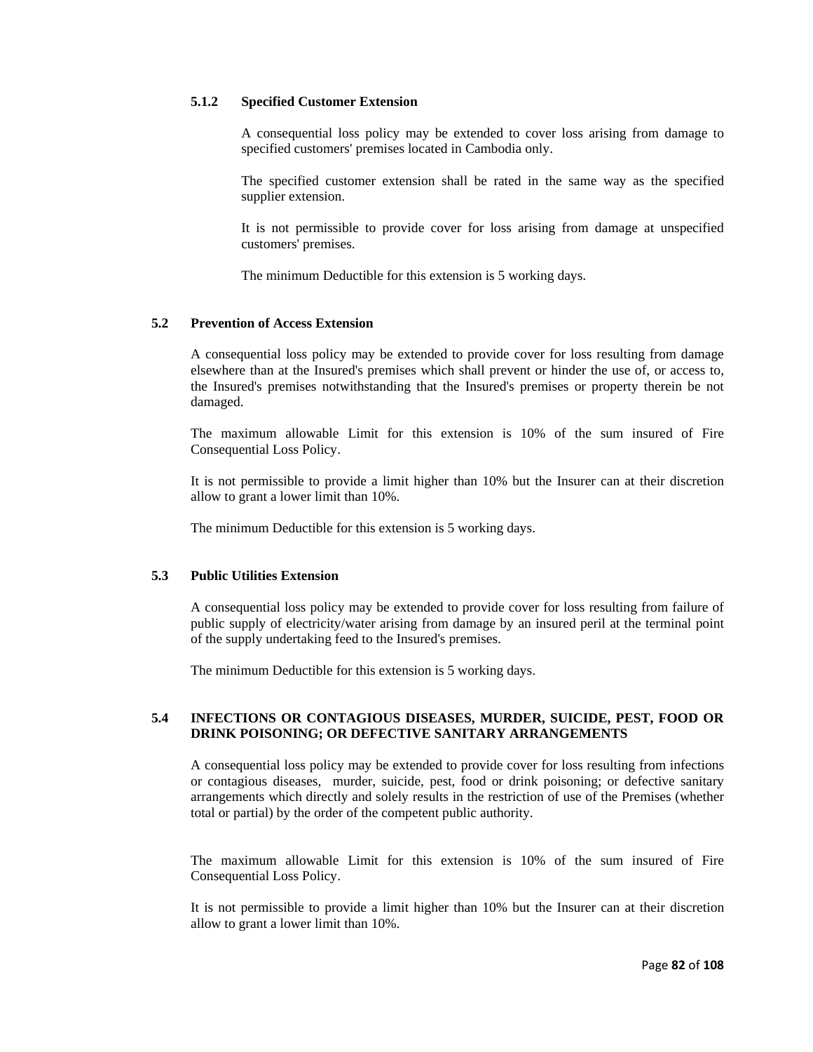#### 5.1.2 Specified Customer Extension

A consequential loss policy may be extended to cover loss arising from damage to specified customers' premises located in Cambodia only.

The specified customer extension shall be rated in the same way as the specified supplier extension.

It is not permissible to provide cover for loss arising from damage at unspecified customers' premises.

The minimum Deductible for this extension is 5 working days.

### 5.2 Prevention of Access Extension

A consequential loss policy may be extended to provide cover for loss resulting from damage elsewhere than at the Insured's premises which shall prevent or hinder the use of, or access to, the Insured's premises notwithstanding that the Insured's premises or property therein be not damaged.

The maximum allowable Limit for this extension is 10% of the sum insured of Fire Consequential Loss Policy.

It is not permissible to provide a limit higher than 10% but the Insurer can at their discretion allow to grant a lower limit than 10%.

The minimum Deductible for this extension is 5 working days.

### 5.3 Public Utilities Extension

A consequential loss policy may be extended to provide cover for loss resulting from failure of public supply of electricity/water arising from damage by an insured peril at the terminal point of the supply undertaking feed to the Insured's premises.

The minimum Deductible for this extension is 5 working days.

### 5.4 INFECTIONS OR CONTAGIOUS DISEASES, MURDER, SUICIDE, PEST, FOOD OR DRINK POISONING; OR DEFECTIVE SANITARY ARRANGEMENTS

A consequential loss policy may be extended to provide cover for loss resulting from infections or contagious diseases, murder, suicide, pest, food or drink poisoning; or defective sanitary arrangements which directly and solely results in the restriction of use of the Premises (whether total or partial) by the order of the competent public authority.

The maximum allowable Limit for this extension is 10% of the sum insured of Fire Consequential Loss Policy.

It is not permissible to provide a limit higher than 10% but the Insurer can at their discretion allow to grant a lower limit than 10%.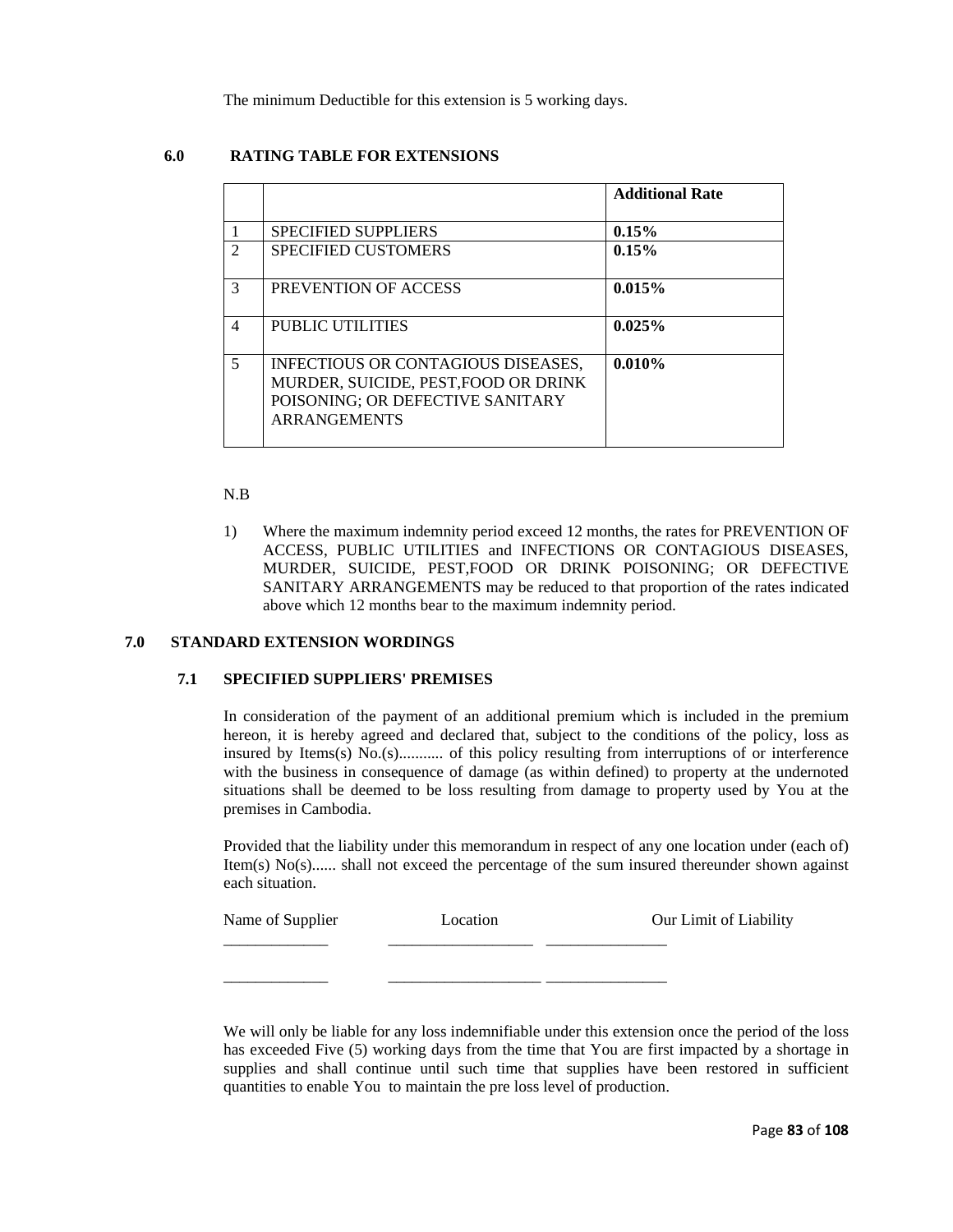The minimum Deductible for this extension is 5 working days.

## 6.0 RATING TABLE FOR EXTENSIONS

| | | **Additional Rate** |
|---|---|---|
| 1 | SPECIFIED SUPPLIERS | **0.15%** |
| 2 | SPECIFIED CUSTOMERS | **0.15%** |
| 3 | PREVENTION OF ACCESS | **0.015%** |
| 4 | PUBLIC UTILITIES | **0.025%** |
| 5 | INFECTIOUS OR CONTAGIOUS DISEASES, MURDER, SUICIDE, PEST,FOOD OR DRINK POISONING; OR DEFECTIVE SANITARY ARRANGEMENTS | **0.010%** |

N.B

1) Where the maximum indemnity period exceed 12 months, the rates for PREVENTION OF ACCESS, PUBLIC UTILITIES and INFECTIONS OR CONTAGIOUS DISEASES, MURDER, SUICIDE, PEST,FOOD OR DRINK POISONING; OR DEFECTIVE SANITARY ARRANGEMENTS may be reduced to that proportion of the rates indicated above which 12 months bear to the maximum indemnity period.

## 7.0 STANDARD EXTENSION WORDINGS

### 7.1 SPECIFIED SUPPLIERS' PREMISES

In consideration of the payment of an additional premium which is included in the premium hereon, it is hereby agreed and declared that, subject to the conditions of the policy, loss as insured by Items(s) No.(s)........... of this policy resulting from interruptions of or interference with the business in consequence of damage (as within defined) to property at the undernoted situations shall be deemed to be loss resulting from damage to property used by You at the premises in Cambodia.

Provided that the liability under this memorandum in respect of any one location under (each of) Item(s) No(s)...... shall not exceed the percentage of the sum insured thereunder shown against each situation.

| Name of Supplier | Location | Our Limit of Liability |
|---|---|---|
| _____________ | __________________ | _______________ |
| _____________ | ___________________ | _______________ |

We will only be liable for any loss indemnifiable under this extension once the period of the loss has exceeded Five (5) working days from the time that You are first impacted by a shortage in supplies and shall continue until such time that supplies have been restored in sufficient quantities to enable You to maintain the pre loss level of production.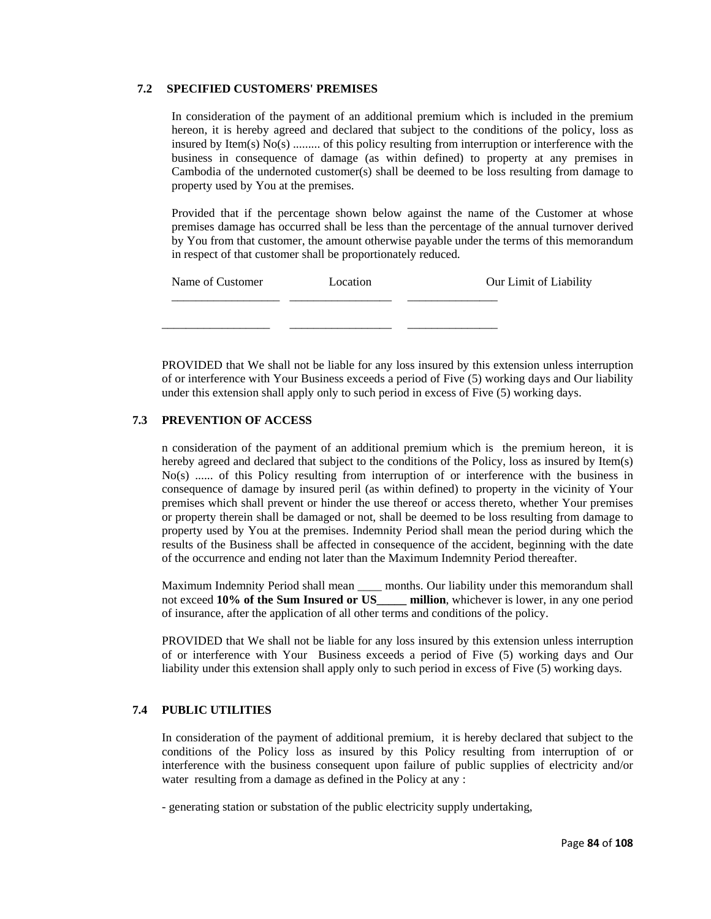### 7.2 SPECIFIED CUSTOMERS' PREMISES

In consideration of the payment of an additional premium which is included in the premium hereon, it is hereby agreed and declared that subject to the conditions of the policy, loss as insured by Item(s) No(s) ......... of this policy resulting from interruption or interference with the business in consequence of damage (as within defined) to property at any premises in Cambodia of the undernoted customer(s) shall be deemed to be loss resulting from damage to property used by You at the premises.

Provided that if the percentage shown below against the name of the Customer at whose premises damage has occurred shall be less than the percentage of the annual turnover derived by You from that customer, the amount otherwise payable under the terms of this memorandum in respect of that customer shall be proportionately reduced.

| Name of Customer | Location | Our Limit of Liability |
|---|---|---|
| __________________ | _________________ | _______________ |
| __________________ | _________________ | _______________ |

PROVIDED that We shall not be liable for any loss insured by this extension unless interruption of or interference with Your Business exceeds a period of Five (5) working days and Our liability under this extension shall apply only to such period in excess of Five (5) working days.

### 7.3 PREVENTION OF ACCESS

n consideration of the payment of an additional premium which is the premium hereon, it is hereby agreed and declared that subject to the conditions of the Policy, loss as insured by Item(s) No(s) ...... of this Policy resulting from interruption of or interference with the business in consequence of damage by insured peril (as within defined) to property in the vicinity of Your premises which shall prevent or hinder the use thereof or access thereto, whether Your premises or property therein shall be damaged or not, shall be deemed to be loss resulting from damage to property used by You at the premises. Indemnity Period shall mean the period during which the results of the Business shall be affected in consequence of the accident, beginning with the date of the occurrence and ending not later than the Maximum Indemnity Period thereafter.

Maximum Indemnity Period shall mean ____ months. Our liability under this memorandum shall not exceed **10% of the Sum Insured or US_____ million**, whichever is lower, in any one period of insurance, after the application of all other terms and conditions of the policy.

PROVIDED that We shall not be liable for any loss insured by this extension unless interruption of or interference with Your Business exceeds a period of Five (5) working days and Our liability under this extension shall apply only to such period in excess of Five (5) working days.

### 7.4 PUBLIC UTILITIES

In consideration of the payment of additional premium, it is hereby declared that subject to the conditions of the Policy loss as insured by this Policy resulting from interruption of or interference with the business consequent upon failure of public supplies of electricity and/or water resulting from a damage as defined in the Policy at any :

- generating station or substation of the public electricity supply undertaking,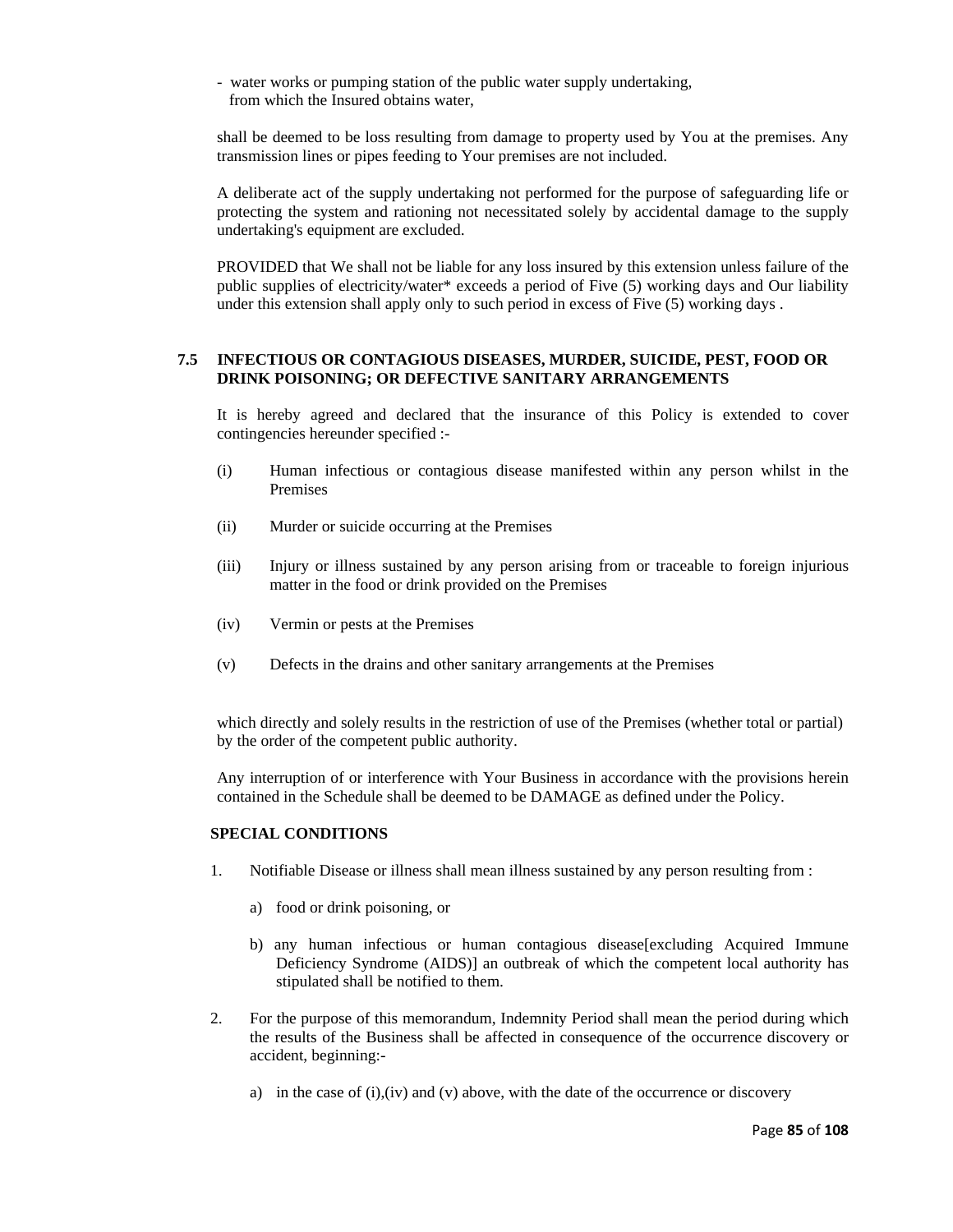- water works or pumping station of the public water supply undertaking, from which the Insured obtains water,

shall be deemed to be loss resulting from damage to property used by You at the premises. Any transmission lines or pipes feeding to Your premises are not included.

A deliberate act of the supply undertaking not performed for the purpose of safeguarding life or protecting the system and rationing not necessitated solely by accidental damage to the supply undertaking's equipment are excluded.

PROVIDED that We shall not be liable for any loss insured by this extension unless failure of the public supplies of electricity/water* exceeds a period of Five (5) working days and Our liability under this extension shall apply only to such period in excess of Five (5) working days .

### 7.5 INFECTIOUS OR CONTAGIOUS DISEASES, MURDER, SUICIDE, PEST, FOOD OR DRINK POISONING; OR DEFECTIVE SANITARY ARRANGEMENTS

It is hereby agreed and declared that the insurance of this Policy is extended to cover contingencies hereunder specified :-

(i) Human infectious or contagious disease manifested within any person whilst in the Premises

(ii) Murder or suicide occurring at the Premises

(iii) Injury or illness sustained by any person arising from or traceable to foreign injurious matter in the food or drink provided on the Premises

(iv) Vermin or pests at the Premises

(v) Defects in the drains and other sanitary arrangements at the Premises

which directly and solely results in the restriction of use of the Premises (whether total or partial) by the order of the competent public authority.

Any interruption of or interference with Your Business in accordance with the provisions herein contained in the Schedule shall be deemed to be DAMAGE as defined under the Policy.

**SPECIAL CONDITIONS**

1. Notifiable Disease or illness shall mean illness sustained by any person resulting from :

   a) food or drink poisoning, or

   b) any human infectious or human contagious disease[excluding Acquired Immune Deficiency Syndrome (AIDS)] an outbreak of which the competent local authority has stipulated shall be notified to them.

2. For the purpose of this memorandum, Indemnity Period shall mean the period during which the results of the Business shall be affected in consequence of the occurrence discovery or accident, beginning:-

   a) in the case of (i),(iv) and (v) above, with the date of the occurrence or discovery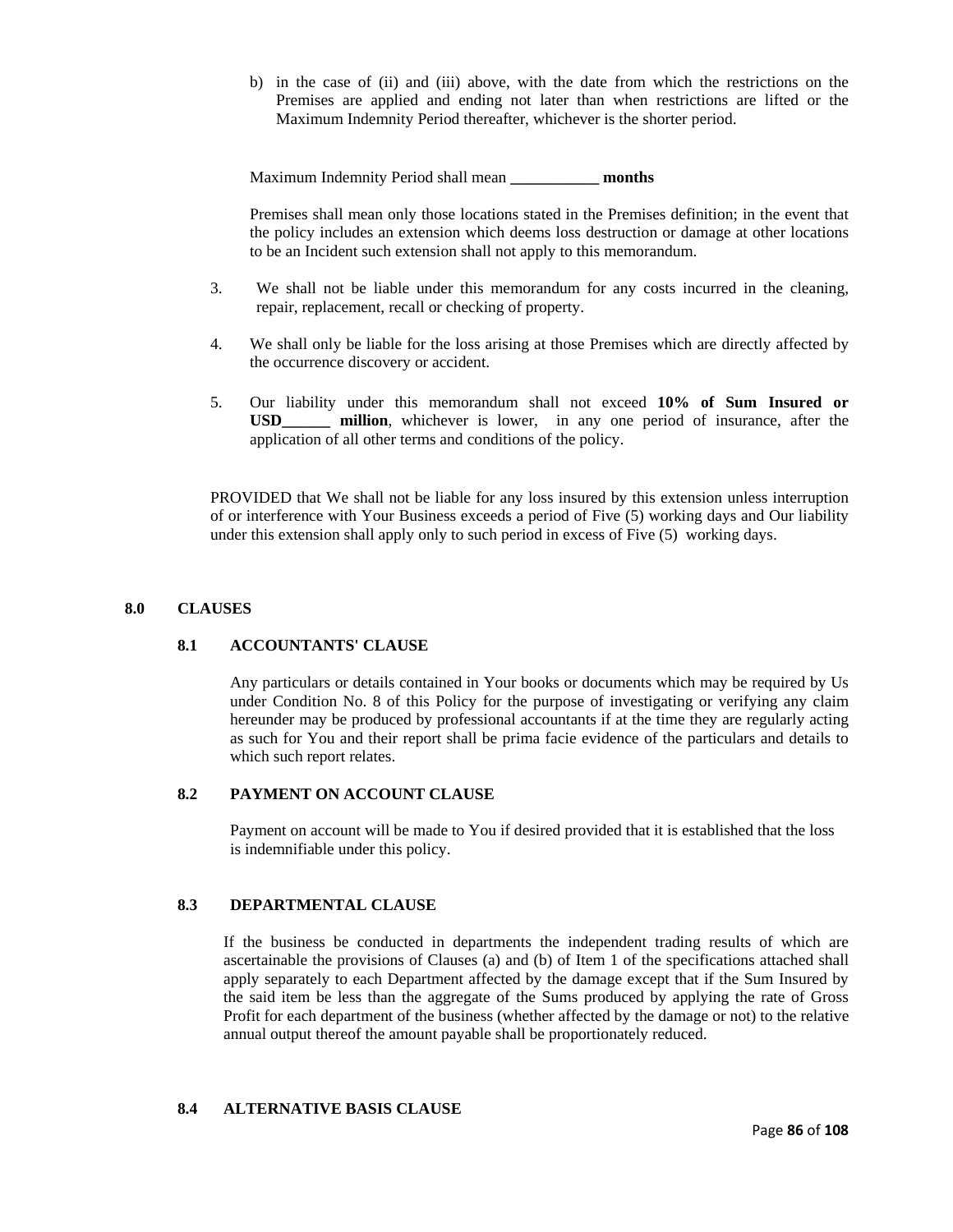b) in the case of (ii) and (iii) above, with the date from which the restrictions on the Premises are applied and ending not later than when restrictions are lifted or the Maximum Indemnity Period thereafter, whichever is the shorter period.

Maximum Indemnity Period shall mean **___________ months**

Premises shall mean only those locations stated in the Premises definition; in the event that the policy includes an extension which deems loss destruction or damage at other locations to be an Incident such extension shall not apply to this memorandum.

3. We shall not be liable under this memorandum for any costs incurred in the cleaning, repair, replacement, recall or checking of property.

4. We shall only be liable for the loss arising at those Premises which are directly affected by the occurrence discovery or accident.

5. Our liability under this memorandum shall not exceed **10% of Sum Insured or USD______ million**, whichever is lower, in any one period of insurance, after the application of all other terms and conditions of the policy.

PROVIDED that We shall not be liable for any loss insured by this extension unless interruption of or interference with Your Business exceeds a period of Five (5) working days and Our liability under this extension shall apply only to such period in excess of Five (5) working days.

## 8.0 CLAUSES

### 8.1 ACCOUNTANTS' CLAUSE

Any particulars or details contained in Your books or documents which may be required by Us under Condition No. 8 of this Policy for the purpose of investigating or verifying any claim hereunder may be produced by professional accountants if at the time they are regularly acting as such for You and their report shall be prima facie evidence of the particulars and details to which such report relates.

### 8.2 PAYMENT ON ACCOUNT CLAUSE

Payment on account will be made to You if desired provided that it is established that the loss is indemnifiable under this policy.

### 8.3 DEPARTMENTAL CLAUSE

If the business be conducted in departments the independent trading results of which are ascertainable the provisions of Clauses (a) and (b) of Item 1 of the specifications attached shall apply separately to each Department affected by the damage except that if the Sum Insured by the said item be less than the aggregate of the Sums produced by applying the rate of Gross Profit for each department of the business (whether affected by the damage or not) to the relative annual output thereof the amount payable shall be proportionately reduced.

### 8.4 ALTERNATIVE BASIS CLAUSE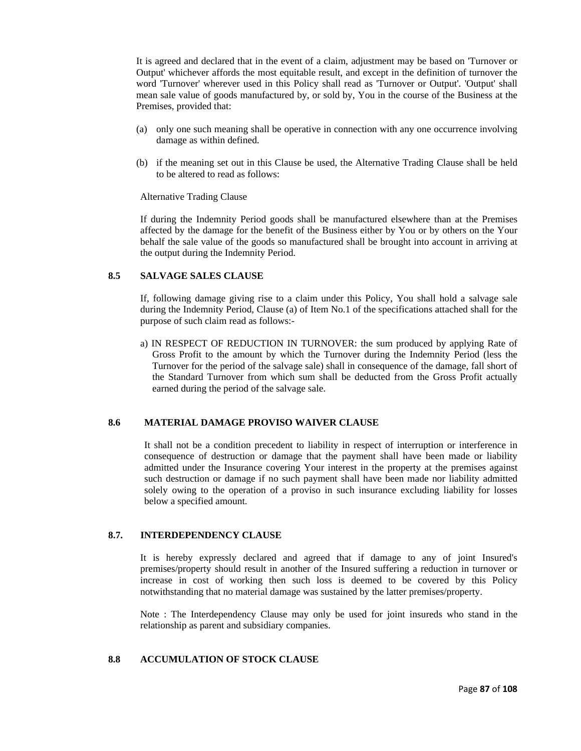It is agreed and declared that in the event of a claim, adjustment may be based on 'Turnover or Output' whichever affords the most equitable result, and except in the definition of turnover the word 'Turnover' wherever used in this Policy shall read as 'Turnover or Output'. 'Output' shall mean sale value of goods manufactured by, or sold by, You in the course of the Business at the Premises, provided that:

(a) only one such meaning shall be operative in connection with any one occurrence involving damage as within defined.

(b) if the meaning set out in this Clause be used, the Alternative Trading Clause shall be held to be altered to read as follows:

Alternative Trading Clause

If during the Indemnity Period goods shall be manufactured elsewhere than at the Premises affected by the damage for the benefit of the Business either by You or by others on the Your behalf the sale value of the goods so manufactured shall be brought into account in arriving at the output during the Indemnity Period.

### 8.5 SALVAGE SALES CLAUSE

If, following damage giving rise to a claim under this Policy, You shall hold a salvage sale during the Indemnity Period, Clause (a) of Item No.1 of the specifications attached shall for the purpose of such claim read as follows:-

a) IN RESPECT OF REDUCTION IN TURNOVER: the sum produced by applying Rate of Gross Profit to the amount by which the Turnover during the Indemnity Period (less the Turnover for the period of the salvage sale) shall in consequence of the damage, fall short of the Standard Turnover from which sum shall be deducted from the Gross Profit actually earned during the period of the salvage sale.

### 8.6 MATERIAL DAMAGE PROVISO WAIVER CLAUSE

It shall not be a condition precedent to liability in respect of interruption or interference in consequence of destruction or damage that the payment shall have been made or liability admitted under the Insurance covering Your interest in the property at the premises against such destruction or damage if no such payment shall have been made nor liability admitted solely owing to the operation of a proviso in such insurance excluding liability for losses below a specified amount.

### 8.7. INTERDEPENDENCY CLAUSE

It is hereby expressly declared and agreed that if damage to any of joint Insured's premises/property should result in another of the Insured suffering a reduction in turnover or increase in cost of working then such loss is deemed to be covered by this Policy notwithstanding that no material damage was sustained by the latter premises/property.

Note : The Interdependency Clause may only be used for joint insureds who stand in the relationship as parent and subsidiary companies.

### 8.8 ACCUMULATION OF STOCK CLAUSE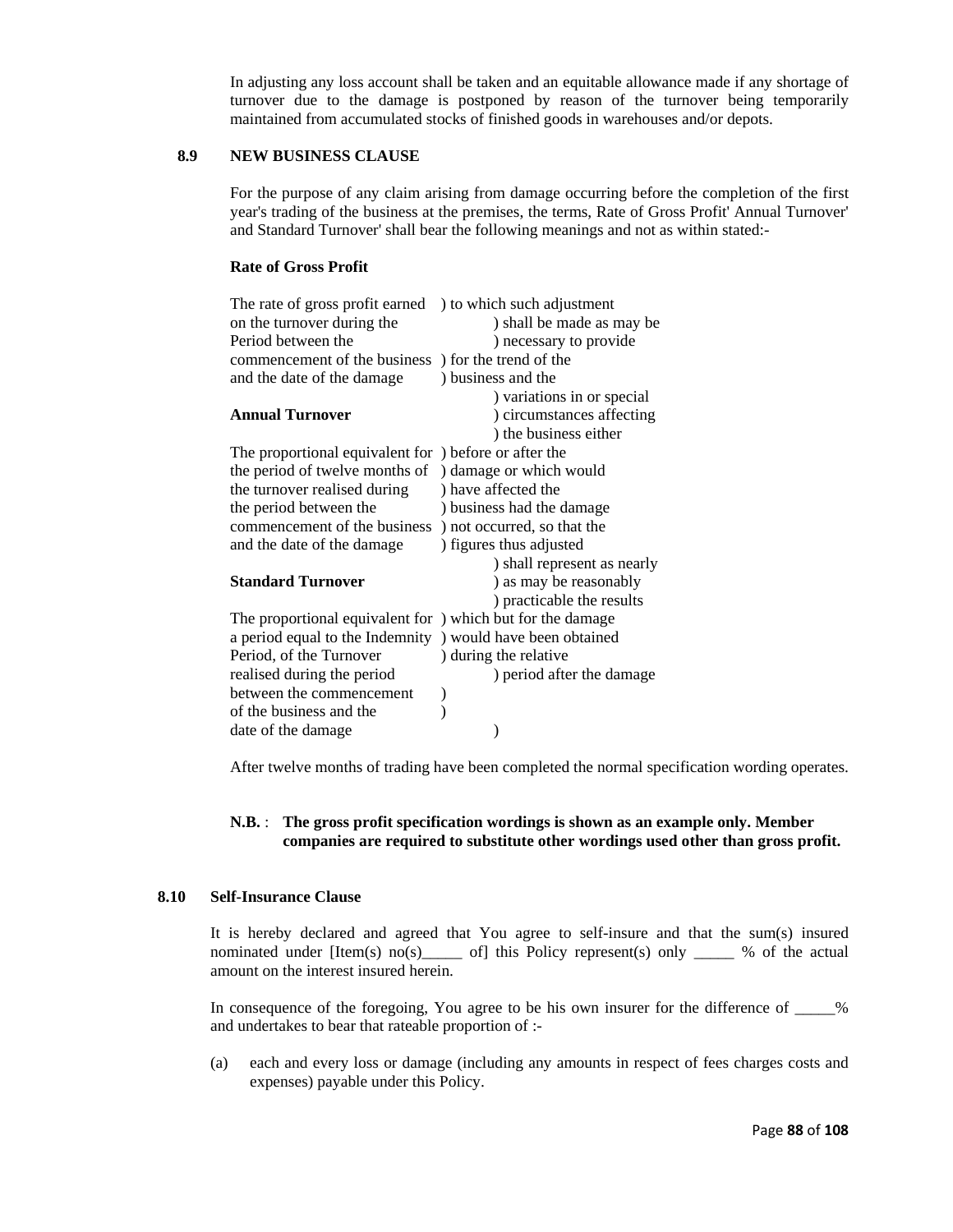In adjusting any loss account shall be taken and an equitable allowance made if any shortage of turnover due to the damage is postponed by reason of the turnover being temporarily maintained from accumulated stocks of finished goods in warehouses and/or depots.

### 8.9 NEW BUSINESS CLAUSE

For the purpose of any claim arising from damage occurring before the completion of the first year's trading of the business at the premises, the terms, Rate of Gross Profit' Annual Turnover' and Standard Turnover' shall bear the following meanings and not as within stated:-

| | |
|---|---|
| **Rate of Gross Profit** | |
| The rate of gross profit earned on the turnover during the Period between the commencement of the business and the date of the damage | ) to which such adjustment ) shall be made as may be ) necessary to provide ) for the trend of the ) business and the ) variations in or special |
| **Annual Turnover** | ) circumstances affecting ) the business either |
| The proportional equivalent for the period of twelve months of the turnover realised during the period between the commencement of the business and the date of the damage | ) before or after the ) damage or which would ) have affected the ) business had the damage ) not occurred, so that the ) figures thus adjusted ) shall represent as nearly |
| **Standard Turnover** | ) as may be reasonably ) practicable the results |
| The proportional equivalent for a period equal to the Indemnity Period, of the Turnover realised during the period between the commencement of the business and the date of the damage | ) which but for the damage ) would have been obtained ) during the relative ) period after the damage ) ) ) |

After twelve months of trading have been completed the normal specification wording operates.

**N.B.** : **The gross profit specification wordings is shown as an example only. Member companies are required to substitute other wordings used other than gross profit.**

### 8.10 Self-Insurance Clause

It is hereby declared and agreed that You agree to self-insure and that the sum(s) insured nominated under [Item(s) no(s)_____ of] this Policy represent(s) only _____ % of the actual amount on the interest insured herein.

In consequence of the foregoing, You agree to be his own insurer for the difference of _____% and undertakes to bear that rateable proportion of :-

(a) each and every loss or damage (including any amounts in respect of fees charges costs and expenses) payable under this Policy.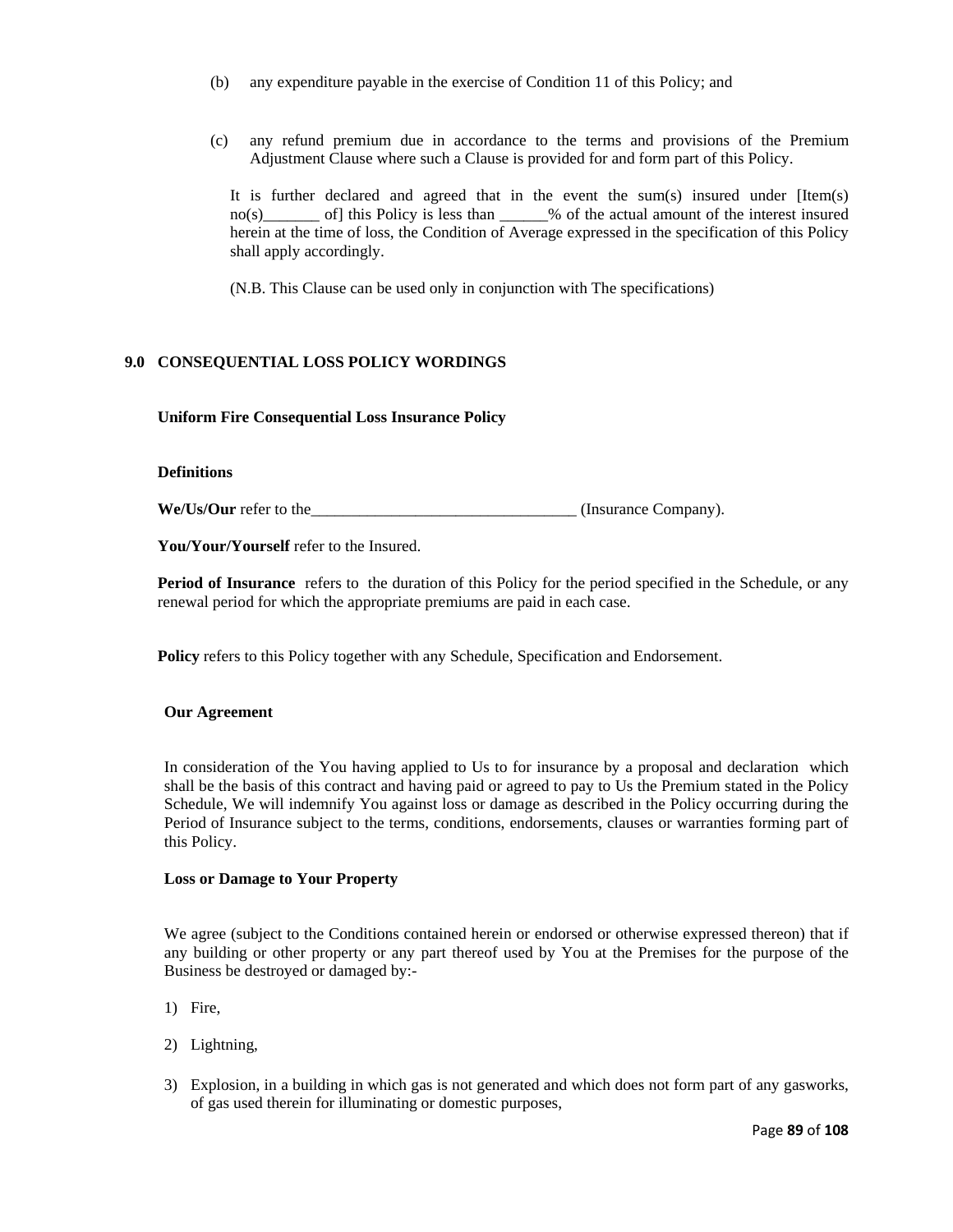(b) any expenditure payable in the exercise of Condition 11 of this Policy; and

(c) any refund premium due in accordance to the terms and provisions of the Premium Adjustment Clause where such a Clause is provided for and form part of this Policy.

It is further declared and agreed that in the event the sum(s) insured under [Item(s) no(s)_______ of] this Policy is less than ______% of the actual amount of the interest insured herein at the time of loss, the Condition of Average expressed in the specification of this Policy shall apply accordingly.

(N.B. This Clause can be used only in conjunction with The specifications)

## 9.0 CONSEQUENTIAL LOSS POLICY WORDINGS

**Uniform Fire Consequential Loss Insurance Policy**

**Definitions**

**We/Us/Our** refer to the_________________________________ (Insurance Company).

**You/Your/Yourself** refer to the Insured.

**Period of Insurance** refers to the duration of this Policy for the period specified in the Schedule, or any renewal period for which the appropriate premiums are paid in each case.

**Policy** refers to this Policy together with any Schedule, Specification and Endorsement.

**Our Agreement**

In consideration of the You having applied to Us to for insurance by a proposal and declaration which shall be the basis of this contract and having paid or agreed to pay to Us the Premium stated in the Policy Schedule, We will indemnify You against loss or damage as described in the Policy occurring during the Period of Insurance subject to the terms, conditions, endorsements, clauses or warranties forming part of this Policy.

**Loss or Damage to Your Property**

We agree (subject to the Conditions contained herein or endorsed or otherwise expressed thereon) that if any building or other property or any part thereof used by You at the Premises for the purpose of the Business be destroyed or damaged by:-

1) Fire,
2) Lightning,
3) Explosion, in a building in which gas is not generated and which does not form part of any gasworks, of gas used therein for illuminating or domestic purposes,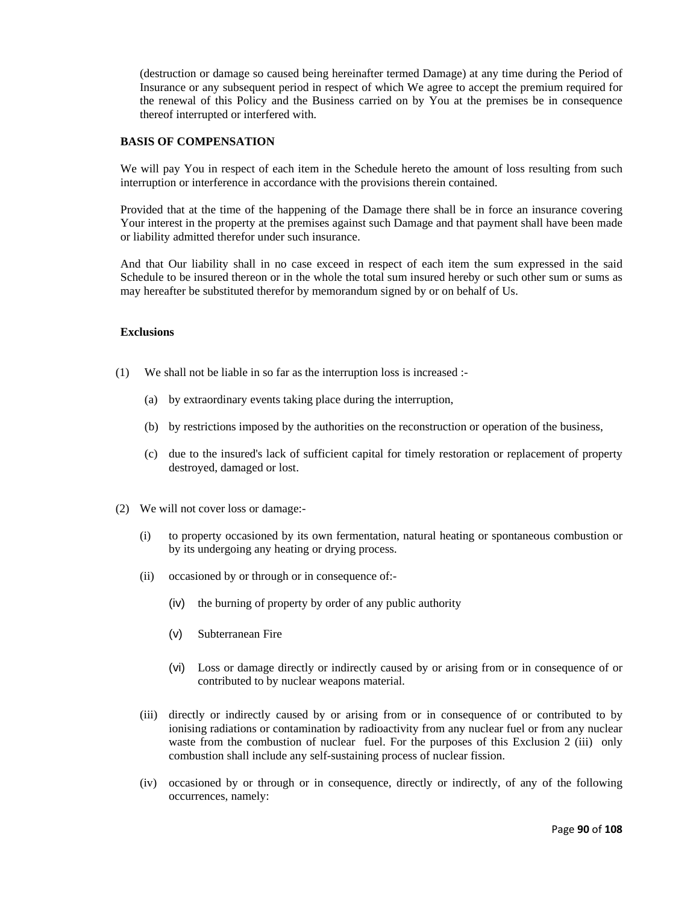(destruction or damage so caused being hereinafter termed Damage) at any time during the Period of Insurance or any subsequent period in respect of which We agree to accept the premium required for the renewal of this Policy and the Business carried on by You at the premises be in consequence thereof interrupted or interfered with.

**BASIS OF COMPENSATION**

We will pay You in respect of each item in the Schedule hereto the amount of loss resulting from such interruption or interference in accordance with the provisions therein contained.

Provided that at the time of the happening of the Damage there shall be in force an insurance covering Your interest in the property at the premises against such Damage and that payment shall have been made or liability admitted therefor under such insurance.

And that Our liability shall in no case exceed in respect of each item the sum expressed in the said Schedule to be insured thereon or in the whole the total sum insured hereby or such other sum or sums as may hereafter be substituted therefor by memorandum signed by or on behalf of Us.

**Exclusions**

(1) We shall not be liable in so far as the interruption loss is increased :-

(a) by extraordinary events taking place during the interruption,

(b) by restrictions imposed by the authorities on the reconstruction or operation of the business,

(c) due to the insured's lack of sufficient capital for timely restoration or replacement of property destroyed, damaged or lost.

(2) We will not cover loss or damage:-

(i) to property occasioned by its own fermentation, natural heating or spontaneous combustion or by its undergoing any heating or drying process.

(ii) occasioned by or through or in consequence of:-

(iv) the burning of property by order of any public authority

(v) Subterranean Fire

(vi) Loss or damage directly or indirectly caused by or arising from or in consequence of or contributed to by nuclear weapons material.

(iii) directly or indirectly caused by or arising from or in consequence of or contributed to by ionising radiations or contamination by radioactivity from any nuclear fuel or from any nuclear waste from the combustion of nuclear fuel. For the purposes of this Exclusion 2 (iii) only combustion shall include any self-sustaining process of nuclear fission.

(iv) occasioned by or through or in consequence, directly or indirectly, of any of the following occurrences, namely: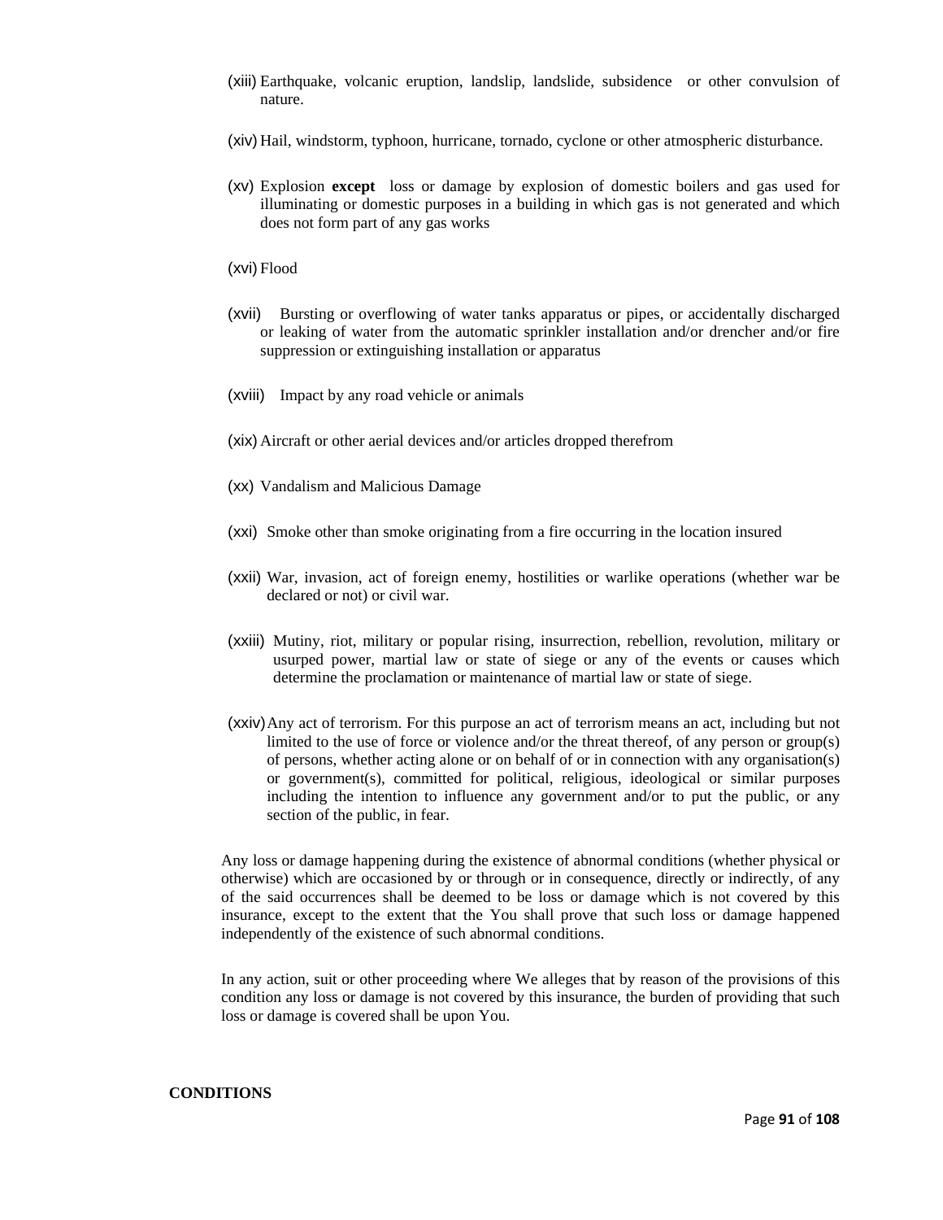(xiii) Earthquake, volcanic eruption, landslip, landslide, subsidence or other convulsion of nature.

(xiv) Hail, windstorm, typhoon, hurricane, tornado, cyclone or other atmospheric disturbance.

(xv) Explosion **except** loss or damage by explosion of domestic boilers and gas used for illuminating or domestic purposes in a building in which gas is not generated and which does not form part of any gas works

(xvi) Flood

(xvii) Bursting or overflowing of water tanks apparatus or pipes, or accidentally discharged or leaking of water from the automatic sprinkler installation and/or drencher and/or fire suppression or extinguishing installation or apparatus

(xviii) Impact by any road vehicle or animals

(xix) Aircraft or other aerial devices and/or articles dropped therefrom

(xx) Vandalism and Malicious Damage

(xxi) Smoke other than smoke originating from a fire occurring in the location insured

(xxii) War, invasion, act of foreign enemy, hostilities or warlike operations (whether war be declared or not) or civil war.

(xxiii) Mutiny, riot, military or popular rising, insurrection, rebellion, revolution, military or usurped power, martial law or state of siege or any of the events or causes which determine the proclamation or maintenance of martial law or state of siege.

(xxiv) Any act of terrorism. For this purpose an act of terrorism means an act, including but not limited to the use of force or violence and/or the threat thereof, of any person or group(s) of persons, whether acting alone or on behalf of or in connection with any organisation(s) or government(s), committed for political, religious, ideological or similar purposes including the intention to influence any government and/or to put the public, or any section of the public, in fear.

Any loss or damage happening during the existence of abnormal conditions (whether physical or otherwise) which are occasioned by or through or in consequence, directly or indirectly, of any of the said occurrences shall be deemed to be loss or damage which is not covered by this insurance, except to the extent that the You shall prove that such loss or damage happened independently of the existence of such abnormal conditions.

In any action, suit or other proceeding where We alleges that by reason of the provisions of this condition any loss or damage is not covered by this insurance, the burden of providing that such loss or damage is covered shall be upon You.

**CONDITIONS**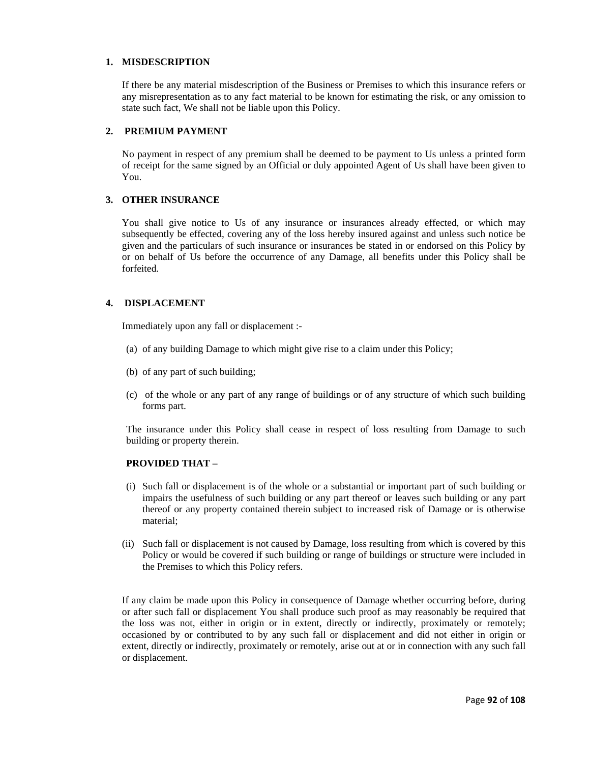1. **MISDESCRIPTION**

   If there be any material misdescription of the Business or Premises to which this insurance refers or any misrepresentation as to any fact material to be known for estimating the risk, or any omission to state such fact, We shall not be liable upon this Policy.

2. **PREMIUM PAYMENT**

   No payment in respect of any premium shall be deemed to be payment to Us unless a printed form of receipt for the same signed by an Official or duly appointed Agent of Us shall have been given to You.

3. **OTHER INSURANCE**

   You shall give notice to Us of any insurance or insurances already effected, or which may subsequently be effected, covering any of the loss hereby insured against and unless such notice be given and the particulars of such insurance or insurances be stated in or endorsed on this Policy by or on behalf of Us before the occurrence of any Damage, all benefits under this Policy shall be forfeited.

4. **DISPLACEMENT**

   Immediately upon any fall or displacement :-

   (a) of any building Damage to which might give rise to a claim under this Policy;

   (b) of any part of such building;

   (c) of the whole or any part of any range of buildings or of any structure of which such building forms part.

   The insurance under this Policy shall cease in respect of loss resulting from Damage to such building or property therein.

   **PROVIDED THAT –**

   (i) Such fall or displacement is of the whole or a substantial or important part of such building or impairs the usefulness of such building or any part thereof or leaves such building or any part thereof or any property contained therein subject to increased risk of Damage or is otherwise material;

   (ii) Such fall or displacement is not caused by Damage, loss resulting from which is covered by this Policy or would be covered if such building or range of buildings or structure were included in the Premises to which this Policy refers.

   If any claim be made upon this Policy in consequence of Damage whether occurring before, during or after such fall or displacement You shall produce such proof as may reasonably be required that the loss was not, either in origin or in extent, directly or indirectly, proximately or remotely; occasioned by or contributed to by any such fall or displacement and did not either in origin or extent, directly or indirectly, proximately or remotely, arise out at or in connection with any such fall or displacement.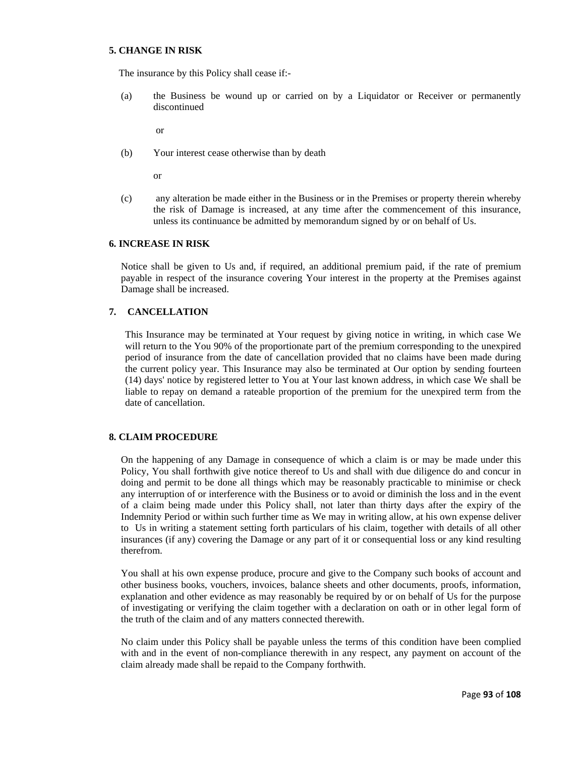### 5. CHANGE IN RISK

The insurance by this Policy shall cease if:-

(a) the Business be wound up or carried on by a Liquidator or Receiver or permanently discontinued

or

(b) Your interest cease otherwise than by death

or

(c) any alteration be made either in the Business or in the Premises or property therein whereby the risk of Damage is increased, at any time after the commencement of this insurance, unless its continuance be admitted by memorandum signed by or on behalf of Us.

### 6. INCREASE IN RISK

Notice shall be given to Us and, if required, an additional premium paid, if the rate of premium payable in respect of the insurance covering Your interest in the property at the Premises against Damage shall be increased.

### 7. CANCELLATION

This Insurance may be terminated at Your request by giving notice in writing, in which case We will return to the You 90% of the proportionate part of the premium corresponding to the unexpired period of insurance from the date of cancellation provided that no claims have been made during the current policy year. This Insurance may also be terminated at Our option by sending fourteen (14) days' notice by registered letter to You at Your last known address, in which case We shall be liable to repay on demand a rateable proportion of the premium for the unexpired term from the date of cancellation.

### 8. CLAIM PROCEDURE

On the happening of any Damage in consequence of which a claim is or may be made under this Policy, You shall forthwith give notice thereof to Us and shall with due diligence do and concur in doing and permit to be done all things which may be reasonably practicable to minimise or check any interruption of or interference with the Business or to avoid or diminish the loss and in the event of a claim being made under this Policy shall, not later than thirty days after the expiry of the Indemnity Period or within such further time as We may in writing allow, at his own expense deliver to Us in writing a statement setting forth particulars of his claim, together with details of all other insurances (if any) covering the Damage or any part of it or consequential loss or any kind resulting therefrom.

You shall at his own expense produce, procure and give to the Company such books of account and other business books, vouchers, invoices, balance sheets and other documents, proofs, information, explanation and other evidence as may reasonably be required by or on behalf of Us for the purpose of investigating or verifying the claim together with a declaration on oath or in other legal form of the truth of the claim and of any matters connected therewith.

No claim under this Policy shall be payable unless the terms of this condition have been complied with and in the event of non-compliance therewith in any respect, any payment on account of the claim already made shall be repaid to the Company forthwith.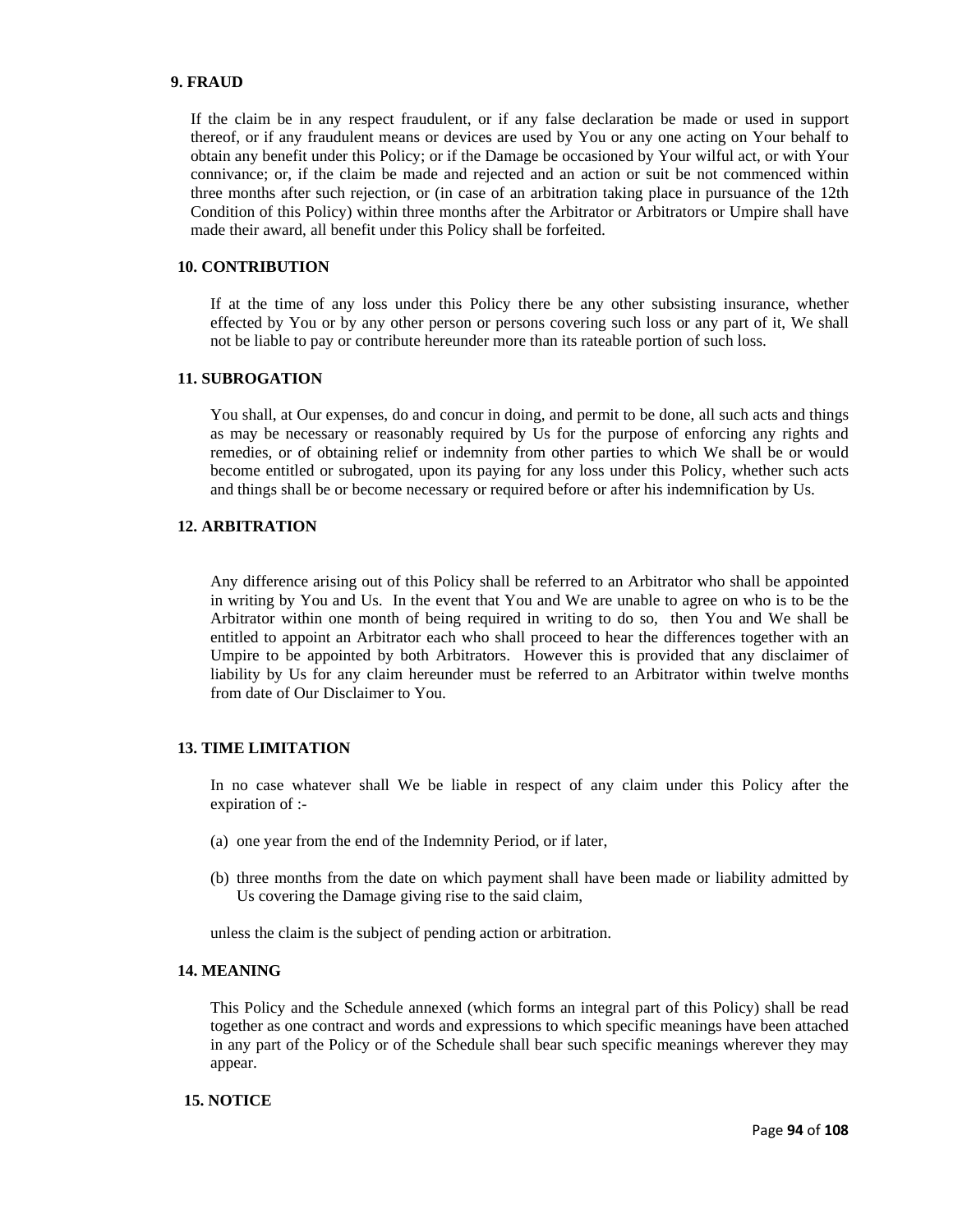**9. FRAUD**

If the claim be in any respect fraudulent, or if any false declaration be made or used in support thereof, or if any fraudulent means or devices are used by You or any one acting on Your behalf to obtain any benefit under this Policy; or if the Damage be occasioned by Your wilful act, or with Your connivance; or, if the claim be made and rejected and an action or suit be not commenced within three months after such rejection, or (in case of an arbitration taking place in pursuance of the 12th Condition of this Policy) within three months after the Arbitrator or Arbitrators or Umpire shall have made their award, all benefit under this Policy shall be forfeited.

**10. CONTRIBUTION**

If at the time of any loss under this Policy there be any other subsisting insurance, whether effected by You or by any other person or persons covering such loss or any part of it, We shall not be liable to pay or contribute hereunder more than its rateable portion of such loss.

**11. SUBROGATION**

You shall, at Our expenses, do and concur in doing, and permit to be done, all such acts and things as may be necessary or reasonably required by Us for the purpose of enforcing any rights and remedies, or of obtaining relief or indemnity from other parties to which We shall be or would become entitled or subrogated, upon its paying for any loss under this Policy, whether such acts and things shall be or become necessary or required before or after his indemnification by Us.

**12. ARBITRATION**

Any difference arising out of this Policy shall be referred to an Arbitrator who shall be appointed in writing by You and Us. In the event that You and We are unable to agree on who is to be the Arbitrator within one month of being required in writing to do so, then You and We shall be entitled to appoint an Arbitrator each who shall proceed to hear the differences together with an Umpire to be appointed by both Arbitrators. However this is provided that any disclaimer of liability by Us for any claim hereunder must be referred to an Arbitrator within twelve months from date of Our Disclaimer to You.

**13. TIME LIMITATION**

In no case whatever shall We be liable in respect of any claim under this Policy after the expiration of :-

(a) one year from the end of the Indemnity Period, or if later,

(b) three months from the date on which payment shall have been made or liability admitted by Us covering the Damage giving rise to the said claim,

unless the claim is the subject of pending action or arbitration.

**14. MEANING**

This Policy and the Schedule annexed (which forms an integral part of this Policy) shall be read together as one contract and words and expressions to which specific meanings have been attached in any part of the Policy or of the Schedule shall bear such specific meanings wherever they may appear.

**15. NOTICE**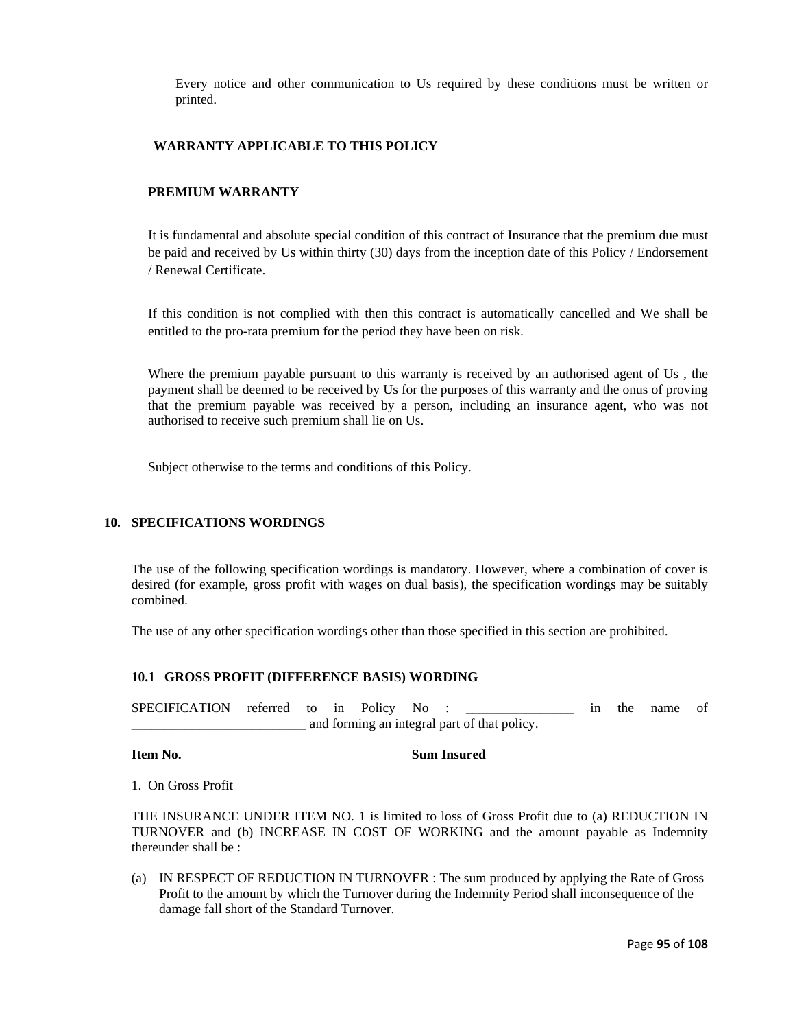Every notice and other communication to Us required by these conditions must be written or printed.

**WARRANTY APPLICABLE TO THIS POLICY**

**PREMIUM WARRANTY**

It is fundamental and absolute special condition of this contract of Insurance that the premium due must be paid and received by Us within thirty (30) days from the inception date of this Policy / Endorsement / Renewal Certificate.

If this condition is not complied with then this contract is automatically cancelled and We shall be entitled to the pro-rata premium for the period they have been on risk.

Where the premium payable pursuant to this warranty is received by an authorised agent of Us , the payment shall be deemed to be received by Us for the purposes of this warranty and the onus of proving that the premium payable was received by a person, including an insurance agent, who was not authorised to receive such premium shall lie on Us.

Subject otherwise to the terms and conditions of this Policy.

## 10. SPECIFICATIONS WORDINGS

The use of the following specification wordings is mandatory. However, where a combination of cover is desired (for example, gross profit with wages on dual basis), the specification wordings may be suitably combined.

The use of any other specification wordings other than those specified in this section are prohibited.

### 10.1 GROSS PROFIT (DIFFERENCE BASIS) WORDING

SPECIFICATION referred to in Policy No : ________________ in the name of __________________________ and forming an integral part of that policy.

**Item No.** **Sum Insured**

1. On Gross Profit

THE INSURANCE UNDER ITEM NO. 1 is limited to loss of Gross Profit due to (a) REDUCTION IN TURNOVER and (b) INCREASE IN COST OF WORKING and the amount payable as Indemnity thereunder shall be :

(a) IN RESPECT OF REDUCTION IN TURNOVER : The sum produced by applying the Rate of Gross Profit to the amount by which the Turnover during the Indemnity Period shall inconsequence of the damage fall short of the Standard Turnover.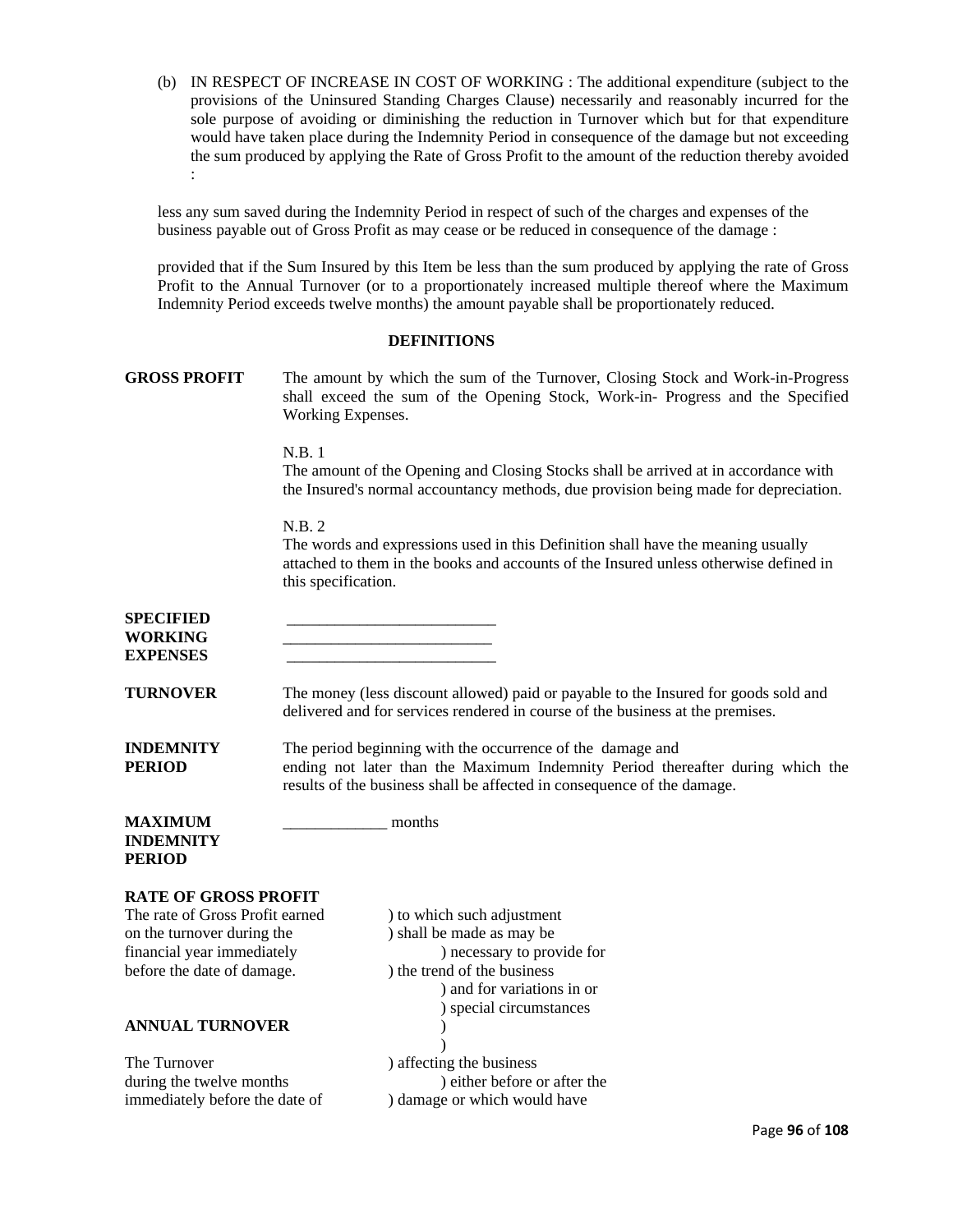(b) IN RESPECT OF INCREASE IN COST OF WORKING : The additional expenditure (subject to the provisions of the Uninsured Standing Charges Clause) necessarily and reasonably incurred for the sole purpose of avoiding or diminishing the reduction in Turnover which but for that expenditure would have taken place during the Indemnity Period in consequence of the damage but not exceeding the sum produced by applying the Rate of Gross Profit to the amount of the reduction thereby avoided :

less any sum saved during the Indemnity Period in respect of such of the charges and expenses of the business payable out of Gross Profit as may cease or be reduced in consequence of the damage :

provided that if the Sum Insured by this Item be less than the sum produced by applying the rate of Gross Profit to the Annual Turnover (or to a proportionately increased multiple thereof where the Maximum Indemnity Period exceeds twelve months) the amount payable shall be proportionately reduced.

**DEFINITIONS**

**GROSS PROFIT** The amount by which the sum of the Turnover, Closing Stock and Work-in-Progress shall exceed the sum of the Opening Stock, Work-in- Progress and the Specified Working Expenses.

N.B. 1
The amount of the Opening and Closing Stocks shall be arrived at in accordance with the Insured's normal accountancy methods, due provision being made for depreciation.

N.B. 2
The words and expressions used in this Definition shall have the meaning usually attached to them in the books and accounts of the Insured unless otherwise defined in this specification.

**SPECIFIED WORKING EXPENSES** __________________________
__________________________
__________________________

**TURNOVER** The money (less discount allowed) paid or payable to the Insured for goods sold and delivered and for services rendered in course of the business at the premises.

**INDEMNITY PERIOD** The period beginning with the occurrence of the damage and ending not later than the Maximum Indemnity Period thereafter during which the results of the business shall be affected in consequence of the damage.

**MAXIMUM INDEMNITY PERIOD** _____________ months

**RATE OF GROSS PROFIT**
The rate of Gross Profit earned on the turnover during the financial year immediately before the date of damage.

**ANNUAL TURNOVER**

The Turnover during the twelve months immediately before the date of

) to which such adjustment
) shall be made as may be
) necessary to provide for
) the trend of the business
) and for variations in or
) special circumstances
)
)
) affecting the business
) either before or after the
) damage or which would have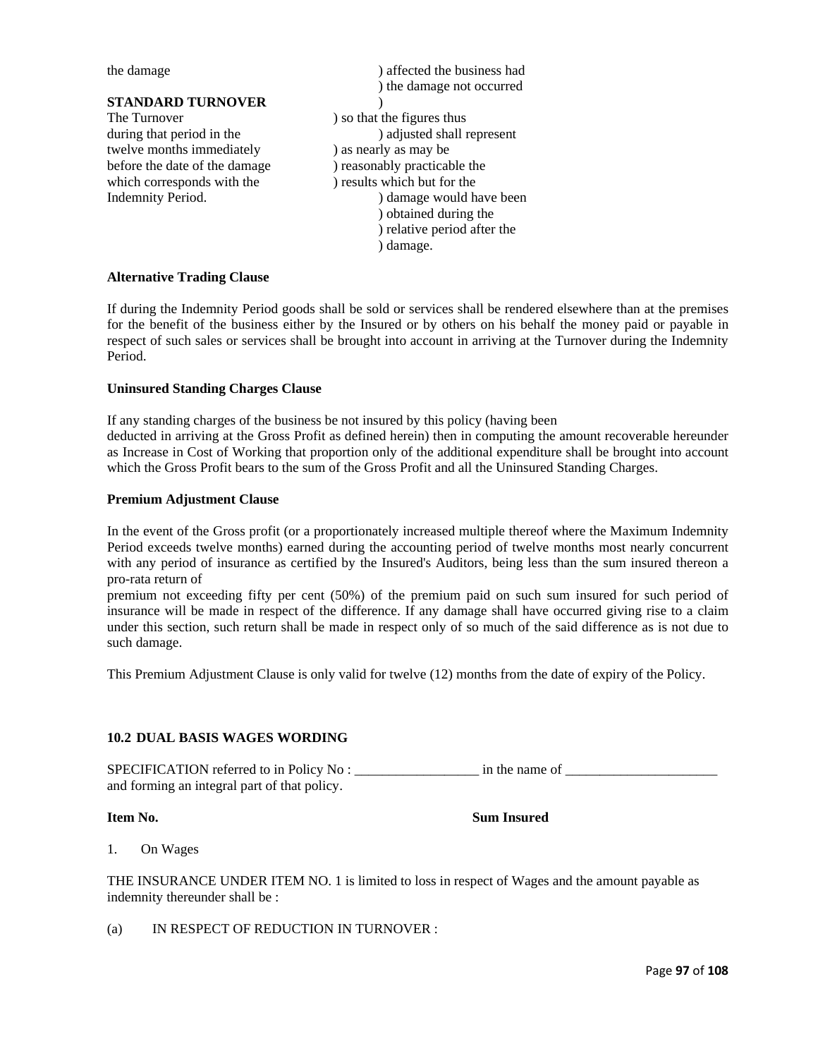| | |
|---|---|
| the damage | ) affected the business had |
| | ) the damage not occurred |
| **STANDARD TURNOVER** | ) |
| The Turnover | ) so that the figures thus |
| during that period in the | ) adjusted shall represent |
| twelve months immediately | ) as nearly as may be |
| before the date of the damage | ) reasonably practicable the |
| which corresponds with the | ) results which but for the |
| Indemnity Period. | ) damage would have been |
| | ) obtained during the |
| | ) relative period after the |
| | ) damage. |

**Alternative Trading Clause**

If during the Indemnity Period goods shall be sold or services shall be rendered elsewhere than at the premises for the benefit of the business either by the Insured or by others on his behalf the money paid or payable in respect of such sales or services shall be brought into account in arriving at the Turnover during the Indemnity Period.

**Uninsured Standing Charges Clause**

If any standing charges of the business be not insured by this policy (having been deducted in arriving at the Gross Profit as defined herein) then in computing the amount recoverable hereunder as Increase in Cost of Working that proportion only of the additional expenditure shall be brought into account which the Gross Profit bears to the sum of the Gross Profit and all the Uninsured Standing Charges.

**Premium Adjustment Clause**

In the event of the Gross profit (or a proportionately increased multiple thereof where the Maximum Indemnity Period exceeds twelve months) earned during the accounting period of twelve months most nearly concurrent with any period of insurance as certified by the Insured's Auditors, being less than the sum insured thereon a pro-rata return of premium not exceeding fifty per cent (50%) of the premium paid on such sum insured for such period of insurance will be made in respect of the difference. If any damage shall have occurred giving rise to a claim under this section, such return shall be made in respect only of so much of the said difference as is not due to such damage.

This Premium Adjustment Clause is only valid for twelve (12) months from the date of expiry of the Policy.

### 10.2 DUAL BASIS WAGES WORDING

SPECIFICATION referred to in Policy No : __________________ in the name of ______________________ and forming an integral part of that policy.

**Item No.** **Sum Insured**

1. On Wages

THE INSURANCE UNDER ITEM NO. 1 is limited to loss in respect of Wages and the amount payable as indemnity thereunder shall be :

(a) IN RESPECT OF REDUCTION IN TURNOVER :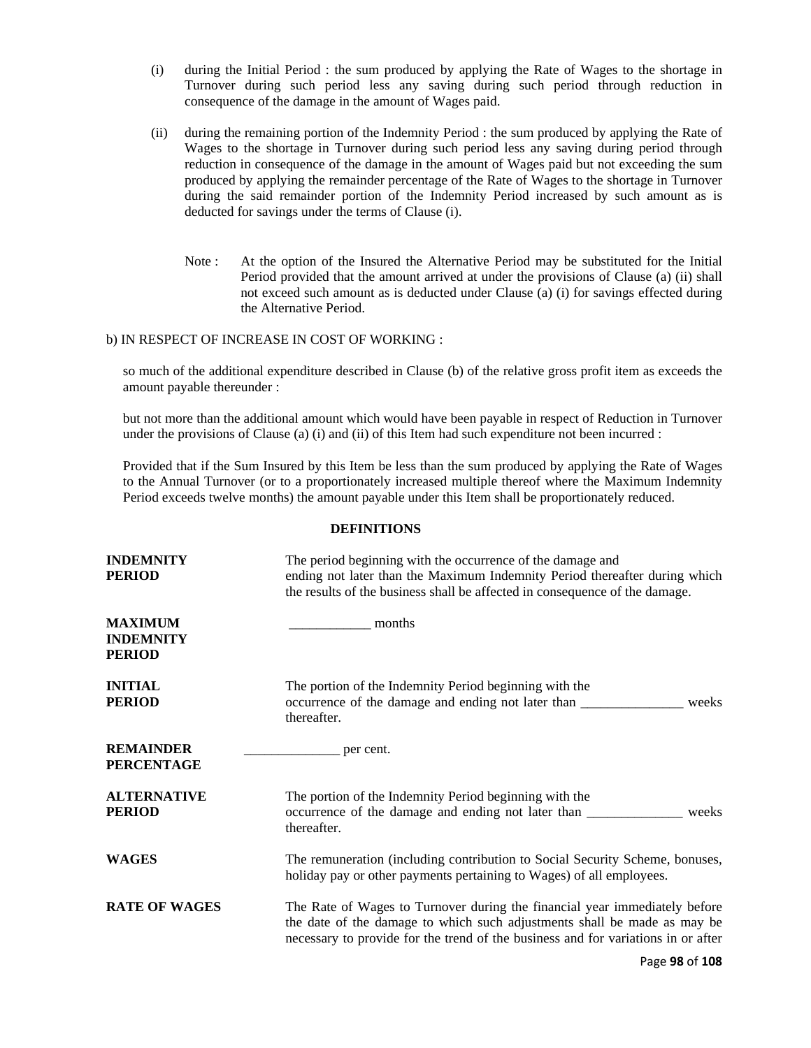(i) during the Initial Period : the sum produced by applying the Rate of Wages to the shortage in Turnover during such period less any saving during such period through reduction in consequence of the damage in the amount of Wages paid.

(ii) during the remaining portion of the Indemnity Period : the sum produced by applying the Rate of Wages to the shortage in Turnover during such period less any saving during period through reduction in consequence of the damage in the amount of Wages paid but not exceeding the sum produced by applying the remainder percentage of the Rate of Wages to the shortage in Turnover during the said remainder portion of the Indemnity Period increased by such amount as is deducted for savings under the terms of Clause (i).

Note : At the option of the Insured the Alternative Period may be substituted for the Initial Period provided that the amount arrived at under the provisions of Clause (a) (ii) shall not exceed such amount as is deducted under Clause (a) (i) for savings effected during the Alternative Period.

b) IN RESPECT OF INCREASE IN COST OF WORKING :

so much of the additional expenditure described in Clause (b) of the relative gross profit item as exceeds the amount payable thereunder :

but not more than the additional amount which would have been payable in respect of Reduction in Turnover under the provisions of Clause (a) (i) and (ii) of this Item had such expenditure not been incurred :

Provided that if the Sum Insured by this Item be less than the sum produced by applying the Rate of Wages to the Annual Turnover (or to a proportionately increased multiple thereof where the Maximum Indemnity Period exceeds twelve months) the amount payable under this Item shall be proportionately reduced.

**DEFINITIONS**

**INDEMNITY PERIOD** — The period beginning with the occurrence of the damage and ending not later than the Maximum Indemnity Period thereafter during which the results of the business shall be affected in consequence of the damage.

**MAXIMUM INDEMNITY PERIOD** — ____________ months

**INITIAL PERIOD** — The portion of the Indemnity Period beginning with the occurrence of the damage and ending not later than _______________ weeks thereafter.

**REMAINDER PERCENTAGE** — ______________ per cent.

**ALTERNATIVE PERIOD** — The portion of the Indemnity Period beginning with the occurrence of the damage and ending not later than ______________ weeks thereafter.

**WAGES** — The remuneration (including contribution to Social Security Scheme, bonuses, holiday pay or other payments pertaining to Wages) of all employees.

**RATE OF WAGES** — The Rate of Wages to Turnover during the financial year immediately before the date of the damage to which such adjustments shall be made as may be necessary to provide for the trend of the business and for variations in or after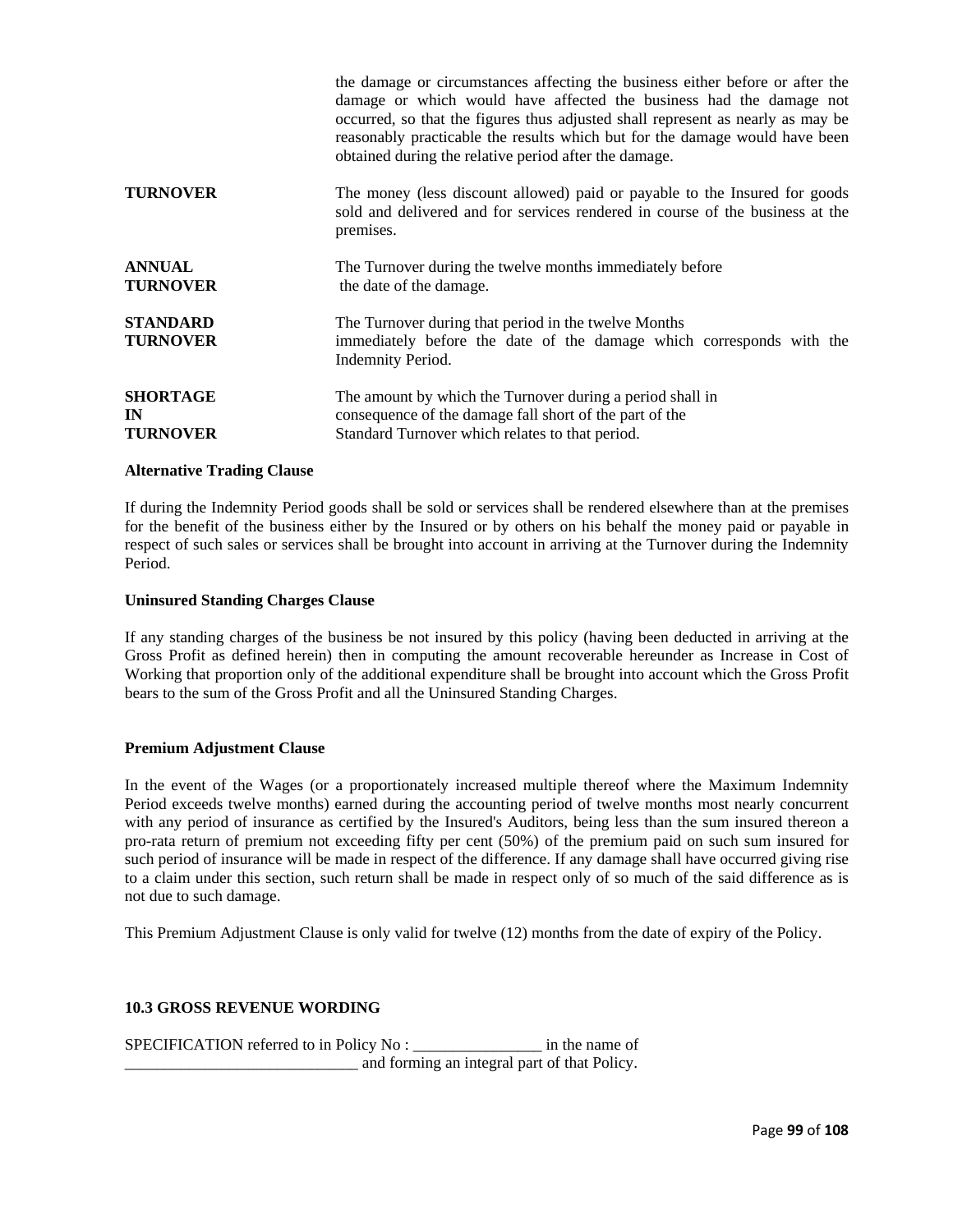the damage or circumstances affecting the business either before or after the damage or which would have affected the business had the damage not occurred, so that the figures thus adjusted shall represent as nearly as may be reasonably practicable the results which but for the damage would have been obtained during the relative period after the damage.

| | |
|---|---|
| **TURNOVER** | The money (less discount allowed) paid or payable to the Insured for goods sold and delivered and for services rendered in course of the business at the premises. |
| **ANNUAL TURNOVER** | The Turnover during the twelve months immediately before the date of the damage. |
| **STANDARD TURNOVER** | The Turnover during that period in the twelve Months immediately before the date of the damage which corresponds with the Indemnity Period. |
| **SHORTAGE IN TURNOVER** | The amount by which the Turnover during a period shall in consequence of the damage fall short of the part of the Standard Turnover which relates to that period. |

**Alternative Trading Clause**

If during the Indemnity Period goods shall be sold or services shall be rendered elsewhere than at the premises for the benefit of the business either by the Insured or by others on his behalf the money paid or payable in respect of such sales or services shall be brought into account in arriving at the Turnover during the Indemnity Period.

**Uninsured Standing Charges Clause**

If any standing charges of the business be not insured by this policy (having been deducted in arriving at the Gross Profit as defined herein) then in computing the amount recoverable hereunder as Increase in Cost of Working that proportion only of the additional expenditure shall be brought into account which the Gross Profit bears to the sum of the Gross Profit and all the Uninsured Standing Charges.

**Premium Adjustment Clause**

In the event of the Wages (or a proportionately increased multiple thereof where the Maximum Indemnity Period exceeds twelve months) earned during the accounting period of twelve months most nearly concurrent with any period of insurance as certified by the Insured's Auditors, being less than the sum insured thereon a pro-rata return of premium not exceeding fifty per cent (50%) of the premium paid on such sum insured for such period of insurance will be made in respect of the difference. If any damage shall have occurred giving rise to a claim under this section, such return shall be made in respect only of so much of the said difference as is not due to such damage.

This Premium Adjustment Clause is only valid for twelve (12) months from the date of expiry of the Policy.

**10.3 GROSS REVENUE WORDING**

SPECIFICATION referred to in Policy No : ________________ in the name of _____________________________ and forming an integral part of that Policy.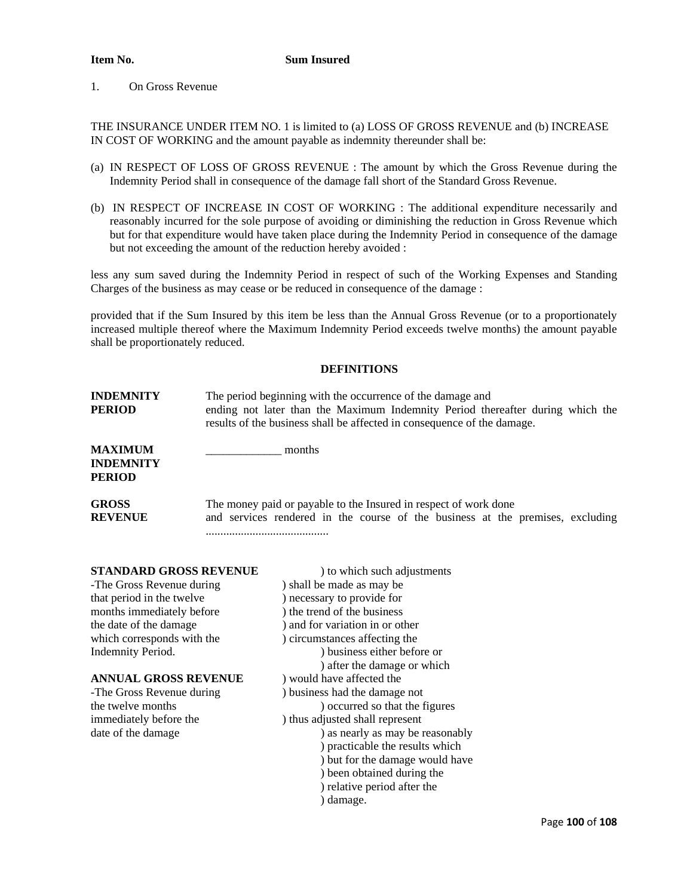| Item No. | Sum Insured |
|---|---|
| 1. On Gross Revenue | |

THE INSURANCE UNDER ITEM NO. 1 is limited to (a) LOSS OF GROSS REVENUE and (b) INCREASE IN COST OF WORKING and the amount payable as indemnity thereunder shall be:

(a) IN RESPECT OF LOSS OF GROSS REVENUE : The amount by which the Gross Revenue during the Indemnity Period shall in consequence of the damage fall short of the Standard Gross Revenue.

(b) IN RESPECT OF INCREASE IN COST OF WORKING : The additional expenditure necessarily and reasonably incurred for the sole purpose of avoiding or diminishing the reduction in Gross Revenue which but for that expenditure would have taken place during the Indemnity Period in consequence of the damage but not exceeding the amount of the reduction hereby avoided :

less any sum saved during the Indemnity Period in respect of such of the Working Expenses and Standing Charges of the business as may cease or be reduced in consequence of the damage :

provided that if the Sum Insured by this item be less than the Annual Gross Revenue (or to a proportionately increased multiple thereof where the Maximum Indemnity Period exceeds twelve months) the amount payable shall be proportionately reduced.

## DEFINITIONS

**INDEMNITY PERIOD** — The period beginning with the occurrence of the damage and ending not later than the Maximum Indemnity Period thereafter during which the results of the business shall be affected in consequence of the damage.

**MAXIMUM INDEMNITY PERIOD** — _____________ months

**GROSS REVENUE** — The money paid or payable to the Insured in respect of work done and services rendered in the course of the business at the premises, excluding ..........................................

**STANDARD GROSS REVENUE** -The Gross Revenue during that period in the twelve months immediately before the date of the damage which corresponds with the Indemnity Period.

**ANNUAL GROSS REVENUE** -The Gross Revenue during the twelve months immediately before the date of the damage

) to which such adjustments shall be made as may be necessary to provide for the trend of the business and for variation in or other circumstances affecting the business either before or after the damage or which would have affected the business had the damage not occurred so that the figures thus adjusted shall represent as nearly as may be reasonably practicable the results which but for the damage would have been obtained during the relative period after the damage.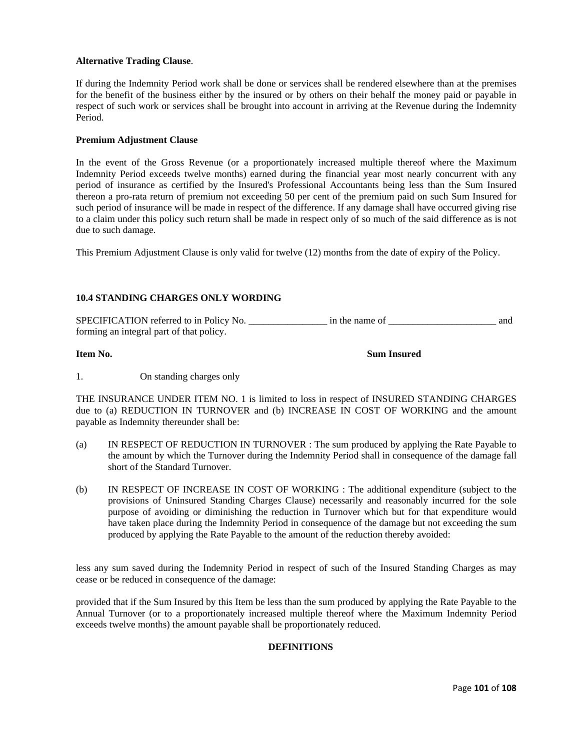**Alternative Trading Clause**.

If during the Indemnity Period work shall be done or services shall be rendered elsewhere than at the premises for the benefit of the business either by the insured or by others on their behalf the money paid or payable in respect of such work or services shall be brought into account in arriving at the Revenue during the Indemnity Period.

**Premium Adjustment Clause**

In the event of the Gross Revenue (or a proportionately increased multiple thereof where the Maximum Indemnity Period exceeds twelve months) earned during the financial year most nearly concurrent with any period of insurance as certified by the Insured's Professional Accountants being less than the Sum Insured thereon a pro-rata return of premium not exceeding 50 per cent of the premium paid on such Sum Insured for such period of insurance will be made in respect of the difference. If any damage shall have occurred giving rise to a claim under this policy such return shall be made in respect only of so much of the said difference as is not due to such damage.

This Premium Adjustment Clause is only valid for twelve (12) months from the date of expiry of the Policy.

### 10.4 STANDING CHARGES ONLY WORDING

SPECIFICATION referred to in Policy No. ________________ in the name of ______________________ and forming an integral part of that policy.

**Item No.** **Sum Insured**

1. On standing charges only

THE INSURANCE UNDER ITEM NO. 1 is limited to loss in respect of INSURED STANDING CHARGES due to (a) REDUCTION IN TURNOVER and (b) INCREASE IN COST OF WORKING and the amount payable as Indemnity thereunder shall be:

(a) IN RESPECT OF REDUCTION IN TURNOVER : The sum produced by applying the Rate Payable to the amount by which the Turnover during the Indemnity Period shall in consequence of the damage fall short of the Standard Turnover.

(b) IN RESPECT OF INCREASE IN COST OF WORKING : The additional expenditure (subject to the provisions of Uninsured Standing Charges Clause) necessarily and reasonably incurred for the sole purpose of avoiding or diminishing the reduction in Turnover which but for that expenditure would have taken place during the Indemnity Period in consequence of the damage but not exceeding the sum produced by applying the Rate Payable to the amount of the reduction thereby avoided:

less any sum saved during the Indemnity Period in respect of such of the Insured Standing Charges as may cease or be reduced in consequence of the damage:

provided that if the Sum Insured by this Item be less than the sum produced by applying the Rate Payable to the Annual Turnover (or to a proportionately increased multiple thereof where the Maximum Indemnity Period exceeds twelve months) the amount payable shall be proportionately reduced.

**DEFINITIONS**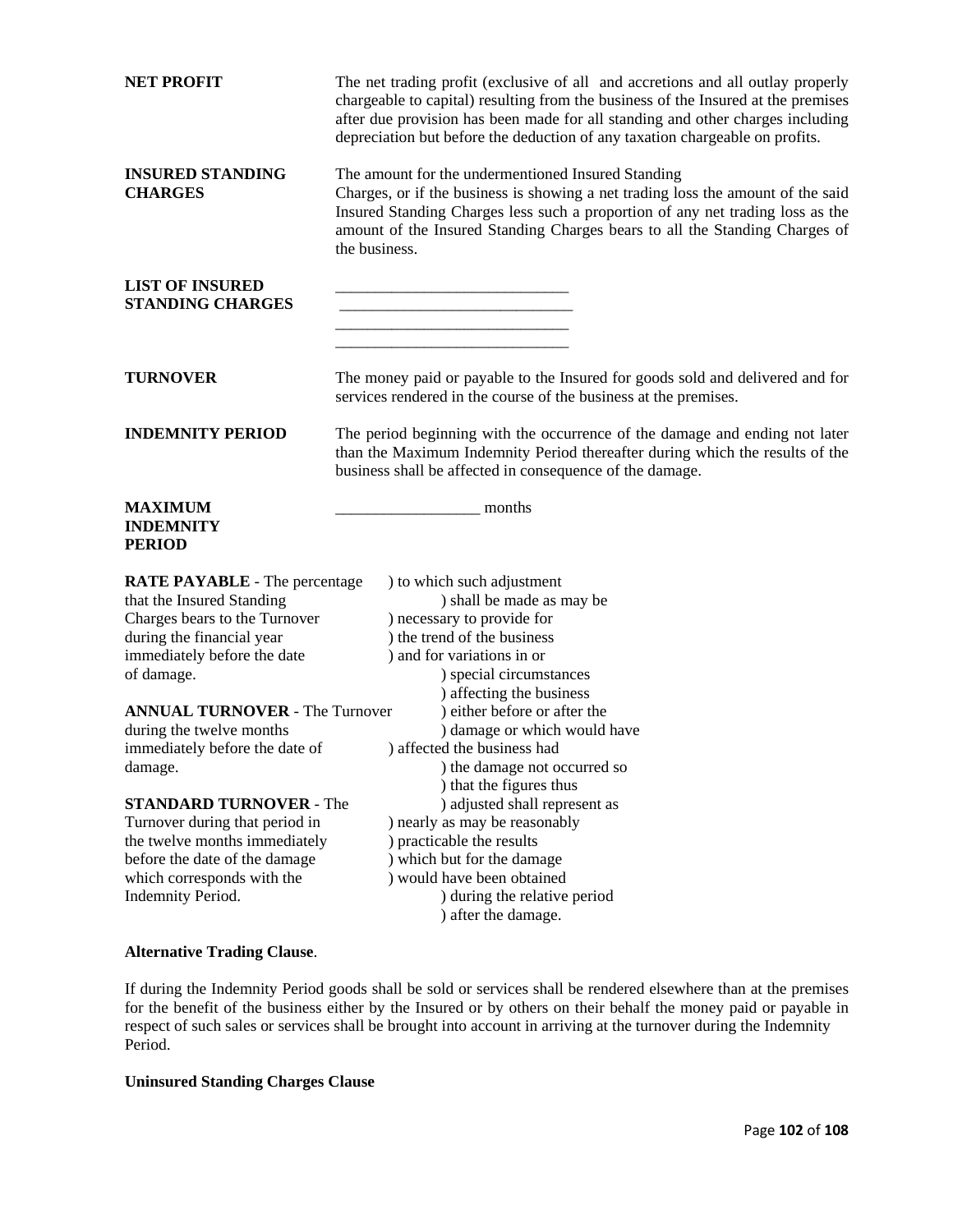**NET PROFIT**

The net trading profit (exclusive of all and accretions and all outlay properly chargeable to capital) resulting from the business of the Insured at the premises after due provision has been made for all standing and other charges including depreciation but before the deduction of any taxation chargeable on profits.

**INSURED STANDING CHARGES**

The amount for the undermentioned Insured Standing Charges, or if the business is showing a net trading loss the amount of the said Insured Standing Charges less such a proportion of any net trading loss as the amount of the Insured Standing Charges bears to all the Standing Charges of the business.

**LIST OF INSURED STANDING CHARGES**

_____________________________
_____________________________
_____________________________
_____________________________

**TURNOVER**

The money paid or payable to the Insured for goods sold and delivered and for services rendered in the course of the business at the premises.

**INDEMNITY PERIOD**

The period beginning with the occurrence of the damage and ending not later than the Maximum Indemnity Period thereafter during which the results of the business shall be affected in consequence of the damage.

**MAXIMUM INDEMNITY PERIOD**

__________________ months

**RATE PAYABLE** - The percentage that the Insured Standing Charges bears to the Turnover during the financial year immediately before the date of damage.

**ANNUAL TURNOVER** - The Turnover during the twelve months immediately before the date of damage.

**STANDARD TURNOVER** - The Turnover during that period in the twelve months immediately before the date of the damage which corresponds with the Indemnity Period.

) to which such adjustment shall be made as may be necessary to provide for the trend of the business and for variations in or special circumstances affecting the business either before or after the damage or which would have affected the business had the damage not occurred so that the figures thus adjusted shall represent as nearly as may be reasonably practicable the results which but for the damage would have been obtained during the relative period after the damage.

**Alternative Trading Clause**.

If during the Indemnity Period goods shall be sold or services shall be rendered elsewhere than at the premises for the benefit of the business either by the Insured or by others on their behalf the money paid or payable in respect of such sales or services shall be brought into account in arriving at the turnover during the Indemnity Period.

**Uninsured Standing Charges Clause**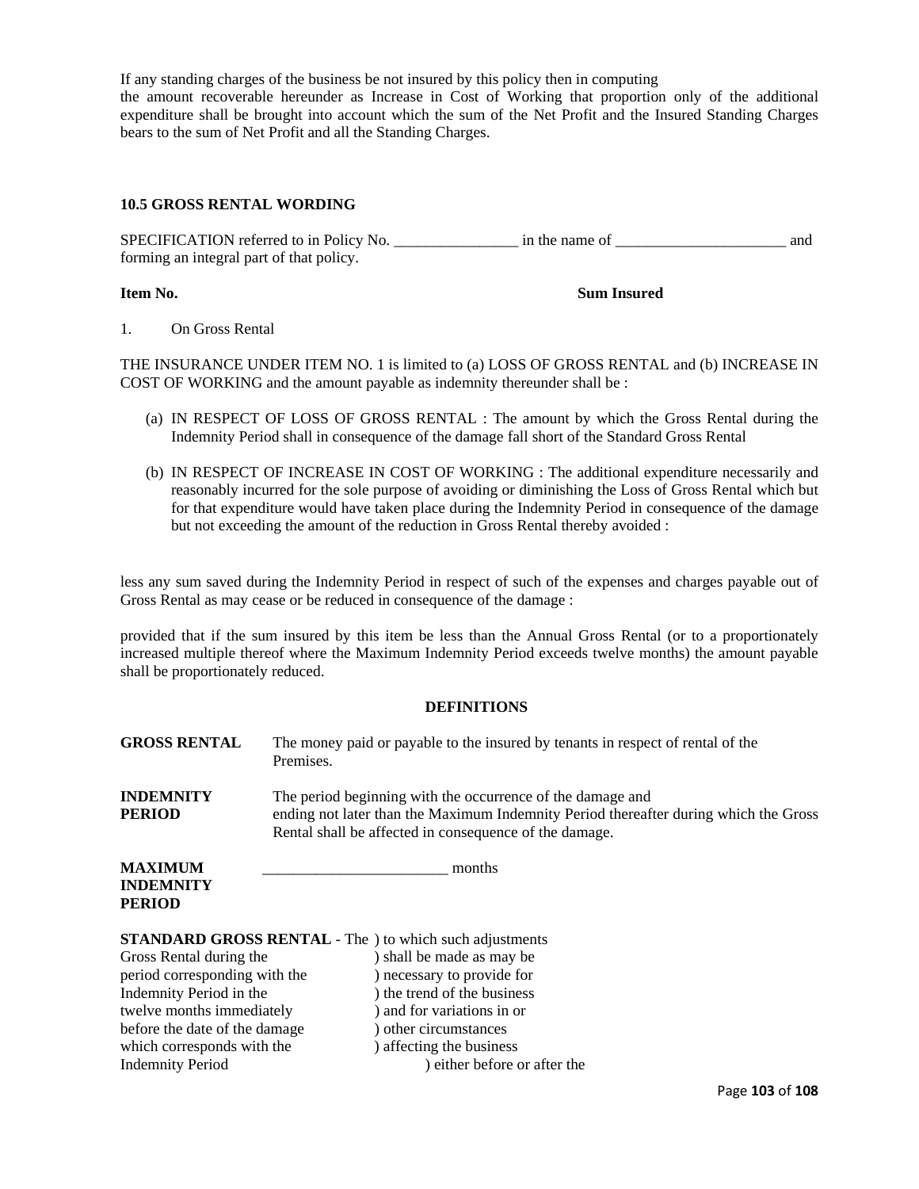If any standing charges of the business be not insured by this policy then in computing the amount recoverable hereunder as Increase in Cost of Working that proportion only of the additional expenditure shall be brought into account which the sum of the Net Profit and the Insured Standing Charges bears to the sum of Net Profit and all the Standing Charges.

### 10.5 GROSS RENTAL WORDING

SPECIFICATION referred to in Policy No. ________________ in the name of ______________________ and forming an integral part of that policy.

| **Item No.** | **Sum Insured** |
|---|---|
| 1. On Gross Rental | |

THE INSURANCE UNDER ITEM NO. 1 is limited to (a) LOSS OF GROSS RENTAL and (b) INCREASE IN COST OF WORKING and the amount payable as indemnity thereunder shall be :

(a) IN RESPECT OF LOSS OF GROSS RENTAL : The amount by which the Gross Rental during the Indemnity Period shall in consequence of the damage fall short of the Standard Gross Rental

(b) IN RESPECT OF INCREASE IN COST OF WORKING : The additional expenditure necessarily and reasonably incurred for the sole purpose of avoiding or diminishing the Loss of Gross Rental which but for that expenditure would have taken place during the Indemnity Period in consequence of the damage but not exceeding the amount of the reduction in Gross Rental thereby avoided :

less any sum saved during the Indemnity Period in respect of such of the expenses and charges payable out of Gross Rental as may cease or be reduced in consequence of the damage :

provided that if the sum insured by this item be less than the Annual Gross Rental (or to a proportionately increased multiple thereof where the Maximum Indemnity Period exceeds twelve months) the amount payable shall be proportionately reduced.

**DEFINITIONS**

**GROSS RENTAL** The money paid or payable to the insured by tenants in respect of rental of the Premises.

**INDEMNITY PERIOD** The period beginning with the occurrence of the damage and ending not later than the Maximum Indemnity Period thereafter during which the Gross Rental shall be affected in consequence of the damage.

**MAXIMUM INDEMNITY PERIOD** ________________________ months

**STANDARD GROSS RENTAL** - The Gross Rental during the period corresponding with the Indemnity Period in the twelve months immediately before the date of the damage which corresponds with the Indemnity Period ) to which such adjustments shall be made as may be necessary to provide for the trend of the business and for variations in or other circumstances affecting the business either before or after the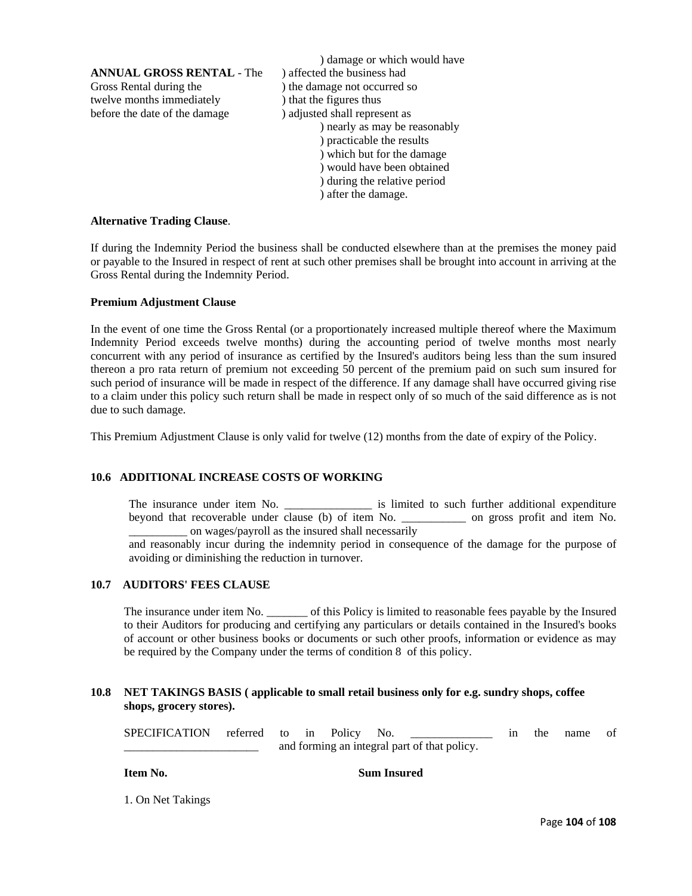**ANNUAL GROSS RENTAL** - The Gross Rental during the twelve months immediately before the date of the damage

) damage or which would have
) affected the business had
) the damage not occurred so
) that the figures thus
) adjusted shall represent as
) nearly as may be reasonably
) practicable the results
) which but for the damage
) would have been obtained
) during the relative period
) after the damage.

**Alternative Trading Clause**.

If during the Indemnity Period the business shall be conducted elsewhere than at the premises the money paid or payable to the Insured in respect of rent at such other premises shall be brought into account in arriving at the Gross Rental during the Indemnity Period.

**Premium Adjustment Clause**

In the event of one time the Gross Rental (or a proportionately increased multiple thereof where the Maximum Indemnity Period exceeds twelve months) during the accounting period of twelve months most nearly concurrent with any period of insurance as certified by the Insured's auditors being less than the sum insured thereon a pro rata return of premium not exceeding 50 percent of the premium paid on such sum insured for such period of insurance will be made in respect of the difference. If any damage shall have occurred giving rise to a claim under this policy such return shall be made in respect only of so much of the said difference as is not due to such damage.

This Premium Adjustment Clause is only valid for twelve (12) months from the date of expiry of the Policy.

### 10.6 ADDITIONAL INCREASE COSTS OF WORKING

The insurance under item No. _______________ is limited to such further additional expenditure beyond that recoverable under clause (b) of item No. ___________ on gross profit and item No. __________ on wages/payroll as the insured shall necessarily and reasonably incur during the indemnity period in consequence of the damage for the purpose of avoiding or diminishing the reduction in turnover.

### 10.7 AUDITORS' FEES CLAUSE

The insurance under item No. _______ of this Policy is limited to reasonable fees payable by the Insured to their Auditors for producing and certifying any particulars or details contained in the Insured's books of account or other business books or documents or such other proofs, information or evidence as may be required by the Company under the terms of condition 8 of this policy.

### 10.8 NET TAKINGS BASIS ( applicable to small retail business only for e.g. sundry shops, coffee shops, grocery stores).

SPECIFICATION referred to in Policy No. ______________ in the name of _______________________ and forming an integral part of that policy.

**Item No.** **Sum Insured**

1. On Net Takings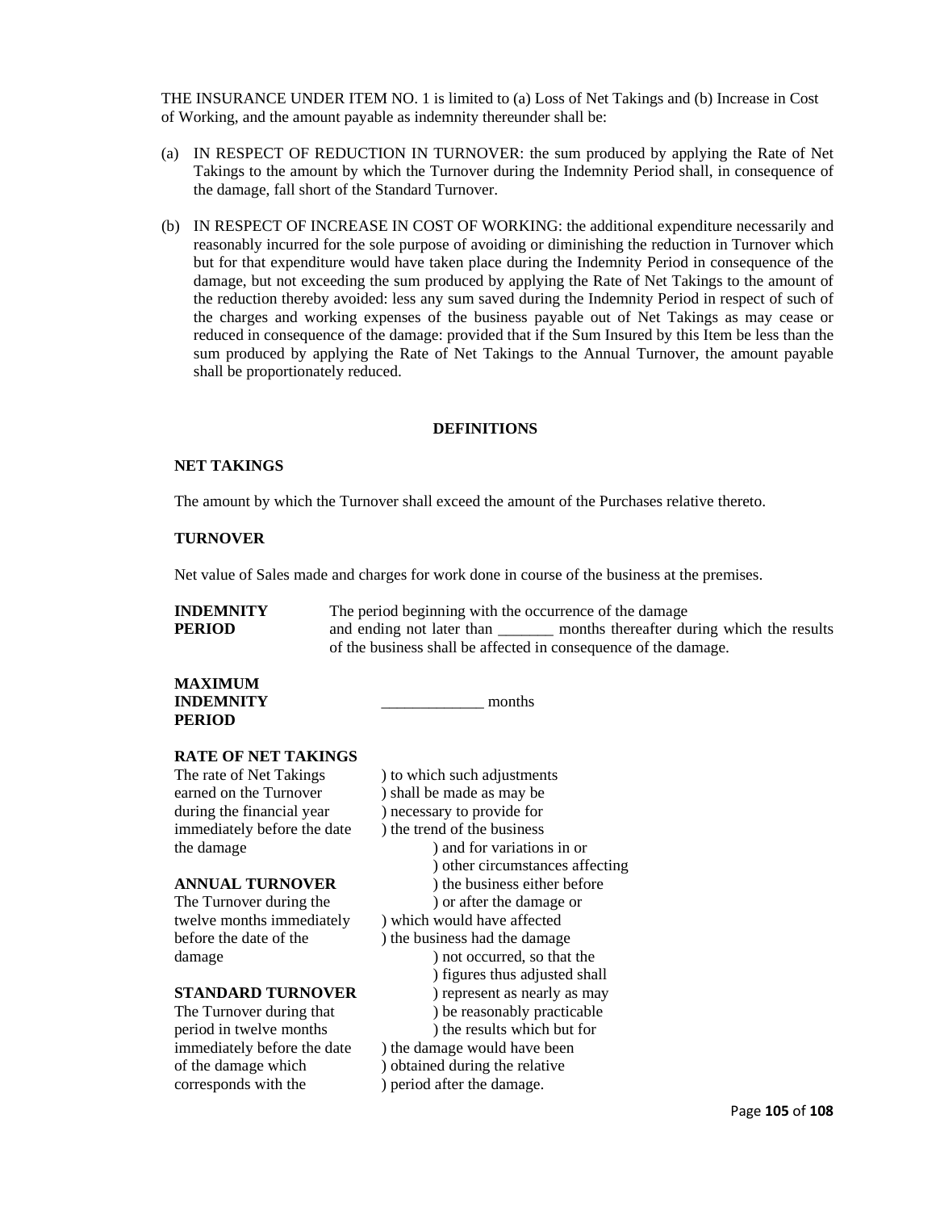THE INSURANCE UNDER ITEM NO. 1 is limited to (a) Loss of Net Takings and (b) Increase in Cost of Working, and the amount payable as indemnity thereunder shall be:

(a) IN RESPECT OF REDUCTION IN TURNOVER: the sum produced by applying the Rate of Net Takings to the amount by which the Turnover during the Indemnity Period shall, in consequence of the damage, fall short of the Standard Turnover.

(b) IN RESPECT OF INCREASE IN COST OF WORKING: the additional expenditure necessarily and reasonably incurred for the sole purpose of avoiding or diminishing the reduction in Turnover which but for that expenditure would have taken place during the Indemnity Period in consequence of the damage, but not exceeding the sum produced by applying the Rate of Net Takings to the amount of the reduction thereby avoided: less any sum saved during the Indemnity Period in respect of such of the charges and working expenses of the business payable out of Net Takings as may cease or reduced in consequence of the damage: provided that if the Sum Insured by this Item be less than the sum produced by applying the Rate of Net Takings to the Annual Turnover, the amount payable shall be proportionately reduced.

## DEFINITIONS

**NET TAKINGS**

The amount by which the Turnover shall exceed the amount of the Purchases relative thereto.

**TURNOVER**

Net value of Sales made and charges for work done in course of the business at the premises.

**INDEMNITY PERIOD** The period beginning with the occurrence of the damage and ending not later than _______ months thereafter during which the results of the business shall be affected in consequence of the damage.

**MAXIMUM INDEMNITY PERIOD** _____________ months

**RATE OF NET TAKINGS**
The rate of Net Takings earned on the Turnover during the financial year immediately before the date the damage

**ANNUAL TURNOVER**
The Turnover during the twelve months immediately before the date of the damage

**STANDARD TURNOVER**
The Turnover during that period in twelve months immediately before the date of the damage which corresponds with the

) to which such adjustments shall be made as may be necessary to provide for the trend of the business and for variations in or other circumstances affecting the business either before or after the damage or which would have affected the business had the damage not occurred, so that the figures thus adjusted shall represent as nearly as may be reasonably practicable the results which but for the damage would have been obtained during the relative period after the damage.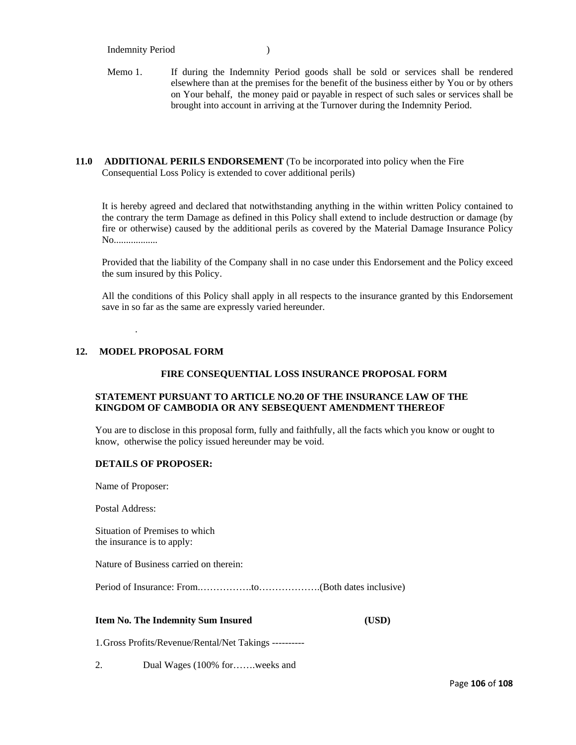Indemnity Period )

Memo 1. If during the Indemnity Period goods shall be sold or services shall be rendered elsewhere than at the premises for the benefit of the business either by You or by others on Your behalf, the money paid or payable in respect of such sales or services shall be brought into account in arriving at the Turnover during the Indemnity Period.

## 11.0 ADDITIONAL PERILS ENDORSEMENT (To be incorporated into policy when the Fire Consequential Loss Policy is extended to cover additional perils)

It is hereby agreed and declared that notwithstanding anything in the within written Policy contained to the contrary the term Damage as defined in this Policy shall extend to include destruction or damage (by fire or otherwise) caused by the additional perils as covered by the Material Damage Insurance Policy No..................

Provided that the liability of the Company shall in no case under this Endorsement and the Policy exceed the sum insured by this Policy.

All the conditions of this Policy shall apply in all respects to the insurance granted by this Endorsement save in so far as the same are expressly varied hereunder.

.

## 12. MODEL PROPOSAL FORM

**FIRE CONSEQUENTIAL LOSS INSURANCE PROPOSAL FORM**

**STATEMENT PURSUANT TO ARTICLE NO.20 OF THE INSURANCE LAW OF THE KINGDOM OF CAMBODIA OR ANY SEBSEQUENT AMENDMENT THEREOF**

You are to disclose in this proposal form, fully and faithfully, all the facts which you know or ought to know, otherwise the policy issued hereunder may be void.

**DETAILS OF PROPOSER:**

Name of Proposer:

Postal Address:

Situation of Premises to which the insurance is to apply:

Nature of Business carried on therein:

Period of Insurance: From.…………….to……………….(Both dates inclusive)

**Item No. The Indemnity Sum Insured (USD)**

1. Gross Profits/Revenue/Rental/Net Takings ----------

2. Dual Wages (100% for…….weeks and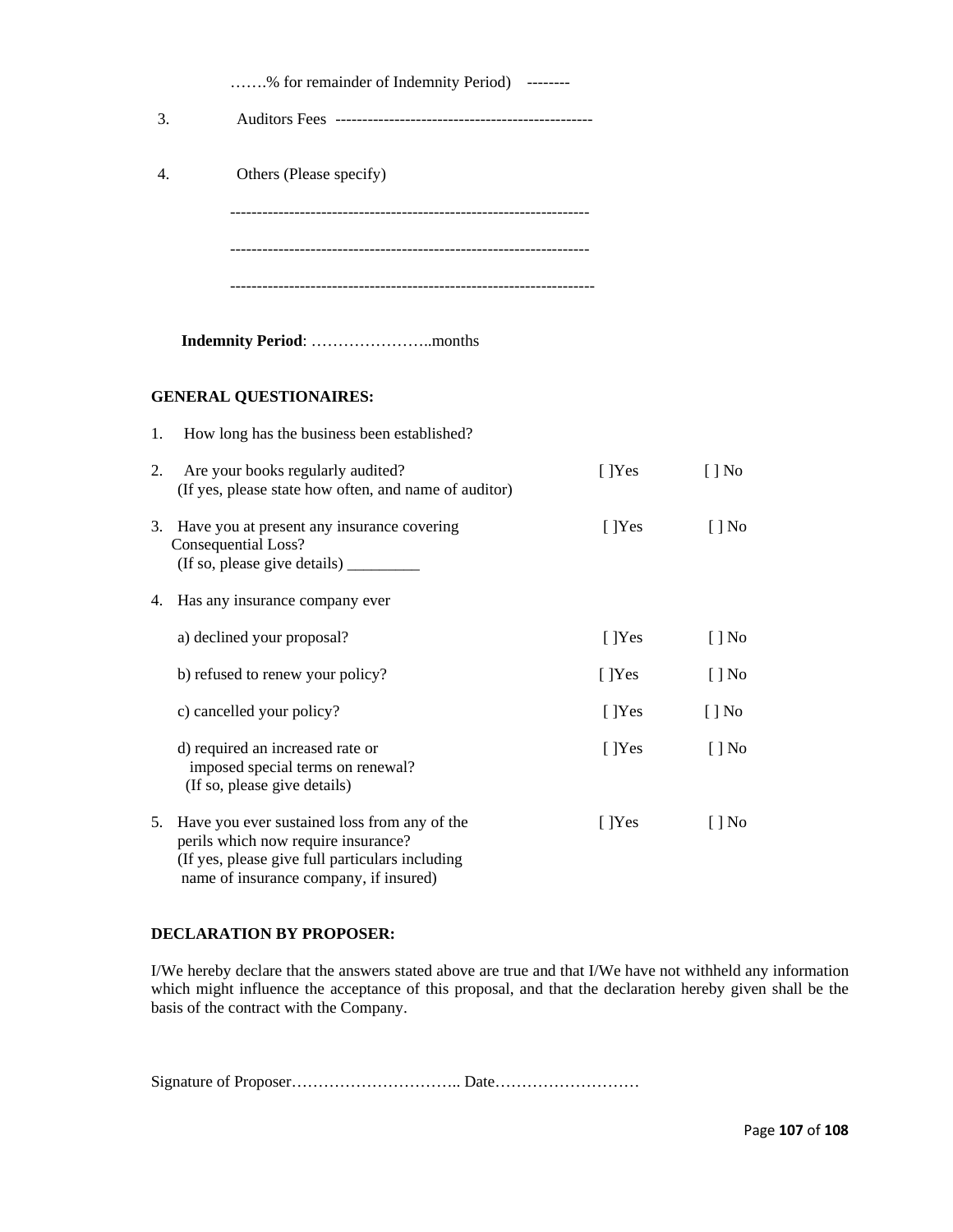…….% for remainder of Indemnity Period) --------

3. Auditors Fees -----------------------------------------------

4. Others (Please specify)

------------------------------------------------------------------

------------------------------------------------------------------

-------------------------------------------------------------------

**Indemnity Period**: …………………..months

**GENERAL QUESTIONAIRES:**

1. How long has the business been established?

2. Are your books regularly audited? [ ]Yes [ ] No
   (If yes, please state how often, and name of auditor)

3. Have you at present any insurance covering Consequential Loss? [ ]Yes [ ] No
   (If so, please give details) _________

4. Has any insurance company ever

   a) declined your proposal? [ ]Yes [ ] No

   b) refused to renew your policy? [ ]Yes [ ] No

   c) cancelled your policy? [ ]Yes [ ] No

   d) required an increased rate or imposed special terms on renewal? [ ]Yes [ ] No
   (If so, please give details)

5. Have you ever sustained loss from any of the perils which now require insurance? [ ]Yes [ ] No
   (If yes, please give full particulars including name of insurance company, if insured)

**DECLARATION BY PROPOSER:**

I/We hereby declare that the answers stated above are true and that I/We have not withheld any information which might influence the acceptance of this proposal, and that the declaration hereby given shall be the basis of the contract with the Company.

Signature of Proposer………………………….. Date………………………